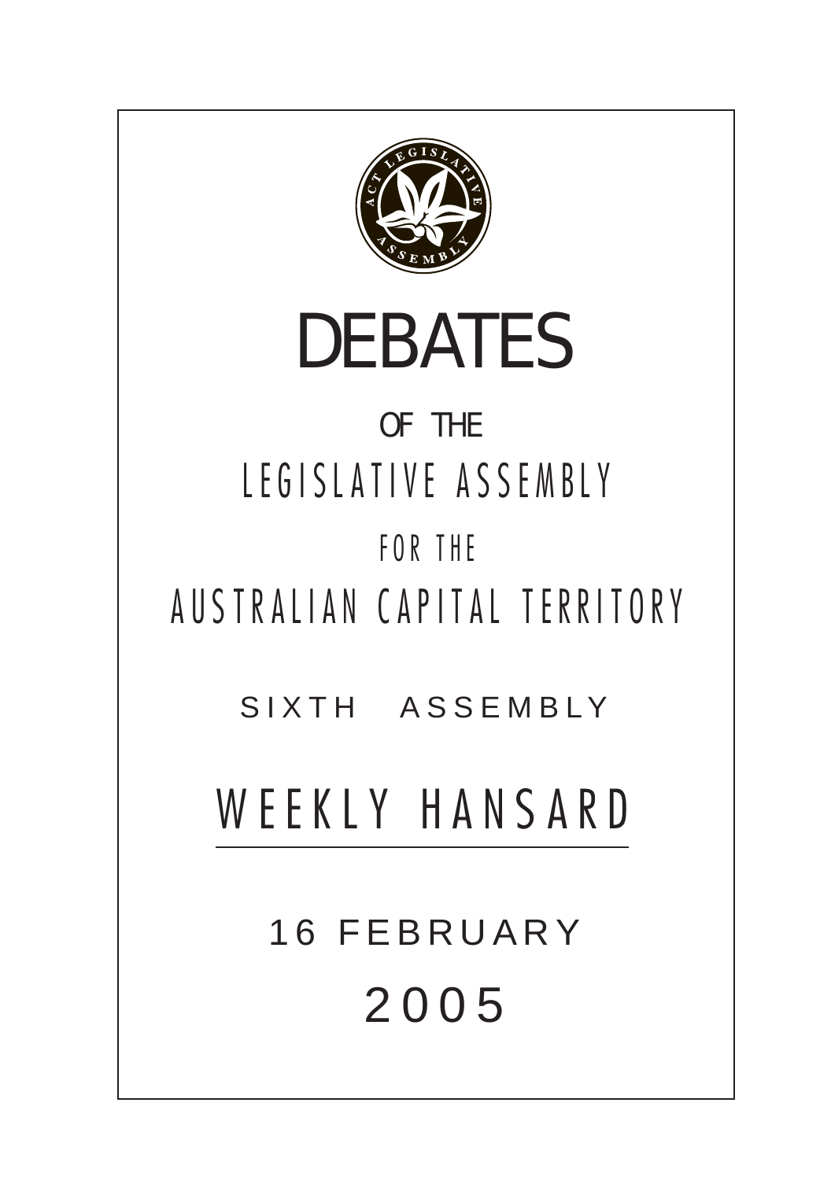# DEBATES

OF THE

LEGISLATIVE ASSEMBLY

FOR THE

AUSTRALIAN CAPITAL TERRITORY

SIXTH ASSEMBLY

## WEEKLY HANSARD

16 FEBRUARY

2005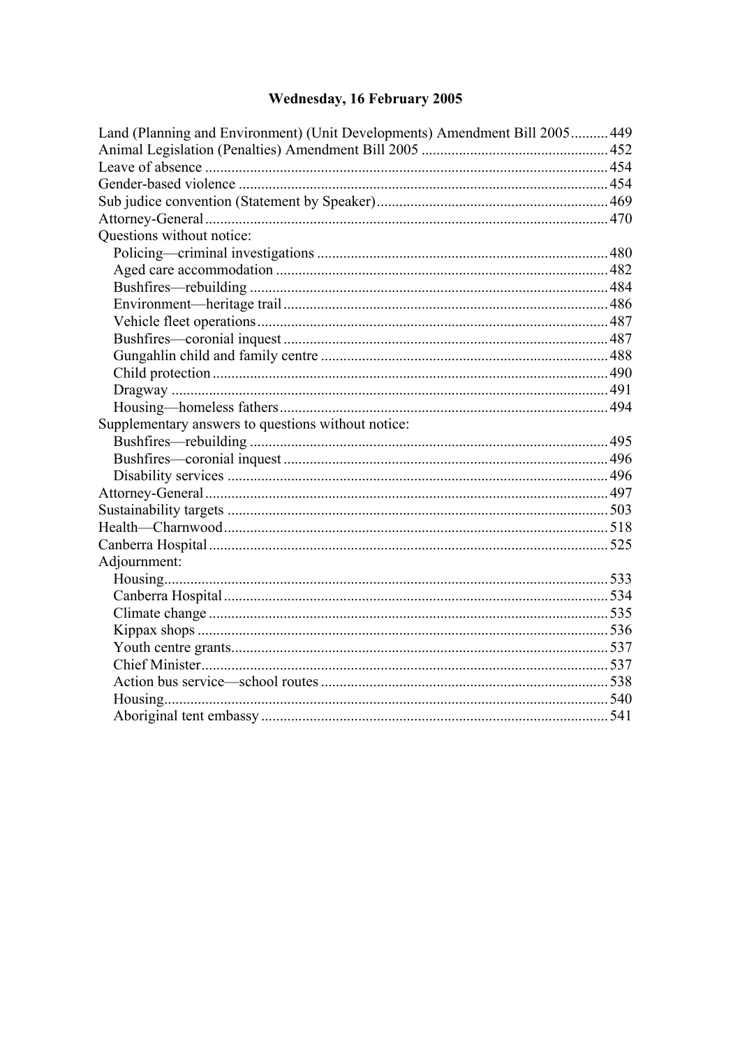## Wednesday, 16 February 2005

| | |
|---|---|
| Land (Planning and Environment) (Unit Developments) Amendment Bill 2005 | 449 |
| Animal Legislation (Penalties) Amendment Bill 2005 | 452 |
| Leave of absence | 454 |
| Gender-based violence | 454 |
| Sub judice convention (Statement by Speaker) | 469 |
| Attorney-General | 470 |
| Questions without notice: | |
| Policing—criminal investigations | 480 |
| Aged care accommodation | 482 |
| Bushfires—rebuilding | 484 |
| Environment—heritage trail | 486 |
| Vehicle fleet operations | 487 |
| Bushfires—coronial inquest | 487 |
| Gungahlin child and family centre | 488 |
| Child protection | 490 |
| Dragway | 491 |
| Housing—homeless fathers | 494 |
| Supplementary answers to questions without notice: | |
| Bushfires—rebuilding | 495 |
| Bushfires—coronial inquest | 496 |
| Disability services | 496 |
| Attorney-General | 497 |
| Sustainability targets | 503 |
| Health—Charnwood | 518 |
| Canberra Hospital | 525 |
| Adjournment: | |
| Housing | 533 |
| Canberra Hospital | 534 |
| Climate change | 535 |
| Kippax shops | 536 |
| Youth centre grants | 537 |
| Chief Minister | 537 |
| Action bus service—school routes | 538 |
| Housing | 540 |
| Aboriginal tent embassy | 541 |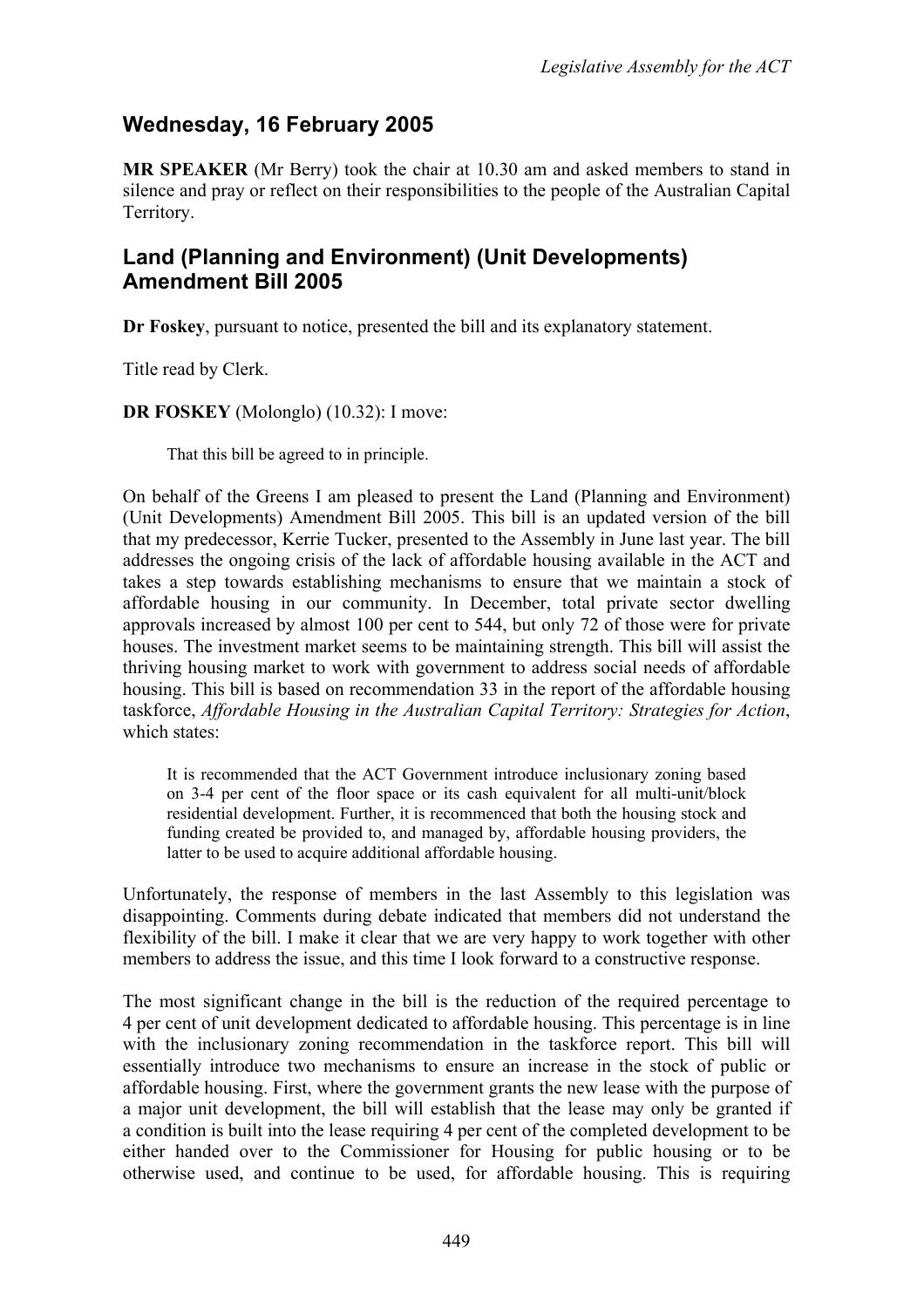## Wednesday, 16 February 2005

**MR SPEAKER** (Mr Berry) took the chair at 10.30 am and asked members to stand in silence and pray or reflect on their responsibilities to the people of the Australian Capital Territory.

## Land (Planning and Environment) (Unit Developments) Amendment Bill 2005

**Dr Foskey**, pursuant to notice, presented the bill and its explanatory statement.

Title read by Clerk.

**DR FOSKEY** (Molonglo) (10.32): I move:

> That this bill be agreed to in principle.

On behalf of the Greens I am pleased to present the Land (Planning and Environment) (Unit Developments) Amendment Bill 2005. This bill is an updated version of the bill that my predecessor, Kerrie Tucker, presented to the Assembly in June last year. The bill addresses the ongoing crisis of the lack of affordable housing available in the ACT and takes a step towards establishing mechanisms to ensure that we maintain a stock of affordable housing in our community. In December, total private sector dwelling approvals increased by almost 100 per cent to 544, but only 72 of those were for private houses. The investment market seems to be maintaining strength. This bill will assist the thriving housing market to work with government to address social needs of affordable housing. This bill is based on recommendation 33 in the report of the affordable housing taskforce, *Affordable Housing in the Australian Capital Territory: Strategies for Action*, which states:

> It is recommended that the ACT Government introduce inclusionary zoning based on 3-4 per cent of the floor space or its cash equivalent for all multi-unit/block residential development. Further, it is recommenced that both the housing stock and funding created be provided to, and managed by, affordable housing providers, the latter to be used to acquire additional affordable housing.

Unfortunately, the response of members in the last Assembly to this legislation was disappointing. Comments during debate indicated that members did not understand the flexibility of the bill. I make it clear that we are very happy to work together with other members to address the issue, and this time I look forward to a constructive response.

The most significant change in the bill is the reduction of the required percentage to 4 per cent of unit development dedicated to affordable housing. This percentage is in line with the inclusionary zoning recommendation in the taskforce report. This bill will essentially introduce two mechanisms to ensure an increase in the stock of public or affordable housing. First, where the government grants the new lease with the purpose of a major unit development, the bill will establish that the lease may only be granted if a condition is built into the lease requiring 4 per cent of the completed development to be either handed over to the Commissioner for Housing for public housing or to be otherwise used, and continue to be used, for affordable housing. This is requiring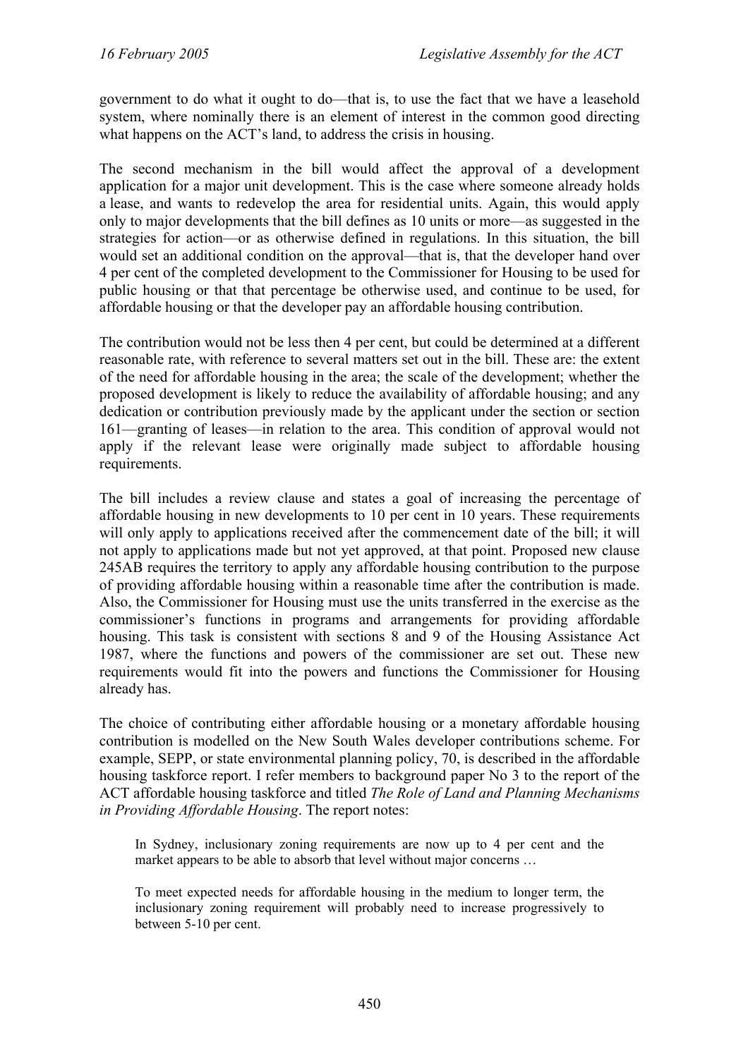government to do what it ought to do—that is, to use the fact that we have a leasehold system, where nominally there is an element of interest in the common good directing what happens on the ACT's land, to address the crisis in housing.

The second mechanism in the bill would affect the approval of a development application for a major unit development. This is the case where someone already holds a lease, and wants to redevelop the area for residential units. Again, this would apply only to major developments that the bill defines as 10 units or more—as suggested in the strategies for action—or as otherwise defined in regulations. In this situation, the bill would set an additional condition on the approval—that is, that the developer hand over 4 per cent of the completed development to the Commissioner for Housing to be used for public housing or that that percentage be otherwise used, and continue to be used, for affordable housing or that the developer pay an affordable housing contribution.

The contribution would not be less then 4 per cent, but could be determined at a different reasonable rate, with reference to several matters set out in the bill. These are: the extent of the need for affordable housing in the area; the scale of the development; whether the proposed development is likely to reduce the availability of affordable housing; and any dedication or contribution previously made by the applicant under the section or section 161—granting of leases—in relation to the area. This condition of approval would not apply if the relevant lease were originally made subject to affordable housing requirements.

The bill includes a review clause and states a goal of increasing the percentage of affordable housing in new developments to 10 per cent in 10 years. These requirements will only apply to applications received after the commencement date of the bill; it will not apply to applications made but not yet approved, at that point. Proposed new clause 245AB requires the territory to apply any affordable housing contribution to the purpose of providing affordable housing within a reasonable time after the contribution is made. Also, the Commissioner for Housing must use the units transferred in the exercise as the commissioner's functions in programs and arrangements for providing affordable housing. This task is consistent with sections 8 and 9 of the Housing Assistance Act 1987, where the functions and powers of the commissioner are set out. These new requirements would fit into the powers and functions the Commissioner for Housing already has.

The choice of contributing either affordable housing or a monetary affordable housing contribution is modelled on the New South Wales developer contributions scheme. For example, SEPP, or state environmental planning policy, 70, is described in the affordable housing taskforce report. I refer members to background paper No 3 to the report of the ACT affordable housing taskforce and titled *The Role of Land and Planning Mechanisms in Providing Affordable Housing*. The report notes:

> In Sydney, inclusionary zoning requirements are now up to 4 per cent and the market appears to be able to absorb that level without major concerns …
>
> To meet expected needs for affordable housing in the medium to longer term, the inclusionary zoning requirement will probably need to increase progressively to between 5-10 per cent.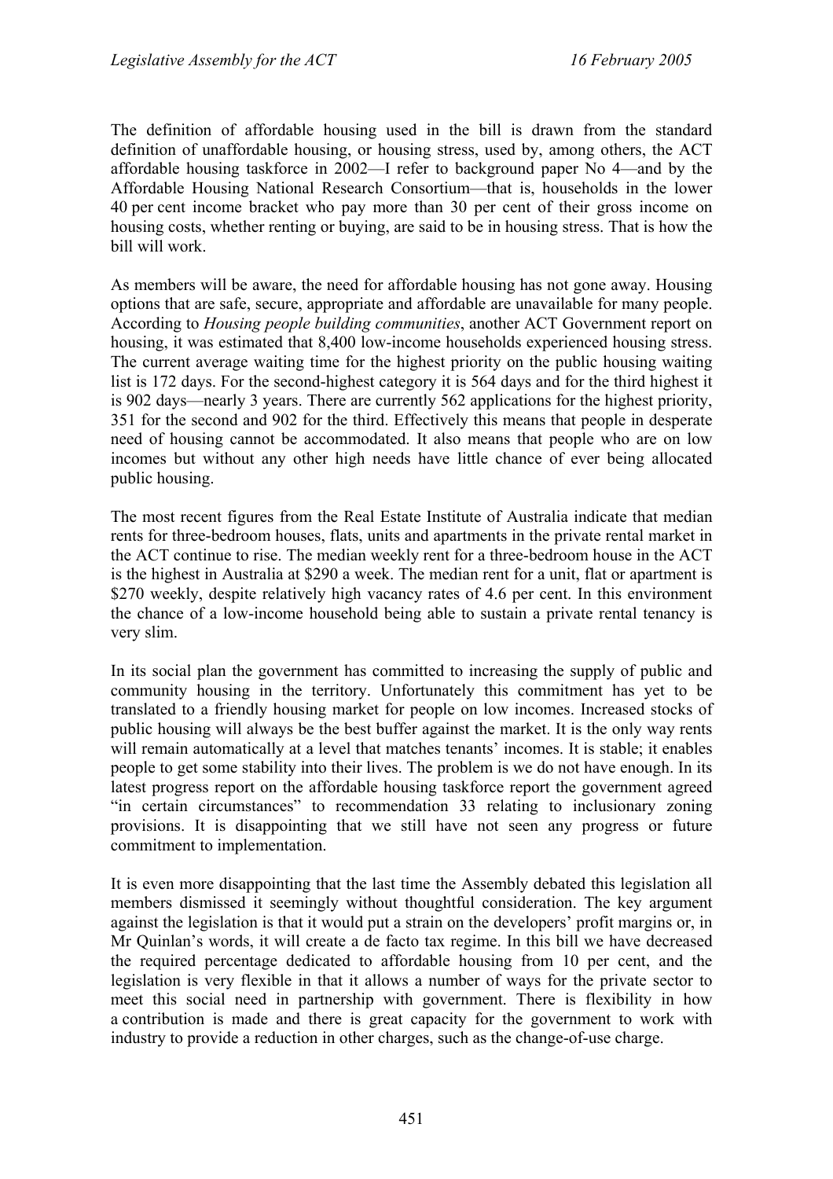The definition of affordable housing used in the bill is drawn from the standard definition of unaffordable housing, or housing stress, used by, among others, the ACT affordable housing taskforce in 2002—I refer to background paper No 4—and by the Affordable Housing National Research Consortium—that is, households in the lower 40 per cent income bracket who pay more than 30 per cent of their gross income on housing costs, whether renting or buying, are said to be in housing stress. That is how the bill will work.

As members will be aware, the need for affordable housing has not gone away. Housing options that are safe, secure, appropriate and affordable are unavailable for many people. According to *Housing people building communities*, another ACT Government report on housing, it was estimated that 8,400 low-income households experienced housing stress. The current average waiting time for the highest priority on the public housing waiting list is 172 days. For the second-highest category it is 564 days and for the third highest it is 902 days—nearly 3 years. There are currently 562 applications for the highest priority, 351 for the second and 902 for the third. Effectively this means that people in desperate need of housing cannot be accommodated. It also means that people who are on low incomes but without any other high needs have little chance of ever being allocated public housing.

The most recent figures from the Real Estate Institute of Australia indicate that median rents for three-bedroom houses, flats, units and apartments in the private rental market in the ACT continue to rise. The median weekly rent for a three-bedroom house in the ACT is the highest in Australia at $290 a week. The median rent for a unit, flat or apartment is $270 weekly, despite relatively high vacancy rates of 4.6 per cent. In this environment the chance of a low-income household being able to sustain a private rental tenancy is very slim.

In its social plan the government has committed to increasing the supply of public and community housing in the territory. Unfortunately this commitment has yet to be translated to a friendly housing market for people on low incomes. Increased stocks of public housing will always be the best buffer against the market. It is the only way rents will remain automatically at a level that matches tenants' incomes. It is stable; it enables people to get some stability into their lives. The problem is we do not have enough. In its latest progress report on the affordable housing taskforce report the government agreed "in certain circumstances" to recommendation 33 relating to inclusionary zoning provisions. It is disappointing that we still have not seen any progress or future commitment to implementation.

It is even more disappointing that the last time the Assembly debated this legislation all members dismissed it seemingly without thoughtful consideration. The key argument against the legislation is that it would put a strain on the developers' profit margins or, in Mr Quinlan's words, it will create a de facto tax regime. In this bill we have decreased the required percentage dedicated to affordable housing from 10 per cent, and the legislation is very flexible in that it allows a number of ways for the private sector to meet this social need in partnership with government. There is flexibility in how a contribution is made and there is great capacity for the government to work with industry to provide a reduction in other charges, such as the change-of-use charge.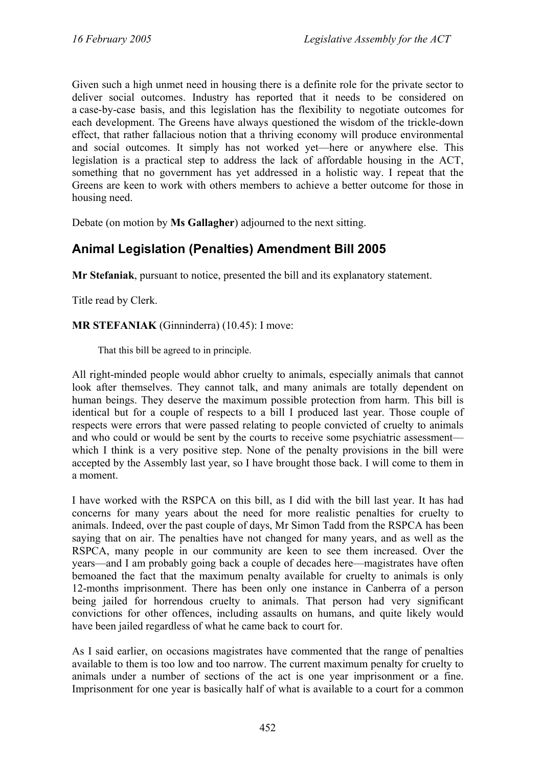Given such a high unmet need in housing there is a definite role for the private sector to deliver social outcomes. Industry has reported that it needs to be considered on a case-by-case basis, and this legislation has the flexibility to negotiate outcomes for each development. The Greens have always questioned the wisdom of the trickle-down effect, that rather fallacious notion that a thriving economy will produce environmental and social outcomes. It simply has not worked yet—here or anywhere else. This legislation is a practical step to address the lack of affordable housing in the ACT, something that no government has yet addressed in a holistic way. I repeat that the Greens are keen to work with others members to achieve a better outcome for those in housing need.

Debate (on motion by **Ms Gallagher**) adjourned to the next sitting.

## Animal Legislation (Penalties) Amendment Bill 2005

**Mr Stefaniak**, pursuant to notice, presented the bill and its explanatory statement.

Title read by Clerk.

**MR STEFANIAK** (Ginninderra) (10.45): I move:

> That this bill be agreed to in principle.

All right-minded people would abhor cruelty to animals, especially animals that cannot look after themselves. They cannot talk, and many animals are totally dependent on human beings. They deserve the maximum possible protection from harm. This bill is identical but for a couple of respects to a bill I produced last year. Those couple of respects were errors that were passed relating to people convicted of cruelty to animals and who could or would be sent by the courts to receive some psychiatric assessment—which I think is a very positive step. None of the penalty provisions in the bill were accepted by the Assembly last year, so I have brought those back. I will come to them in a moment.

I have worked with the RSPCA on this bill, as I did with the bill last year. It has had concerns for many years about the need for more realistic penalties for cruelty to animals. Indeed, over the past couple of days, Mr Simon Tadd from the RSPCA has been saying that on air. The penalties have not changed for many years, and as well as the RSPCA, many people in our community are keen to see them increased. Over the years—and I am probably going back a couple of decades here—magistrates have often bemoaned the fact that the maximum penalty available for cruelty to animals is only 12-months imprisonment. There has been only one instance in Canberra of a person being jailed for horrendous cruelty to animals. That person had very significant convictions for other offences, including assaults on humans, and quite likely would have been jailed regardless of what he came back to court for.

As I said earlier, on occasions magistrates have commented that the range of penalties available to them is too low and too narrow. The current maximum penalty for cruelty to animals under a number of sections of the act is one year imprisonment or a fine. Imprisonment for one year is basically half of what is available to a court for a common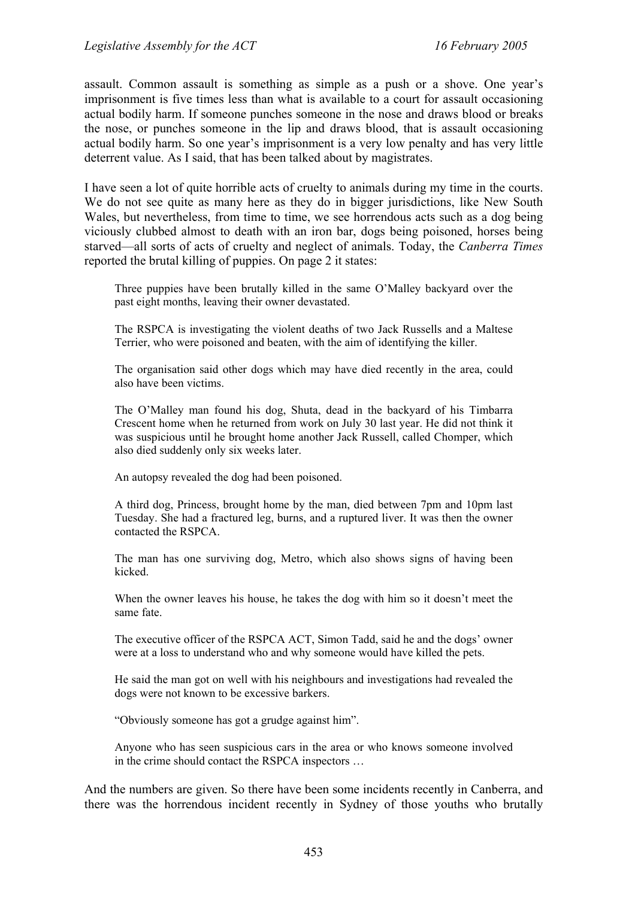assault. Common assault is something as simple as a push or a shove. One year's imprisonment is five times less than what is available to a court for assault occasioning actual bodily harm. If someone punches someone in the nose and draws blood or breaks the nose, or punches someone in the lip and draws blood, that is assault occasioning actual bodily harm. So one year's imprisonment is a very low penalty and has very little deterrent value. As I said, that has been talked about by magistrates.

I have seen a lot of quite horrible acts of cruelty to animals during my time in the courts. We do not see quite as many here as they do in bigger jurisdictions, like New South Wales, but nevertheless, from time to time, we see horrendous acts such as a dog being viciously clubbed almost to death with an iron bar, dogs being poisoned, horses being starved—all sorts of acts of cruelty and neglect of animals. Today, the *Canberra Times* reported the brutal killing of puppies. On page 2 it states:

> Three puppies have been brutally killed in the same O'Malley backyard over the past eight months, leaving their owner devastated.
>
> The RSPCA is investigating the violent deaths of two Jack Russells and a Maltese Terrier, who were poisoned and beaten, with the aim of identifying the killer.
>
> The organisation said other dogs which may have died recently in the area, could also have been victims.
>
> The O'Malley man found his dog, Shuta, dead in the backyard of his Timbarra Crescent home when he returned from work on July 30 last year. He did not think it was suspicious until he brought home another Jack Russell, called Chomper, which also died suddenly only six weeks later.
>
> An autopsy revealed the dog had been poisoned.
>
> A third dog, Princess, brought home by the man, died between 7pm and 10pm last Tuesday. She had a fractured leg, burns, and a ruptured liver. It was then the owner contacted the RSPCA.
>
> The man has one surviving dog, Metro, which also shows signs of having been kicked.
>
> When the owner leaves his house, he takes the dog with him so it doesn't meet the same fate.
>
> The executive officer of the RSPCA ACT, Simon Tadd, said he and the dogs' owner were at a loss to understand who and why someone would have killed the pets.
>
> He said the man got on well with his neighbours and investigations had revealed the dogs were not known to be excessive barkers.
>
> "Obviously someone has got a grudge against him".
>
> Anyone who has seen suspicious cars in the area or who knows someone involved in the crime should contact the RSPCA inspectors …

And the numbers are given. So there have been some incidents recently in Canberra, and there was the horrendous incident recently in Sydney of those youths who brutally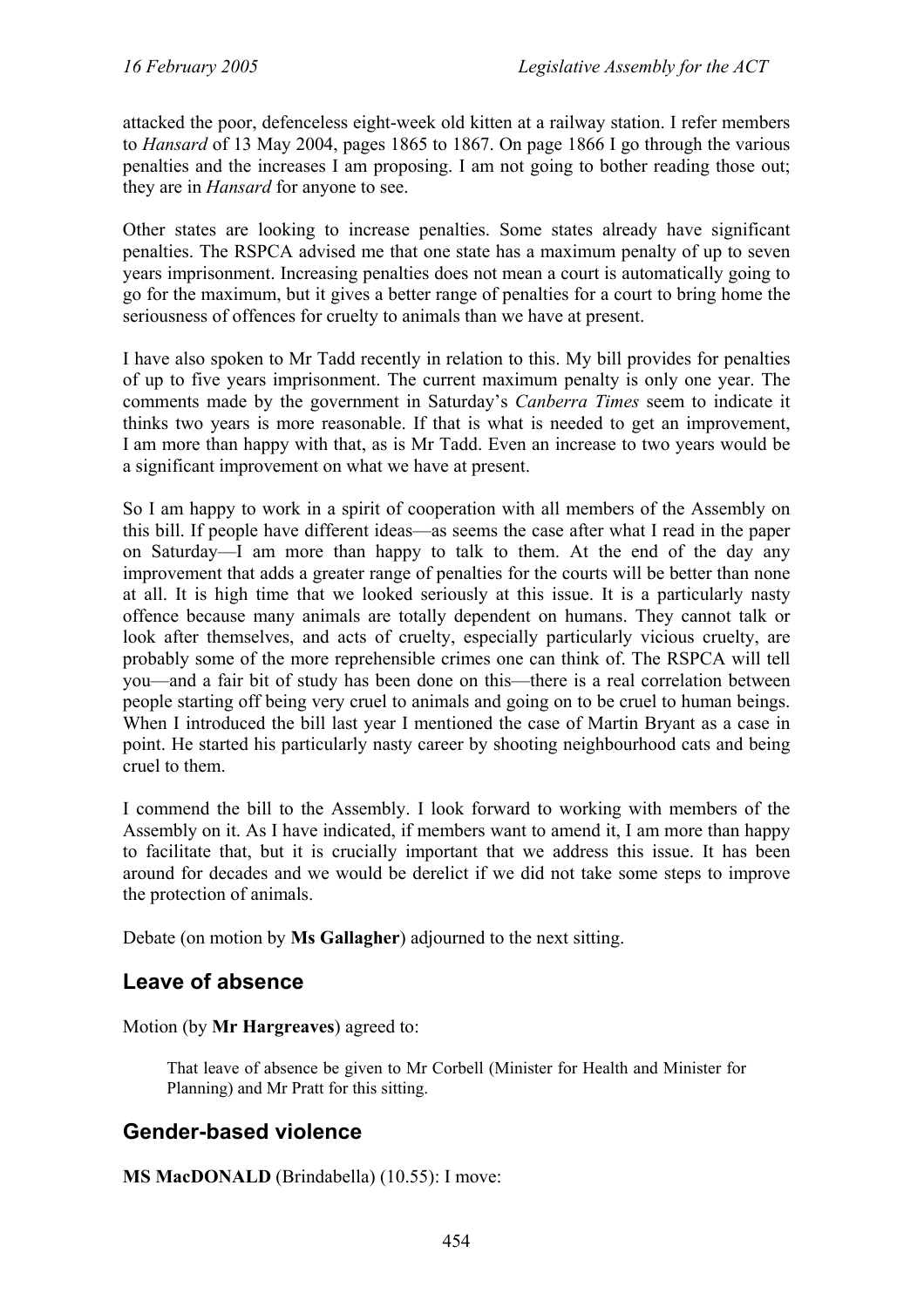attacked the poor, defenceless eight-week old kitten at a railway station. I refer members to *Hansard* of 13 May 2004, pages 1865 to 1867. On page 1866 I go through the various penalties and the increases I am proposing. I am not going to bother reading those out; they are in *Hansard* for anyone to see.

Other states are looking to increase penalties. Some states already have significant penalties. The RSPCA advised me that one state has a maximum penalty of up to seven years imprisonment. Increasing penalties does not mean a court is automatically going to go for the maximum, but it gives a better range of penalties for a court to bring home the seriousness of offences for cruelty to animals than we have at present.

I have also spoken to Mr Tadd recently in relation to this. My bill provides for penalties of up to five years imprisonment. The current maximum penalty is only one year. The comments made by the government in Saturday's *Canberra Times* seem to indicate it thinks two years is more reasonable. If that is what is needed to get an improvement, I am more than happy with that, as is Mr Tadd. Even an increase to two years would be a significant improvement on what we have at present.

So I am happy to work in a spirit of cooperation with all members of the Assembly on this bill. If people have different ideas—as seems the case after what I read in the paper on Saturday—I am more than happy to talk to them. At the end of the day any improvement that adds a greater range of penalties for the courts will be better than none at all. It is high time that we looked seriously at this issue. It is a particularly nasty offence because many animals are totally dependent on humans. They cannot talk or look after themselves, and acts of cruelty, especially particularly vicious cruelty, are probably some of the more reprehensible crimes one can think of. The RSPCA will tell you—and a fair bit of study has been done on this—there is a real correlation between people starting off being very cruel to animals and going on to be cruel to human beings. When I introduced the bill last year I mentioned the case of Martin Bryant as a case in point. He started his particularly nasty career by shooting neighbourhood cats and being cruel to them.

I commend the bill to the Assembly. I look forward to working with members of the Assembly on it. As I have indicated, if members want to amend it, I am more than happy to facilitate that, but it is crucially important that we address this issue. It has been around for decades and we would be derelict if we did not take some steps to improve the protection of animals.

Debate (on motion by **Ms Gallagher**) adjourned to the next sitting.

## Leave of absence

Motion (by **Mr Hargreaves**) agreed to:

> That leave of absence be given to Mr Corbell (Minister for Health and Minister for Planning) and Mr Pratt for this sitting.

## Gender-based violence

**MS MacDONALD** (Brindabella) (10.55): I move: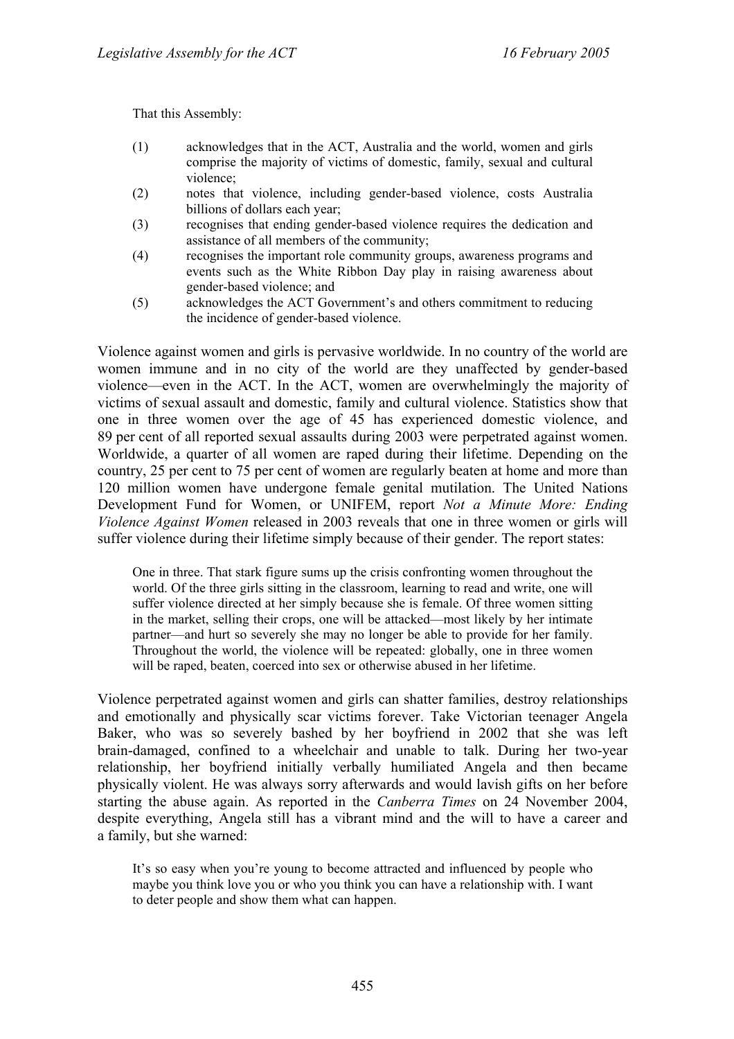That this Assembly:

(1) acknowledges that in the ACT, Australia and the world, women and girls comprise the majority of victims of domestic, family, sexual and cultural violence;

(2) notes that violence, including gender-based violence, costs Australia billions of dollars each year;

(3) recognises that ending gender-based violence requires the dedication and assistance of all members of the community;

(4) recognises the important role community groups, awareness programs and events such as the White Ribbon Day play in raising awareness about gender-based violence; and

(5) acknowledges the ACT Government's and others commitment to reducing the incidence of gender-based violence.

Violence against women and girls is pervasive worldwide. In no country of the world are women immune and in no city of the world are they unaffected by gender-based violence—even in the ACT. In the ACT, women are overwhelmingly the majority of victims of sexual assault and domestic, family and cultural violence. Statistics show that one in three women over the age of 45 has experienced domestic violence, and 89 per cent of all reported sexual assaults during 2003 were perpetrated against women. Worldwide, a quarter of all women are raped during their lifetime. Depending on the country, 25 per cent to 75 per cent of women are regularly beaten at home and more than 120 million women have undergone female genital mutilation. The United Nations Development Fund for Women, or UNIFEM, report *Not a Minute More: Ending Violence Against Women* released in 2003 reveals that one in three women or girls will suffer violence during their lifetime simply because of their gender. The report states:

> One in three. That stark figure sums up the crisis confronting women throughout the world. Of the three girls sitting in the classroom, learning to read and write, one will suffer violence directed at her simply because she is female. Of three women sitting in the market, selling their crops, one will be attacked—most likely by her intimate partner—and hurt so severely she may no longer be able to provide for her family. Throughout the world, the violence will be repeated: globally, one in three women will be raped, beaten, coerced into sex or otherwise abused in her lifetime.

Violence perpetrated against women and girls can shatter families, destroy relationships and emotionally and physically scar victims forever. Take Victorian teenager Angela Baker, who was so severely bashed by her boyfriend in 2002 that she was left brain-damaged, confined to a wheelchair and unable to talk. During her two-year relationship, her boyfriend initially verbally humiliated Angela and then became physically violent. He was always sorry afterwards and would lavish gifts on her before starting the abuse again. As reported in the *Canberra Times* on 24 November 2004, despite everything, Angela still has a vibrant mind and the will to have a career and a family, but she warned:

> It's so easy when you're young to become attracted and influenced by people who maybe you think love you or who you think you can have a relationship with. I want to deter people and show them what can happen.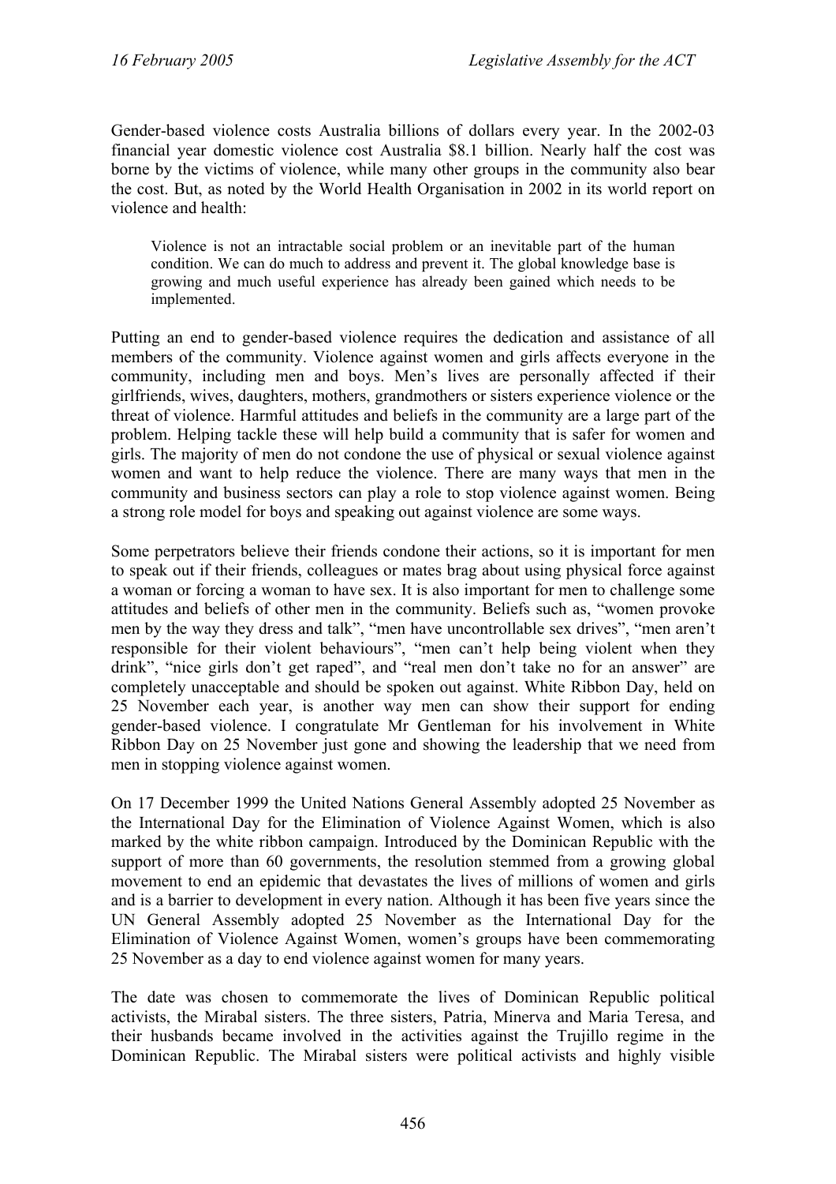Gender-based violence costs Australia billions of dollars every year. In the 2002-03 financial year domestic violence cost Australia $8.1 billion. Nearly half the cost was borne by the victims of violence, while many other groups in the community also bear the cost. But, as noted by the World Health Organisation in 2002 in its world report on violence and health:

> Violence is not an intractable social problem or an inevitable part of the human condition. We can do much to address and prevent it. The global knowledge base is growing and much useful experience has already been gained which needs to be implemented.

Putting an end to gender-based violence requires the dedication and assistance of all members of the community. Violence against women and girls affects everyone in the community, including men and boys. Men's lives are personally affected if their girlfriends, wives, daughters, mothers, grandmothers or sisters experience violence or the threat of violence. Harmful attitudes and beliefs in the community are a large part of the problem. Helping tackle these will help build a community that is safer for women and girls. The majority of men do not condone the use of physical or sexual violence against women and want to help reduce the violence. There are many ways that men in the community and business sectors can play a role to stop violence against women. Being a strong role model for boys and speaking out against violence are some ways.

Some perpetrators believe their friends condone their actions, so it is important for men to speak out if their friends, colleagues or mates brag about using physical force against a woman or forcing a woman to have sex. It is also important for men to challenge some attitudes and beliefs of other men in the community. Beliefs such as, "women provoke men by the way they dress and talk", "men have uncontrollable sex drives", "men aren't responsible for their violent behaviours", "men can't help being violent when they drink", "nice girls don't get raped", and "real men don't take no for an answer" are completely unacceptable and should be spoken out against. White Ribbon Day, held on 25 November each year, is another way men can show their support for ending gender-based violence. I congratulate Mr Gentleman for his involvement in White Ribbon Day on 25 November just gone and showing the leadership that we need from men in stopping violence against women.

On 17 December 1999 the United Nations General Assembly adopted 25 November as the International Day for the Elimination of Violence Against Women, which is also marked by the white ribbon campaign. Introduced by the Dominican Republic with the support of more than 60 governments, the resolution stemmed from a growing global movement to end an epidemic that devastates the lives of millions of women and girls and is a barrier to development in every nation. Although it has been five years since the UN General Assembly adopted 25 November as the International Day for the Elimination of Violence Against Women, women's groups have been commemorating 25 November as a day to end violence against women for many years.

The date was chosen to commemorate the lives of Dominican Republic political activists, the Mirabal sisters. The three sisters, Patria, Minerva and Maria Teresa, and their husbands became involved in the activities against the Trujillo regime in the Dominican Republic. The Mirabal sisters were political activists and highly visible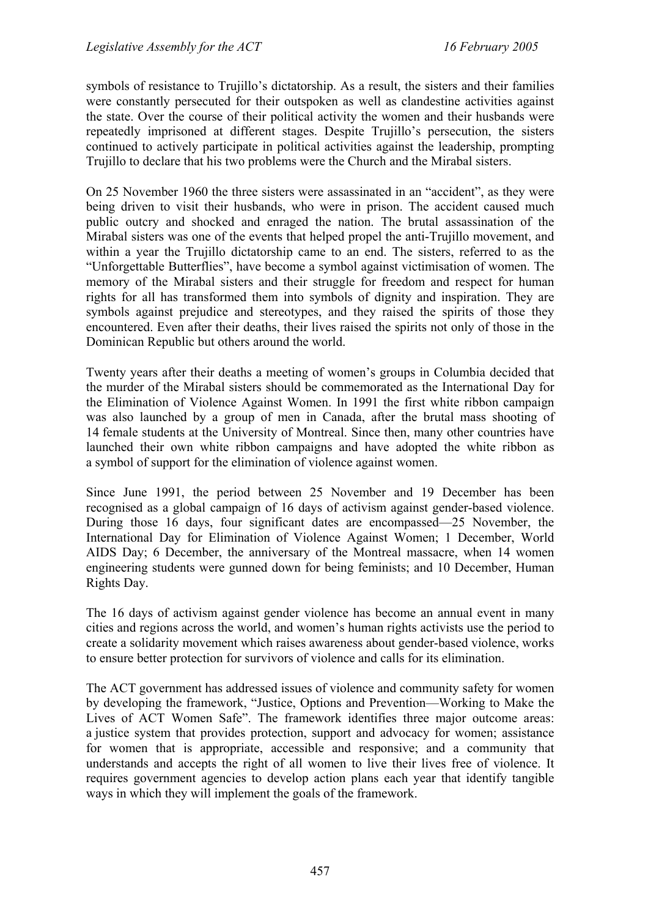symbols of resistance to Trujillo's dictatorship. As a result, the sisters and their families were constantly persecuted for their outspoken as well as clandestine activities against the state. Over the course of their political activity the women and their husbands were repeatedly imprisoned at different stages. Despite Trujillo's persecution, the sisters continued to actively participate in political activities against the leadership, prompting Trujillo to declare that his two problems were the Church and the Mirabal sisters.

On 25 November 1960 the three sisters were assassinated in an "accident", as they were being driven to visit their husbands, who were in prison. The accident caused much public outcry and shocked and enraged the nation. The brutal assassination of the Mirabal sisters was one of the events that helped propel the anti-Trujillo movement, and within a year the Trujillo dictatorship came to an end. The sisters, referred to as the "Unforgettable Butterflies", have become a symbol against victimisation of women. The memory of the Mirabal sisters and their struggle for freedom and respect for human rights for all has transformed them into symbols of dignity and inspiration. They are symbols against prejudice and stereotypes, and they raised the spirits of those they encountered. Even after their deaths, their lives raised the spirits not only of those in the Dominican Republic but others around the world.

Twenty years after their deaths a meeting of women's groups in Columbia decided that the murder of the Mirabal sisters should be commemorated as the International Day for the Elimination of Violence Against Women. In 1991 the first white ribbon campaign was also launched by a group of men in Canada, after the brutal mass shooting of 14 female students at the University of Montreal. Since then, many other countries have launched their own white ribbon campaigns and have adopted the white ribbon as a symbol of support for the elimination of violence against women.

Since June 1991, the period between 25 November and 19 December has been recognised as a global campaign of 16 days of activism against gender-based violence. During those 16 days, four significant dates are encompassed—25 November, the International Day for Elimination of Violence Against Women; 1 December, World AIDS Day; 6 December, the anniversary of the Montreal massacre, when 14 women engineering students were gunned down for being feminists; and 10 December, Human Rights Day.

The 16 days of activism against gender violence has become an annual event in many cities and regions across the world, and women's human rights activists use the period to create a solidarity movement which raises awareness about gender-based violence, works to ensure better protection for survivors of violence and calls for its elimination.

The ACT government has addressed issues of violence and community safety for women by developing the framework, "Justice, Options and Prevention—Working to Make the Lives of ACT Women Safe". The framework identifies three major outcome areas: a justice system that provides protection, support and advocacy for women; assistance for women that is appropriate, accessible and responsive; and a community that understands and accepts the right of all women to live their lives free of violence. It requires government agencies to develop action plans each year that identify tangible ways in which they will implement the goals of the framework.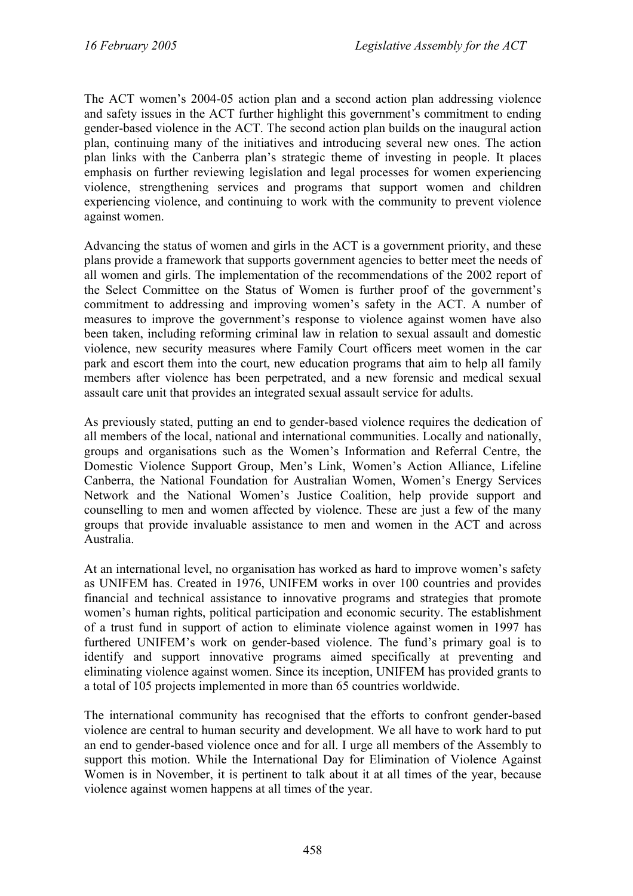The ACT women's 2004-05 action plan and a second action plan addressing violence and safety issues in the ACT further highlight this government's commitment to ending gender-based violence in the ACT. The second action plan builds on the inaugural action plan, continuing many of the initiatives and introducing several new ones. The action plan links with the Canberra plan's strategic theme of investing in people. It places emphasis on further reviewing legislation and legal processes for women experiencing violence, strengthening services and programs that support women and children experiencing violence, and continuing to work with the community to prevent violence against women.

Advancing the status of women and girls in the ACT is a government priority, and these plans provide a framework that supports government agencies to better meet the needs of all women and girls. The implementation of the recommendations of the 2002 report of the Select Committee on the Status of Women is further proof of the government's commitment to addressing and improving women's safety in the ACT. A number of measures to improve the government's response to violence against women have also been taken, including reforming criminal law in relation to sexual assault and domestic violence, new security measures where Family Court officers meet women in the car park and escort them into the court, new education programs that aim to help all family members after violence has been perpetrated, and a new forensic and medical sexual assault care unit that provides an integrated sexual assault service for adults.

As previously stated, putting an end to gender-based violence requires the dedication of all members of the local, national and international communities. Locally and nationally, groups and organisations such as the Women's Information and Referral Centre, the Domestic Violence Support Group, Men's Link, Women's Action Alliance, Lifeline Canberra, the National Foundation for Australian Women, Women's Energy Services Network and the National Women's Justice Coalition, help provide support and counselling to men and women affected by violence. These are just a few of the many groups that provide invaluable assistance to men and women in the ACT and across Australia.

At an international level, no organisation has worked as hard to improve women's safety as UNIFEM has. Created in 1976, UNIFEM works in over 100 countries and provides financial and technical assistance to innovative programs and strategies that promote women's human rights, political participation and economic security. The establishment of a trust fund in support of action to eliminate violence against women in 1997 has furthered UNIFEM's work on gender-based violence. The fund's primary goal is to identify and support innovative programs aimed specifically at preventing and eliminating violence against women. Since its inception, UNIFEM has provided grants to a total of 105 projects implemented in more than 65 countries worldwide.

The international community has recognised that the efforts to confront gender-based violence are central to human security and development. We all have to work hard to put an end to gender-based violence once and for all. I urge all members of the Assembly to support this motion. While the International Day for Elimination of Violence Against Women is in November, it is pertinent to talk about it at all times of the year, because violence against women happens at all times of the year.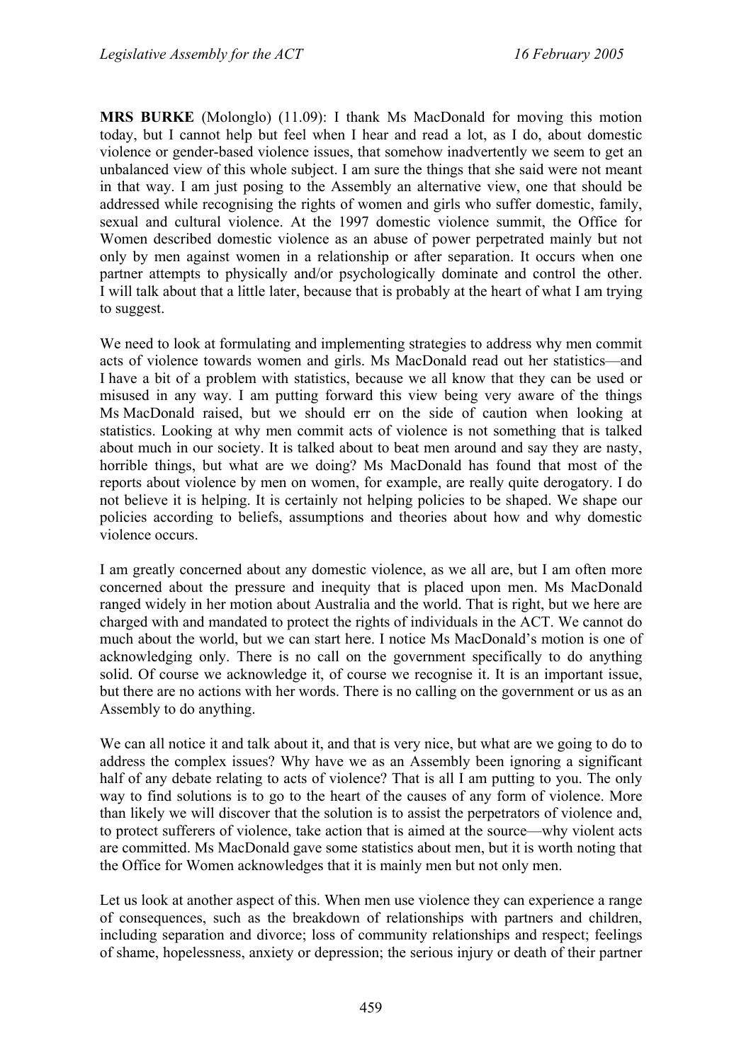**MRS BURKE** (Molonglo) (11.09): I thank Ms MacDonald for moving this motion today, but I cannot help but feel when I hear and read a lot, as I do, about domestic violence or gender-based violence issues, that somehow inadvertently we seem to get an unbalanced view of this whole subject. I am sure the things that she said were not meant in that way. I am just posing to the Assembly an alternative view, one that should be addressed while recognising the rights of women and girls who suffer domestic, family, sexual and cultural violence. At the 1997 domestic violence summit, the Office for Women described domestic violence as an abuse of power perpetrated mainly but not only by men against women in a relationship or after separation. It occurs when one partner attempts to physically and/or psychologically dominate and control the other. I will talk about that a little later, because that is probably at the heart of what I am trying to suggest.

We need to look at formulating and implementing strategies to address why men commit acts of violence towards women and girls. Ms MacDonald read out her statistics—and I have a bit of a problem with statistics, because we all know that they can be used or misused in any way. I am putting forward this view being very aware of the things Ms MacDonald raised, but we should err on the side of caution when looking at statistics. Looking at why men commit acts of violence is not something that is talked about much in our society. It is talked about to beat men around and say they are nasty, horrible things, but what are we doing? Ms MacDonald has found that most of the reports about violence by men on women, for example, are really quite derogatory. I do not believe it is helping. It is certainly not helping policies to be shaped. We shape our policies according to beliefs, assumptions and theories about how and why domestic violence occurs.

I am greatly concerned about any domestic violence, as we all are, but I am often more concerned about the pressure and inequity that is placed upon men. Ms MacDonald ranged widely in her motion about Australia and the world. That is right, but we here are charged with and mandated to protect the rights of individuals in the ACT. We cannot do much about the world, but we can start here. I notice Ms MacDonald's motion is one of acknowledging only. There is no call on the government specifically to do anything solid. Of course we acknowledge it, of course we recognise it. It is an important issue, but there are no actions with her words. There is no calling on the government or us as an Assembly to do anything.

We can all notice it and talk about it, and that is very nice, but what are we going to do to address the complex issues? Why have we as an Assembly been ignoring a significant half of any debate relating to acts of violence? That is all I am putting to you. The only way to find solutions is to go to the heart of the causes of any form of violence. More than likely we will discover that the solution is to assist the perpetrators of violence and, to protect sufferers of violence, take action that is aimed at the source—why violent acts are committed. Ms MacDonald gave some statistics about men, but it is worth noting that the Office for Women acknowledges that it is mainly men but not only men.

Let us look at another aspect of this. When men use violence they can experience a range of consequences, such as the breakdown of relationships with partners and children, including separation and divorce; loss of community relationships and respect; feelings of shame, hopelessness, anxiety or depression; the serious injury or death of their partner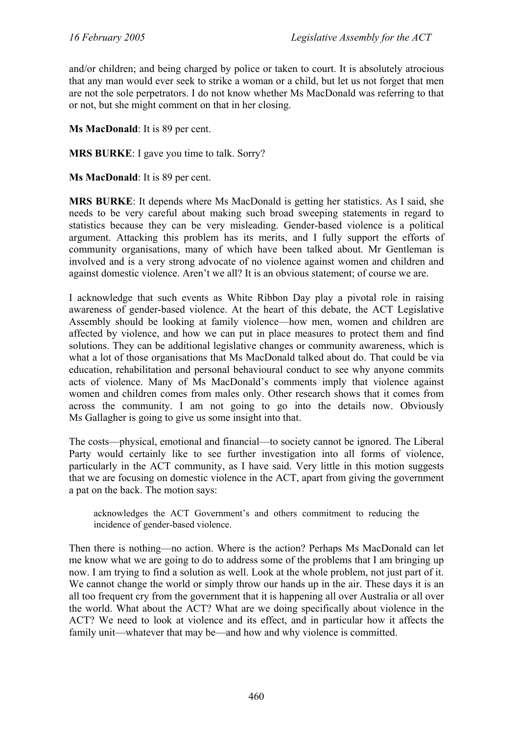and/or children; and being charged by police or taken to court. It is absolutely atrocious that any man would ever seek to strike a woman or a child, but let us not forget that men are not the sole perpetrators. I do not know whether Ms MacDonald was referring to that or not, but she might comment on that in her closing.

**Ms MacDonald**: It is 89 per cent.

**MRS BURKE**: I gave you time to talk. Sorry?

**Ms MacDonald**: It is 89 per cent.

**MRS BURKE**: It depends where Ms MacDonald is getting her statistics. As I said, she needs to be very careful about making such broad sweeping statements in regard to statistics because they can be very misleading. Gender-based violence is a political argument. Attacking this problem has its merits, and I fully support the efforts of community organisations, many of which have been talked about. Mr Gentleman is involved and is a very strong advocate of no violence against women and children and against domestic violence. Aren't we all? It is an obvious statement; of course we are.

I acknowledge that such events as White Ribbon Day play a pivotal role in raising awareness of gender-based violence. At the heart of this debate, the ACT Legislative Assembly should be looking at family violence—how men, women and children are affected by violence, and how we can put in place measures to protect them and find solutions. They can be additional legislative changes or community awareness, which is what a lot of those organisations that Ms MacDonald talked about do. That could be via education, rehabilitation and personal behavioural conduct to see why anyone commits acts of violence. Many of Ms MacDonald's comments imply that violence against women and children comes from males only. Other research shows that it comes from across the community. I am not going to go into the details now. Obviously Ms Gallagher is going to give us some insight into that.

The costs—physical, emotional and financial—to society cannot be ignored. The Liberal Party would certainly like to see further investigation into all forms of violence, particularly in the ACT community, as I have said. Very little in this motion suggests that we are focusing on domestic violence in the ACT, apart from giving the government a pat on the back. The motion says:

> acknowledges the ACT Government's and others commitment to reducing the incidence of gender-based violence.

Then there is nothing—no action. Where is the action? Perhaps Ms MacDonald can let me know what we are going to do to address some of the problems that I am bringing up now. I am trying to find a solution as well. Look at the whole problem, not just part of it. We cannot change the world or simply throw our hands up in the air. These days it is an all too frequent cry from the government that it is happening all over Australia or all over the world. What about the ACT? What are we doing specifically about violence in the ACT? We need to look at violence and its effect, and in particular how it affects the family unit—whatever that may be—and how and why violence is committed.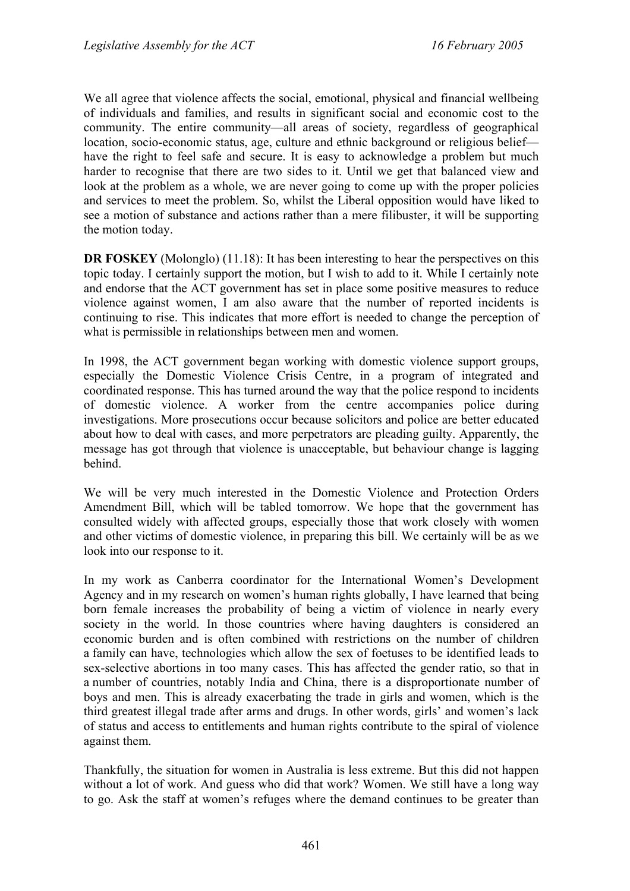We all agree that violence affects the social, emotional, physical and financial wellbeing of individuals and families, and results in significant social and economic cost to the community. The entire community—all areas of society, regardless of geographical location, socio-economic status, age, culture and ethnic background or religious belief—have the right to feel safe and secure. It is easy to acknowledge a problem but much harder to recognise that there are two sides to it. Until we get that balanced view and look at the problem as a whole, we are never going to come up with the proper policies and services to meet the problem. So, whilst the Liberal opposition would have liked to see a motion of substance and actions rather than a mere filibuster, it will be supporting the motion today.

**DR FOSKEY** (Molonglo) (11.18): It has been interesting to hear the perspectives on this topic today. I certainly support the motion, but I wish to add to it. While I certainly note and endorse that the ACT government has set in place some positive measures to reduce violence against women, I am also aware that the number of reported incidents is continuing to rise. This indicates that more effort is needed to change the perception of what is permissible in relationships between men and women.

In 1998, the ACT government began working with domestic violence support groups, especially the Domestic Violence Crisis Centre, in a program of integrated and coordinated response. This has turned around the way that the police respond to incidents of domestic violence. A worker from the centre accompanies police during investigations. More prosecutions occur because solicitors and police are better educated about how to deal with cases, and more perpetrators are pleading guilty. Apparently, the message has got through that violence is unacceptable, but behaviour change is lagging behind.

We will be very much interested in the Domestic Violence and Protection Orders Amendment Bill, which will be tabled tomorrow. We hope that the government has consulted widely with affected groups, especially those that work closely with women and other victims of domestic violence, in preparing this bill. We certainly will be as we look into our response to it.

In my work as Canberra coordinator for the International Women's Development Agency and in my research on women's human rights globally, I have learned that being born female increases the probability of being a victim of violence in nearly every society in the world. In those countries where having daughters is considered an economic burden and is often combined with restrictions on the number of children a family can have, technologies which allow the sex of foetuses to be identified leads to sex-selective abortions in too many cases. This has affected the gender ratio, so that in a number of countries, notably India and China, there is a disproportionate number of boys and men. This is already exacerbating the trade in girls and women, which is the third greatest illegal trade after arms and drugs. In other words, girls' and women's lack of status and access to entitlements and human rights contribute to the spiral of violence against them.

Thankfully, the situation for women in Australia is less extreme. But this did not happen without a lot of work. And guess who did that work? Women. We still have a long way to go. Ask the staff at women's refuges where the demand continues to be greater than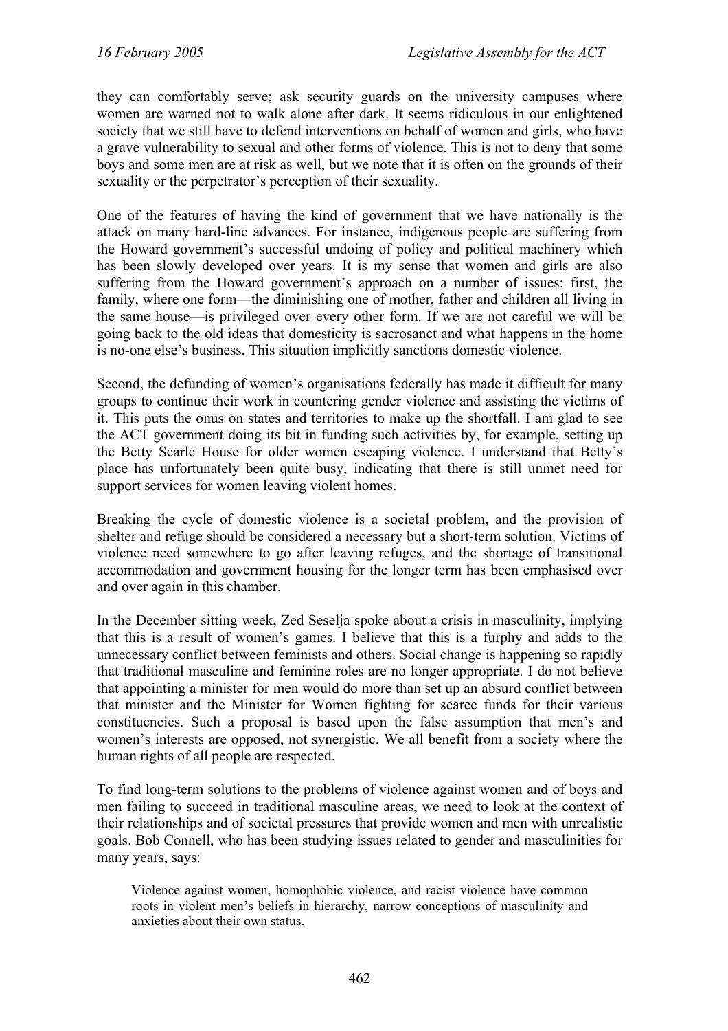they can comfortably serve; ask security guards on the university campuses where women are warned not to walk alone after dark. It seems ridiculous in our enlightened society that we still have to defend interventions on behalf of women and girls, who have a grave vulnerability to sexual and other forms of violence. This is not to deny that some boys and some men are at risk as well, but we note that it is often on the grounds of their sexuality or the perpetrator's perception of their sexuality.

One of the features of having the kind of government that we have nationally is the attack on many hard-line advances. For instance, indigenous people are suffering from the Howard government's successful undoing of policy and political machinery which has been slowly developed over years. It is my sense that women and girls are also suffering from the Howard government's approach on a number of issues: first, the family, where one form—the diminishing one of mother, father and children all living in the same house—is privileged over every other form. If we are not careful we will be going back to the old ideas that domesticity is sacrosanct and what happens in the home is no-one else's business. This situation implicitly sanctions domestic violence.

Second, the defunding of women's organisations federally has made it difficult for many groups to continue their work in countering gender violence and assisting the victims of it. This puts the onus on states and territories to make up the shortfall. I am glad to see the ACT government doing its bit in funding such activities by, for example, setting up the Betty Searle House for older women escaping violence. I understand that Betty's place has unfortunately been quite busy, indicating that there is still unmet need for support services for women leaving violent homes.

Breaking the cycle of domestic violence is a societal problem, and the provision of shelter and refuge should be considered a necessary but a short-term solution. Victims of violence need somewhere to go after leaving refuges, and the shortage of transitional accommodation and government housing for the longer term has been emphasised over and over again in this chamber.

In the December sitting week, Zed Seselja spoke about a crisis in masculinity, implying that this is a result of women's games. I believe that this is a furphy and adds to the unnecessary conflict between feminists and others. Social change is happening so rapidly that traditional masculine and feminine roles are no longer appropriate. I do not believe that appointing a minister for men would do more than set up an absurd conflict between that minister and the Minister for Women fighting for scarce funds for their various constituencies. Such a proposal is based upon the false assumption that men's and women's interests are opposed, not synergistic. We all benefit from a society where the human rights of all people are respected.

To find long-term solutions to the problems of violence against women and of boys and men failing to succeed in traditional masculine areas, we need to look at the context of their relationships and of societal pressures that provide women and men with unrealistic goals. Bob Connell, who has been studying issues related to gender and masculinities for many years, says:

> Violence against women, homophobic violence, and racist violence have common roots in violent men's beliefs in hierarchy, narrow conceptions of masculinity and anxieties about their own status.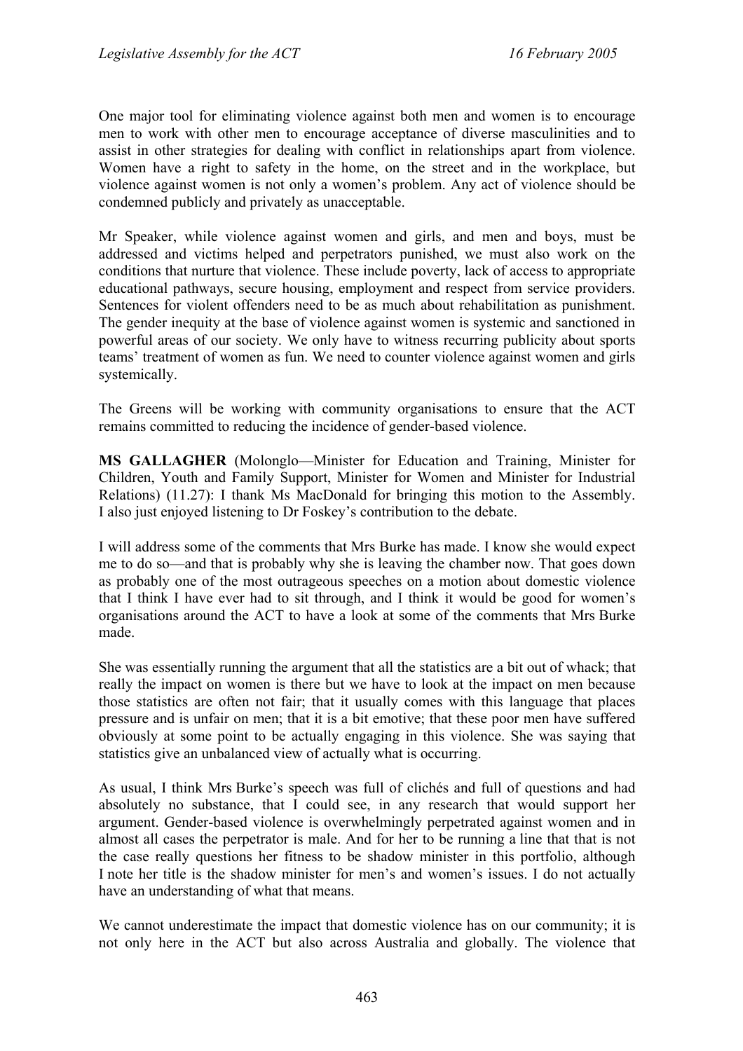One major tool for eliminating violence against both men and women is to encourage men to work with other men to encourage acceptance of diverse masculinities and to assist in other strategies for dealing with conflict in relationships apart from violence. Women have a right to safety in the home, on the street and in the workplace, but violence against women is not only a women's problem. Any act of violence should be condemned publicly and privately as unacceptable.

Mr Speaker, while violence against women and girls, and men and boys, must be addressed and victims helped and perpetrators punished, we must also work on the conditions that nurture that violence. These include poverty, lack of access to appropriate educational pathways, secure housing, employment and respect from service providers. Sentences for violent offenders need to be as much about rehabilitation as punishment. The gender inequity at the base of violence against women is systemic and sanctioned in powerful areas of our society. We only have to witness recurring publicity about sports teams' treatment of women as fun. We need to counter violence against women and girls systemically.

The Greens will be working with community organisations to ensure that the ACT remains committed to reducing the incidence of gender-based violence.

**MS GALLAGHER** (Molonglo—Minister for Education and Training, Minister for Children, Youth and Family Support, Minister for Women and Minister for Industrial Relations) (11.27): I thank Ms MacDonald for bringing this motion to the Assembly. I also just enjoyed listening to Dr Foskey's contribution to the debate.

I will address some of the comments that Mrs Burke has made. I know she would expect me to do so—and that is probably why she is leaving the chamber now. That goes down as probably one of the most outrageous speeches on a motion about domestic violence that I think I have ever had to sit through, and I think it would be good for women's organisations around the ACT to have a look at some of the comments that Mrs Burke made.

She was essentially running the argument that all the statistics are a bit out of whack; that really the impact on women is there but we have to look at the impact on men because those statistics are often not fair; that it usually comes with this language that places pressure and is unfair on men; that it is a bit emotive; that these poor men have suffered obviously at some point to be actually engaging in this violence. She was saying that statistics give an unbalanced view of actually what is occurring.

As usual, I think Mrs Burke's speech was full of clichés and full of questions and had absolutely no substance, that I could see, in any research that would support her argument. Gender-based violence is overwhelmingly perpetrated against women and in almost all cases the perpetrator is male. And for her to be running a line that that is not the case really questions her fitness to be shadow minister in this portfolio, although I note her title is the shadow minister for men's and women's issues. I do not actually have an understanding of what that means.

We cannot underestimate the impact that domestic violence has on our community; it is not only here in the ACT but also across Australia and globally. The violence that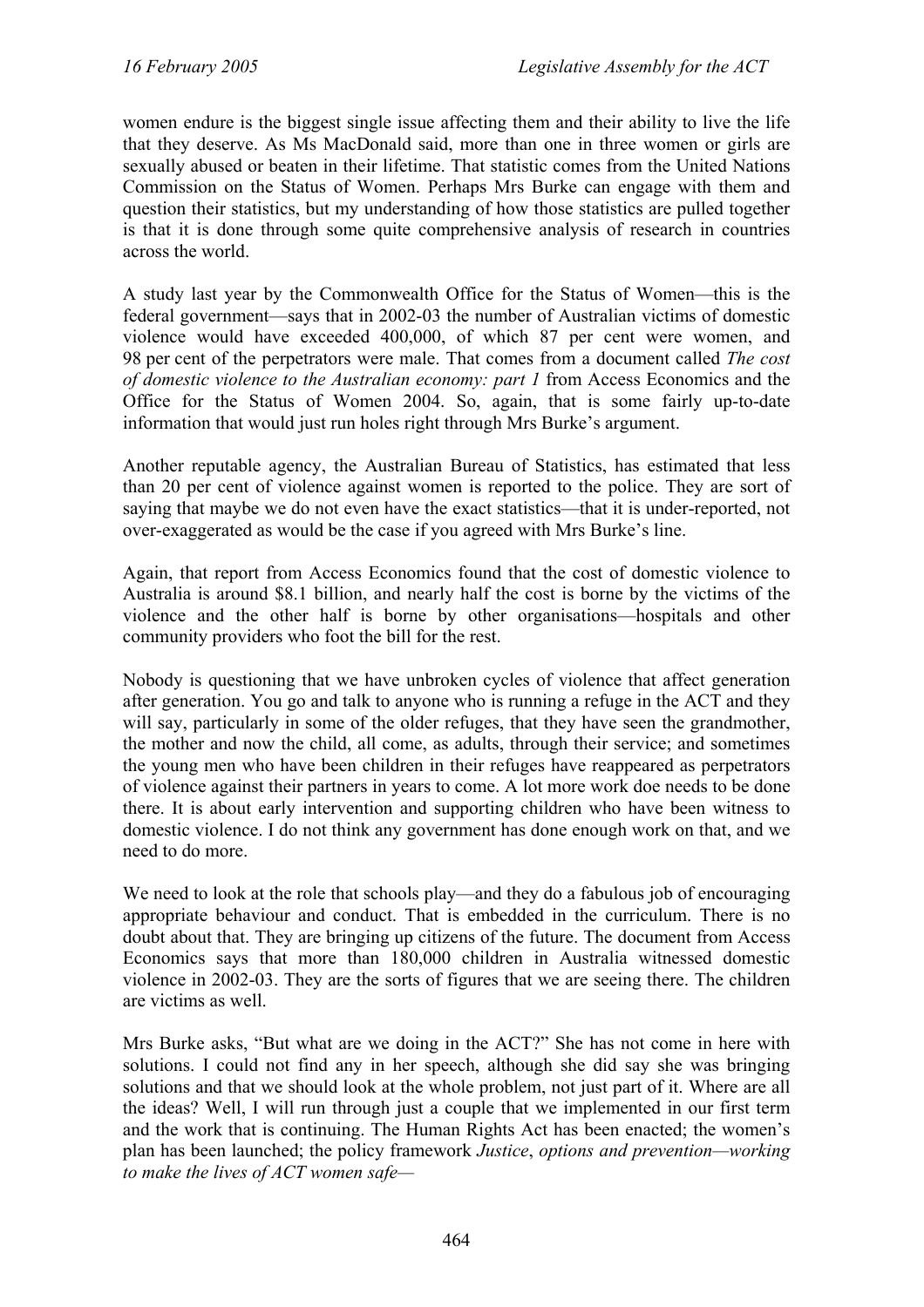women endure is the biggest single issue affecting them and their ability to live the life that they deserve. As Ms MacDonald said, more than one in three women or girls are sexually abused or beaten in their lifetime. That statistic comes from the United Nations Commission on the Status of Women. Perhaps Mrs Burke can engage with them and question their statistics, but my understanding of how those statistics are pulled together is that it is done through some quite comprehensive analysis of research in countries across the world.

A study last year by the Commonwealth Office for the Status of Women—this is the federal government—says that in 2002-03 the number of Australian victims of domestic violence would have exceeded 400,000, of which 87 per cent were women, and 98 per cent of the perpetrators were male. That comes from a document called *The cost of domestic violence to the Australian economy: part 1* from Access Economics and the Office for the Status of Women 2004. So, again, that is some fairly up-to-date information that would just run holes right through Mrs Burke's argument.

Another reputable agency, the Australian Bureau of Statistics, has estimated that less than 20 per cent of violence against women is reported to the police. They are sort of saying that maybe we do not even have the exact statistics—that it is under-reported, not over-exaggerated as would be the case if you agreed with Mrs Burke's line.

Again, that report from Access Economics found that the cost of domestic violence to Australia is around $8.1 billion, and nearly half the cost is borne by the victims of the violence and the other half is borne by other organisations—hospitals and other community providers who foot the bill for the rest.

Nobody is questioning that we have unbroken cycles of violence that affect generation after generation. You go and talk to anyone who is running a refuge in the ACT and they will say, particularly in some of the older refuges, that they have seen the grandmother, the mother and now the child, all come, as adults, through their service; and sometimes the young men who have been children in their refuges have reappeared as perpetrators of violence against their partners in years to come. A lot more work doe needs to be done there. It is about early intervention and supporting children who have been witness to domestic violence. I do not think any government has done enough work on that, and we need to do more.

We need to look at the role that schools play—and they do a fabulous job of encouraging appropriate behaviour and conduct. That is embedded in the curriculum. There is no doubt about that. They are bringing up citizens of the future. The document from Access Economics says that more than 180,000 children in Australia witnessed domestic violence in 2002-03. They are the sorts of figures that we are seeing there. The children are victims as well.

Mrs Burke asks, "But what are we doing in the ACT?" She has not come in here with solutions. I could not find any in her speech, although she did say she was bringing solutions and that we should look at the whole problem, not just part of it. Where are all the ideas? Well, I will run through just a couple that we implemented in our first term and the work that is continuing. The Human Rights Act has been enacted; the women's plan has been launched; the policy framework *Justice, options and prevention—working to make the lives of ACT women safe*—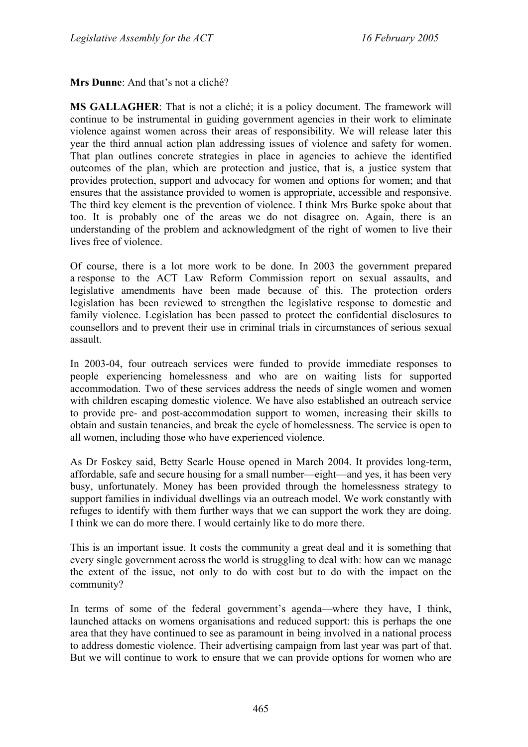**Mrs Dunne**: And that's not a cliché?

**MS GALLAGHER**: That is not a cliché; it is a policy document. The framework will continue to be instrumental in guiding government agencies in their work to eliminate violence against women across their areas of responsibility. We will release later this year the third annual action plan addressing issues of violence and safety for women. That plan outlines concrete strategies in place in agencies to achieve the identified outcomes of the plan, which are protection and justice, that is, a justice system that provides protection, support and advocacy for women and options for women; and that ensures that the assistance provided to women is appropriate, accessible and responsive. The third key element is the prevention of violence. I think Mrs Burke spoke about that too. It is probably one of the areas we do not disagree on. Again, there is an understanding of the problem and acknowledgment of the right of women to live their lives free of violence.

Of course, there is a lot more work to be done. In 2003 the government prepared a response to the ACT Law Reform Commission report on sexual assaults, and legislative amendments have been made because of this. The protection orders legislation has been reviewed to strengthen the legislative response to domestic and family violence. Legislation has been passed to protect the confidential disclosures to counsellors and to prevent their use in criminal trials in circumstances of serious sexual assault.

In 2003-04, four outreach services were funded to provide immediate responses to people experiencing homelessness and who are on waiting lists for supported accommodation. Two of these services address the needs of single women and women with children escaping domestic violence. We have also established an outreach service to provide pre- and post-accommodation support to women, increasing their skills to obtain and sustain tenancies, and break the cycle of homelessness. The service is open to all women, including those who have experienced violence.

As Dr Foskey said, Betty Searle House opened in March 2004. It provides long-term, affordable, safe and secure housing for a small number—eight—and yes, it has been very busy, unfortunately. Money has been provided through the homelessness strategy to support families in individual dwellings via an outreach model. We work constantly with refuges to identify with them further ways that we can support the work they are doing. I think we can do more there. I would certainly like to do more there.

This is an important issue. It costs the community a great deal and it is something that every single government across the world is struggling to deal with: how can we manage the extent of the issue, not only to do with cost but to do with the impact on the community?

In terms of some of the federal government's agenda—where they have, I think, launched attacks on womens organisations and reduced support: this is perhaps the one area that they have continued to see as paramount in being involved in a national process to address domestic violence. Their advertising campaign from last year was part of that. But we will continue to work to ensure that we can provide options for women who are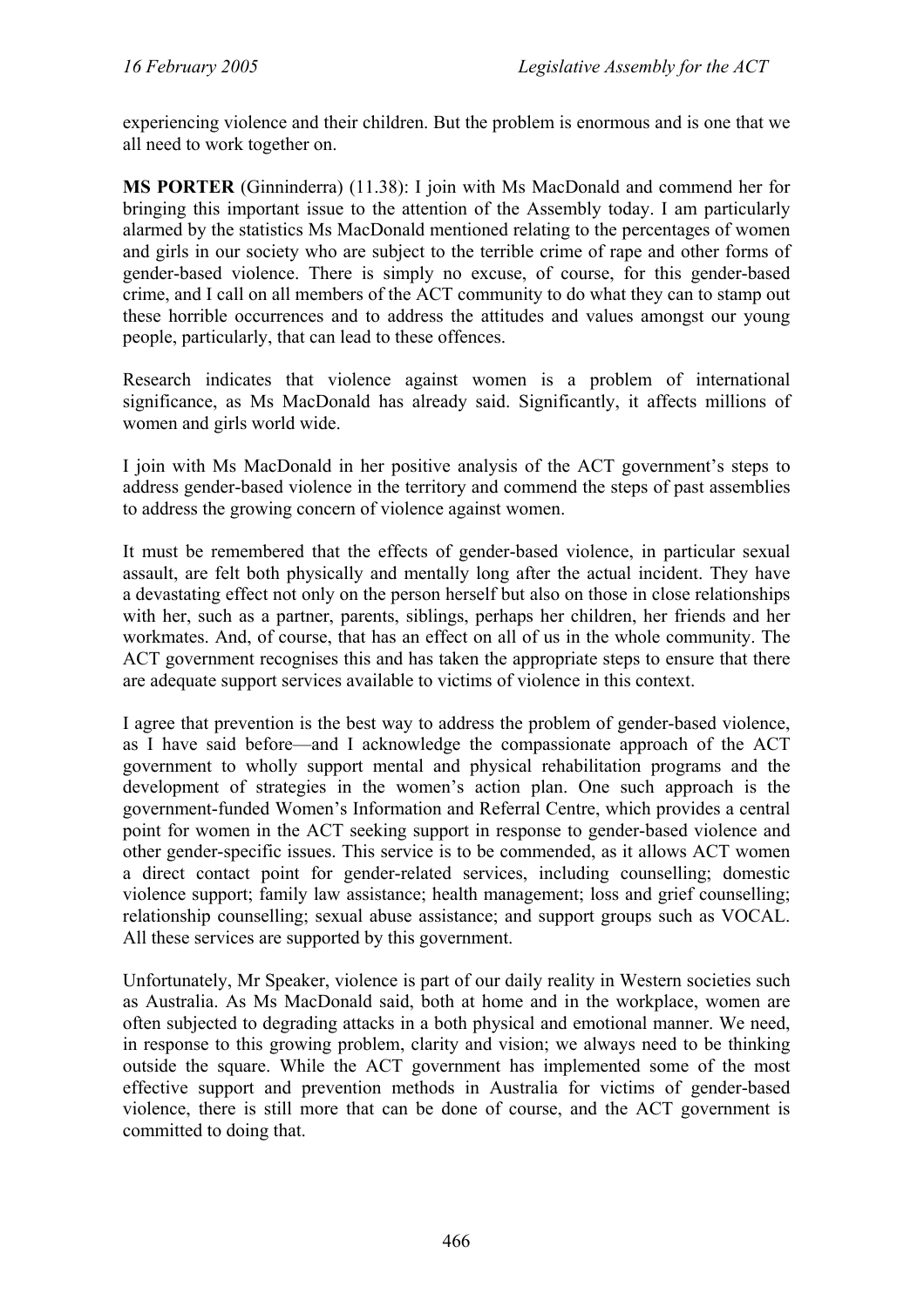experiencing violence and their children. But the problem is enormous and is one that we all need to work together on.

**MS PORTER** (Ginninderra) (11.38): I join with Ms MacDonald and commend her for bringing this important issue to the attention of the Assembly today. I am particularly alarmed by the statistics Ms MacDonald mentioned relating to the percentages of women and girls in our society who are subject to the terrible crime of rape and other forms of gender-based violence. There is simply no excuse, of course, for this gender-based crime, and I call on all members of the ACT community to do what they can to stamp out these horrible occurrences and to address the attitudes and values amongst our young people, particularly, that can lead to these offences.

Research indicates that violence against women is a problem of international significance, as Ms MacDonald has already said. Significantly, it affects millions of women and girls world wide.

I join with Ms MacDonald in her positive analysis of the ACT government's steps to address gender-based violence in the territory and commend the steps of past assemblies to address the growing concern of violence against women.

It must be remembered that the effects of gender-based violence, in particular sexual assault, are felt both physically and mentally long after the actual incident. They have a devastating effect not only on the person herself but also on those in close relationships with her, such as a partner, parents, siblings, perhaps her children, her friends and her workmates. And, of course, that has an effect on all of us in the whole community. The ACT government recognises this and has taken the appropriate steps to ensure that there are adequate support services available to victims of violence in this context.

I agree that prevention is the best way to address the problem of gender-based violence, as I have said before—and I acknowledge the compassionate approach of the ACT government to wholly support mental and physical rehabilitation programs and the development of strategies in the women's action plan. One such approach is the government-funded Women's Information and Referral Centre, which provides a central point for women in the ACT seeking support in response to gender-based violence and other gender-specific issues. This service is to be commended, as it allows ACT women a direct contact point for gender-related services, including counselling; domestic violence support; family law assistance; health management; loss and grief counselling; relationship counselling; sexual abuse assistance; and support groups such as VOCAL. All these services are supported by this government.

Unfortunately, Mr Speaker, violence is part of our daily reality in Western societies such as Australia. As Ms MacDonald said, both at home and in the workplace, women are often subjected to degrading attacks in a both physical and emotional manner. We need, in response to this growing problem, clarity and vision; we always need to be thinking outside the square. While the ACT government has implemented some of the most effective support and prevention methods in Australia for victims of gender-based violence, there is still more that can be done of course, and the ACT government is committed to doing that.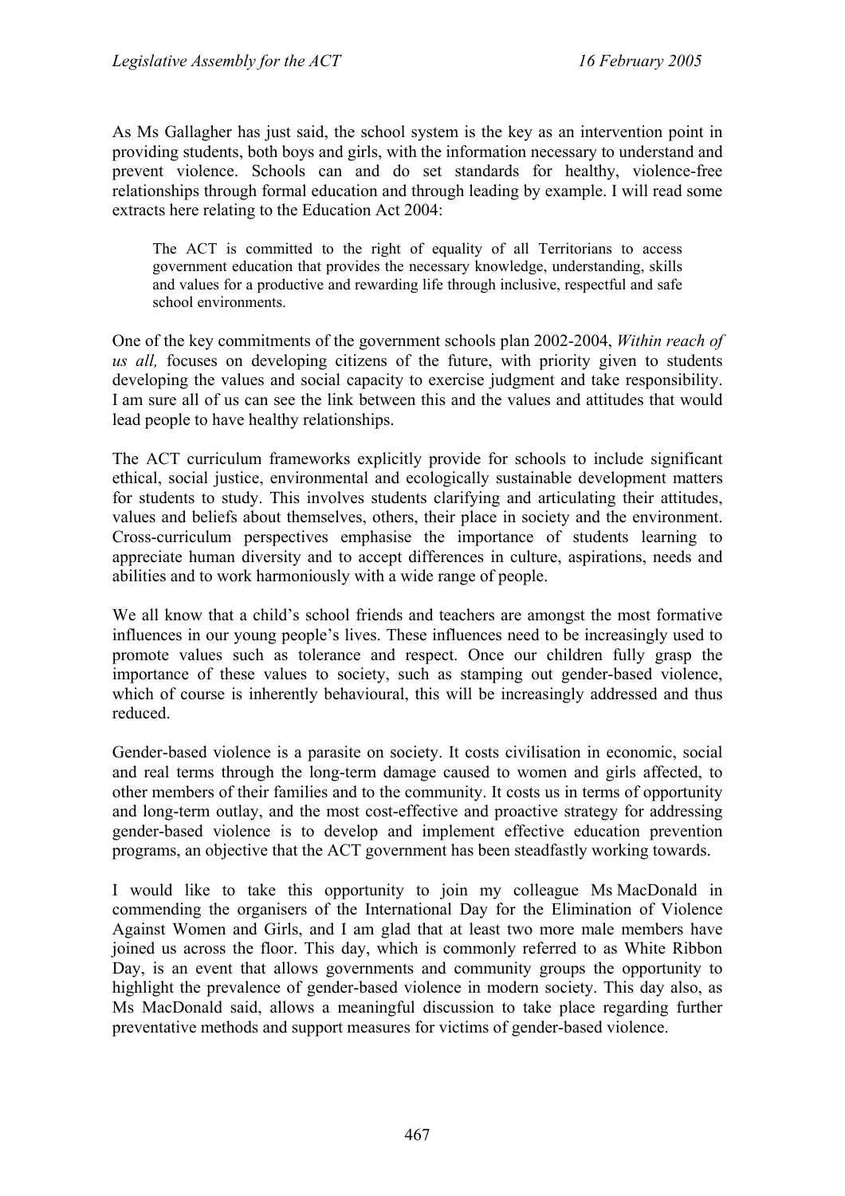As Ms Gallagher has just said, the school system is the key as an intervention point in providing students, both boys and girls, with the information necessary to understand and prevent violence. Schools can and do set standards for healthy, violence-free relationships through formal education and through leading by example. I will read some extracts here relating to the Education Act 2004:

> The ACT is committed to the right of equality of all Territorians to access government education that provides the necessary knowledge, understanding, skills and values for a productive and rewarding life through inclusive, respectful and safe school environments.

One of the key commitments of the government schools plan 2002-2004, *Within reach of us all,* focuses on developing citizens of the future, with priority given to students developing the values and social capacity to exercise judgment and take responsibility. I am sure all of us can see the link between this and the values and attitudes that would lead people to have healthy relationships.

The ACT curriculum frameworks explicitly provide for schools to include significant ethical, social justice, environmental and ecologically sustainable development matters for students to study. This involves students clarifying and articulating their attitudes, values and beliefs about themselves, others, their place in society and the environment. Cross-curriculum perspectives emphasise the importance of students learning to appreciate human diversity and to accept differences in culture, aspirations, needs and abilities and to work harmoniously with a wide range of people.

We all know that a child's school friends and teachers are amongst the most formative influences in our young people's lives. These influences need to be increasingly used to promote values such as tolerance and respect. Once our children fully grasp the importance of these values to society, such as stamping out gender-based violence, which of course is inherently behavioural, this will be increasingly addressed and thus reduced.

Gender-based violence is a parasite on society. It costs civilisation in economic, social and real terms through the long-term damage caused to women and girls affected, to other members of their families and to the community. It costs us in terms of opportunity and long-term outlay, and the most cost-effective and proactive strategy for addressing gender-based violence is to develop and implement effective education prevention programs, an objective that the ACT government has been steadfastly working towards.

I would like to take this opportunity to join my colleague Ms MacDonald in commending the organisers of the International Day for the Elimination of Violence Against Women and Girls, and I am glad that at least two more male members have joined us across the floor. This day, which is commonly referred to as White Ribbon Day, is an event that allows governments and community groups the opportunity to highlight the prevalence of gender-based violence in modern society. This day also, as Ms MacDonald said, allows a meaningful discussion to take place regarding further preventative methods and support measures for victims of gender-based violence.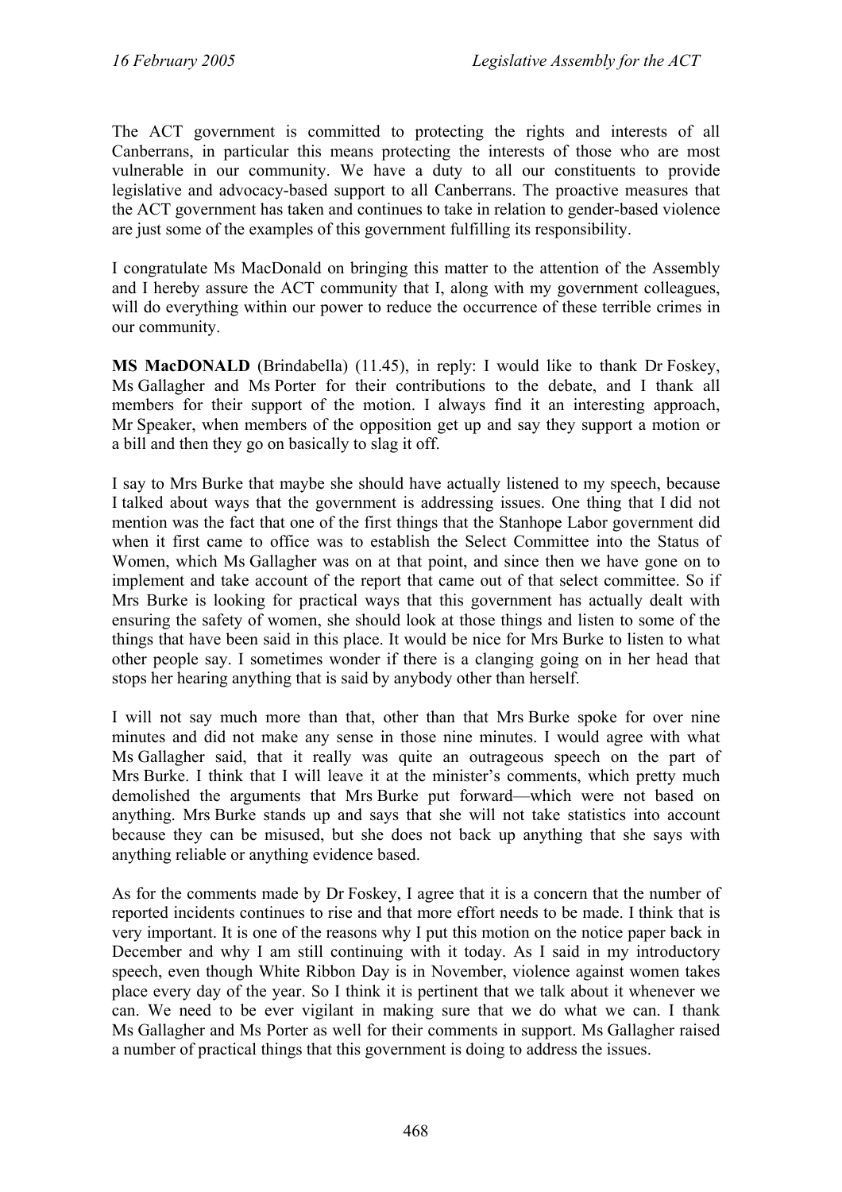The ACT government is committed to protecting the rights and interests of all Canberrans, in particular this means protecting the interests of those who are most vulnerable in our community. We have a duty to all our constituents to provide legislative and advocacy-based support to all Canberrans. The proactive measures that the ACT government has taken and continues to take in relation to gender-based violence are just some of the examples of this government fulfilling its responsibility.

I congratulate Ms MacDonald on bringing this matter to the attention of the Assembly and I hereby assure the ACT community that I, along with my government colleagues, will do everything within our power to reduce the occurrence of these terrible crimes in our community.

**MS MacDONALD** (Brindabella) (11.45), in reply: I would like to thank Dr Foskey, Ms Gallagher and Ms Porter for their contributions to the debate, and I thank all members for their support of the motion. I always find it an interesting approach, Mr Speaker, when members of the opposition get up and say they support a motion or a bill and then they go on basically to slag it off.

I say to Mrs Burke that maybe she should have actually listened to my speech, because I talked about ways that the government is addressing issues. One thing that I did not mention was the fact that one of the first things that the Stanhope Labor government did when it first came to office was to establish the Select Committee into the Status of Women, which Ms Gallagher was on at that point, and since then we have gone on to implement and take account of the report that came out of that select committee. So if Mrs Burke is looking for practical ways that this government has actually dealt with ensuring the safety of women, she should look at those things and listen to some of the things that have been said in this place. It would be nice for Mrs Burke to listen to what other people say. I sometimes wonder if there is a clanging going on in her head that stops her hearing anything that is said by anybody other than herself.

I will not say much more than that, other than that Mrs Burke spoke for over nine minutes and did not make any sense in those nine minutes. I would agree with what Ms Gallagher said, that it really was quite an outrageous speech on the part of Mrs Burke. I think that I will leave it at the minister's comments, which pretty much demolished the arguments that Mrs Burke put forward—which were not based on anything. Mrs Burke stands up and says that she will not take statistics into account because they can be misused, but she does not back up anything that she says with anything reliable or anything evidence based.

As for the comments made by Dr Foskey, I agree that it is a concern that the number of reported incidents continues to rise and that more effort needs to be made. I think that is very important. It is one of the reasons why I put this motion on the notice paper back in December and why I am still continuing with it today. As I said in my introductory speech, even though White Ribbon Day is in November, violence against women takes place every day of the year. So I think it is pertinent that we talk about it whenever we can. We need to be ever vigilant in making sure that we do what we can. I thank Ms Gallagher and Ms Porter as well for their comments in support. Ms Gallagher raised a number of practical things that this government is doing to address the issues.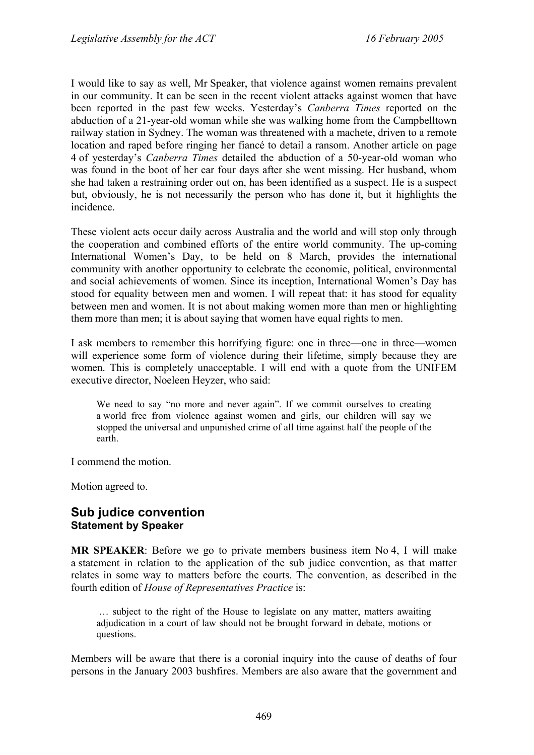I would like to say as well, Mr Speaker, that violence against women remains prevalent in our community. It can be seen in the recent violent attacks against women that have been reported in the past few weeks. Yesterday's *Canberra Times* reported on the abduction of a 21-year-old woman while she was walking home from the Campbelltown railway station in Sydney. The woman was threatened with a machete, driven to a remote location and raped before ringing her fiancé to detail a ransom. Another article on page 4 of yesterday's *Canberra Times* detailed the abduction of a 50-year-old woman who was found in the boot of her car four days after she went missing. Her husband, whom she had taken a restraining order out on, has been identified as a suspect. He is a suspect but, obviously, he is not necessarily the person who has done it, but it highlights the incidence.

These violent acts occur daily across Australia and the world and will stop only through the cooperation and combined efforts of the entire world community. The up-coming International Women's Day, to be held on 8 March, provides the international community with another opportunity to celebrate the economic, political, environmental and social achievements of women. Since its inception, International Women's Day has stood for equality between men and women. I will repeat that: it has stood for equality between men and women. It is not about making women more than men or highlighting them more than men; it is about saying that women have equal rights to men.

I ask members to remember this horrifying figure: one in three—one in three—women will experience some form of violence during their lifetime, simply because they are women. This is completely unacceptable. I will end with a quote from the UNIFEM executive director, Noeleen Heyzer, who said:

> We need to say "no more and never again". If we commit ourselves to creating a world free from violence against women and girls, our children will say we stopped the universal and unpunished crime of all time against half the people of the earth.

I commend the motion.

Motion agreed to.

## Sub judice convention
### Statement by Speaker

**MR SPEAKER**: Before we go to private members business item No 4, I will make a statement in relation to the application of the sub judice convention, as that matter relates in some way to matters before the courts. The convention, as described in the fourth edition of *House of Representatives Practice* is:

> … subject to the right of the House to legislate on any matter, matters awaiting adjudication in a court of law should not be brought forward in debate, motions or questions.

Members will be aware that there is a coronial inquiry into the cause of deaths of four persons in the January 2003 bushfires. Members are also aware that the government and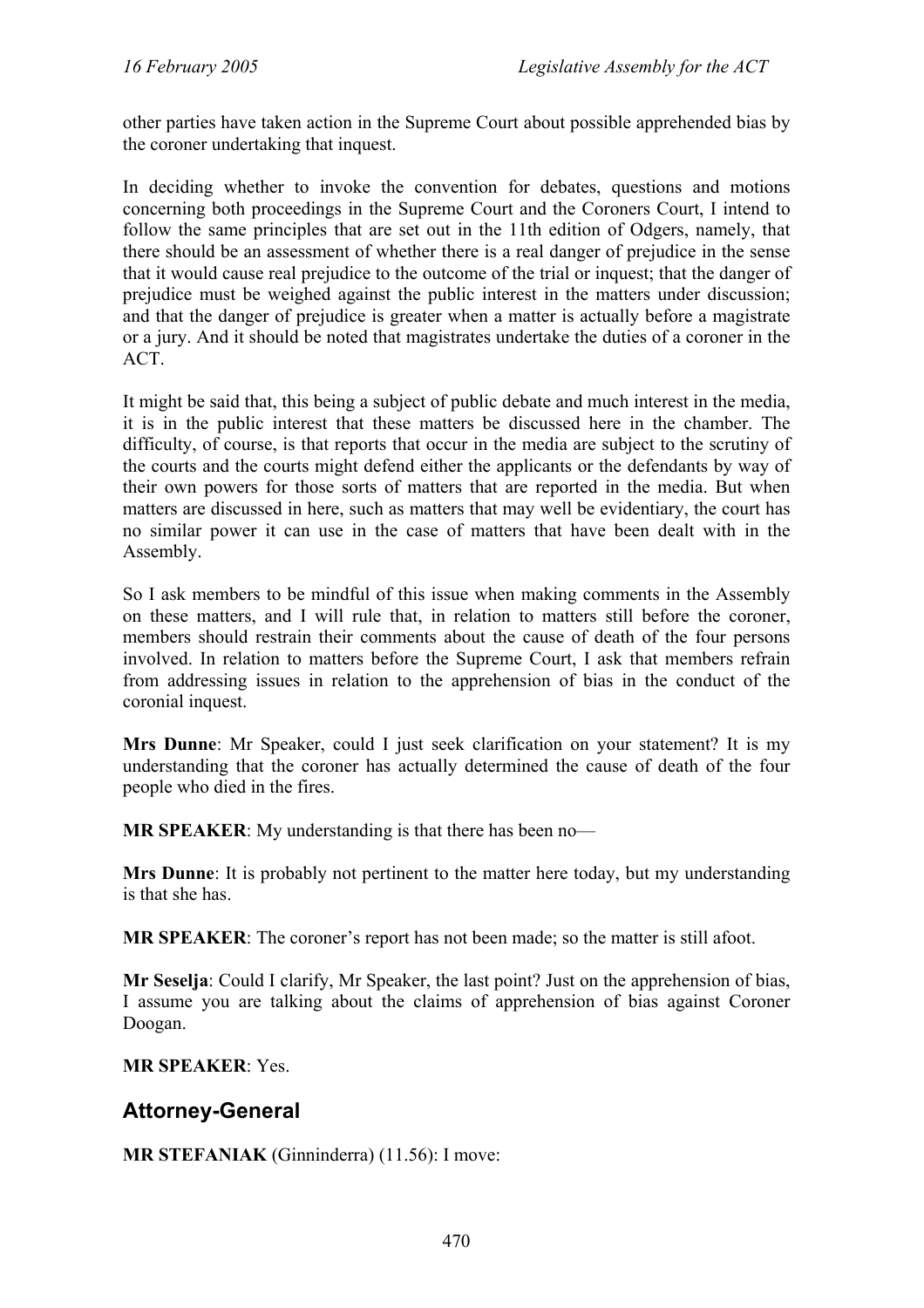other parties have taken action in the Supreme Court about possible apprehended bias by the coroner undertaking that inquest.

In deciding whether to invoke the convention for debates, questions and motions concerning both proceedings in the Supreme Court and the Coroners Court, I intend to follow the same principles that are set out in the 11th edition of Odgers, namely, that there should be an assessment of whether there is a real danger of prejudice in the sense that it would cause real prejudice to the outcome of the trial or inquest; that the danger of prejudice must be weighed against the public interest in the matters under discussion; and that the danger of prejudice is greater when a matter is actually before a magistrate or a jury. And it should be noted that magistrates undertake the duties of a coroner in the ACT.

It might be said that, this being a subject of public debate and much interest in the media, it is in the public interest that these matters be discussed here in the chamber. The difficulty, of course, is that reports that occur in the media are subject to the scrutiny of the courts and the courts might defend either the applicants or the defendants by way of their own powers for those sorts of matters that are reported in the media. But when matters are discussed in here, such as matters that may well be evidentiary, the court has no similar power it can use in the case of matters that have been dealt with in the Assembly.

So I ask members to be mindful of this issue when making comments in the Assembly on these matters, and I will rule that, in relation to matters still before the coroner, members should restrain their comments about the cause of death of the four persons involved. In relation to matters before the Supreme Court, I ask that members refrain from addressing issues in relation to the apprehension of bias in the conduct of the coronial inquest.

**Mrs Dunne**: Mr Speaker, could I just seek clarification on your statement? It is my understanding that the coroner has actually determined the cause of death of the four people who died in the fires.

**MR SPEAKER**: My understanding is that there has been no—

**Mrs Dunne**: It is probably not pertinent to the matter here today, but my understanding is that she has.

**MR SPEAKER**: The coroner's report has not been made; so the matter is still afoot.

**Mr Seselja**: Could I clarify, Mr Speaker, the last point? Just on the apprehension of bias, I assume you are talking about the claims of apprehension of bias against Coroner Doogan.

**MR SPEAKER**: Yes.

## Attorney-General

**MR STEFANIAK** (Ginninderra) (11.56): I move: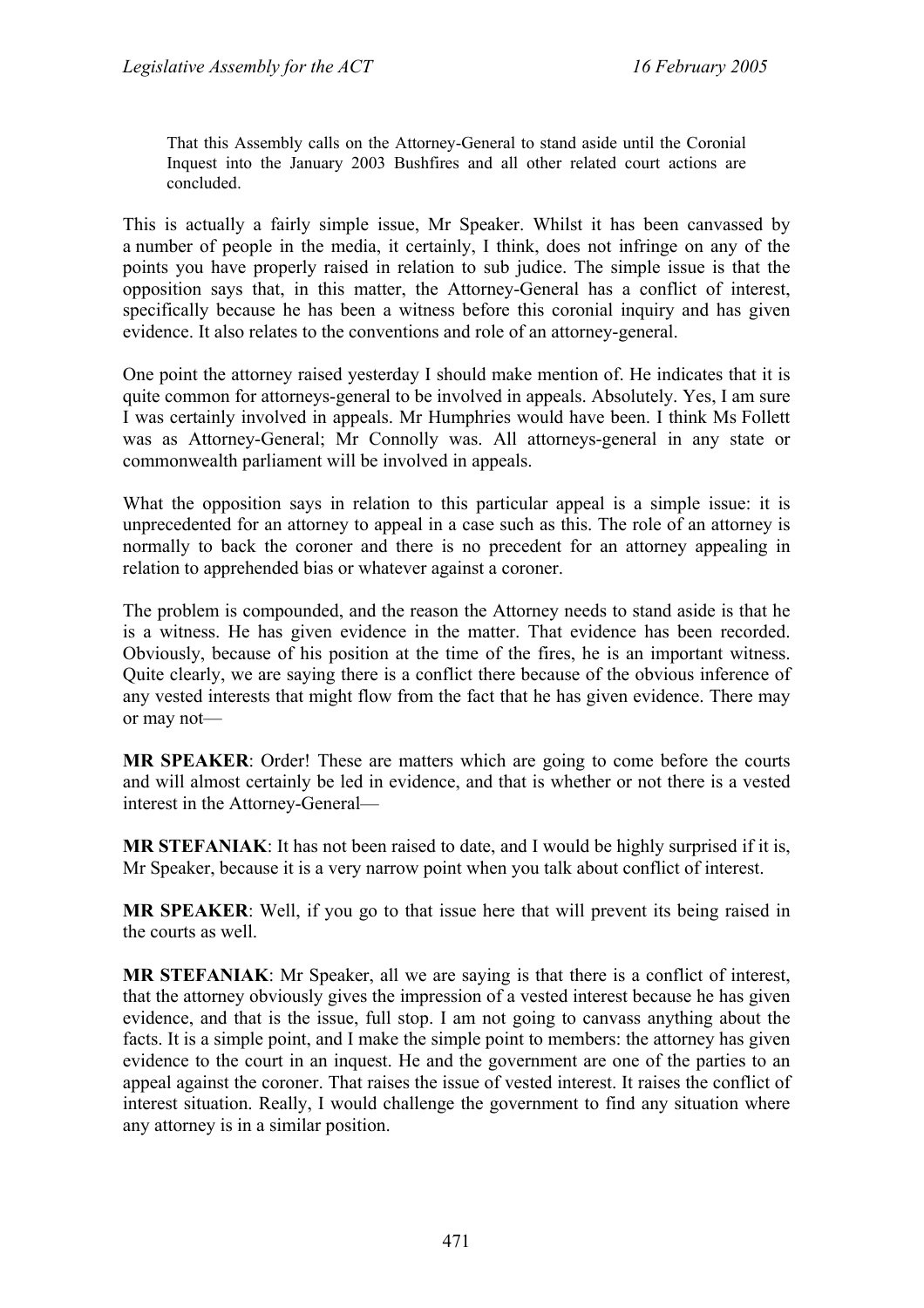> That this Assembly calls on the Attorney-General to stand aside until the Coronial Inquest into the January 2003 Bushfires and all other related court actions are concluded.

This is actually a fairly simple issue, Mr Speaker. Whilst it has been canvassed by a number of people in the media, it certainly, I think, does not infringe on any of the points you have properly raised in relation to sub judice. The simple issue is that the opposition says that, in this matter, the Attorney-General has a conflict of interest, specifically because he has been a witness before this coronial inquiry and has given evidence. It also relates to the conventions and role of an attorney-general.

One point the attorney raised yesterday I should make mention of. He indicates that it is quite common for attorneys-general to be involved in appeals. Absolutely. Yes, I am sure I was certainly involved in appeals. Mr Humphries would have been. I think Ms Follett was as Attorney-General; Mr Connolly was. All attorneys-general in any state or commonwealth parliament will be involved in appeals.

What the opposition says in relation to this particular appeal is a simple issue: it is unprecedented for an attorney to appeal in a case such as this. The role of an attorney is normally to back the coroner and there is no precedent for an attorney appealing in relation to apprehended bias or whatever against a coroner.

The problem is compounded, and the reason the Attorney needs to stand aside is that he is a witness. He has given evidence in the matter. That evidence has been recorded. Obviously, because of his position at the time of the fires, he is an important witness. Quite clearly, we are saying there is a conflict there because of the obvious inference of any vested interests that might flow from the fact that he has given evidence. There may or may not—

**MR SPEAKER**: Order! These are matters which are going to come before the courts and will almost certainly be led in evidence, and that is whether or not there is a vested interest in the Attorney-General—

**MR STEFANIAK**: It has not been raised to date, and I would be highly surprised if it is, Mr Speaker, because it is a very narrow point when you talk about conflict of interest.

**MR SPEAKER**: Well, if you go to that issue here that will prevent its being raised in the courts as well.

**MR STEFANIAK**: Mr Speaker, all we are saying is that there is a conflict of interest, that the attorney obviously gives the impression of a vested interest because he has given evidence, and that is the issue, full stop. I am not going to canvass anything about the facts. It is a simple point, and I make the simple point to members: the attorney has given evidence to the court in an inquest. He and the government are one of the parties to an appeal against the coroner. That raises the issue of vested interest. It raises the conflict of interest situation. Really, I would challenge the government to find any situation where any attorney is in a similar position.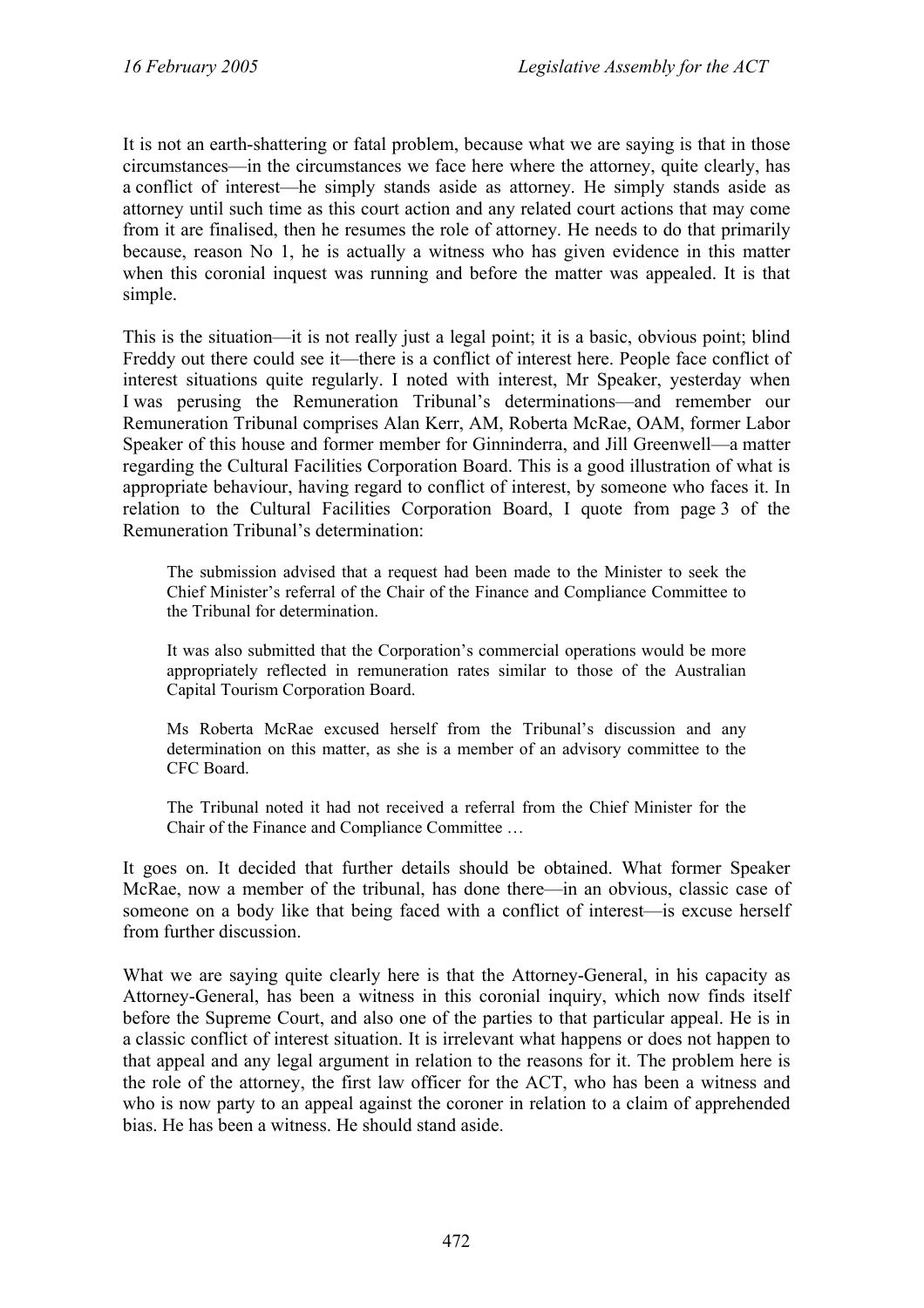It is not an earth-shattering or fatal problem, because what we are saying is that in those circumstances—in the circumstances we face here where the attorney, quite clearly, has a conflict of interest—he simply stands aside as attorney. He simply stands aside as attorney until such time as this court action and any related court actions that may come from it are finalised, then he resumes the role of attorney. He needs to do that primarily because, reason No 1, he is actually a witness who has given evidence in this matter when this coronial inquest was running and before the matter was appealed. It is that simple.

This is the situation—it is not really just a legal point; it is a basic, obvious point; blind Freddy out there could see it—there is a conflict of interest here. People face conflict of interest situations quite regularly. I noted with interest, Mr Speaker, yesterday when I was perusing the Remuneration Tribunal's determinations—and remember our Remuneration Tribunal comprises Alan Kerr, AM, Roberta McRae, OAM, former Labor Speaker of this house and former member for Ginninderra, and Jill Greenwell—a matter regarding the Cultural Facilities Corporation Board. This is a good illustration of what is appropriate behaviour, having regard to conflict of interest, by someone who faces it. In relation to the Cultural Facilities Corporation Board, I quote from page 3 of the Remuneration Tribunal's determination:

> The submission advised that a request had been made to the Minister to seek the Chief Minister's referral of the Chair of the Finance and Compliance Committee to the Tribunal for determination.
>
> It was also submitted that the Corporation's commercial operations would be more appropriately reflected in remuneration rates similar to those of the Australian Capital Tourism Corporation Board.
>
> Ms Roberta McRae excused herself from the Tribunal's discussion and any determination on this matter, as she is a member of an advisory committee to the CFC Board.
>
> The Tribunal noted it had not received a referral from the Chief Minister for the Chair of the Finance and Compliance Committee …

It goes on. It decided that further details should be obtained. What former Speaker McRae, now a member of the tribunal, has done there—in an obvious, classic case of someone on a body like that being faced with a conflict of interest—is excuse herself from further discussion.

What we are saying quite clearly here is that the Attorney-General, in his capacity as Attorney-General, has been a witness in this coronial inquiry, which now finds itself before the Supreme Court, and also one of the parties to that particular appeal. He is in a classic conflict of interest situation. It is irrelevant what happens or does not happen to that appeal and any legal argument in relation to the reasons for it. The problem here is the role of the attorney, the first law officer for the ACT, who has been a witness and who is now party to an appeal against the coroner in relation to a claim of apprehended bias. He has been a witness. He should stand aside.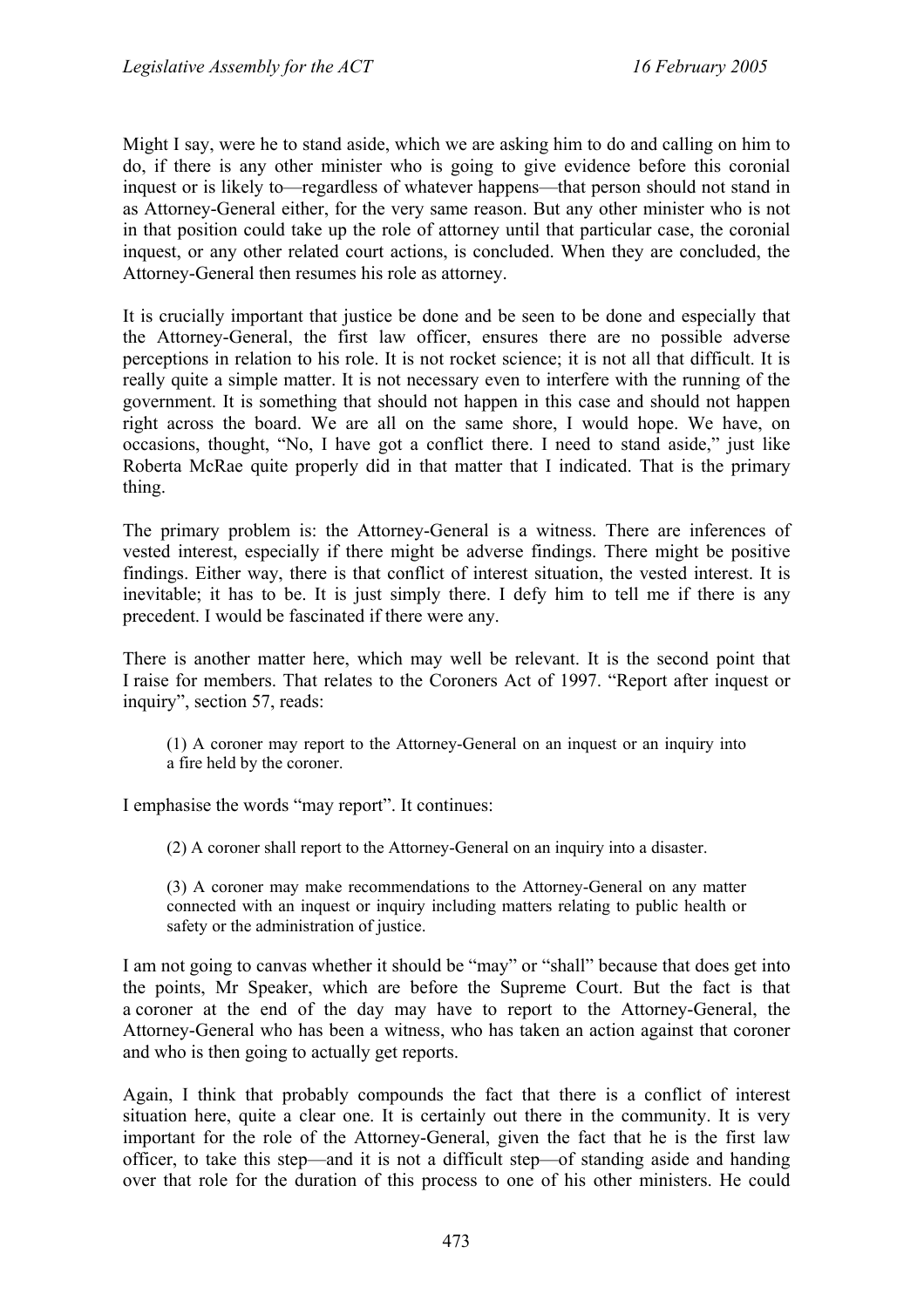Might I say, were he to stand aside, which we are asking him to do and calling on him to do, if there is any other minister who is going to give evidence before this coronial inquest or is likely to—regardless of whatever happens—that person should not stand in as Attorney-General either, for the very same reason. But any other minister who is not in that position could take up the role of attorney until that particular case, the coronial inquest, or any other related court actions, is concluded. When they are concluded, the Attorney-General then resumes his role as attorney.

It is crucially important that justice be done and be seen to be done and especially that the Attorney-General, the first law officer, ensures there are no possible adverse perceptions in relation to his role. It is not rocket science; it is not all that difficult. It is really quite a simple matter. It is not necessary even to interfere with the running of the government. It is something that should not happen in this case and should not happen right across the board. We are all on the same shore, I would hope. We have, on occasions, thought, "No, I have got a conflict there. I need to stand aside," just like Roberta McRae quite properly did in that matter that I indicated. That is the primary thing.

The primary problem is: the Attorney-General is a witness. There are inferences of vested interest, especially if there might be adverse findings. There might be positive findings. Either way, there is that conflict of interest situation, the vested interest. It is inevitable; it has to be. It is just simply there. I defy him to tell me if there is any precedent. I would be fascinated if there were any.

There is another matter here, which may well be relevant. It is the second point that I raise for members. That relates to the Coroners Act of 1997. "Report after inquest or inquiry", section 57, reads:

> (1) A coroner may report to the Attorney-General on an inquest or an inquiry into a fire held by the coroner.

I emphasise the words "may report". It continues:

> (2) A coroner shall report to the Attorney-General on an inquiry into a disaster.
>
> (3) A coroner may make recommendations to the Attorney-General on any matter connected with an inquest or inquiry including matters relating to public health or safety or the administration of justice.

I am not going to canvas whether it should be "may" or "shall" because that does get into the points, Mr Speaker, which are before the Supreme Court. But the fact is that a coroner at the end of the day may have to report to the Attorney-General, the Attorney-General who has been a witness, who has taken an action against that coroner and who is then going to actually get reports.

Again, I think that probably compounds the fact that there is a conflict of interest situation here, quite a clear one. It is certainly out there in the community. It is very important for the role of the Attorney-General, given the fact that he is the first law officer, to take this step—and it is not a difficult step—of standing aside and handing over that role for the duration of this process to one of his other ministers. He could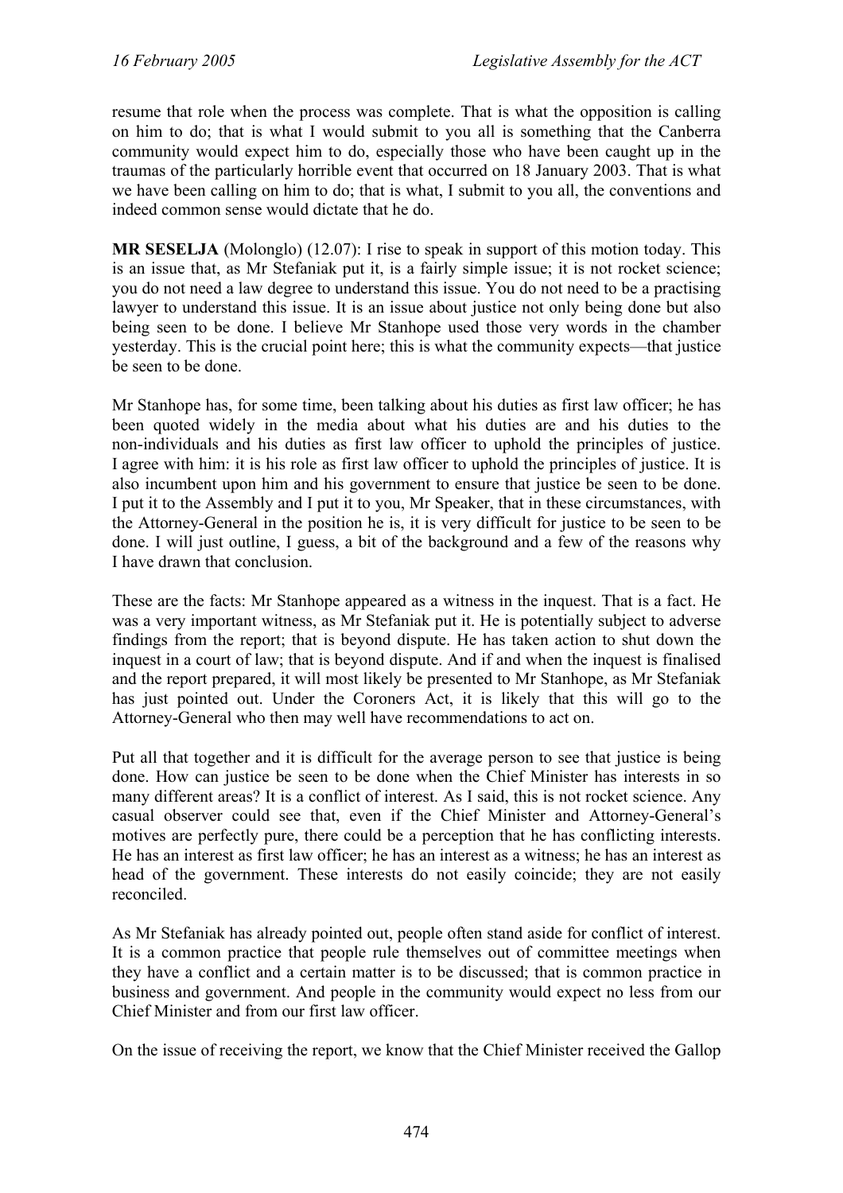resume that role when the process was complete. That is what the opposition is calling on him to do; that is what I would submit to you all is something that the Canberra community would expect him to do, especially those who have been caught up in the traumas of the particularly horrible event that occurred on 18 January 2003. That is what we have been calling on him to do; that is what, I submit to you all, the conventions and indeed common sense would dictate that he do.

**MR SESELJA** (Molonglo) (12.07): I rise to speak in support of this motion today. This is an issue that, as Mr Stefaniak put it, is a fairly simple issue; it is not rocket science; you do not need a law degree to understand this issue. You do not need to be a practising lawyer to understand this issue. It is an issue about justice not only being done but also being seen to be done. I believe Mr Stanhope used those very words in the chamber yesterday. This is the crucial point here; this is what the community expects—that justice be seen to be done.

Mr Stanhope has, for some time, been talking about his duties as first law officer; he has been quoted widely in the media about what his duties are and his duties to the non-individuals and his duties as first law officer to uphold the principles of justice. I agree with him: it is his role as first law officer to uphold the principles of justice. It is also incumbent upon him and his government to ensure that justice be seen to be done. I put it to the Assembly and I put it to you, Mr Speaker, that in these circumstances, with the Attorney-General in the position he is, it is very difficult for justice to be seen to be done. I will just outline, I guess, a bit of the background and a few of the reasons why I have drawn that conclusion.

These are the facts: Mr Stanhope appeared as a witness in the inquest. That is a fact. He was a very important witness, as Mr Stefaniak put it. He is potentially subject to adverse findings from the report; that is beyond dispute. He has taken action to shut down the inquest in a court of law; that is beyond dispute. And if and when the inquest is finalised and the report prepared, it will most likely be presented to Mr Stanhope, as Mr Stefaniak has just pointed out. Under the Coroners Act, it is likely that this will go to the Attorney-General who then may well have recommendations to act on.

Put all that together and it is difficult for the average person to see that justice is being done. How can justice be seen to be done when the Chief Minister has interests in so many different areas? It is a conflict of interest. As I said, this is not rocket science. Any casual observer could see that, even if the Chief Minister and Attorney-General's motives are perfectly pure, there could be a perception that he has conflicting interests. He has an interest as first law officer; he has an interest as a witness; he has an interest as head of the government. These interests do not easily coincide; they are not easily reconciled.

As Mr Stefaniak has already pointed out, people often stand aside for conflict of interest. It is a common practice that people rule themselves out of committee meetings when they have a conflict and a certain matter is to be discussed; that is common practice in business and government. And people in the community would expect no less from our Chief Minister and from our first law officer.

On the issue of receiving the report, we know that the Chief Minister received the Gallop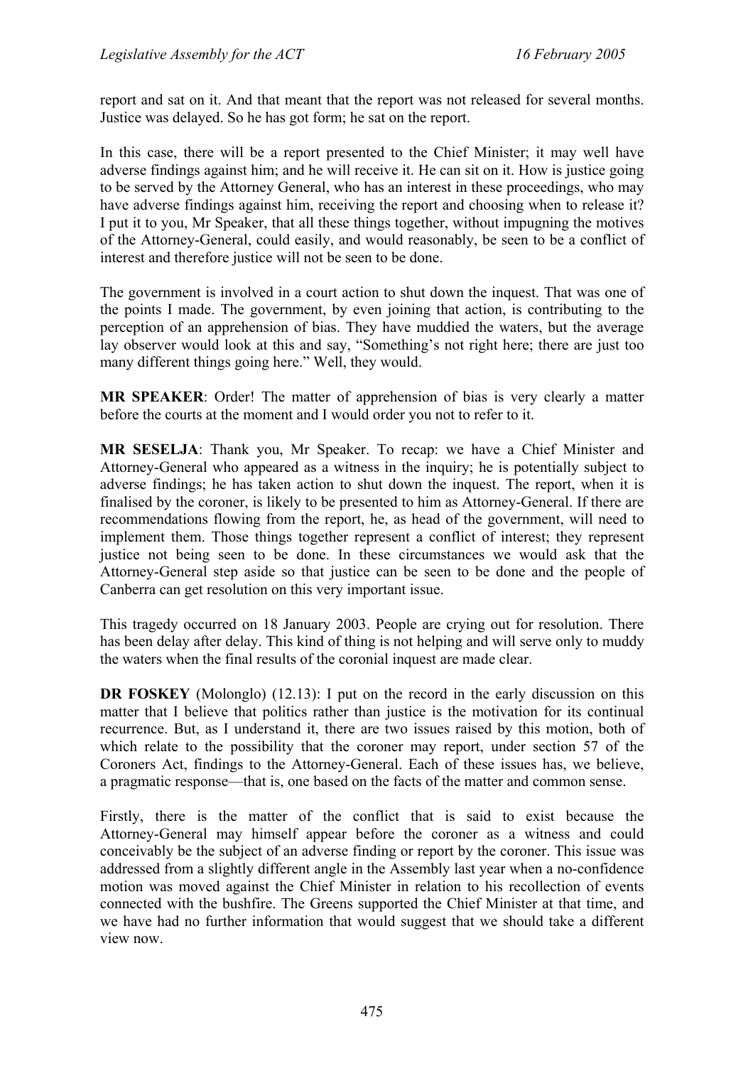report and sat on it. And that meant that the report was not released for several months. Justice was delayed. So he has got form; he sat on the report.

In this case, there will be a report presented to the Chief Minister; it may well have adverse findings against him; and he will receive it. He can sit on it. How is justice going to be served by the Attorney General, who has an interest in these proceedings, who may have adverse findings against him, receiving the report and choosing when to release it? I put it to you, Mr Speaker, that all these things together, without impugning the motives of the Attorney-General, could easily, and would reasonably, be seen to be a conflict of interest and therefore justice will not be seen to be done.

The government is involved in a court action to shut down the inquest. That was one of the points I made. The government, by even joining that action, is contributing to the perception of an apprehension of bias. They have muddied the waters, but the average lay observer would look at this and say, "Something's not right here; there are just too many different things going here." Well, they would.

**MR SPEAKER**: Order! The matter of apprehension of bias is very clearly a matter before the courts at the moment and I would order you not to refer to it.

**MR SESELJA**: Thank you, Mr Speaker. To recap: we have a Chief Minister and Attorney-General who appeared as a witness in the inquiry; he is potentially subject to adverse findings; he has taken action to shut down the inquest. The report, when it is finalised by the coroner, is likely to be presented to him as Attorney-General. If there are recommendations flowing from the report, he, as head of the government, will need to implement them. Those things together represent a conflict of interest; they represent justice not being seen to be done. In these circumstances we would ask that the Attorney-General step aside so that justice can be seen to be done and the people of Canberra can get resolution on this very important issue.

This tragedy occurred on 18 January 2003. People are crying out for resolution. There has been delay after delay. This kind of thing is not helping and will serve only to muddy the waters when the final results of the coronial inquest are made clear.

**DR FOSKEY** (Molonglo) (12.13): I put on the record in the early discussion on this matter that I believe that politics rather than justice is the motivation for its continual recurrence. But, as I understand it, there are two issues raised by this motion, both of which relate to the possibility that the coroner may report, under section 57 of the Coroners Act, findings to the Attorney-General. Each of these issues has, we believe, a pragmatic response—that is, one based on the facts of the matter and common sense.

Firstly, there is the matter of the conflict that is said to exist because the Attorney-General may himself appear before the coroner as a witness and could conceivably be the subject of an adverse finding or report by the coroner. This issue was addressed from a slightly different angle in the Assembly last year when a no-confidence motion was moved against the Chief Minister in relation to his recollection of events connected with the bushfire. The Greens supported the Chief Minister at that time, and we have had no further information that would suggest that we should take a different view now.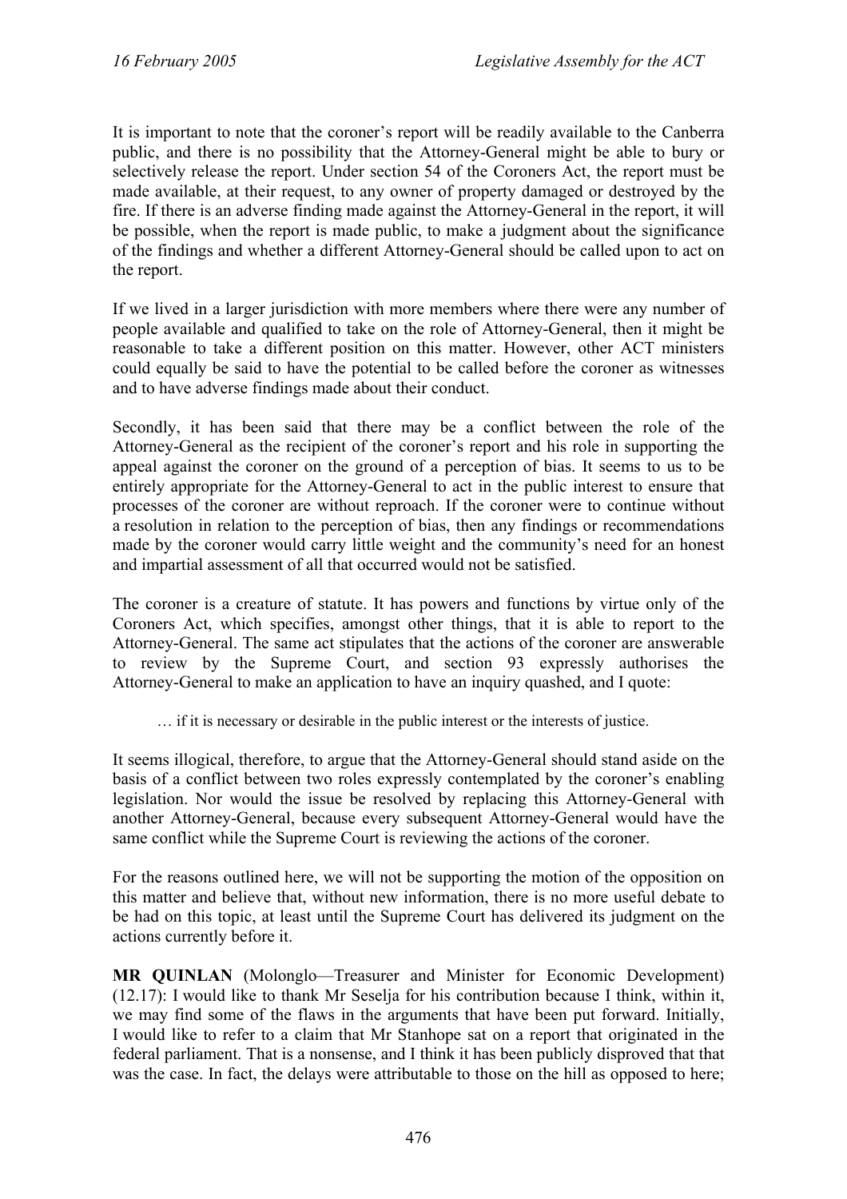It is important to note that the coroner's report will be readily available to the Canberra public, and there is no possibility that the Attorney-General might be able to bury or selectively release the report. Under section 54 of the Coroners Act, the report must be made available, at their request, to any owner of property damaged or destroyed by the fire. If there is an adverse finding made against the Attorney-General in the report, it will be possible, when the report is made public, to make a judgment about the significance of the findings and whether a different Attorney-General should be called upon to act on the report.

If we lived in a larger jurisdiction with more members where there were any number of people available and qualified to take on the role of Attorney-General, then it might be reasonable to take a different position on this matter. However, other ACT ministers could equally be said to have the potential to be called before the coroner as witnesses and to have adverse findings made about their conduct.

Secondly, it has been said that there may be a conflict between the role of the Attorney-General as the recipient of the coroner's report and his role in supporting the appeal against the coroner on the ground of a perception of bias. It seems to us to be entirely appropriate for the Attorney-General to act in the public interest to ensure that processes of the coroner are without reproach. If the coroner were to continue without a resolution in relation to the perception of bias, then any findings or recommendations made by the coroner would carry little weight and the community's need for an honest and impartial assessment of all that occurred would not be satisfied.

The coroner is a creature of statute. It has powers and functions by virtue only of the Coroners Act, which specifies, amongst other things, that it is able to report to the Attorney-General. The same act stipulates that the actions of the coroner are answerable to review by the Supreme Court, and section 93 expressly authorises the Attorney-General to make an application to have an inquiry quashed, and I quote:

> … if it is necessary or desirable in the public interest or the interests of justice.

It seems illogical, therefore, to argue that the Attorney-General should stand aside on the basis of a conflict between two roles expressly contemplated by the coroner's enabling legislation. Nor would the issue be resolved by replacing this Attorney-General with another Attorney-General, because every subsequent Attorney-General would have the same conflict while the Supreme Court is reviewing the actions of the coroner.

For the reasons outlined here, we will not be supporting the motion of the opposition on this matter and believe that, without new information, there is no more useful debate to be had on this topic, at least until the Supreme Court has delivered its judgment on the actions currently before it.

**MR QUINLAN** (Molonglo—Treasurer and Minister for Economic Development) (12.17): I would like to thank Mr Seselja for his contribution because I think, within it, we may find some of the flaws in the arguments that have been put forward. Initially, I would like to refer to a claim that Mr Stanhope sat on a report that originated in the federal parliament. That is a nonsense, and I think it has been publicly disproved that that was the case. In fact, the delays were attributable to those on the hill as opposed to here;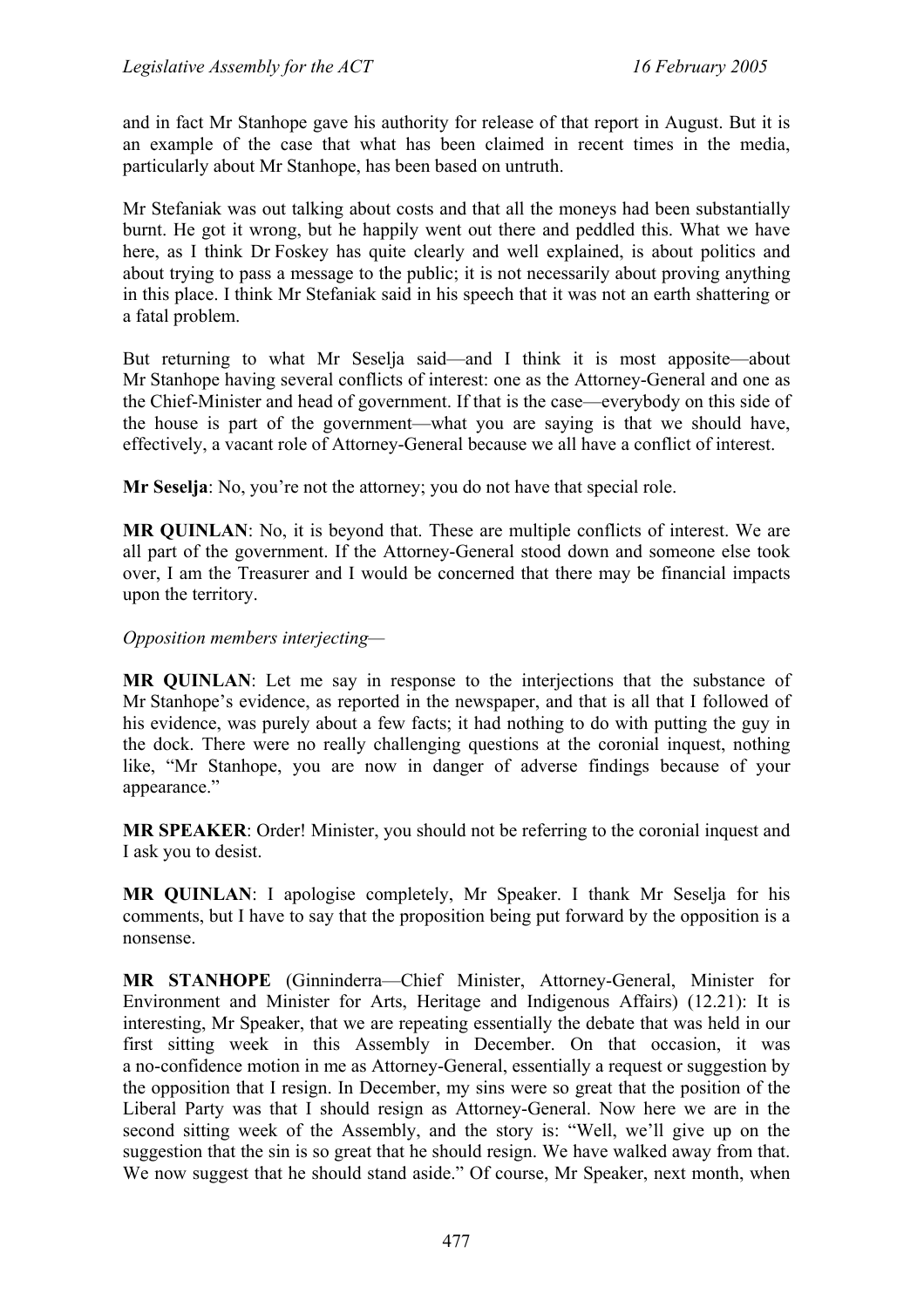and in fact Mr Stanhope gave his authority for release of that report in August. But it is an example of the case that what has been claimed in recent times in the media, particularly about Mr Stanhope, has been based on untruth.

Mr Stefaniak was out talking about costs and that all the moneys had been substantially burnt. He got it wrong, but he happily went out there and peddled this. What we have here, as I think Dr Foskey has quite clearly and well explained, is about politics and about trying to pass a message to the public; it is not necessarily about proving anything in this place. I think Mr Stefaniak said in his speech that it was not an earth shattering or a fatal problem.

But returning to what Mr Seselja said—and I think it is most apposite—about Mr Stanhope having several conflicts of interest: one as the Attorney-General and one as the Chief-Minister and head of government. If that is the case—everybody on this side of the house is part of the government—what you are saying is that we should have, effectively, a vacant role of Attorney-General because we all have a conflict of interest.

**Mr Seselja**: No, you're not the attorney; you do not have that special role.

**MR QUINLAN**: No, it is beyond that. These are multiple conflicts of interest. We are all part of the government. If the Attorney-General stood down and someone else took over, I am the Treasurer and I would be concerned that there may be financial impacts upon the territory.

*Opposition members interjecting—*

**MR QUINLAN**: Let me say in response to the interjections that the substance of Mr Stanhope's evidence, as reported in the newspaper, and that is all that I followed of his evidence, was purely about a few facts; it had nothing to do with putting the guy in the dock. There were no really challenging questions at the coronial inquest, nothing like, "Mr Stanhope, you are now in danger of adverse findings because of your appearance."

**MR SPEAKER**: Order! Minister, you should not be referring to the coronial inquest and I ask you to desist.

**MR QUINLAN**: I apologise completely, Mr Speaker. I thank Mr Seselja for his comments, but I have to say that the proposition being put forward by the opposition is a nonsense.

**MR STANHOPE** (Ginninderra—Chief Minister, Attorney-General, Minister for Environment and Minister for Arts, Heritage and Indigenous Affairs) (12.21): It is interesting, Mr Speaker, that we are repeating essentially the debate that was held in our first sitting week in this Assembly in December. On that occasion, it was a no-confidence motion in me as Attorney-General, essentially a request or suggestion by the opposition that I resign. In December, my sins were so great that the position of the Liberal Party was that I should resign as Attorney-General. Now here we are in the second sitting week of the Assembly, and the story is: "Well, we'll give up on the suggestion that the sin is so great that he should resign. We have walked away from that. We now suggest that he should stand aside." Of course, Mr Speaker, next month, when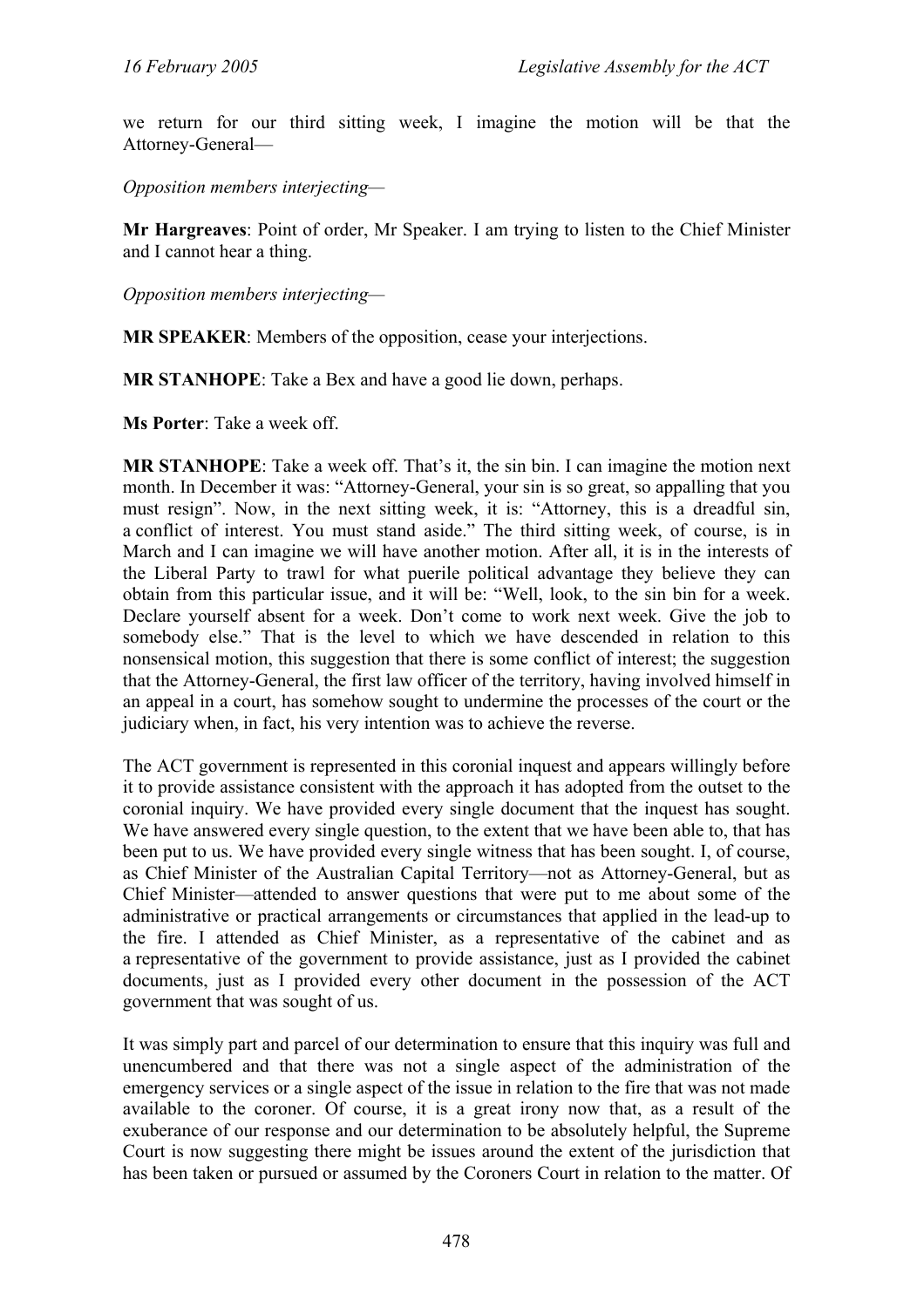we return for our third sitting week, I imagine the motion will be that the Attorney-General—

*Opposition members interjecting*—

**Mr Hargreaves**: Point of order, Mr Speaker. I am trying to listen to the Chief Minister and I cannot hear a thing.

*Opposition members interjecting*—

**MR SPEAKER**: Members of the opposition, cease your interjections.

**MR STANHOPE**: Take a Bex and have a good lie down, perhaps.

**Ms Porter**: Take a week off.

**MR STANHOPE**: Take a week off. That's it, the sin bin. I can imagine the motion next month. In December it was: "Attorney-General, your sin is so great, so appalling that you must resign". Now, in the next sitting week, it is: "Attorney, this is a dreadful sin, a conflict of interest. You must stand aside." The third sitting week, of course, is in March and I can imagine we will have another motion. After all, it is in the interests of the Liberal Party to trawl for what puerile political advantage they believe they can obtain from this particular issue, and it will be: "Well, look, to the sin bin for a week. Declare yourself absent for a week. Don't come to work next week. Give the job to somebody else." That is the level to which we have descended in relation to this nonsensical motion, this suggestion that there is some conflict of interest; the suggestion that the Attorney-General, the first law officer of the territory, having involved himself in an appeal in a court, has somehow sought to undermine the processes of the court or the judiciary when, in fact, his very intention was to achieve the reverse.

The ACT government is represented in this coronial inquest and appears willingly before it to provide assistance consistent with the approach it has adopted from the outset to the coronial inquiry. We have provided every single document that the inquest has sought. We have answered every single question, to the extent that we have been able to, that has been put to us. We have provided every single witness that has been sought. I, of course, as Chief Minister of the Australian Capital Territory—not as Attorney-General, but as Chief Minister—attended to answer questions that were put to me about some of the administrative or practical arrangements or circumstances that applied in the lead-up to the fire. I attended as Chief Minister, as a representative of the cabinet and as a representative of the government to provide assistance, just as I provided the cabinet documents, just as I provided every other document in the possession of the ACT government that was sought of us.

It was simply part and parcel of our determination to ensure that this inquiry was full and unencumbered and that there was not a single aspect of the administration of the emergency services or a single aspect of the issue in relation to the fire that was not made available to the coroner. Of course, it is a great irony now that, as a result of the exuberance of our response and our determination to be absolutely helpful, the Supreme Court is now suggesting there might be issues around the extent of the jurisdiction that has been taken or pursued or assumed by the Coroners Court in relation to the matter. Of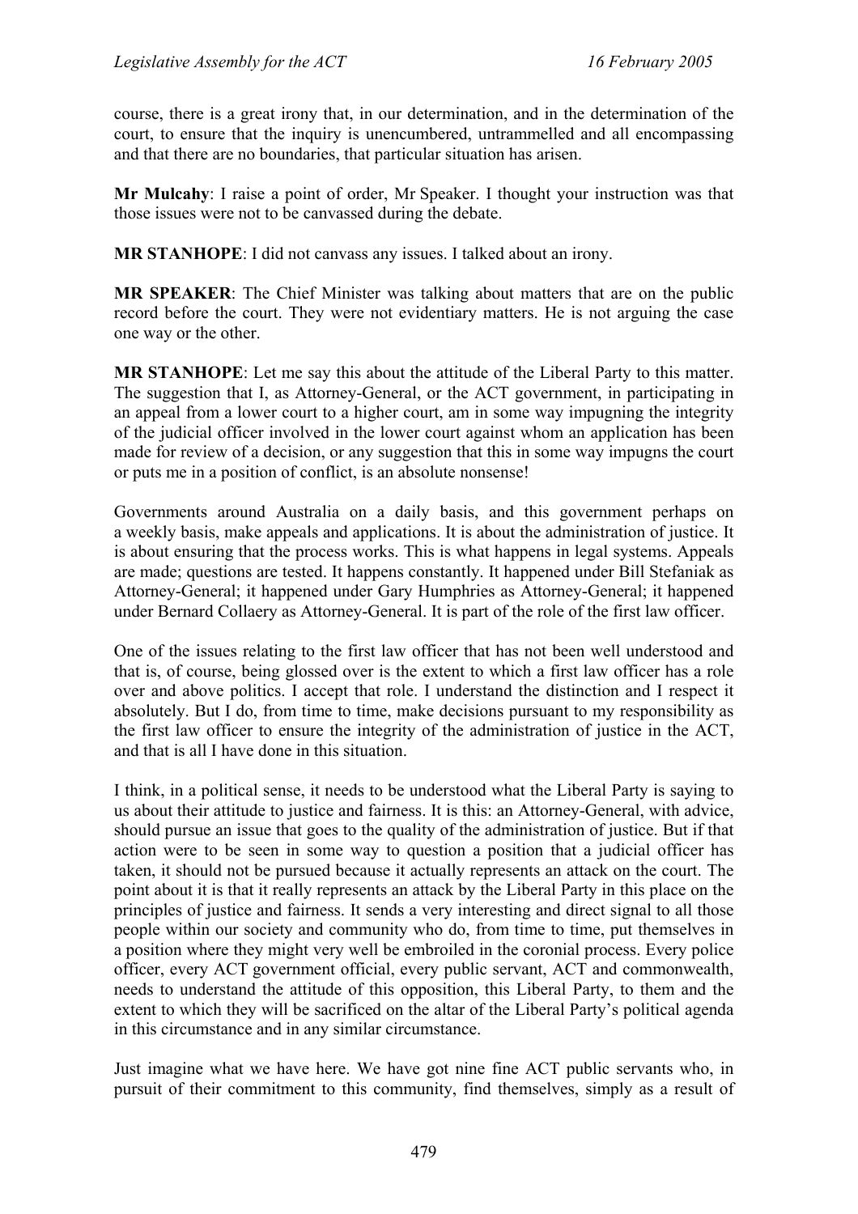course, there is a great irony that, in our determination, and in the determination of the court, to ensure that the inquiry is unencumbered, untrammelled and all encompassing and that there are no boundaries, that particular situation has arisen.

**Mr Mulcahy**: I raise a point of order, Mr Speaker. I thought your instruction was that those issues were not to be canvassed during the debate.

**MR STANHOPE**: I did not canvass any issues. I talked about an irony.

**MR SPEAKER**: The Chief Minister was talking about matters that are on the public record before the court. They were not evidentiary matters. He is not arguing the case one way or the other.

**MR STANHOPE**: Let me say this about the attitude of the Liberal Party to this matter. The suggestion that I, as Attorney-General, or the ACT government, in participating in an appeal from a lower court to a higher court, am in some way impugning the integrity of the judicial officer involved in the lower court against whom an application has been made for review of a decision, or any suggestion that this in some way impugns the court or puts me in a position of conflict, is an absolute nonsense!

Governments around Australia on a daily basis, and this government perhaps on a weekly basis, make appeals and applications. It is about the administration of justice. It is about ensuring that the process works. This is what happens in legal systems. Appeals are made; questions are tested. It happens constantly. It happened under Bill Stefaniak as Attorney-General; it happened under Gary Humphries as Attorney-General; it happened under Bernard Collaery as Attorney-General. It is part of the role of the first law officer.

One of the issues relating to the first law officer that has not been well understood and that is, of course, being glossed over is the extent to which a first law officer has a role over and above politics. I accept that role. I understand the distinction and I respect it absolutely. But I do, from time to time, make decisions pursuant to my responsibility as the first law officer to ensure the integrity of the administration of justice in the ACT, and that is all I have done in this situation.

I think, in a political sense, it needs to be understood what the Liberal Party is saying to us about their attitude to justice and fairness. It is this: an Attorney-General, with advice, should pursue an issue that goes to the quality of the administration of justice. But if that action were to be seen in some way to question a position that a judicial officer has taken, it should not be pursued because it actually represents an attack on the court. The point about it is that it really represents an attack by the Liberal Party in this place on the principles of justice and fairness. It sends a very interesting and direct signal to all those people within our society and community who do, from time to time, put themselves in a position where they might very well be embroiled in the coronial process. Every police officer, every ACT government official, every public servant, ACT and commonwealth, needs to understand the attitude of this opposition, this Liberal Party, to them and the extent to which they will be sacrificed on the altar of the Liberal Party's political agenda in this circumstance and in any similar circumstance.

Just imagine what we have here. We have got nine fine ACT public servants who, in pursuit of their commitment to this community, find themselves, simply as a result of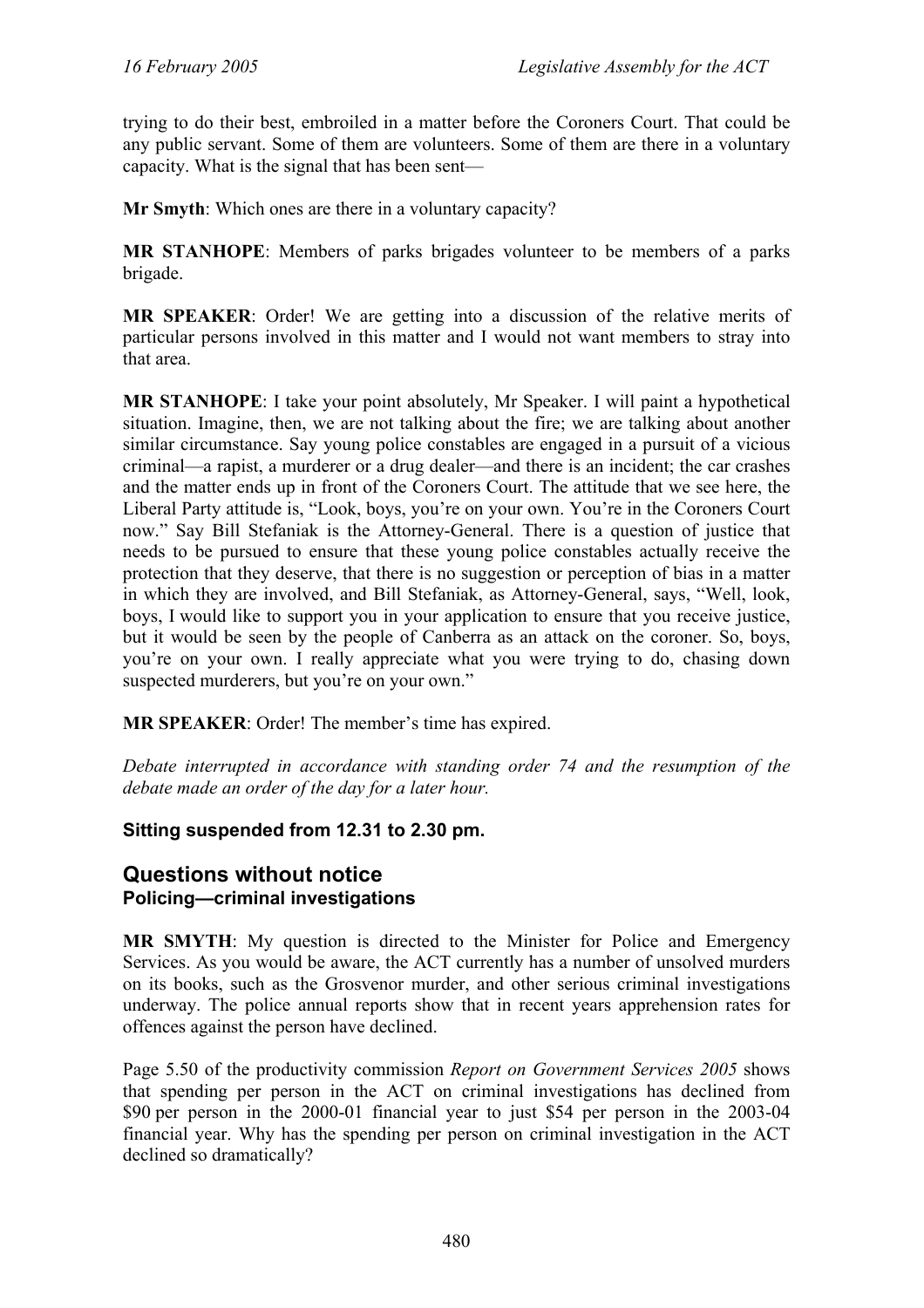trying to do their best, embroiled in a matter before the Coroners Court. That could be any public servant. Some of them are volunteers. Some of them are there in a voluntary capacity. What is the signal that has been sent—

**Mr Smyth**: Which ones are there in a voluntary capacity?

**MR STANHOPE**: Members of parks brigades volunteer to be members of a parks brigade.

**MR SPEAKER**: Order! We are getting into a discussion of the relative merits of particular persons involved in this matter and I would not want members to stray into that area.

**MR STANHOPE**: I take your point absolutely, Mr Speaker. I will paint a hypothetical situation. Imagine, then, we are not talking about the fire; we are talking about another similar circumstance. Say young police constables are engaged in a pursuit of a vicious criminal—a rapist, a murderer or a drug dealer—and there is an incident; the car crashes and the matter ends up in front of the Coroners Court. The attitude that we see here, the Liberal Party attitude is, "Look, boys, you're on your own. You're in the Coroners Court now." Say Bill Stefaniak is the Attorney-General. There is a question of justice that needs to be pursued to ensure that these young police constables actually receive the protection that they deserve, that there is no suggestion or perception of bias in a matter in which they are involved, and Bill Stefaniak, as Attorney-General, says, "Well, look, boys, I would like to support you in your application to ensure that you receive justice, but it would be seen by the people of Canberra as an attack on the coroner. So, boys, you're on your own. I really appreciate what you were trying to do, chasing down suspected murderers, but you're on your own."

**MR SPEAKER**: Order! The member's time has expired.

*Debate interrupted in accordance with standing order 74 and the resumption of the debate made an order of the day for a later hour.*

**Sitting suspended from 12.31 to 2.30 pm.**

## Questions without notice

### Policing—criminal investigations

**MR SMYTH**: My question is directed to the Minister for Police and Emergency Services. As you would be aware, the ACT currently has a number of unsolved murders on its books, such as the Grosvenor murder, and other serious criminal investigations underway. The police annual reports show that in recent years apprehension rates for offences against the person have declined.

Page 5.50 of the productivity commission *Report on Government Services 2005* shows that spending per person in the ACT on criminal investigations has declined from $90 per person in the 2000-01 financial year to just $54 per person in the 2003-04 financial year. Why has the spending per person on criminal investigation in the ACT declined so dramatically?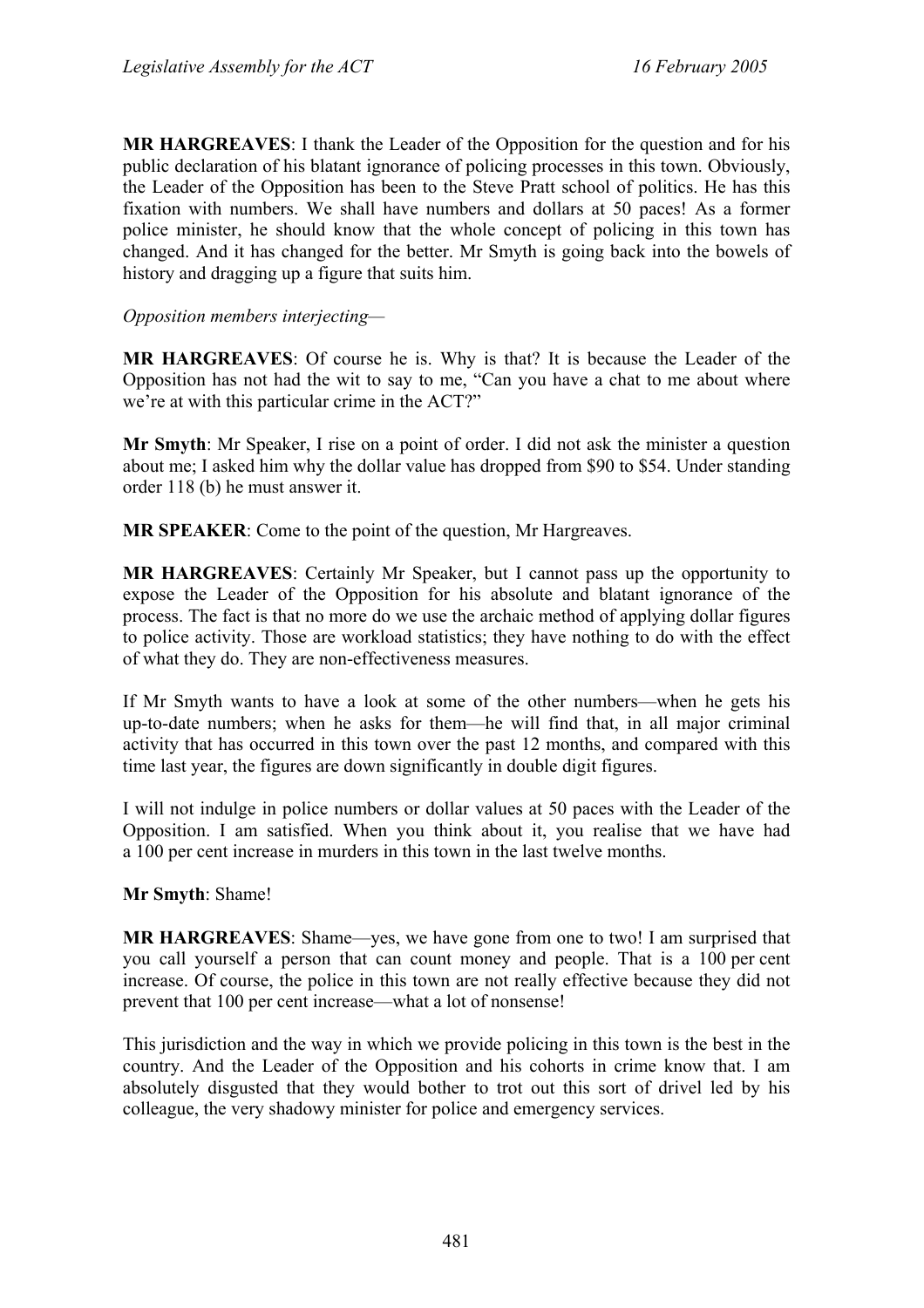**MR HARGREAVES**: I thank the Leader of the Opposition for the question and for his public declaration of his blatant ignorance of policing processes in this town. Obviously, the Leader of the Opposition has been to the Steve Pratt school of politics. He has this fixation with numbers. We shall have numbers and dollars at 50 paces! As a former police minister, he should know that the whole concept of policing in this town has changed. And it has changed for the better. Mr Smyth is going back into the bowels of history and dragging up a figure that suits him.

*Opposition members interjecting—*

**MR HARGREAVES**: Of course he is. Why is that? It is because the Leader of the Opposition has not had the wit to say to me, "Can you have a chat to me about where we're at with this particular crime in the ACT?"

**Mr Smyth**: Mr Speaker, I rise on a point of order. I did not ask the minister a question about me; I asked him why the dollar value has dropped from $90 to $54. Under standing order 118 (b) he must answer it.

**MR SPEAKER**: Come to the point of the question, Mr Hargreaves.

**MR HARGREAVES**: Certainly Mr Speaker, but I cannot pass up the opportunity to expose the Leader of the Opposition for his absolute and blatant ignorance of the process. The fact is that no more do we use the archaic method of applying dollar figures to police activity. Those are workload statistics; they have nothing to do with the effect of what they do. They are non-effectiveness measures.

If Mr Smyth wants to have a look at some of the other numbers—when he gets his up-to-date numbers; when he asks for them—he will find that, in all major criminal activity that has occurred in this town over the past 12 months, and compared with this time last year, the figures are down significantly in double digit figures.

I will not indulge in police numbers or dollar values at 50 paces with the Leader of the Opposition. I am satisfied. When you think about it, you realise that we have had a 100 per cent increase in murders in this town in the last twelve months.

**Mr Smyth**: Shame!

**MR HARGREAVES**: Shame—yes, we have gone from one to two! I am surprised that you call yourself a person that can count money and people. That is a 100 per cent increase. Of course, the police in this town are not really effective because they did not prevent that 100 per cent increase—what a lot of nonsense!

This jurisdiction and the way in which we provide policing in this town is the best in the country. And the Leader of the Opposition and his cohorts in crime know that. I am absolutely disgusted that they would bother to trot out this sort of drivel led by his colleague, the very shadowy minister for police and emergency services.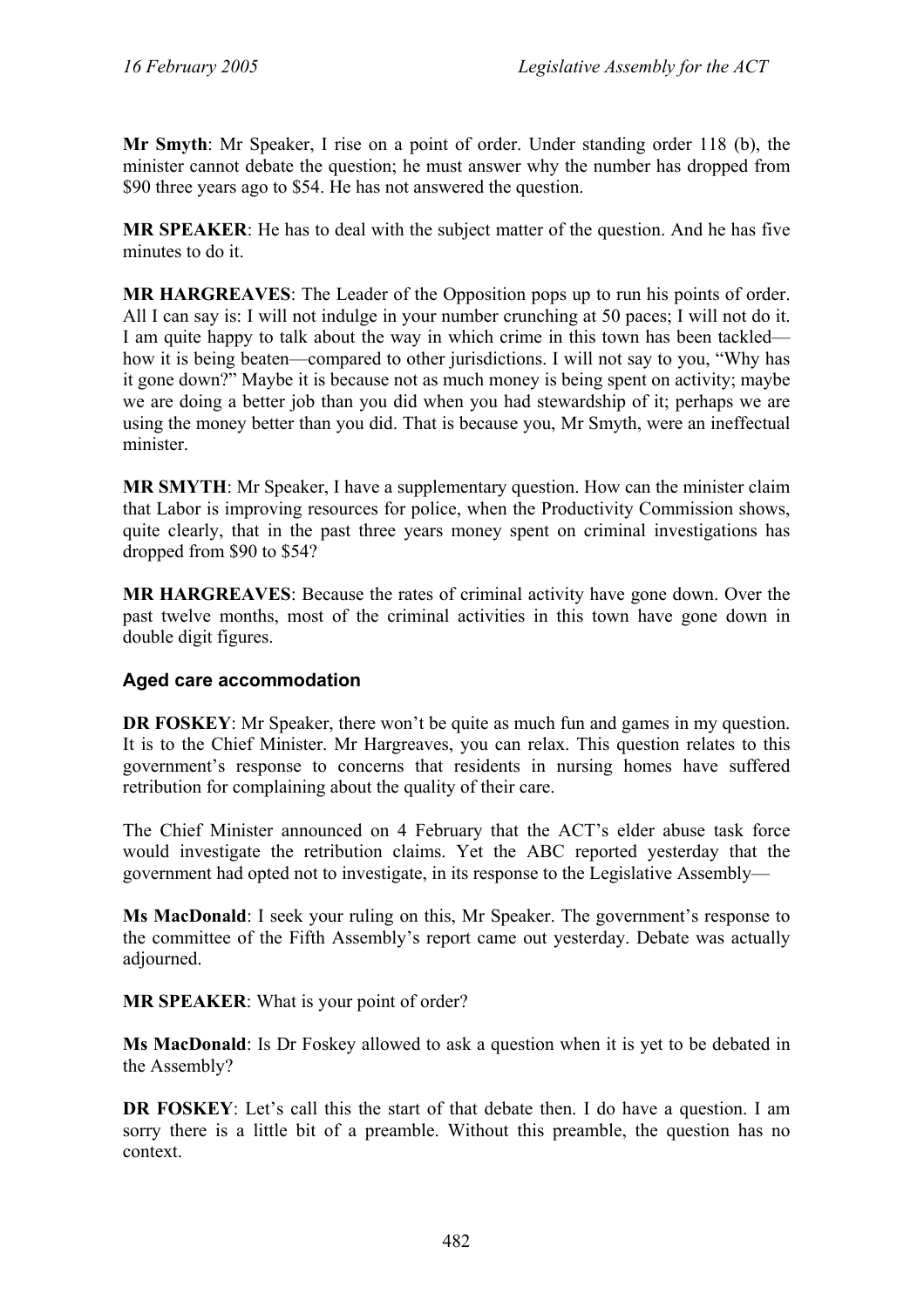**Mr Smyth**: Mr Speaker, I rise on a point of order. Under standing order 118 (b), the minister cannot debate the question; he must answer why the number has dropped from $90 three years ago to $54. He has not answered the question.

**MR SPEAKER**: He has to deal with the subject matter of the question. And he has five minutes to do it.

**MR HARGREAVES**: The Leader of the Opposition pops up to run his points of order. All I can say is: I will not indulge in your number crunching at 50 paces; I will not do it. I am quite happy to talk about the way in which crime in this town has been tackled—how it is being beaten—compared to other jurisdictions. I will not say to you, "Why has it gone down?" Maybe it is because not as much money is being spent on activity; maybe we are doing a better job than you did when you had stewardship of it; perhaps we are using the money better than you did. That is because you, Mr Smyth, were an ineffectual minister.

**MR SMYTH**: Mr Speaker, I have a supplementary question. How can the minister claim that Labor is improving resources for police, when the Productivity Commission shows, quite clearly, that in the past three years money spent on criminal investigations has dropped from $90 to $54?

**MR HARGREAVES**: Because the rates of criminal activity have gone down. Over the past twelve months, most of the criminal activities in this town have gone down in double digit figures.

### Aged care accommodation

**DR FOSKEY**: Mr Speaker, there won't be quite as much fun and games in my question. It is to the Chief Minister. Mr Hargreaves, you can relax. This question relates to this government's response to concerns that residents in nursing homes have suffered retribution for complaining about the quality of their care.

The Chief Minister announced on 4 February that the ACT's elder abuse task force would investigate the retribution claims. Yet the ABC reported yesterday that the government had opted not to investigate, in its response to the Legislative Assembly—

**Ms MacDonald**: I seek your ruling on this, Mr Speaker. The government's response to the committee of the Fifth Assembly's report came out yesterday. Debate was actually adjourned.

**MR SPEAKER**: What is your point of order?

**Ms MacDonald**: Is Dr Foskey allowed to ask a question when it is yet to be debated in the Assembly?

**DR FOSKEY**: Let's call this the start of that debate then. I do have a question. I am sorry there is a little bit of a preamble. Without this preamble, the question has no context.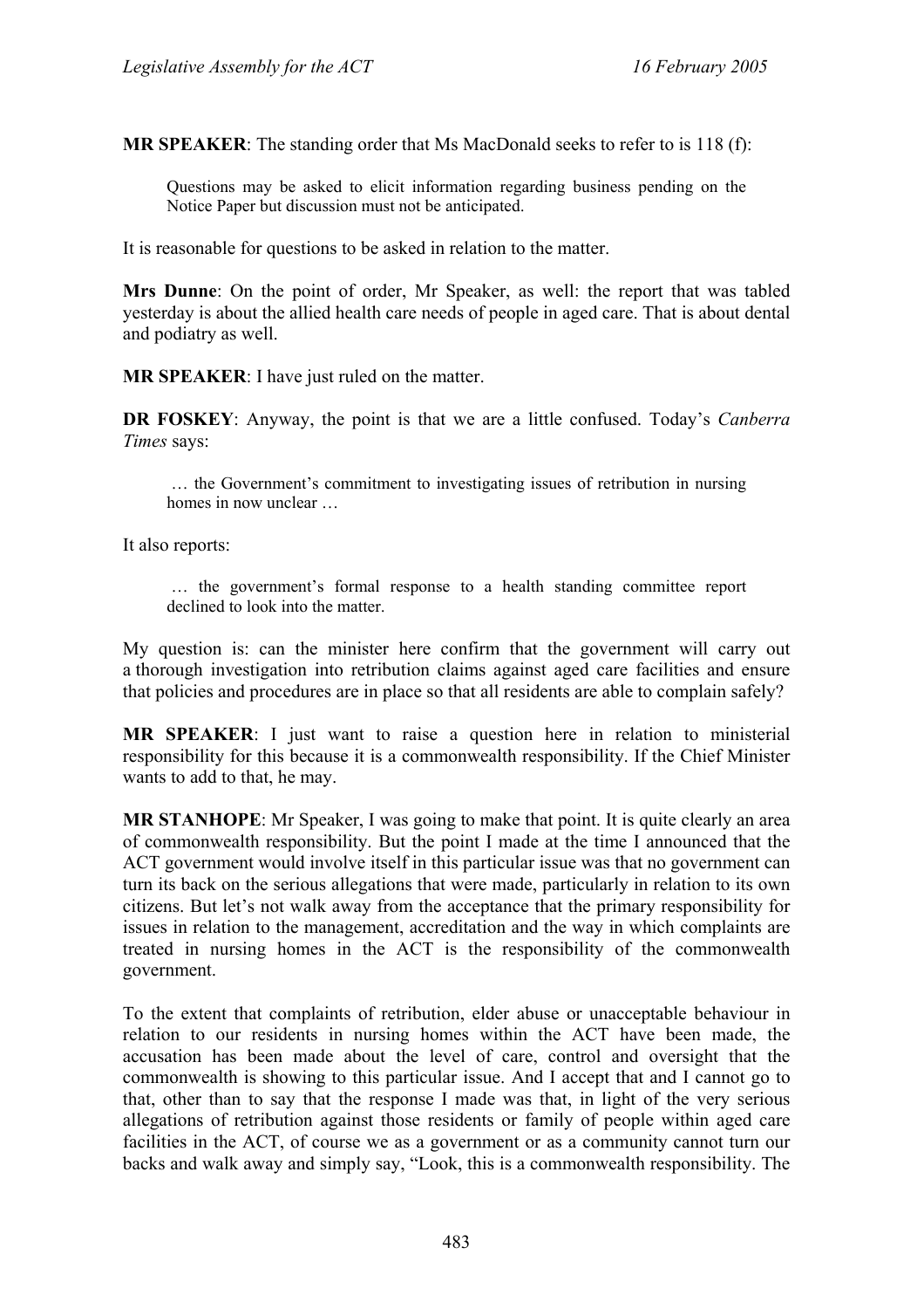**MR SPEAKER**: The standing order that Ms MacDonald seeks to refer to is 118 (f):

> Questions may be asked to elicit information regarding business pending on the Notice Paper but discussion must not be anticipated.

It is reasonable for questions to be asked in relation to the matter.

**Mrs Dunne**: On the point of order, Mr Speaker, as well: the report that was tabled yesterday is about the allied health care needs of people in aged care. That is about dental and podiatry as well.

**MR SPEAKER**: I have just ruled on the matter.

**DR FOSKEY**: Anyway, the point is that we are a little confused. Today's *Canberra Times* says:

> … the Government's commitment to investigating issues of retribution in nursing homes in now unclear …

It also reports:

> … the government's formal response to a health standing committee report declined to look into the matter.

My question is: can the minister here confirm that the government will carry out a thorough investigation into retribution claims against aged care facilities and ensure that policies and procedures are in place so that all residents are able to complain safely?

**MR SPEAKER**: I just want to raise a question here in relation to ministerial responsibility for this because it is a commonwealth responsibility. If the Chief Minister wants to add to that, he may.

**MR STANHOPE**: Mr Speaker, I was going to make that point. It is quite clearly an area of commonwealth responsibility. But the point I made at the time I announced that the ACT government would involve itself in this particular issue was that no government can turn its back on the serious allegations that were made, particularly in relation to its own citizens. But let's not walk away from the acceptance that the primary responsibility for issues in relation to the management, accreditation and the way in which complaints are treated in nursing homes in the ACT is the responsibility of the commonwealth government.

To the extent that complaints of retribution, elder abuse or unacceptable behaviour in relation to our residents in nursing homes within the ACT have been made, the accusation has been made about the level of care, control and oversight that the commonwealth is showing to this particular issue. And I accept that and I cannot go to that, other than to say that the response I made was that, in light of the very serious allegations of retribution against those residents or family of people within aged care facilities in the ACT, of course we as a government or as a community cannot turn our backs and walk away and simply say, "Look, this is a commonwealth responsibility. The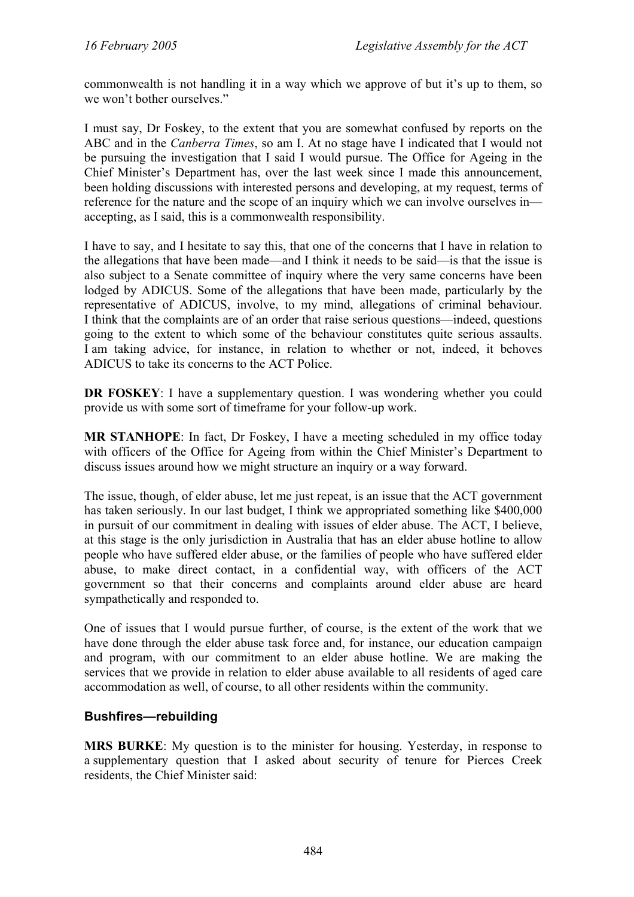commonwealth is not handling it in a way which we approve of but it's up to them, so we won't bother ourselves."

I must say, Dr Foskey, to the extent that you are somewhat confused by reports on the ABC and in the *Canberra Times*, so am I. At no stage have I indicated that I would not be pursuing the investigation that I said I would pursue. The Office for Ageing in the Chief Minister's Department has, over the last week since I made this announcement, been holding discussions with interested persons and developing, at my request, terms of reference for the nature and the scope of an inquiry which we can involve ourselves in—accepting, as I said, this is a commonwealth responsibility.

I have to say, and I hesitate to say this, that one of the concerns that I have in relation to the allegations that have been made—and I think it needs to be said—is that the issue is also subject to a Senate committee of inquiry where the very same concerns have been lodged by ADICUS. Some of the allegations that have been made, particularly by the representative of ADICUS, involve, to my mind, allegations of criminal behaviour. I think that the complaints are of an order that raise serious questions—indeed, questions going to the extent to which some of the behaviour constitutes quite serious assaults. I am taking advice, for instance, in relation to whether or not, indeed, it behoves ADICUS to take its concerns to the ACT Police.

**DR FOSKEY**: I have a supplementary question. I was wondering whether you could provide us with some sort of timeframe for your follow-up work.

**MR STANHOPE**: In fact, Dr Foskey, I have a meeting scheduled in my office today with officers of the Office for Ageing from within the Chief Minister's Department to discuss issues around how we might structure an inquiry or a way forward.

The issue, though, of elder abuse, let me just repeat, is an issue that the ACT government has taken seriously. In our last budget, I think we appropriated something like $400,000 in pursuit of our commitment in dealing with issues of elder abuse. The ACT, I believe, at this stage is the only jurisdiction in Australia that has an elder abuse hotline to allow people who have suffered elder abuse, or the families of people who have suffered elder abuse, to make direct contact, in a confidential way, with officers of the ACT government so that their concerns and complaints around elder abuse are heard sympathetically and responded to.

One of issues that I would pursue further, of course, is the extent of the work that we have done through the elder abuse task force and, for instance, our education campaign and program, with our commitment to an elder abuse hotline. We are making the services that we provide in relation to elder abuse available to all residents of aged care accommodation as well, of course, to all other residents within the community.

### Bushfires—rebuilding

**MRS BURKE**: My question is to the minister for housing. Yesterday, in response to a supplementary question that I asked about security of tenure for Pierces Creek residents, the Chief Minister said: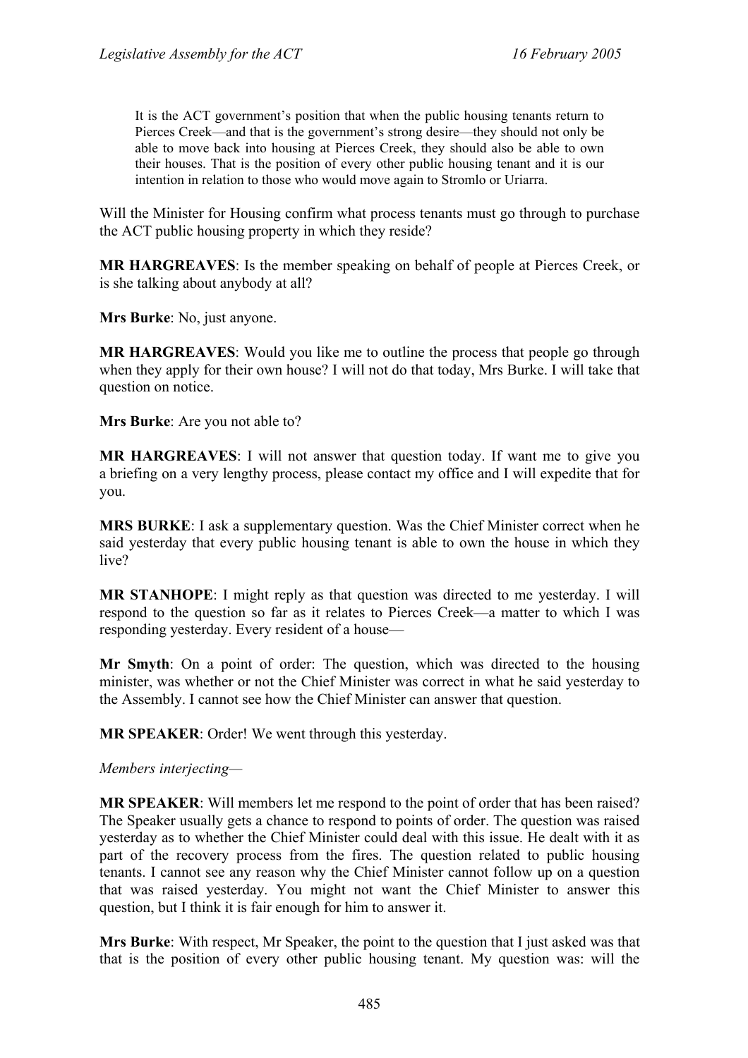> It is the ACT government's position that when the public housing tenants return to Pierces Creek—and that is the government's strong desire—they should not only be able to move back into housing at Pierces Creek, they should also be able to own their houses. That is the position of every other public housing tenant and it is our intention in relation to those who would move again to Stromlo or Uriarra.

Will the Minister for Housing confirm what process tenants must go through to purchase the ACT public housing property in which they reside?

**MR HARGREAVES**: Is the member speaking on behalf of people at Pierces Creek, or is she talking about anybody at all?

**Mrs Burke**: No, just anyone.

**MR HARGREAVES**: Would you like me to outline the process that people go through when they apply for their own house? I will not do that today, Mrs Burke. I will take that question on notice.

**Mrs Burke**: Are you not able to?

**MR HARGREAVES**: I will not answer that question today. If want me to give you a briefing on a very lengthy process, please contact my office and I will expedite that for you.

**MRS BURKE**: I ask a supplementary question. Was the Chief Minister correct when he said yesterday that every public housing tenant is able to own the house in which they live?

**MR STANHOPE**: I might reply as that question was directed to me yesterday. I will respond to the question so far as it relates to Pierces Creek—a matter to which I was responding yesterday. Every resident of a house—

**Mr Smyth**: On a point of order: The question, which was directed to the housing minister, was whether or not the Chief Minister was correct in what he said yesterday to the Assembly. I cannot see how the Chief Minister can answer that question.

**MR SPEAKER**: Order! We went through this yesterday.

*Members interjecting*—

**MR SPEAKER**: Will members let me respond to the point of order that has been raised? The Speaker usually gets a chance to respond to points of order. The question was raised yesterday as to whether the Chief Minister could deal with this issue. He dealt with it as part of the recovery process from the fires. The question related to public housing tenants. I cannot see any reason why the Chief Minister cannot follow up on a question that was raised yesterday. You might not want the Chief Minister to answer this question, but I think it is fair enough for him to answer it.

**Mrs Burke**: With respect, Mr Speaker, the point to the question that I just asked was that that is the position of every other public housing tenant. My question was: will the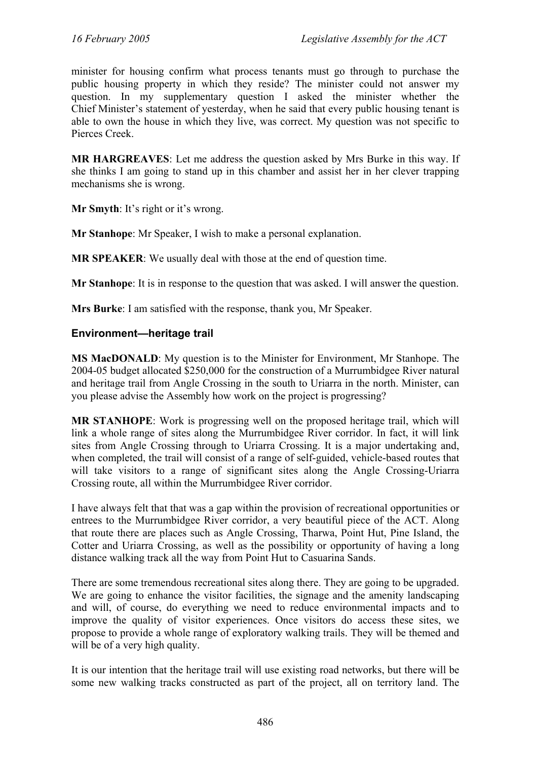minister for housing confirm what process tenants must go through to purchase the public housing property in which they reside? The minister could not answer my question. In my supplementary question I asked the minister whether the Chief Minister's statement of yesterday, when he said that every public housing tenant is able to own the house in which they live, was correct. My question was not specific to Pierces Creek.

**MR HARGREAVES**: Let me address the question asked by Mrs Burke in this way. If she thinks I am going to stand up in this chamber and assist her in her clever trapping mechanisms she is wrong.

**Mr Smyth**: It's right or it's wrong.

**Mr Stanhope**: Mr Speaker, I wish to make a personal explanation.

**MR SPEAKER**: We usually deal with those at the end of question time.

**Mr Stanhope**: It is in response to the question that was asked. I will answer the question.

**Mrs Burke**: I am satisfied with the response, thank you, Mr Speaker.

### Environment—heritage trail

**MS MacDONALD**: My question is to the Minister for Environment, Mr Stanhope. The 2004-05 budget allocated $250,000 for the construction of a Murrumbidgee River natural and heritage trail from Angle Crossing in the south to Uriarra in the north. Minister, can you please advise the Assembly how work on the project is progressing?

**MR STANHOPE**: Work is progressing well on the proposed heritage trail, which will link a whole range of sites along the Murrumbidgee River corridor. In fact, it will link sites from Angle Crossing through to Uriarra Crossing. It is a major undertaking and, when completed, the trail will consist of a range of self-guided, vehicle-based routes that will take visitors to a range of significant sites along the Angle Crossing-Uriarra Crossing route, all within the Murrumbidgee River corridor.

I have always felt that that was a gap within the provision of recreational opportunities or entrees to the Murrumbidgee River corridor, a very beautiful piece of the ACT. Along that route there are places such as Angle Crossing, Tharwa, Point Hut, Pine Island, the Cotter and Uriarra Crossing, as well as the possibility or opportunity of having a long distance walking track all the way from Point Hut to Casuarina Sands.

There are some tremendous recreational sites along there. They are going to be upgraded. We are going to enhance the visitor facilities, the signage and the amenity landscaping and will, of course, do everything we need to reduce environmental impacts and to improve the quality of visitor experiences. Once visitors do access these sites, we propose to provide a whole range of exploratory walking trails. They will be themed and will be of a very high quality.

It is our intention that the heritage trail will use existing road networks, but there will be some new walking tracks constructed as part of the project, all on territory land. The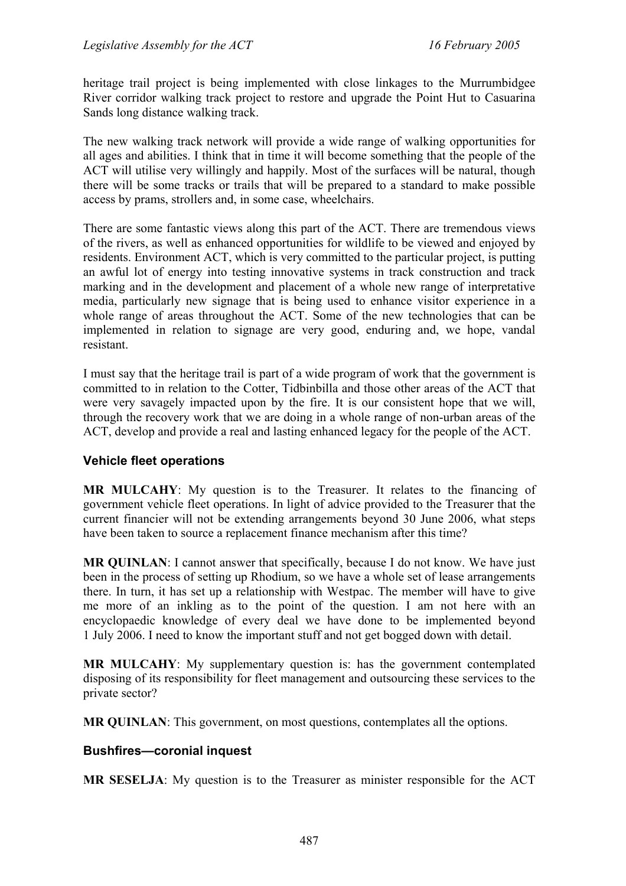heritage trail project is being implemented with close linkages to the Murrumbidgee River corridor walking track project to restore and upgrade the Point Hut to Casuarina Sands long distance walking track.

The new walking track network will provide a wide range of walking opportunities for all ages and abilities. I think that in time it will become something that the people of the ACT will utilise very willingly and happily. Most of the surfaces will be natural, though there will be some tracks or trails that will be prepared to a standard to make possible access by prams, strollers and, in some case, wheelchairs.

There are some fantastic views along this part of the ACT. There are tremendous views of the rivers, as well as enhanced opportunities for wildlife to be viewed and enjoyed by residents. Environment ACT, which is very committed to the particular project, is putting an awful lot of energy into testing innovative systems in track construction and track marking and in the development and placement of a whole new range of interpretative media, particularly new signage that is being used to enhance visitor experience in a whole range of areas throughout the ACT. Some of the new technologies that can be implemented in relation to signage are very good, enduring and, we hope, vandal resistant.

I must say that the heritage trail is part of a wide program of work that the government is committed to in relation to the Cotter, Tidbinbilla and those other areas of the ACT that were very savagely impacted upon by the fire. It is our consistent hope that we will, through the recovery work that we are doing in a whole range of non-urban areas of the ACT, develop and provide a real and lasting enhanced legacy for the people of the ACT.

## Vehicle fleet operations

**MR MULCAHY**: My question is to the Treasurer. It relates to the financing of government vehicle fleet operations. In light of advice provided to the Treasurer that the current financier will not be extending arrangements beyond 30 June 2006, what steps have been taken to source a replacement finance mechanism after this time?

**MR QUINLAN**: I cannot answer that specifically, because I do not know. We have just been in the process of setting up Rhodium, so we have a whole set of lease arrangements there. In turn, it has set up a relationship with Westpac. The member will have to give me more of an inkling as to the point of the question. I am not here with an encyclopaedic knowledge of every deal we have done to be implemented beyond 1 July 2006. I need to know the important stuff and not get bogged down with detail.

**MR MULCAHY**: My supplementary question is: has the government contemplated disposing of its responsibility for fleet management and outsourcing these services to the private sector?

**MR QUINLAN**: This government, on most questions, contemplates all the options.

## Bushfires—coronial inquest

**MR SESELJA**: My question is to the Treasurer as minister responsible for the ACT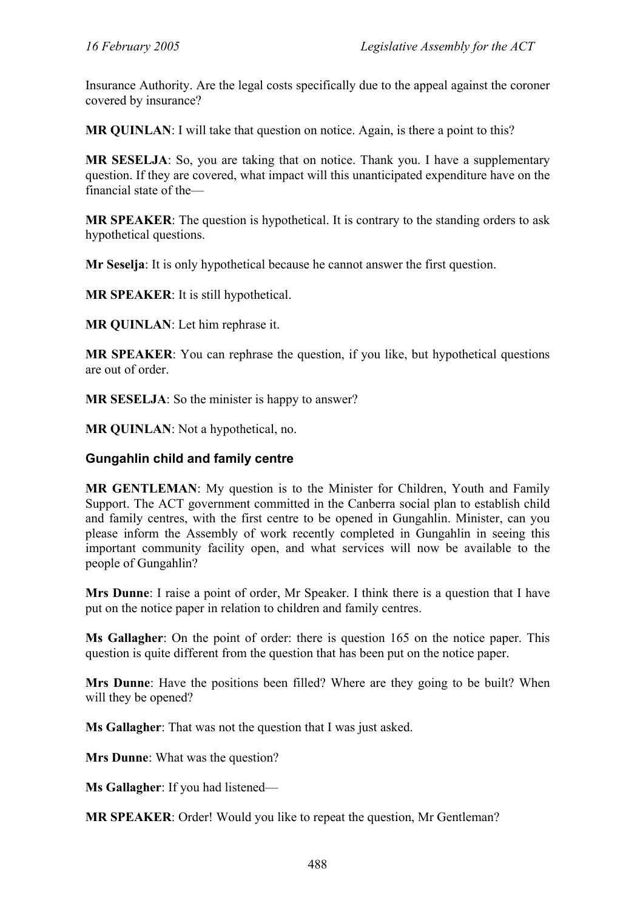Insurance Authority. Are the legal costs specifically due to the appeal against the coroner covered by insurance?

**MR QUINLAN**: I will take that question on notice. Again, is there a point to this?

**MR SESELJA**: So, you are taking that on notice. Thank you. I have a supplementary question. If they are covered, what impact will this unanticipated expenditure have on the financial state of the—

**MR SPEAKER**: The question is hypothetical. It is contrary to the standing orders to ask hypothetical questions.

**Mr Seselja**: It is only hypothetical because he cannot answer the first question.

**MR SPEAKER**: It is still hypothetical.

**MR QUINLAN**: Let him rephrase it.

**MR SPEAKER**: You can rephrase the question, if you like, but hypothetical questions are out of order.

**MR SESELJA**: So the minister is happy to answer?

**MR QUINLAN**: Not a hypothetical, no.

### Gungahlin child and family centre

**MR GENTLEMAN**: My question is to the Minister for Children, Youth and Family Support. The ACT government committed in the Canberra social plan to establish child and family centres, with the first centre to be opened in Gungahlin. Minister, can you please inform the Assembly of work recently completed in Gungahlin in seeing this important community facility open, and what services will now be available to the people of Gungahlin?

**Mrs Dunne**: I raise a point of order, Mr Speaker. I think there is a question that I have put on the notice paper in relation to children and family centres.

**Ms Gallagher**: On the point of order: there is question 165 on the notice paper. This question is quite different from the question that has been put on the notice paper.

**Mrs Dunne**: Have the positions been filled? Where are they going to be built? When will they be opened?

**Ms Gallagher**: That was not the question that I was just asked.

**Mrs Dunne**: What was the question?

**Ms Gallagher**: If you had listened—

**MR SPEAKER**: Order! Would you like to repeat the question, Mr Gentleman?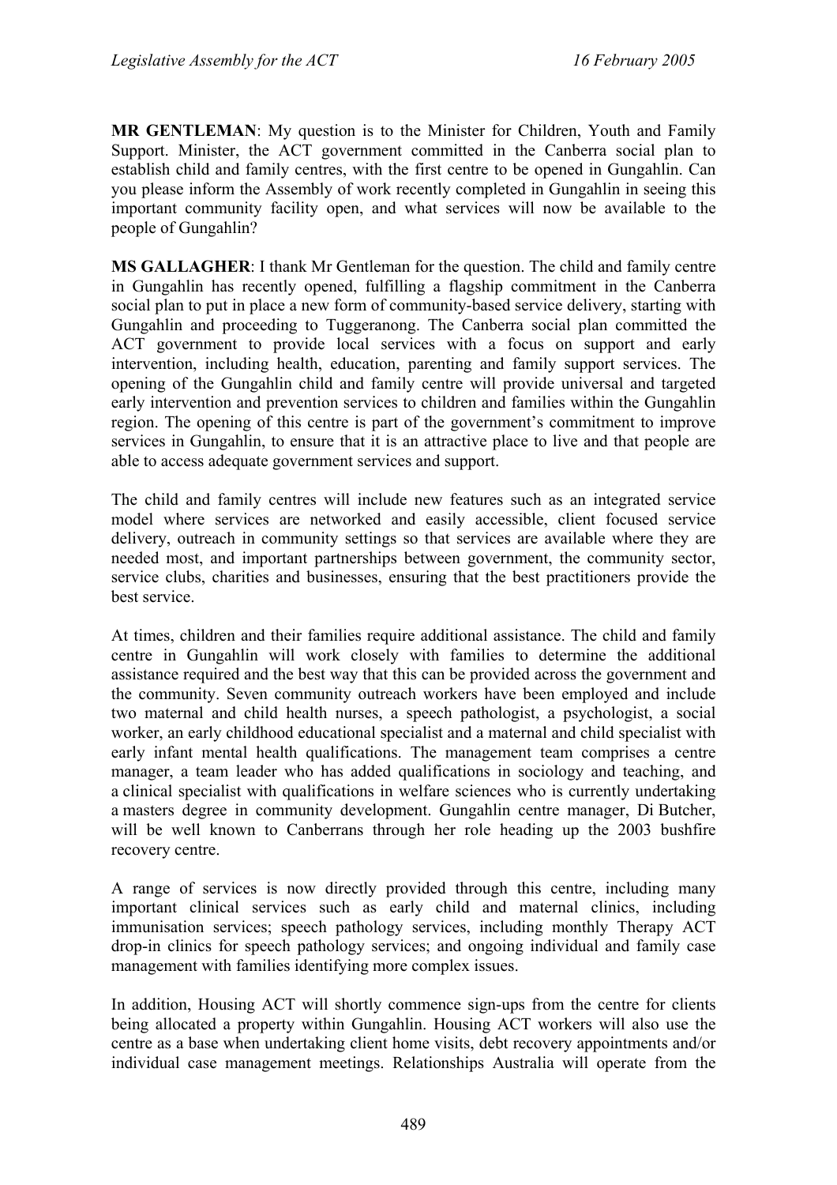**MR GENTLEMAN**: My question is to the Minister for Children, Youth and Family Support. Minister, the ACT government committed in the Canberra social plan to establish child and family centres, with the first centre to be opened in Gungahlin. Can you please inform the Assembly of work recently completed in Gungahlin in seeing this important community facility open, and what services will now be available to the people of Gungahlin?

**MS GALLAGHER**: I thank Mr Gentleman for the question. The child and family centre in Gungahlin has recently opened, fulfilling a flagship commitment in the Canberra social plan to put in place a new form of community-based service delivery, starting with Gungahlin and proceeding to Tuggeranong. The Canberra social plan committed the ACT government to provide local services with a focus on support and early intervention, including health, education, parenting and family support services. The opening of the Gungahlin child and family centre will provide universal and targeted early intervention and prevention services to children and families within the Gungahlin region. The opening of this centre is part of the government's commitment to improve services in Gungahlin, to ensure that it is an attractive place to live and that people are able to access adequate government services and support.

The child and family centres will include new features such as an integrated service model where services are networked and easily accessible, client focused service delivery, outreach in community settings so that services are available where they are needed most, and important partnerships between government, the community sector, service clubs, charities and businesses, ensuring that the best practitioners provide the best service.

At times, children and their families require additional assistance. The child and family centre in Gungahlin will work closely with families to determine the additional assistance required and the best way that this can be provided across the government and the community. Seven community outreach workers have been employed and include two maternal and child health nurses, a speech pathologist, a psychologist, a social worker, an early childhood educational specialist and a maternal and child specialist with early infant mental health qualifications. The management team comprises a centre manager, a team leader who has added qualifications in sociology and teaching, and a clinical specialist with qualifications in welfare sciences who is currently undertaking a masters degree in community development. Gungahlin centre manager, Di Butcher, will be well known to Canberrans through her role heading up the 2003 bushfire recovery centre.

A range of services is now directly provided through this centre, including many important clinical services such as early child and maternal clinics, including immunisation services; speech pathology services, including monthly Therapy ACT drop-in clinics for speech pathology services; and ongoing individual and family case management with families identifying more complex issues.

In addition, Housing ACT will shortly commence sign-ups from the centre for clients being allocated a property within Gungahlin. Housing ACT workers will also use the centre as a base when undertaking client home visits, debt recovery appointments and/or individual case management meetings. Relationships Australia will operate from the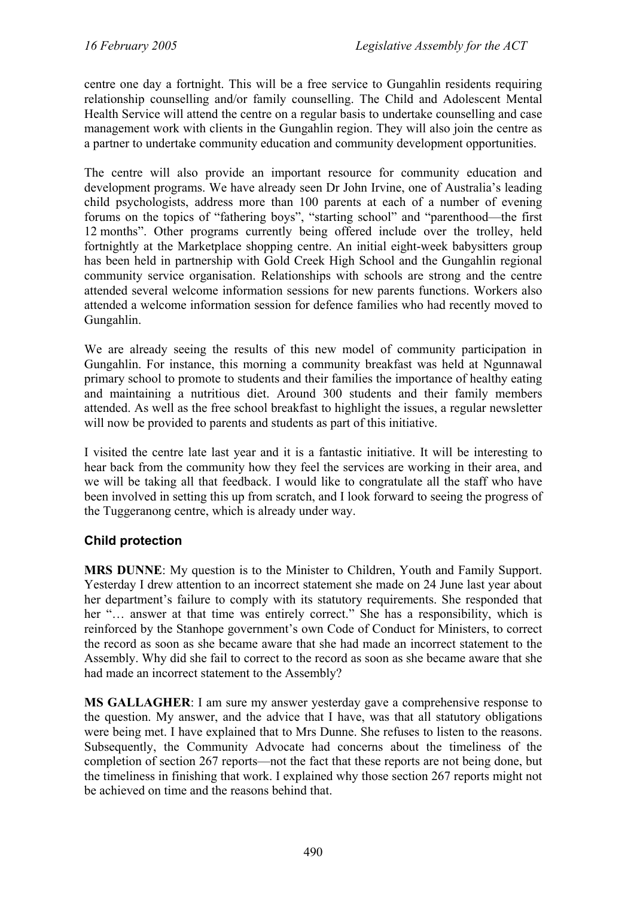centre one day a fortnight. This will be a free service to Gungahlin residents requiring relationship counselling and/or family counselling. The Child and Adolescent Mental Health Service will attend the centre on a regular basis to undertake counselling and case management work with clients in the Gungahlin region. They will also join the centre as a partner to undertake community education and community development opportunities.

The centre will also provide an important resource for community education and development programs. We have already seen Dr John Irvine, one of Australia's leading child psychologists, address more than 100 parents at each of a number of evening forums on the topics of "fathering boys", "starting school" and "parenthood—the first 12 months". Other programs currently being offered include over the trolley, held fortnightly at the Marketplace shopping centre. An initial eight-week babysitters group has been held in partnership with Gold Creek High School and the Gungahlin regional community service organisation. Relationships with schools are strong and the centre attended several welcome information sessions for new parents functions. Workers also attended a welcome information session for defence families who had recently moved to Gungahlin.

We are already seeing the results of this new model of community participation in Gungahlin. For instance, this morning a community breakfast was held at Ngunnawal primary school to promote to students and their families the importance of healthy eating and maintaining a nutritious diet. Around 300 students and their family members attended. As well as the free school breakfast to highlight the issues, a regular newsletter will now be provided to parents and students as part of this initiative.

I visited the centre late last year and it is a fantastic initiative. It will be interesting to hear back from the community how they feel the services are working in their area, and we will be taking all that feedback. I would like to congratulate all the staff who have been involved in setting this up from scratch, and I look forward to seeing the progress of the Tuggeranong centre, which is already under way.

## Child protection

**MRS DUNNE**: My question is to the Minister to Children, Youth and Family Support. Yesterday I drew attention to an incorrect statement she made on 24 June last year about her department's failure to comply with its statutory requirements. She responded that her "… answer at that time was entirely correct." She has a responsibility, which is reinforced by the Stanhope government's own Code of Conduct for Ministers, to correct the record as soon as she became aware that she had made an incorrect statement to the Assembly. Why did she fail to correct to the record as soon as she became aware that she had made an incorrect statement to the Assembly?

**MS GALLAGHER**: I am sure my answer yesterday gave a comprehensive response to the question. My answer, and the advice that I have, was that all statutory obligations were being met. I have explained that to Mrs Dunne. She refuses to listen to the reasons. Subsequently, the Community Advocate had concerns about the timeliness of the completion of section 267 reports—not the fact that these reports are not being done, but the timeliness in finishing that work. I explained why those section 267 reports might not be achieved on time and the reasons behind that.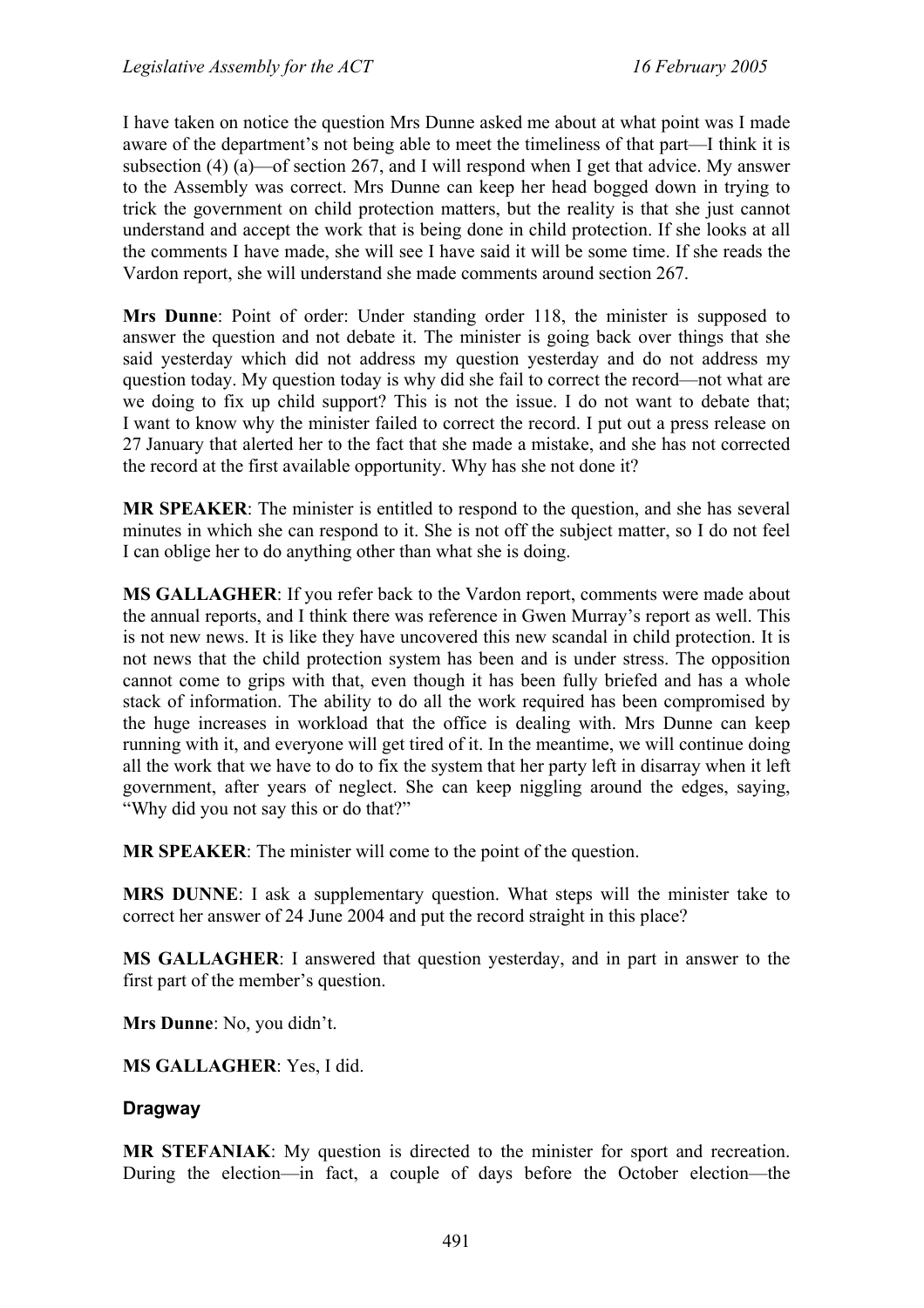I have taken on notice the question Mrs Dunne asked me about at what point was I made aware of the department's not being able to meet the timeliness of that part—I think it is subsection (4) (a)—of section 267, and I will respond when I get that advice. My answer to the Assembly was correct. Mrs Dunne can keep her head bogged down in trying to trick the government on child protection matters, but the reality is that she just cannot understand and accept the work that is being done in child protection. If she looks at all the comments I have made, she will see I have said it will be some time. If she reads the Vardon report, she will understand she made comments around section 267.

**Mrs Dunne**: Point of order: Under standing order 118, the minister is supposed to answer the question and not debate it. The minister is going back over things that she said yesterday which did not address my question yesterday and do not address my question today. My question today is why did she fail to correct the record—not what are we doing to fix up child support? This is not the issue. I do not want to debate that; I want to know why the minister failed to correct the record. I put out a press release on 27 January that alerted her to the fact that she made a mistake, and she has not corrected the record at the first available opportunity. Why has she not done it?

**MR SPEAKER**: The minister is entitled to respond to the question, and she has several minutes in which she can respond to it. She is not off the subject matter, so I do not feel I can oblige her to do anything other than what she is doing.

**MS GALLAGHER**: If you refer back to the Vardon report, comments were made about the annual reports, and I think there was reference in Gwen Murray's report as well. This is not new news. It is like they have uncovered this new scandal in child protection. It is not news that the child protection system has been and is under stress. The opposition cannot come to grips with that, even though it has been fully briefed and has a whole stack of information. The ability to do all the work required has been compromised by the huge increases in workload that the office is dealing with. Mrs Dunne can keep running with it, and everyone will get tired of it. In the meantime, we will continue doing all the work that we have to do to fix the system that her party left in disarray when it left government, after years of neglect. She can keep niggling around the edges, saying, "Why did you not say this or do that?"

**MR SPEAKER**: The minister will come to the point of the question.

**MRS DUNNE**: I ask a supplementary question. What steps will the minister take to correct her answer of 24 June 2004 and put the record straight in this place?

**MS GALLAGHER**: I answered that question yesterday, and in part in answer to the first part of the member's question.

**Mrs Dunne**: No, you didn't.

**MS GALLAGHER**: Yes, I did.

### Dragway

**MR STEFANIAK**: My question is directed to the minister for sport and recreation. During the election—in fact, a couple of days before the October election—the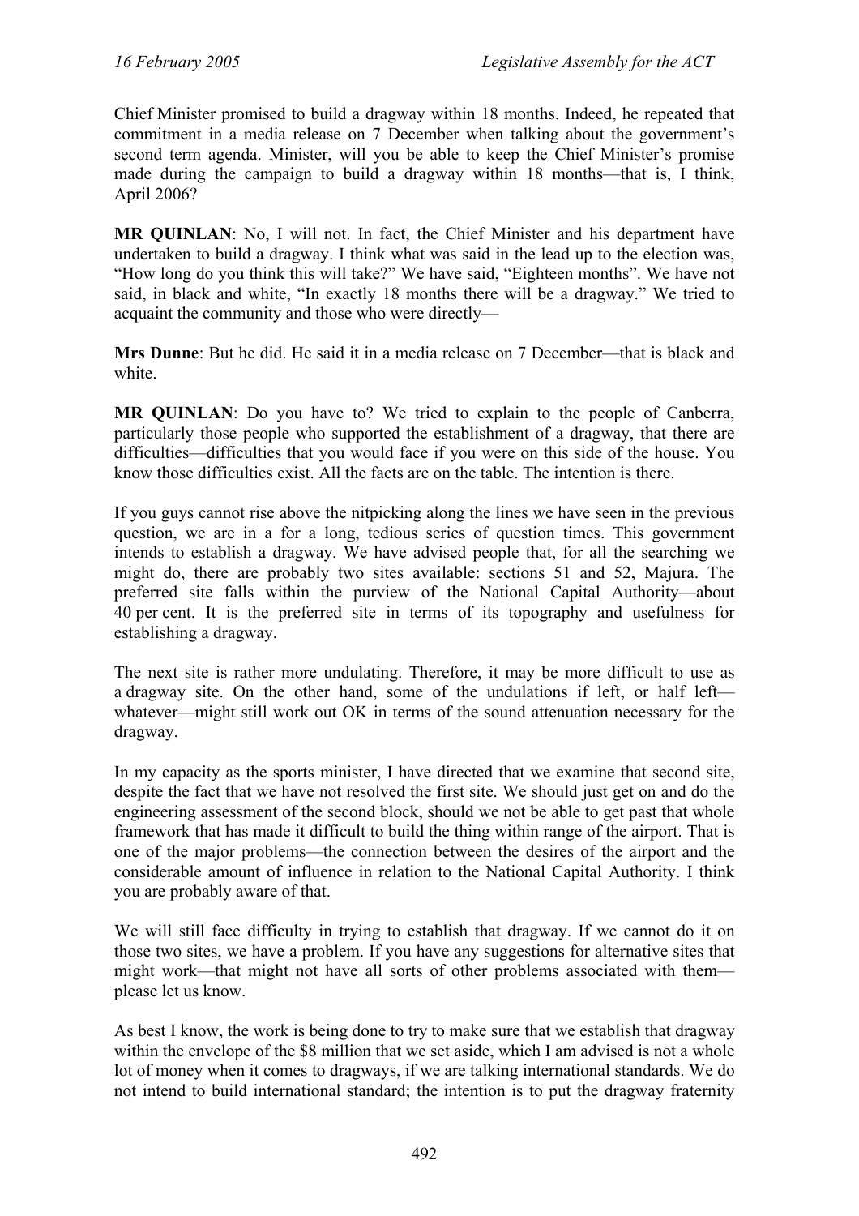Chief Minister promised to build a dragway within 18 months. Indeed, he repeated that commitment in a media release on 7 December when talking about the government's second term agenda. Minister, will you be able to keep the Chief Minister's promise made during the campaign to build a dragway within 18 months—that is, I think, April 2006?

**MR QUINLAN**: No, I will not. In fact, the Chief Minister and his department have undertaken to build a dragway. I think what was said in the lead up to the election was, "How long do you think this will take?" We have said, "Eighteen months". We have not said, in black and white, "In exactly 18 months there will be a dragway." We tried to acquaint the community and those who were directly—

**Mrs Dunne**: But he did. He said it in a media release on 7 December—that is black and white.

**MR QUINLAN**: Do you have to? We tried to explain to the people of Canberra, particularly those people who supported the establishment of a dragway, that there are difficulties—difficulties that you would face if you were on this side of the house. You know those difficulties exist. All the facts are on the table. The intention is there.

If you guys cannot rise above the nitpicking along the lines we have seen in the previous question, we are in a for a long, tedious series of question times. This government intends to establish a dragway. We have advised people that, for all the searching we might do, there are probably two sites available: sections 51 and 52, Majura. The preferred site falls within the purview of the National Capital Authority—about 40 per cent. It is the preferred site in terms of its topography and usefulness for establishing a dragway.

The next site is rather more undulating. Therefore, it may be more difficult to use as a dragway site. On the other hand, some of the undulations if left, or half left—whatever—might still work out OK in terms of the sound attenuation necessary for the dragway.

In my capacity as the sports minister, I have directed that we examine that second site, despite the fact that we have not resolved the first site. We should just get on and do the engineering assessment of the second block, should we not be able to get past that whole framework that has made it difficult to build the thing within range of the airport. That is one of the major problems—the connection between the desires of the airport and the considerable amount of influence in relation to the National Capital Authority. I think you are probably aware of that.

We will still face difficulty in trying to establish that dragway. If we cannot do it on those two sites, we have a problem. If you have any suggestions for alternative sites that might work—that might not have all sorts of other problems associated with them—please let us know.

As best I know, the work is being done to try to make sure that we establish that dragway within the envelope of the $8 million that we set aside, which I am advised is not a whole lot of money when it comes to dragways, if we are talking international standards. We do not intend to build international standard; the intention is to put the dragway fraternity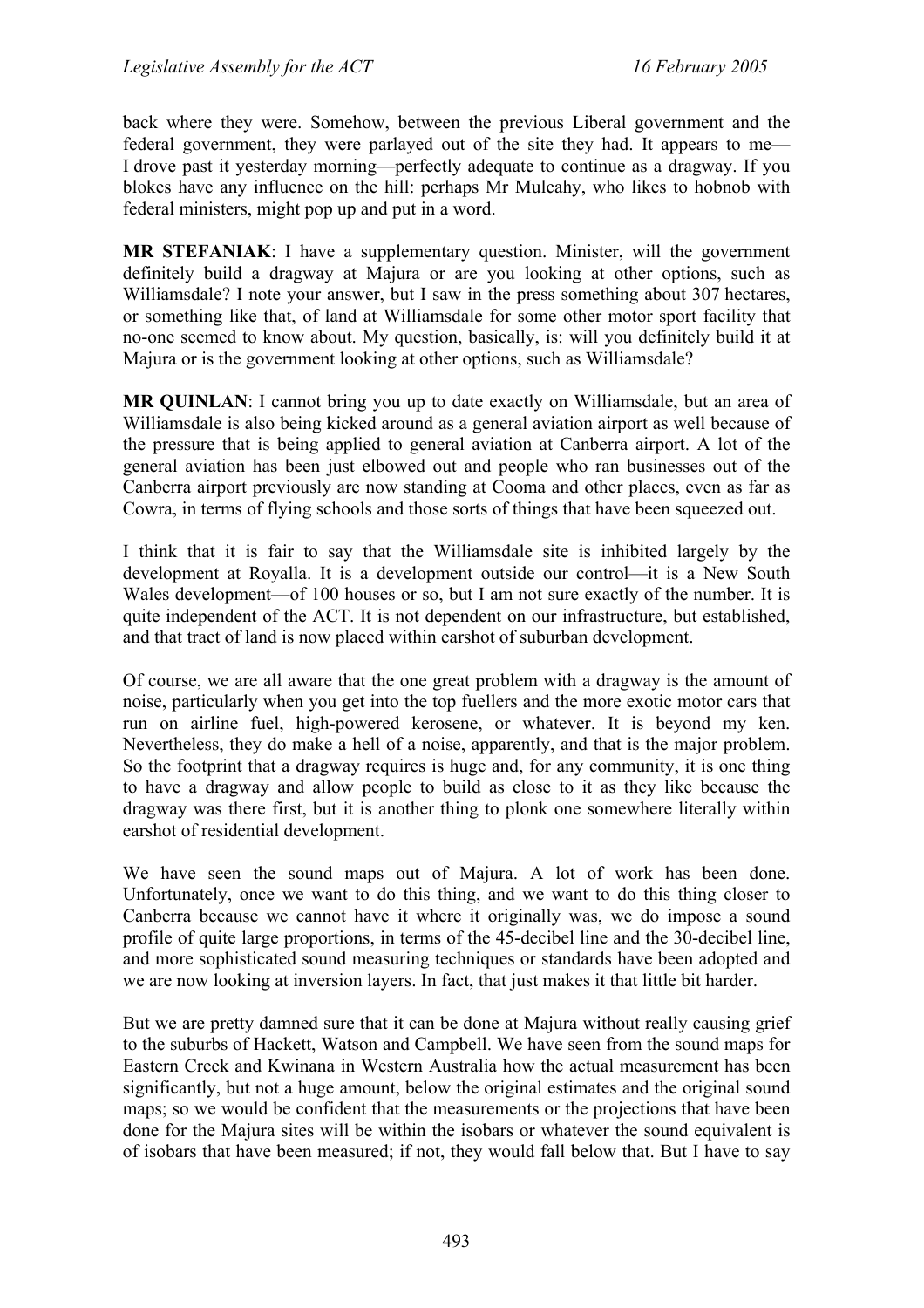back where they were. Somehow, between the previous Liberal government and the federal government, they were parlayed out of the site they had. It appears to me—I drove past it yesterday morning—perfectly adequate to continue as a dragway. If you blokes have any influence on the hill: perhaps Mr Mulcahy, who likes to hobnob with federal ministers, might pop up and put in a word.

**MR STEFANIAK**: I have a supplementary question. Minister, will the government definitely build a dragway at Majura or are you looking at other options, such as Williamsdale? I note your answer, but I saw in the press something about 307 hectares, or something like that, of land at Williamsdale for some other motor sport facility that no-one seemed to know about. My question, basically, is: will you definitely build it at Majura or is the government looking at other options, such as Williamsdale?

**MR QUINLAN**: I cannot bring you up to date exactly on Williamsdale, but an area of Williamsdale is also being kicked around as a general aviation airport as well because of the pressure that is being applied to general aviation at Canberra airport. A lot of the general aviation has been just elbowed out and people who ran businesses out of the Canberra airport previously are now standing at Cooma and other places, even as far as Cowra, in terms of flying schools and those sorts of things that have been squeezed out.

I think that it is fair to say that the Williamsdale site is inhibited largely by the development at Royalla. It is a development outside our control—it is a New South Wales development—of 100 houses or so, but I am not sure exactly of the number. It is quite independent of the ACT. It is not dependent on our infrastructure, but established, and that tract of land is now placed within earshot of suburban development.

Of course, we are all aware that the one great problem with a dragway is the amount of noise, particularly when you get into the top fuellers and the more exotic motor cars that run on airline fuel, high-powered kerosene, or whatever. It is beyond my ken. Nevertheless, they do make a hell of a noise, apparently, and that is the major problem. So the footprint that a dragway requires is huge and, for any community, it is one thing to have a dragway and allow people to build as close to it as they like because the dragway was there first, but it is another thing to plonk one somewhere literally within earshot of residential development.

We have seen the sound maps out of Majura. A lot of work has been done. Unfortunately, once we want to do this thing, and we want to do this thing closer to Canberra because we cannot have it where it originally was, we do impose a sound profile of quite large proportions, in terms of the 45-decibel line and the 30-decibel line, and more sophisticated sound measuring techniques or standards have been adopted and we are now looking at inversion layers. In fact, that just makes it that little bit harder.

But we are pretty damned sure that it can be done at Majura without really causing grief to the suburbs of Hackett, Watson and Campbell. We have seen from the sound maps for Eastern Creek and Kwinana in Western Australia how the actual measurement has been significantly, but not a huge amount, below the original estimates and the original sound maps; so we would be confident that the measurements or the projections that have been done for the Majura sites will be within the isobars or whatever the sound equivalent is of isobars that have been measured; if not, they would fall below that. But I have to say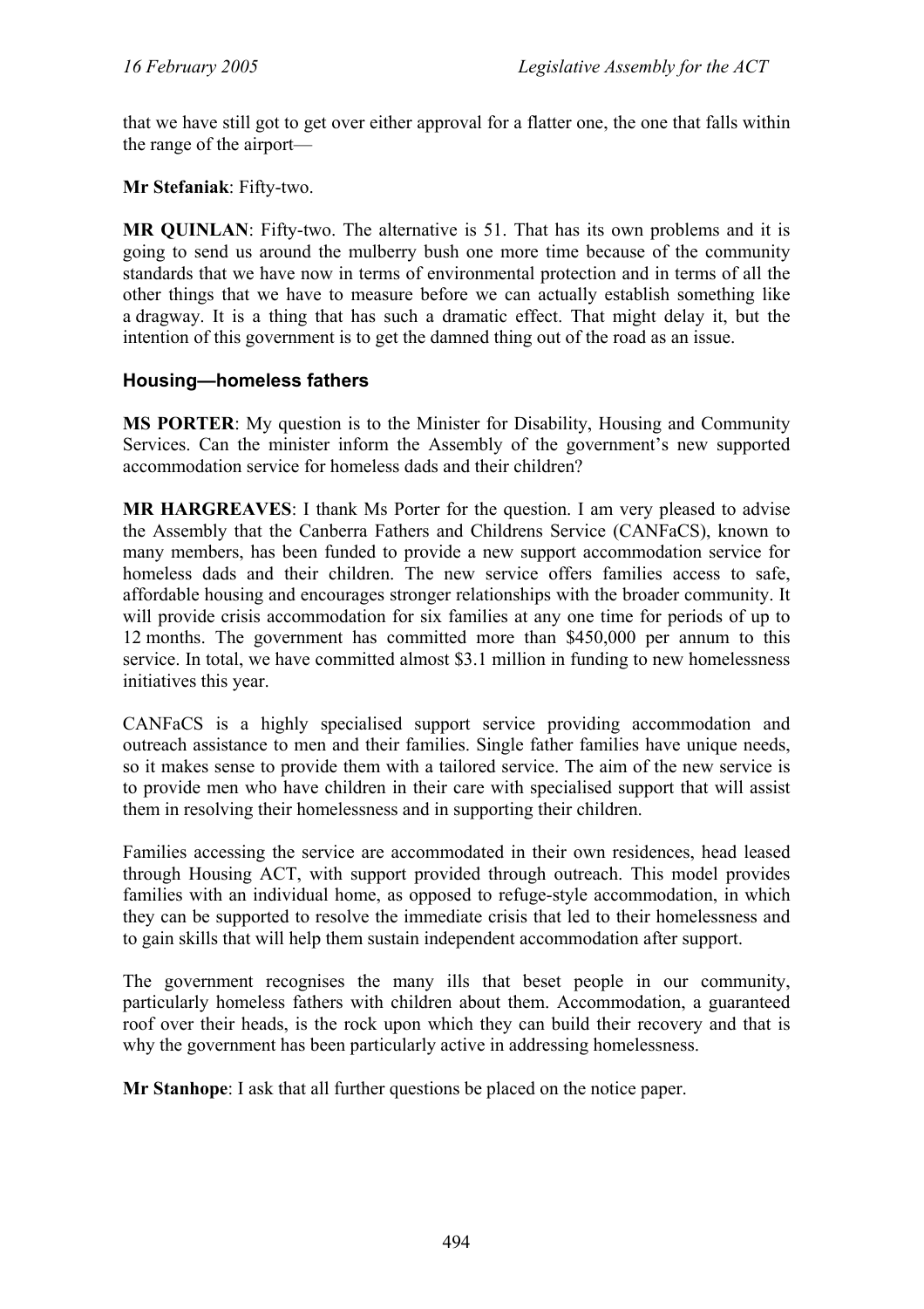that we have still got to get over either approval for a flatter one, the one that falls within the range of the airport—

**Mr Stefaniak**: Fifty-two.

**MR QUINLAN**: Fifty-two. The alternative is 51. That has its own problems and it is going to send us around the mulberry bush one more time because of the community standards that we have now in terms of environmental protection and in terms of all the other things that we have to measure before we can actually establish something like a dragway. It is a thing that has such a dramatic effect. That might delay it, but the intention of this government is to get the damned thing out of the road as an issue.

### Housing—homeless fathers

**MS PORTER**: My question is to the Minister for Disability, Housing and Community Services. Can the minister inform the Assembly of the government's new supported accommodation service for homeless dads and their children?

**MR HARGREAVES**: I thank Ms Porter for the question. I am very pleased to advise the Assembly that the Canberra Fathers and Childrens Service (CANFaCS), known to many members, has been funded to provide a new support accommodation service for homeless dads and their children. The new service offers families access to safe, affordable housing and encourages stronger relationships with the broader community. It will provide crisis accommodation for six families at any one time for periods of up to 12 months. The government has committed more than $450,000 per annum to this service. In total, we have committed almost $3.1 million in funding to new homelessness initiatives this year.

CANFaCS is a highly specialised support service providing accommodation and outreach assistance to men and their families. Single father families have unique needs, so it makes sense to provide them with a tailored service. The aim of the new service is to provide men who have children in their care with specialised support that will assist them in resolving their homelessness and in supporting their children.

Families accessing the service are accommodated in their own residences, head leased through Housing ACT, with support provided through outreach. This model provides families with an individual home, as opposed to refuge-style accommodation, in which they can be supported to resolve the immediate crisis that led to their homelessness and to gain skills that will help them sustain independent accommodation after support.

The government recognises the many ills that beset people in our community, particularly homeless fathers with children about them. Accommodation, a guaranteed roof over their heads, is the rock upon which they can build their recovery and that is why the government has been particularly active in addressing homelessness.

**Mr Stanhope**: I ask that all further questions be placed on the notice paper.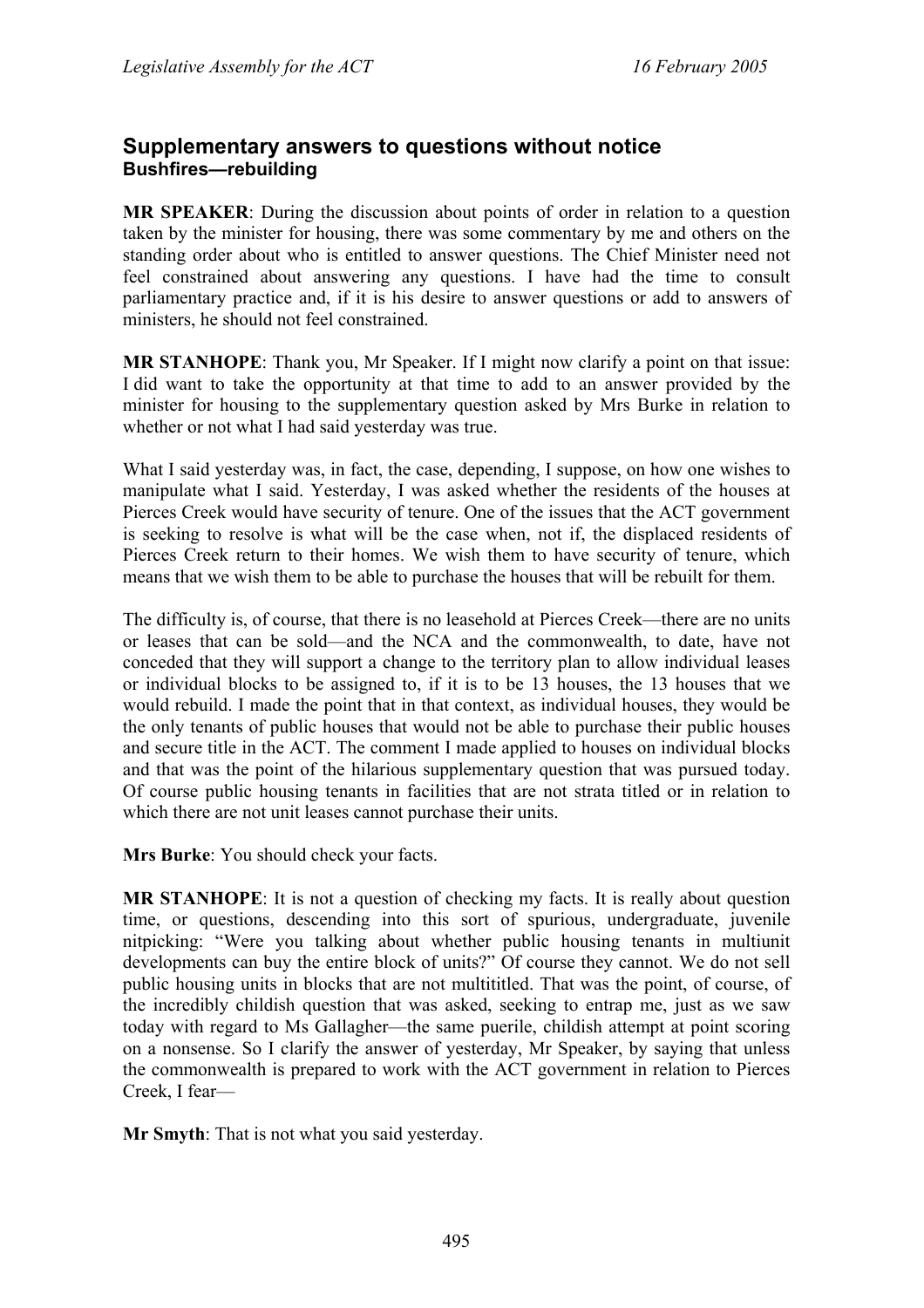## Supplementary answers to questions without notice

### Bushfires—rebuilding

**MR SPEAKER**: During the discussion about points of order in relation to a question taken by the minister for housing, there was some commentary by me and others on the standing order about who is entitled to answer questions. The Chief Minister need not feel constrained about answering any questions. I have had the time to consult parliamentary practice and, if it is his desire to answer questions or add to answers of ministers, he should not feel constrained.

**MR STANHOPE**: Thank you, Mr Speaker. If I might now clarify a point on that issue: I did want to take the opportunity at that time to add to an answer provided by the minister for housing to the supplementary question asked by Mrs Burke in relation to whether or not what I had said yesterday was true.

What I said yesterday was, in fact, the case, depending, I suppose, on how one wishes to manipulate what I said. Yesterday, I was asked whether the residents of the houses at Pierces Creek would have security of tenure. One of the issues that the ACT government is seeking to resolve is what will be the case when, not if, the displaced residents of Pierces Creek return to their homes. We wish them to have security of tenure, which means that we wish them to be able to purchase the houses that will be rebuilt for them.

The difficulty is, of course, that there is no leasehold at Pierces Creek—there are no units or leases that can be sold—and the NCA and the commonwealth, to date, have not conceded that they will support a change to the territory plan to allow individual leases or individual blocks to be assigned to, if it is to be 13 houses, the 13 houses that we would rebuild. I made the point that in that context, as individual houses, they would be the only tenants of public houses that would not be able to purchase their public houses and secure title in the ACT. The comment I made applied to houses on individual blocks and that was the point of the hilarious supplementary question that was pursued today. Of course public housing tenants in facilities that are not strata titled or in relation to which there are not unit leases cannot purchase their units.

**Mrs Burke**: You should check your facts.

**MR STANHOPE**: It is not a question of checking my facts. It is really about question time, or questions, descending into this sort of spurious, undergraduate, juvenile nitpicking: "Were you talking about whether public housing tenants in multiunit developments can buy the entire block of units?" Of course they cannot. We do not sell public housing units in blocks that are not multititled. That was the point, of course, of the incredibly childish question that was asked, seeking to entrap me, just as we saw today with regard to Ms Gallagher—the same puerile, childish attempt at point scoring on a nonsense. So I clarify the answer of yesterday, Mr Speaker, by saying that unless the commonwealth is prepared to work with the ACT government in relation to Pierces Creek, I fear—

**Mr Smyth**: That is not what you said yesterday.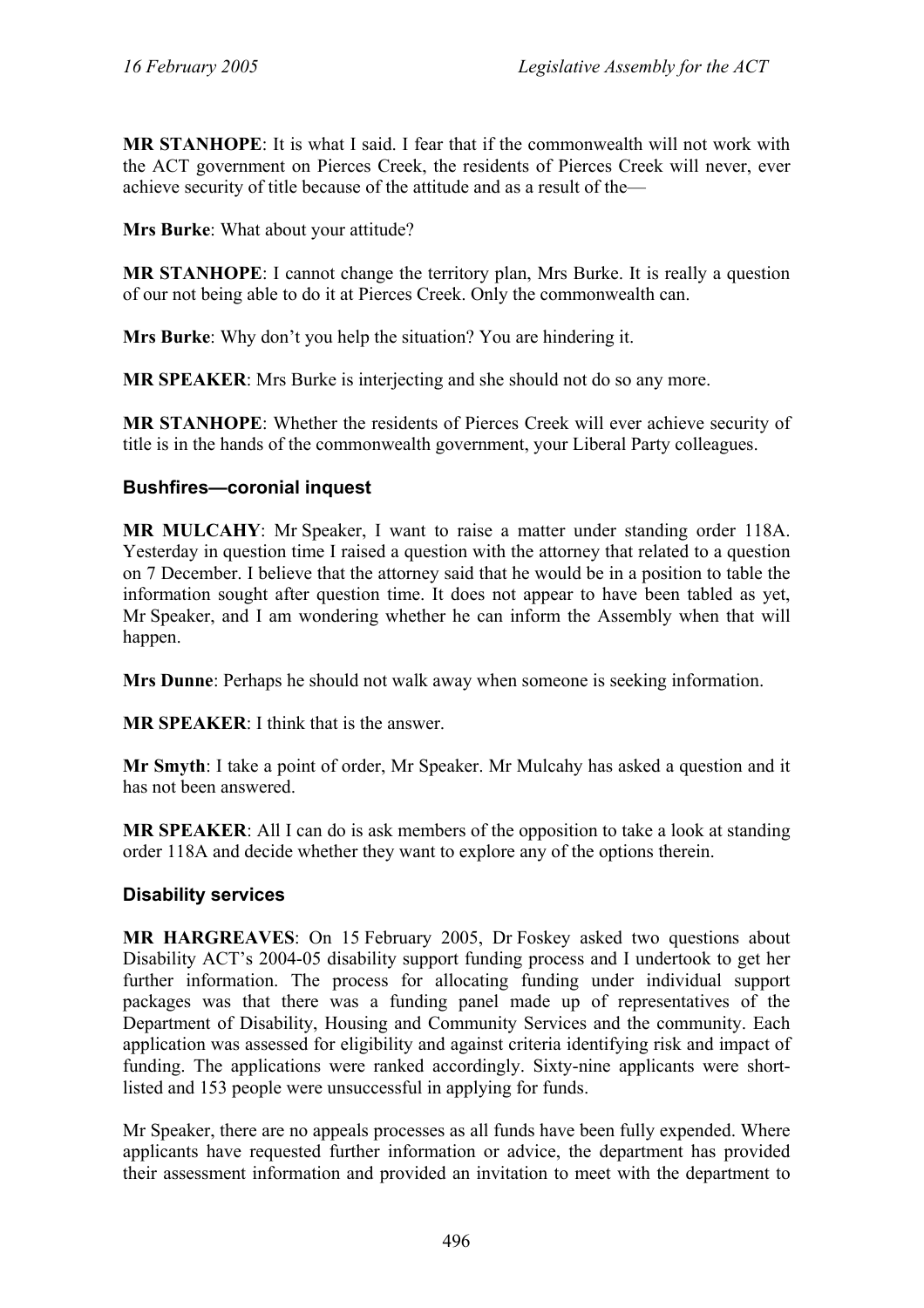**MR STANHOPE**: It is what I said. I fear that if the commonwealth will not work with the ACT government on Pierces Creek, the residents of Pierces Creek will never, ever achieve security of title because of the attitude and as a result of the—

**Mrs Burke**: What about your attitude?

**MR STANHOPE**: I cannot change the territory plan, Mrs Burke. It is really a question of our not being able to do it at Pierces Creek. Only the commonwealth can.

**Mrs Burke**: Why don't you help the situation? You are hindering it.

**MR SPEAKER**: Mrs Burke is interjecting and she should not do so any more.

**MR STANHOPE**: Whether the residents of Pierces Creek will ever achieve security of title is in the hands of the commonwealth government, your Liberal Party colleagues.

### Bushfires—coronial inquest

**MR MULCAHY**: Mr Speaker, I want to raise a matter under standing order 118A. Yesterday in question time I raised a question with the attorney that related to a question on 7 December. I believe that the attorney said that he would be in a position to table the information sought after question time. It does not appear to have been tabled as yet, Mr Speaker, and I am wondering whether he can inform the Assembly when that will happen.

**Mrs Dunne**: Perhaps he should not walk away when someone is seeking information.

**MR SPEAKER**: I think that is the answer.

**Mr Smyth**: I take a point of order, Mr Speaker. Mr Mulcahy has asked a question and it has not been answered.

**MR SPEAKER**: All I can do is ask members of the opposition to take a look at standing order 118A and decide whether they want to explore any of the options therein.

### Disability services

**MR HARGREAVES**: On 15 February 2005, Dr Foskey asked two questions about Disability ACT's 2004-05 disability support funding process and I undertook to get her further information. The process for allocating funding under individual support packages was that there was a funding panel made up of representatives of the Department of Disability, Housing and Community Services and the community. Each application was assessed for eligibility and against criteria identifying risk and impact of funding. The applications were ranked accordingly. Sixty-nine applicants were short-listed and 153 people were unsuccessful in applying for funds.

Mr Speaker, there are no appeals processes as all funds have been fully expended. Where applicants have requested further information or advice, the department has provided their assessment information and provided an invitation to meet with the department to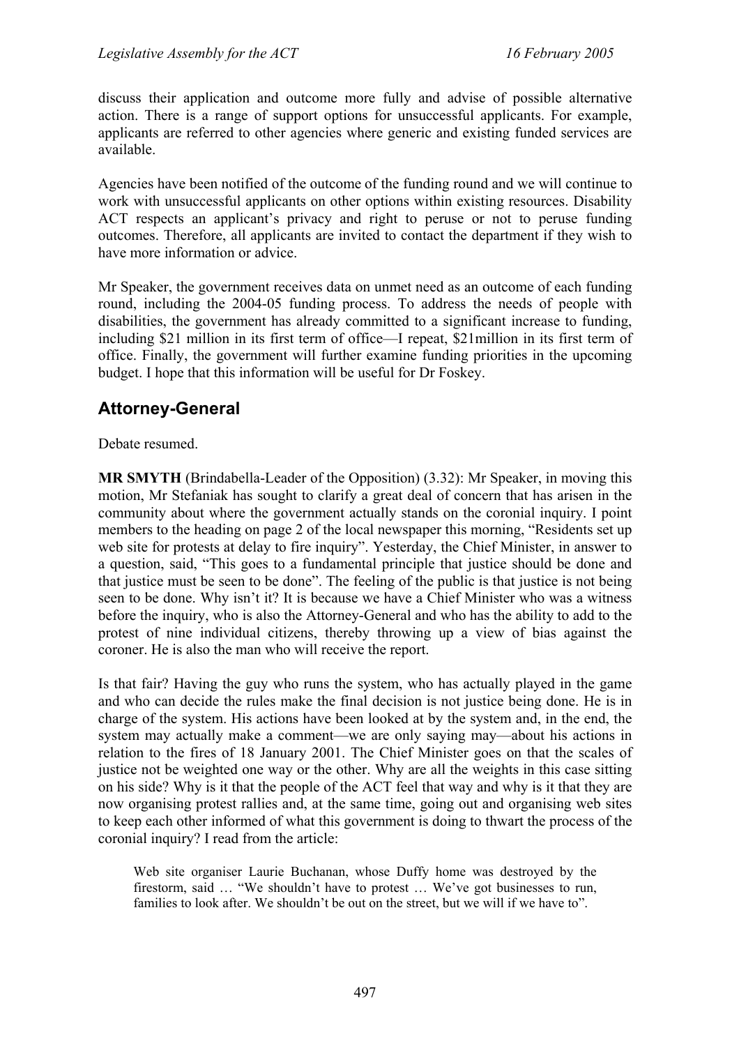discuss their application and outcome more fully and advise of possible alternative action. There is a range of support options for unsuccessful applicants. For example, applicants are referred to other agencies where generic and existing funded services are available.

Agencies have been notified of the outcome of the funding round and we will continue to work with unsuccessful applicants on other options within existing resources. Disability ACT respects an applicant's privacy and right to peruse or not to peruse funding outcomes. Therefore, all applicants are invited to contact the department if they wish to have more information or advice.

Mr Speaker, the government receives data on unmet need as an outcome of each funding round, including the 2004-05 funding process. To address the needs of people with disabilities, the government has already committed to a significant increase to funding, including $21 million in its first term of office—I repeat, $21million in its first term of office. Finally, the government will further examine funding priorities in the upcoming budget. I hope that this information will be useful for Dr Foskey.

## Attorney-General

Debate resumed.

**MR SMYTH** (Brindabella-Leader of the Opposition) (3.32): Mr Speaker, in moving this motion, Mr Stefaniak has sought to clarify a great deal of concern that has arisen in the community about where the government actually stands on the coronial inquiry. I point members to the heading on page 2 of the local newspaper this morning, "Residents set up web site for protests at delay to fire inquiry". Yesterday, the Chief Minister, in answer to a question, said, "This goes to a fundamental principle that justice should be done and that justice must be seen to be done". The feeling of the public is that justice is not being seen to be done. Why isn't it? It is because we have a Chief Minister who was a witness before the inquiry, who is also the Attorney-General and who has the ability to add to the protest of nine individual citizens, thereby throwing up a view of bias against the coroner. He is also the man who will receive the report.

Is that fair? Having the guy who runs the system, who has actually played in the game and who can decide the rules make the final decision is not justice being done. He is in charge of the system. His actions have been looked at by the system and, in the end, the system may actually make a comment—we are only saying may—about his actions in relation to the fires of 18 January 2001. The Chief Minister goes on that the scales of justice not be weighted one way or the other. Why are all the weights in this case sitting on his side? Why is it that the people of the ACT feel that way and why is it that they are now organising protest rallies and, at the same time, going out and organising web sites to keep each other informed of what this government is doing to thwart the process of the coronial inquiry? I read from the article:

> Web site organiser Laurie Buchanan, whose Duffy home was destroyed by the firestorm, said … "We shouldn't have to protest … We've got businesses to run, families to look after. We shouldn't be out on the street, but we will if we have to".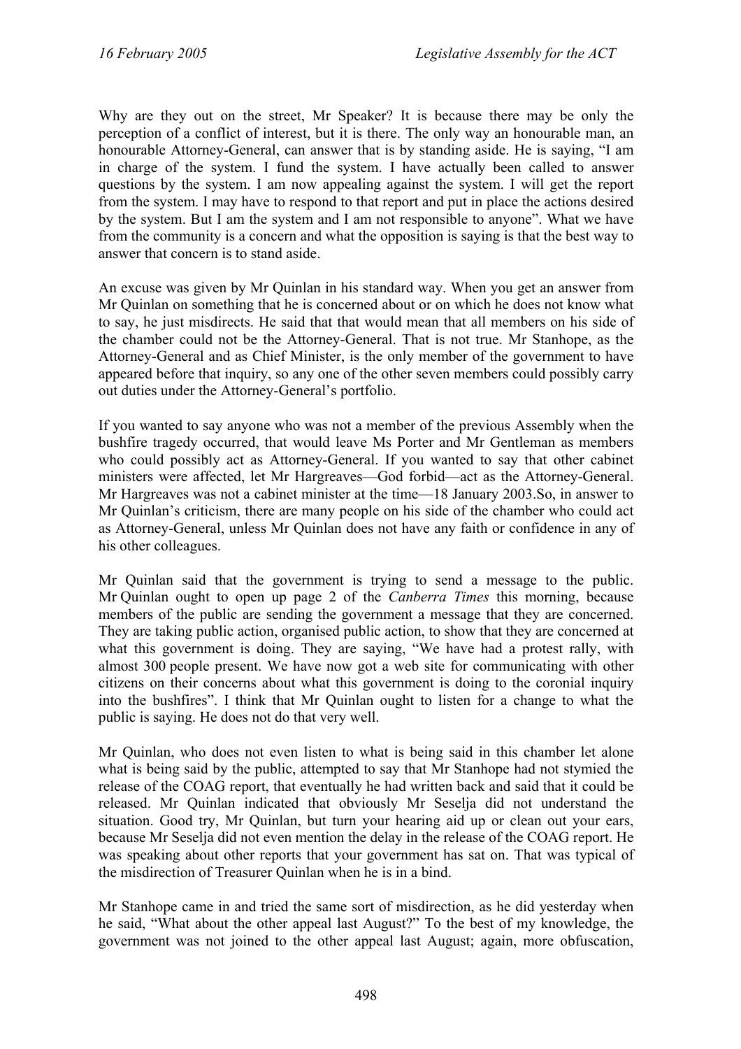Why are they out on the street, Mr Speaker? It is because there may be only the perception of a conflict of interest, but it is there. The only way an honourable man, an honourable Attorney-General, can answer that is by standing aside. He is saying, "I am in charge of the system. I fund the system. I have actually been called to answer questions by the system. I am now appealing against the system. I will get the report from the system. I may have to respond to that report and put in place the actions desired by the system. But I am the system and I am not responsible to anyone". What we have from the community is a concern and what the opposition is saying is that the best way to answer that concern is to stand aside.

An excuse was given by Mr Quinlan in his standard way. When you get an answer from Mr Quinlan on something that he is concerned about or on which he does not know what to say, he just misdirects. He said that that would mean that all members on his side of the chamber could not be the Attorney-General. That is not true. Mr Stanhope, as the Attorney-General and as Chief Minister, is the only member of the government to have appeared before that inquiry, so any one of the other seven members could possibly carry out duties under the Attorney-General's portfolio.

If you wanted to say anyone who was not a member of the previous Assembly when the bushfire tragedy occurred, that would leave Ms Porter and Mr Gentleman as members who could possibly act as Attorney-General. If you wanted to say that other cabinet ministers were affected, let Mr Hargreaves—God forbid—act as the Attorney-General. Mr Hargreaves was not a cabinet minister at the time—18 January 2003.So, in answer to Mr Quinlan's criticism, there are many people on his side of the chamber who could act as Attorney-General, unless Mr Quinlan does not have any faith or confidence in any of his other colleagues.

Mr Quinlan said that the government is trying to send a message to the public. Mr Quinlan ought to open up page 2 of the *Canberra Times* this morning, because members of the public are sending the government a message that they are concerned. They are taking public action, organised public action, to show that they are concerned at what this government is doing. They are saying, "We have had a protest rally, with almost 300 people present. We have now got a web site for communicating with other citizens on their concerns about what this government is doing to the coronial inquiry into the bushfires". I think that Mr Quinlan ought to listen for a change to what the public is saying. He does not do that very well.

Mr Quinlan, who does not even listen to what is being said in this chamber let alone what is being said by the public, attempted to say that Mr Stanhope had not stymied the release of the COAG report, that eventually he had written back and said that it could be released. Mr Quinlan indicated that obviously Mr Seselja did not understand the situation. Good try, Mr Quinlan, but turn your hearing aid up or clean out your ears, because Mr Seselja did not even mention the delay in the release of the COAG report. He was speaking about other reports that your government has sat on. That was typical of the misdirection of Treasurer Quinlan when he is in a bind.

Mr Stanhope came in and tried the same sort of misdirection, as he did yesterday when he said, "What about the other appeal last August?" To the best of my knowledge, the government was not joined to the other appeal last August; again, more obfuscation,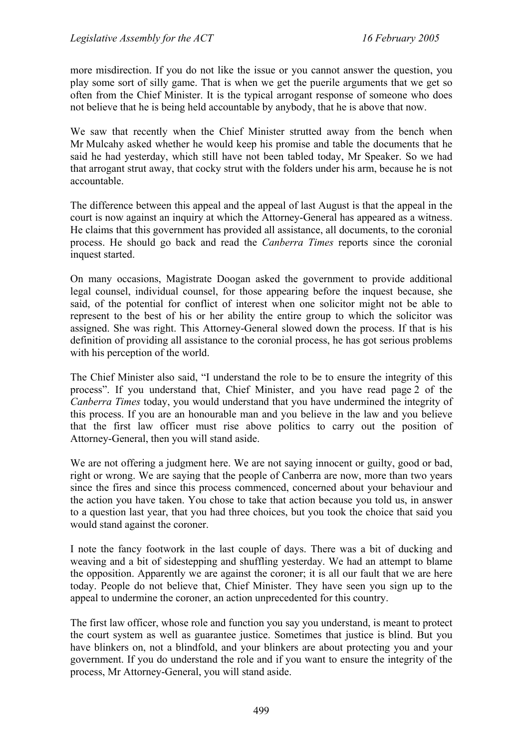more misdirection. If you do not like the issue or you cannot answer the question, you play some sort of silly game. That is when we get the puerile arguments that we get so often from the Chief Minister. It is the typical arrogant response of someone who does not believe that he is being held accountable by anybody, that he is above that now.

We saw that recently when the Chief Minister strutted away from the bench when Mr Mulcahy asked whether he would keep his promise and table the documents that he said he had yesterday, which still have not been tabled today, Mr Speaker. So we had that arrogant strut away, that cocky strut with the folders under his arm, because he is not accountable.

The difference between this appeal and the appeal of last August is that the appeal in the court is now against an inquiry at which the Attorney-General has appeared as a witness. He claims that this government has provided all assistance, all documents, to the coronial process. He should go back and read the *Canberra Times* reports since the coronial inquest started.

On many occasions, Magistrate Doogan asked the government to provide additional legal counsel, individual counsel, for those appearing before the inquest because, she said, of the potential for conflict of interest when one solicitor might not be able to represent to the best of his or her ability the entire group to which the solicitor was assigned. She was right. This Attorney-General slowed down the process. If that is his definition of providing all assistance to the coronial process, he has got serious problems with his perception of the world.

The Chief Minister also said, "I understand the role to be to ensure the integrity of this process". If you understand that, Chief Minister, and you have read page 2 of the *Canberra Times* today, you would understand that you have undermined the integrity of this process. If you are an honourable man and you believe in the law and you believe that the first law officer must rise above politics to carry out the position of Attorney-General, then you will stand aside.

We are not offering a judgment here. We are not saying innocent or guilty, good or bad, right or wrong. We are saying that the people of Canberra are now, more than two years since the fires and since this process commenced, concerned about your behaviour and the action you have taken. You chose to take that action because you told us, in answer to a question last year, that you had three choices, but you took the choice that said you would stand against the coroner.

I note the fancy footwork in the last couple of days. There was a bit of ducking and weaving and a bit of sidestepping and shuffling yesterday. We had an attempt to blame the opposition. Apparently we are against the coroner; it is all our fault that we are here today. People do not believe that, Chief Minister. They have seen you sign up to the appeal to undermine the coroner, an action unprecedented for this country.

The first law officer, whose role and function you say you understand, is meant to protect the court system as well as guarantee justice. Sometimes that justice is blind. But you have blinkers on, not a blindfold, and your blinkers are about protecting you and your government. If you do understand the role and if you want to ensure the integrity of the process, Mr Attorney-General, you will stand aside.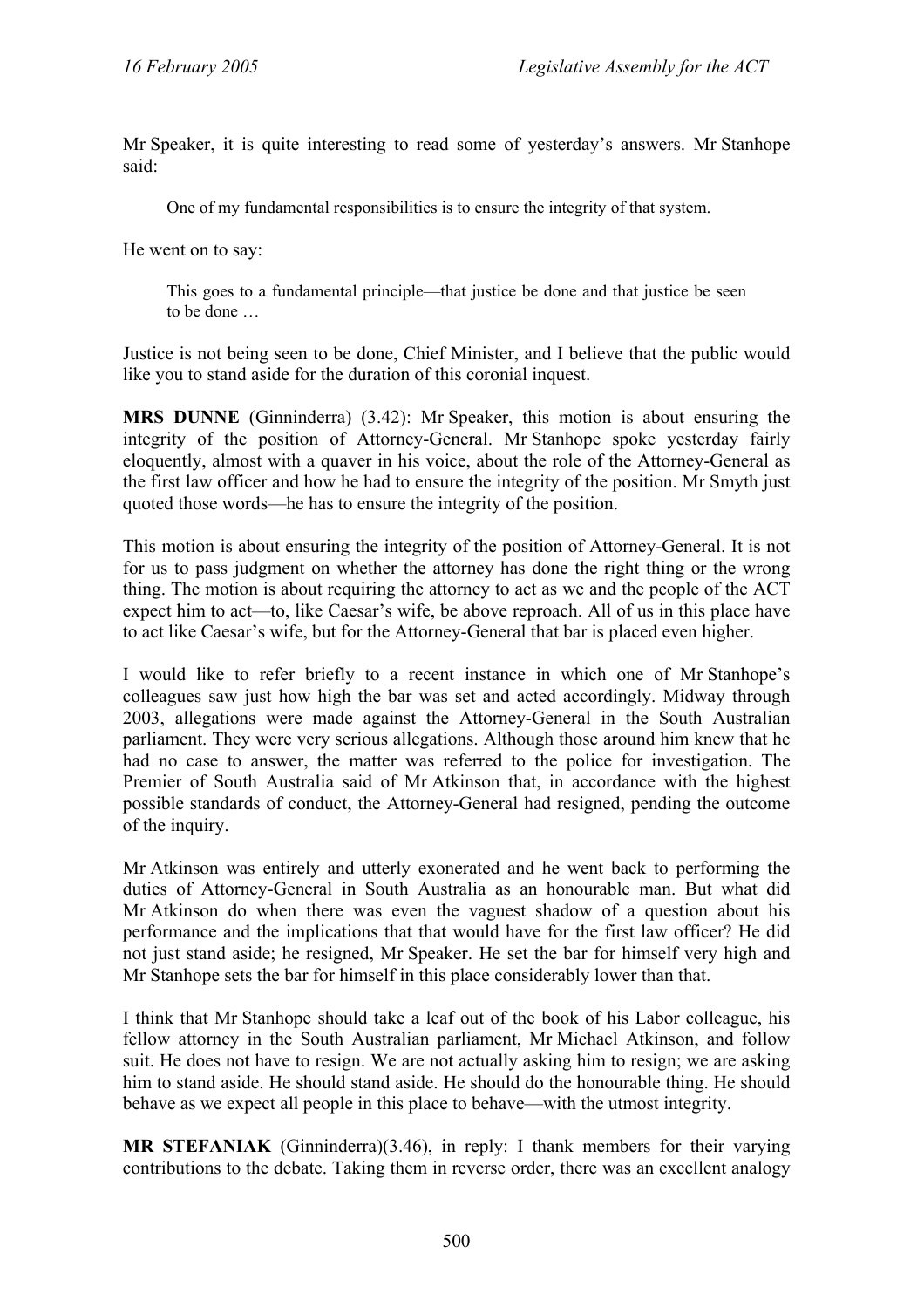Mr Speaker, it is quite interesting to read some of yesterday's answers. Mr Stanhope said:

> One of my fundamental responsibilities is to ensure the integrity of that system.

He went on to say:

> This goes to a fundamental principle—that justice be done and that justice be seen to be done …

Justice is not being seen to be done, Chief Minister, and I believe that the public would like you to stand aside for the duration of this coronial inquest.

**MRS DUNNE** (Ginninderra) (3.42): Mr Speaker, this motion is about ensuring the integrity of the position of Attorney-General. Mr Stanhope spoke yesterday fairly eloquently, almost with a quaver in his voice, about the role of the Attorney-General as the first law officer and how he had to ensure the integrity of the position. Mr Smyth just quoted those words—he has to ensure the integrity of the position.

This motion is about ensuring the integrity of the position of Attorney-General. It is not for us to pass judgment on whether the attorney has done the right thing or the wrong thing. The motion is about requiring the attorney to act as we and the people of the ACT expect him to act—to, like Caesar's wife, be above reproach. All of us in this place have to act like Caesar's wife, but for the Attorney-General that bar is placed even higher.

I would like to refer briefly to a recent instance in which one of Mr Stanhope's colleagues saw just how high the bar was set and acted accordingly. Midway through 2003, allegations were made against the Attorney-General in the South Australian parliament. They were very serious allegations. Although those around him knew that he had no case to answer, the matter was referred to the police for investigation. The Premier of South Australia said of Mr Atkinson that, in accordance with the highest possible standards of conduct, the Attorney-General had resigned, pending the outcome of the inquiry.

Mr Atkinson was entirely and utterly exonerated and he went back to performing the duties of Attorney-General in South Australia as an honourable man. But what did Mr Atkinson do when there was even the vaguest shadow of a question about his performance and the implications that that would have for the first law officer? He did not just stand aside; he resigned, Mr Speaker. He set the bar for himself very high and Mr Stanhope sets the bar for himself in this place considerably lower than that.

I think that Mr Stanhope should take a leaf out of the book of his Labor colleague, his fellow attorney in the South Australian parliament, Mr Michael Atkinson, and follow suit. He does not have to resign. We are not actually asking him to resign; we are asking him to stand aside. He should stand aside. He should do the honourable thing. He should behave as we expect all people in this place to behave—with the utmost integrity.

**MR STEFANIAK** (Ginninderra)(3.46), in reply: I thank members for their varying contributions to the debate. Taking them in reverse order, there was an excellent analogy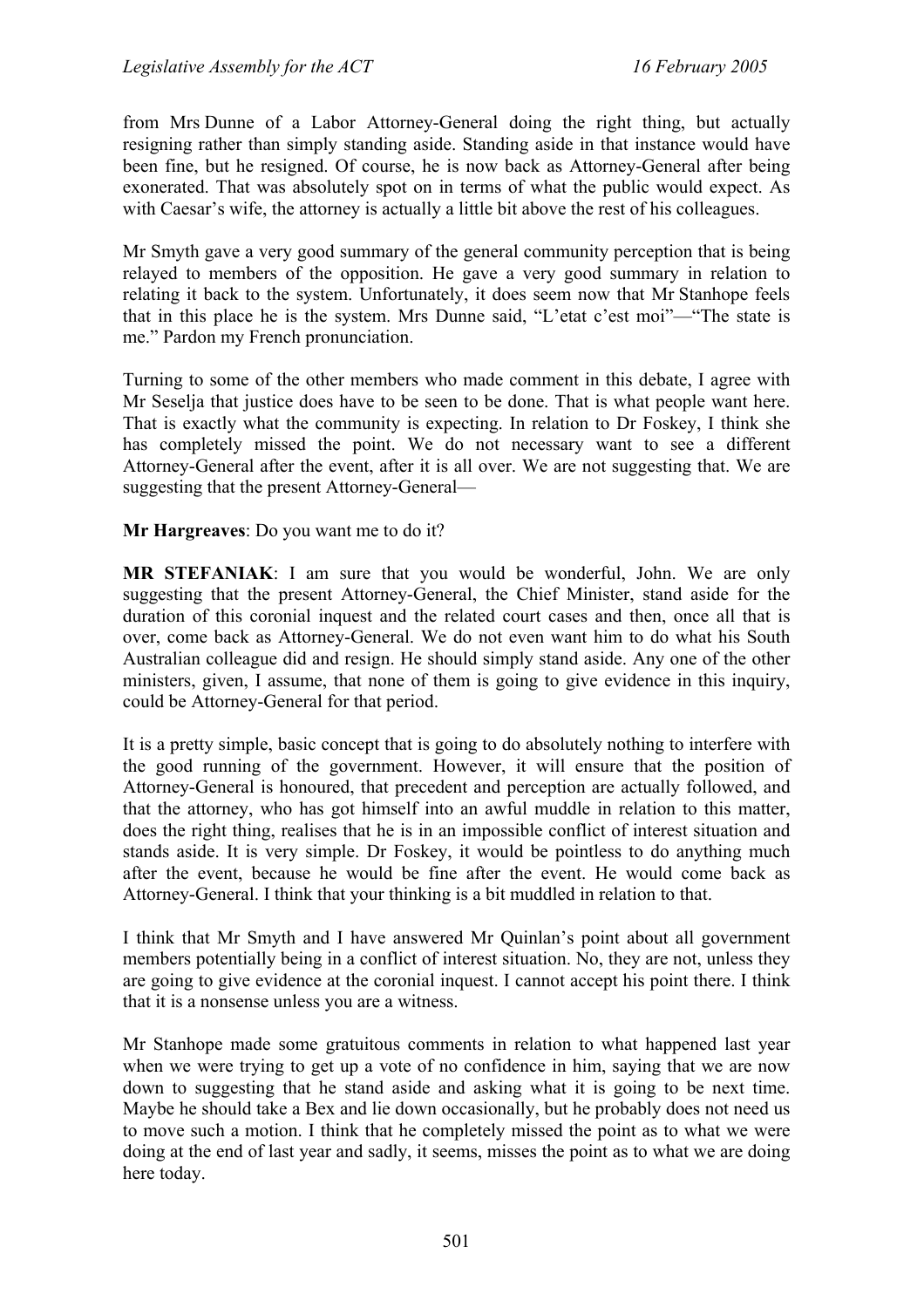from Mrs Dunne of a Labor Attorney-General doing the right thing, but actually resigning rather than simply standing aside. Standing aside in that instance would have been fine, but he resigned. Of course, he is now back as Attorney-General after being exonerated. That was absolutely spot on in terms of what the public would expect. As with Caesar's wife, the attorney is actually a little bit above the rest of his colleagues.

Mr Smyth gave a very good summary of the general community perception that is being relayed to members of the opposition. He gave a very good summary in relation to relating it back to the system. Unfortunately, it does seem now that Mr Stanhope feels that in this place he is the system. Mrs Dunne said, "L'etat c'est moi"—"The state is me." Pardon my French pronunciation.

Turning to some of the other members who made comment in this debate, I agree with Mr Seselja that justice does have to be seen to be done. That is what people want here. That is exactly what the community is expecting. In relation to Dr Foskey, I think she has completely missed the point. We do not necessary want to see a different Attorney-General after the event, after it is all over. We are not suggesting that. We are suggesting that the present Attorney-General—

**Mr Hargreaves**: Do you want me to do it?

**MR STEFANIAK**: I am sure that you would be wonderful, John. We are only suggesting that the present Attorney-General, the Chief Minister, stand aside for the duration of this coronial inquest and the related court cases and then, once all that is over, come back as Attorney-General. We do not even want him to do what his South Australian colleague did and resign. He should simply stand aside. Any one of the other ministers, given, I assume, that none of them is going to give evidence in this inquiry, could be Attorney-General for that period.

It is a pretty simple, basic concept that is going to do absolutely nothing to interfere with the good running of the government. However, it will ensure that the position of Attorney-General is honoured, that precedent and perception are actually followed, and that the attorney, who has got himself into an awful muddle in relation to this matter, does the right thing, realises that he is in an impossible conflict of interest situation and stands aside. It is very simple. Dr Foskey, it would be pointless to do anything much after the event, because he would be fine after the event. He would come back as Attorney-General. I think that your thinking is a bit muddled in relation to that.

I think that Mr Smyth and I have answered Mr Quinlan's point about all government members potentially being in a conflict of interest situation. No, they are not, unless they are going to give evidence at the coronial inquest. I cannot accept his point there. I think that it is a nonsense unless you are a witness.

Mr Stanhope made some gratuitous comments in relation to what happened last year when we were trying to get up a vote of no confidence in him, saying that we are now down to suggesting that he stand aside and asking what it is going to be next time. Maybe he should take a Bex and lie down occasionally, but he probably does not need us to move such a motion. I think that he completely missed the point as to what we were doing at the end of last year and sadly, it seems, misses the point as to what we are doing here today.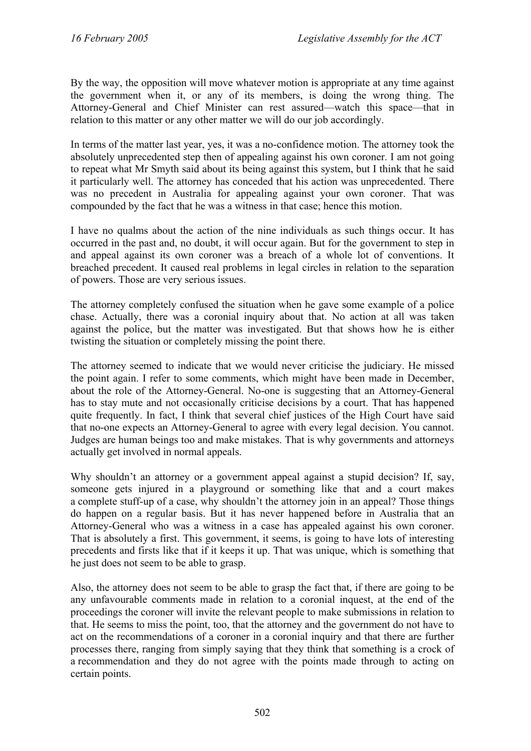By the way, the opposition will move whatever motion is appropriate at any time against the government when it, or any of its members, is doing the wrong thing. The Attorney-General and Chief Minister can rest assured—watch this space—that in relation to this matter or any other matter we will do our job accordingly.

In terms of the matter last year, yes, it was a no-confidence motion. The attorney took the absolutely unprecedented step then of appealing against his own coroner. I am not going to repeat what Mr Smyth said about its being against this system, but I think that he said it particularly well. The attorney has conceded that his action was unprecedented. There was no precedent in Australia for appealing against your own coroner. That was compounded by the fact that he was a witness in that case; hence this motion.

I have no qualms about the action of the nine individuals as such things occur. It has occurred in the past and, no doubt, it will occur again. But for the government to step in and appeal against its own coroner was a breach of a whole lot of conventions. It breached precedent. It caused real problems in legal circles in relation to the separation of powers. Those are very serious issues.

The attorney completely confused the situation when he gave some example of a police chase. Actually, there was a coronial inquiry about that. No action at all was taken against the police, but the matter was investigated. But that shows how he is either twisting the situation or completely missing the point there.

The attorney seemed to indicate that we would never criticise the judiciary. He missed the point again. I refer to some comments, which might have been made in December, about the role of the Attorney-General. No-one is suggesting that an Attorney-General has to stay mute and not occasionally criticise decisions by a court. That has happened quite frequently. In fact, I think that several chief justices of the High Court have said that no-one expects an Attorney-General to agree with every legal decision. You cannot. Judges are human beings too and make mistakes. That is why governments and attorneys actually get involved in normal appeals.

Why shouldn't an attorney or a government appeal against a stupid decision? If, say, someone gets injured in a playground or something like that and a court makes a complete stuff-up of a case, why shouldn't the attorney join in an appeal? Those things do happen on a regular basis. But it has never happened before in Australia that an Attorney-General who was a witness in a case has appealed against his own coroner. That is absolutely a first. This government, it seems, is going to have lots of interesting precedents and firsts like that if it keeps it up. That was unique, which is something that he just does not seem to be able to grasp.

Also, the attorney does not seem to be able to grasp the fact that, if there are going to be any unfavourable comments made in relation to a coronial inquest, at the end of the proceedings the coroner will invite the relevant people to make submissions in relation to that. He seems to miss the point, too, that the attorney and the government do not have to act on the recommendations of a coroner in a coronial inquiry and that there are further processes there, ranging from simply saying that they think that something is a crock of a recommendation and they do not agree with the points made through to acting on certain points.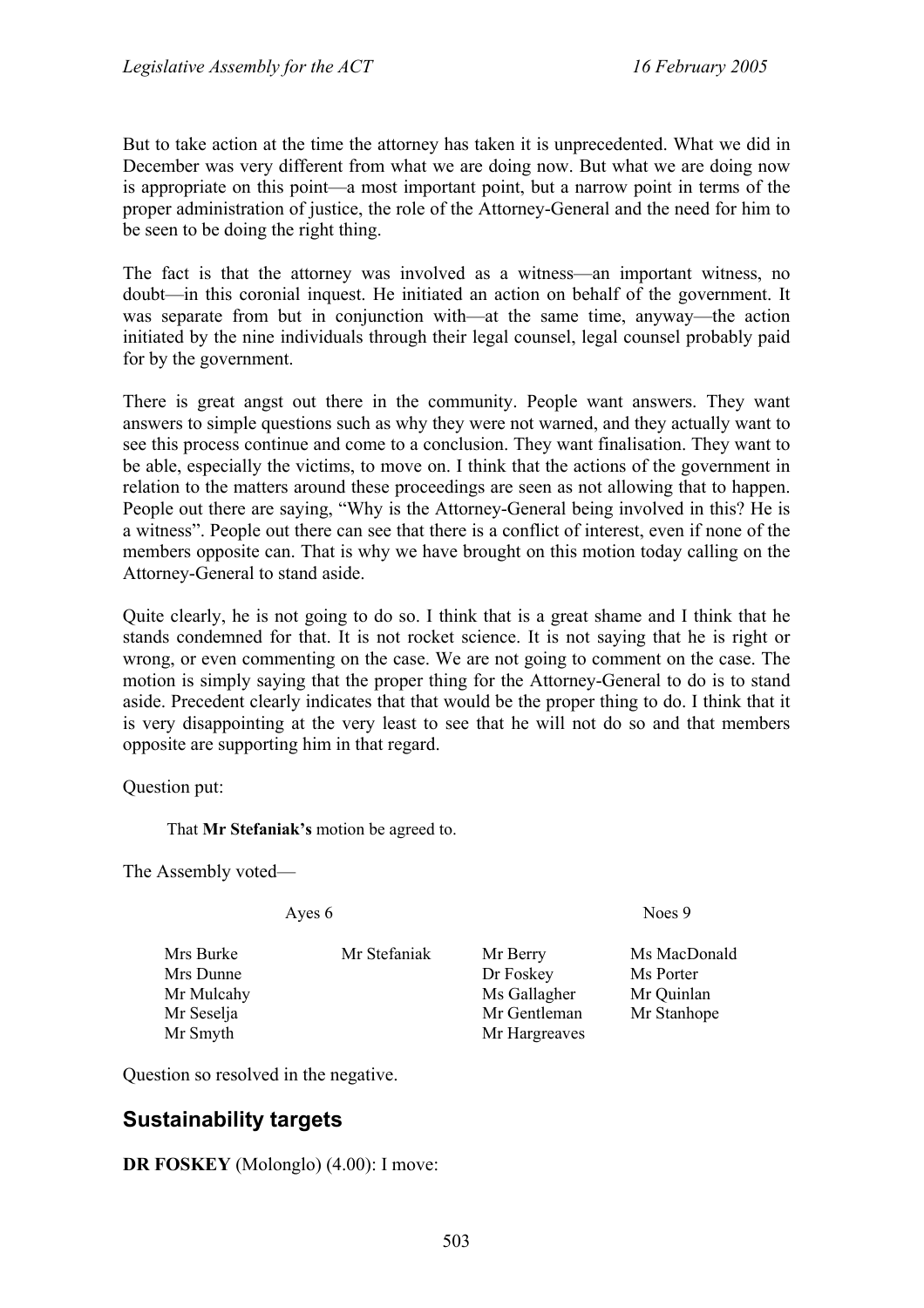But to take action at the time the attorney has taken it is unprecedented. What we did in December was very different from what we are doing now. But what we are doing now is appropriate on this point—a most important point, but a narrow point in terms of the proper administration of justice, the role of the Attorney-General and the need for him to be seen to be doing the right thing.

The fact is that the attorney was involved as a witness—an important witness, no doubt—in this coronial inquest. He initiated an action on behalf of the government. It was separate from but in conjunction with—at the same time, anyway—the action initiated by the nine individuals through their legal counsel, legal counsel probably paid for by the government.

There is great angst out there in the community. People want answers. They want answers to simple questions such as why they were not warned, and they actually want to see this process continue and come to a conclusion. They want finalisation. They want to be able, especially the victims, to move on. I think that the actions of the government in relation to the matters around these proceedings are seen as not allowing that to happen. People out there are saying, "Why is the Attorney-General being involved in this? He is a witness". People out there can see that there is a conflict of interest, even if none of the members opposite can. That is why we have brought on this motion today calling on the Attorney-General to stand aside.

Quite clearly, he is not going to do so. I think that is a great shame and I think that he stands condemned for that. It is not rocket science. It is not saying that he is right or wrong, or even commenting on the case. We are not going to comment on the case. The motion is simply saying that the proper thing for the Attorney-General to do is to stand aside. Precedent clearly indicates that that would be the proper thing to do. I think that it is very disappointing at the very least to see that he will not do so and that members opposite are supporting him in that regard.

Question put:

> That **Mr Stefaniak's** motion be agreed to.

The Assembly voted—

| Ayes 6 | | Noes 9 | |
|---|---|---|---|
| Mrs Burke | Mr Stefaniak | Mr Berry | Ms MacDonald |
| Mrs Dunne | | Dr Foskey | Ms Porter |
| Mr Mulcahy | | Ms Gallagher | Mr Quinlan |
| Mr Seselja | | Mr Gentleman | Mr Stanhope |
| Mr Smyth | | Mr Hargreaves | |

Question so resolved in the negative.

## Sustainability targets

**DR FOSKEY** (Molonglo) (4.00): I move: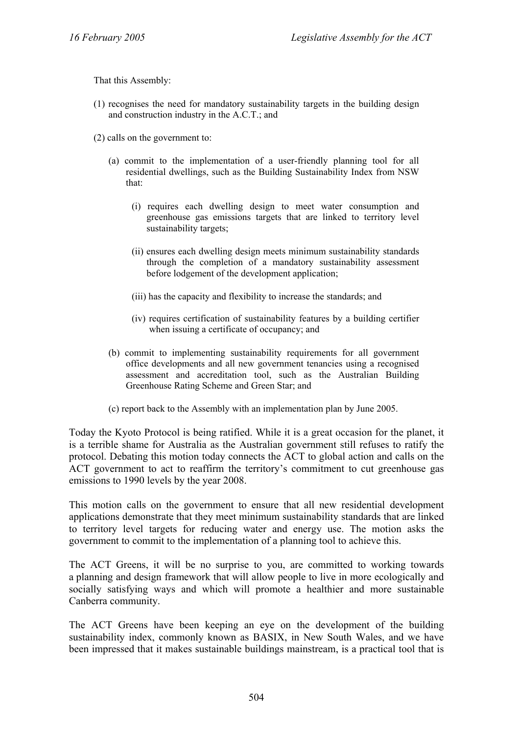That this Assembly:

(1) recognises the need for mandatory sustainability targets in the building design and construction industry in the A.C.T.; and

(2) calls on the government to:

(a) commit to the implementation of a user-friendly planning tool for all residential dwellings, such as the Building Sustainability Index from NSW that:

(i) requires each dwelling design to meet water consumption and greenhouse gas emissions targets that are linked to territory level sustainability targets;

(ii) ensures each dwelling design meets minimum sustainability standards through the completion of a mandatory sustainability assessment before lodgement of the development application;

(iii) has the capacity and flexibility to increase the standards; and

(iv) requires certification of sustainability features by a building certifier when issuing a certificate of occupancy; and

(b) commit to implementing sustainability requirements for all government office developments and all new government tenancies using a recognised assessment and accreditation tool, such as the Australian Building Greenhouse Rating Scheme and Green Star; and

(c) report back to the Assembly with an implementation plan by June 2005.

Today the Kyoto Protocol is being ratified. While it is a great occasion for the planet, it is a terrible shame for Australia as the Australian government still refuses to ratify the protocol. Debating this motion today connects the ACT to global action and calls on the ACT government to act to reaffirm the territory's commitment to cut greenhouse gas emissions to 1990 levels by the year 2008.

This motion calls on the government to ensure that all new residential development applications demonstrate that they meet minimum sustainability standards that are linked to territory level targets for reducing water and energy use. The motion asks the government to commit to the implementation of a planning tool to achieve this.

The ACT Greens, it will be no surprise to you, are committed to working towards a planning and design framework that will allow people to live in more ecologically and socially satisfying ways and which will promote a healthier and more sustainable Canberra community.

The ACT Greens have been keeping an eye on the development of the building sustainability index, commonly known as BASIX, in New South Wales, and we have been impressed that it makes sustainable buildings mainstream, is a practical tool that is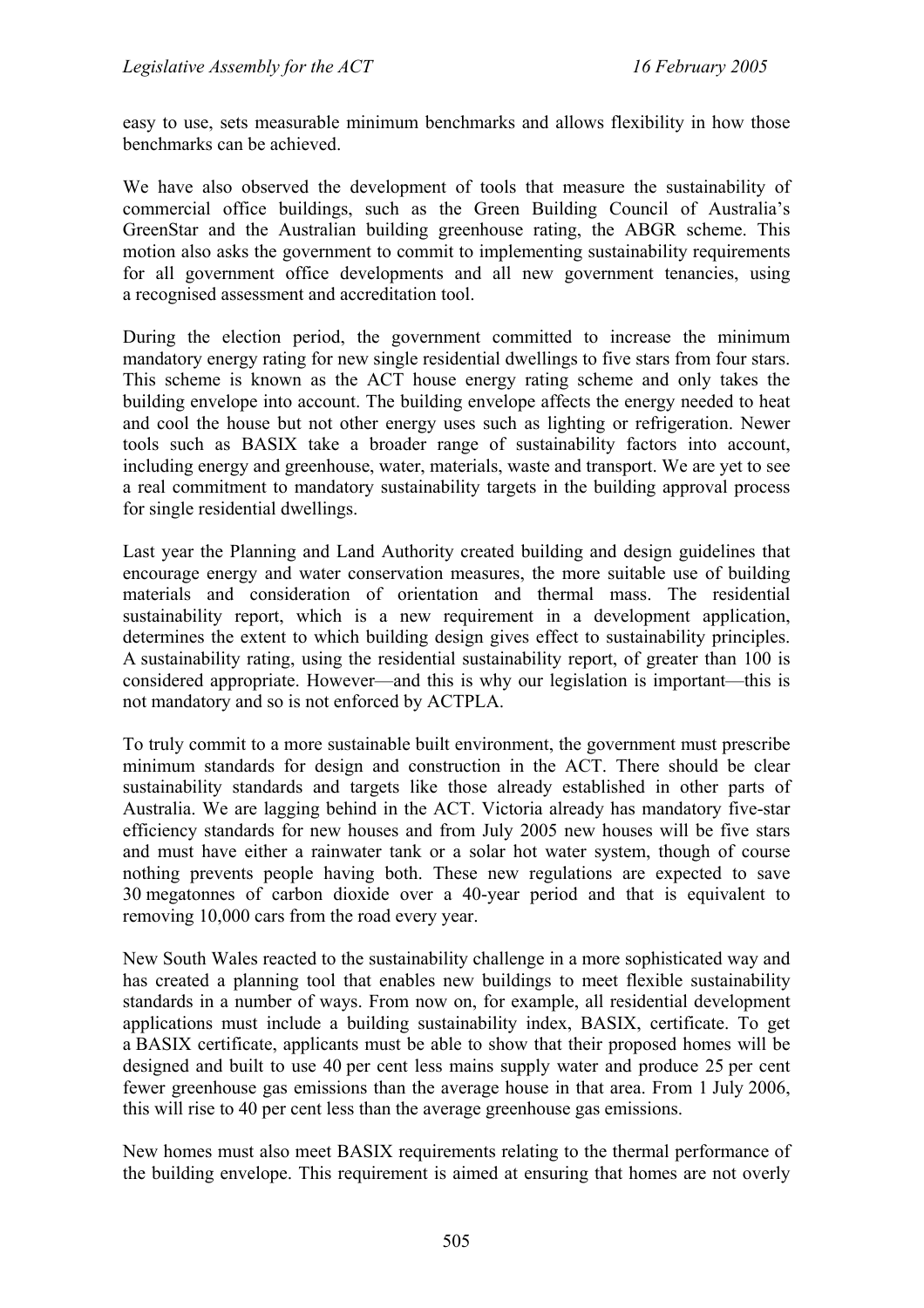easy to use, sets measurable minimum benchmarks and allows flexibility in how those benchmarks can be achieved.

We have also observed the development of tools that measure the sustainability of commercial office buildings, such as the Green Building Council of Australia's GreenStar and the Australian building greenhouse rating, the ABGR scheme. This motion also asks the government to commit to implementing sustainability requirements for all government office developments and all new government tenancies, using a recognised assessment and accreditation tool.

During the election period, the government committed to increase the minimum mandatory energy rating for new single residential dwellings to five stars from four stars. This scheme is known as the ACT house energy rating scheme and only takes the building envelope into account. The building envelope affects the energy needed to heat and cool the house but not other energy uses such as lighting or refrigeration. Newer tools such as BASIX take a broader range of sustainability factors into account, including energy and greenhouse, water, materials, waste and transport. We are yet to see a real commitment to mandatory sustainability targets in the building approval process for single residential dwellings.

Last year the Planning and Land Authority created building and design guidelines that encourage energy and water conservation measures, the more suitable use of building materials and consideration of orientation and thermal mass. The residential sustainability report, which is a new requirement in a development application, determines the extent to which building design gives effect to sustainability principles. A sustainability rating, using the residential sustainability report, of greater than 100 is considered appropriate. However—and this is why our legislation is important—this is not mandatory and so is not enforced by ACTPLA.

To truly commit to a more sustainable built environment, the government must prescribe minimum standards for design and construction in the ACT. There should be clear sustainability standards and targets like those already established in other parts of Australia. We are lagging behind in the ACT. Victoria already has mandatory five-star efficiency standards for new houses and from July 2005 new houses will be five stars and must have either a rainwater tank or a solar hot water system, though of course nothing prevents people having both. These new regulations are expected to save 30 megatonnes of carbon dioxide over a 40-year period and that is equivalent to removing 10,000 cars from the road every year.

New South Wales reacted to the sustainability challenge in a more sophisticated way and has created a planning tool that enables new buildings to meet flexible sustainability standards in a number of ways. From now on, for example, all residential development applications must include a building sustainability index, BASIX, certificate. To get a BASIX certificate, applicants must be able to show that their proposed homes will be designed and built to use 40 per cent less mains supply water and produce 25 per cent fewer greenhouse gas emissions than the average house in that area. From 1 July 2006, this will rise to 40 per cent less than the average greenhouse gas emissions.

New homes must also meet BASIX requirements relating to the thermal performance of the building envelope. This requirement is aimed at ensuring that homes are not overly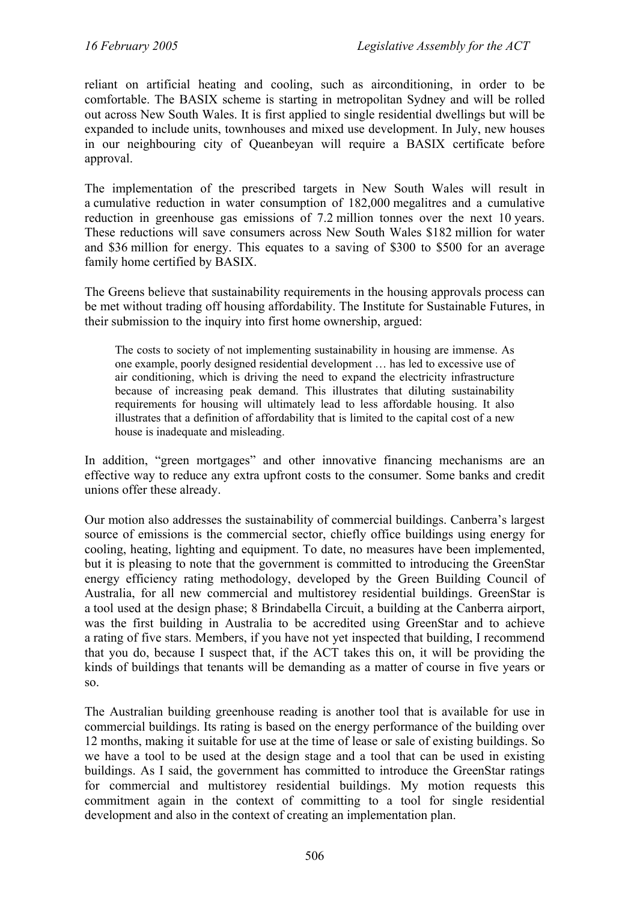reliant on artificial heating and cooling, such as airconditioning, in order to be comfortable. The BASIX scheme is starting in metropolitan Sydney and will be rolled out across New South Wales. It is first applied to single residential dwellings but will be expanded to include units, townhouses and mixed use development. In July, new houses in our neighbouring city of Queanbeyan will require a BASIX certificate before approval.

The implementation of the prescribed targets in New South Wales will result in a cumulative reduction in water consumption of 182,000 megalitres and a cumulative reduction in greenhouse gas emissions of 7.2 million tonnes over the next 10 years. These reductions will save consumers across New South Wales $182 million for water and $36 million for energy. This equates to a saving of $300 to $500 for an average family home certified by BASIX.

The Greens believe that sustainability requirements in the housing approvals process can be met without trading off housing affordability. The Institute for Sustainable Futures, in their submission to the inquiry into first home ownership, argued:

> The costs to society of not implementing sustainability in housing are immense. As one example, poorly designed residential development … has led to excessive use of air conditioning, which is driving the need to expand the electricity infrastructure because of increasing peak demand. This illustrates that diluting sustainability requirements for housing will ultimately lead to less affordable housing. It also illustrates that a definition of affordability that is limited to the capital cost of a new house is inadequate and misleading.

In addition, "green mortgages" and other innovative financing mechanisms are an effective way to reduce any extra upfront costs to the consumer. Some banks and credit unions offer these already.

Our motion also addresses the sustainability of commercial buildings. Canberra's largest source of emissions is the commercial sector, chiefly office buildings using energy for cooling, heating, lighting and equipment. To date, no measures have been implemented, but it is pleasing to note that the government is committed to introducing the GreenStar energy efficiency rating methodology, developed by the Green Building Council of Australia, for all new commercial and multistorey residential buildings. GreenStar is a tool used at the design phase; 8 Brindabella Circuit, a building at the Canberra airport, was the first building in Australia to be accredited using GreenStar and to achieve a rating of five stars. Members, if you have not yet inspected that building, I recommend that you do, because I suspect that, if the ACT takes this on, it will be providing the kinds of buildings that tenants will be demanding as a matter of course in five years or so.

The Australian building greenhouse reading is another tool that is available for use in commercial buildings. Its rating is based on the energy performance of the building over 12 months, making it suitable for use at the time of lease or sale of existing buildings. So we have a tool to be used at the design stage and a tool that can be used in existing buildings. As I said, the government has committed to introduce the GreenStar ratings for commercial and multistorey residential buildings. My motion requests this commitment again in the context of committing to a tool for single residential development and also in the context of creating an implementation plan.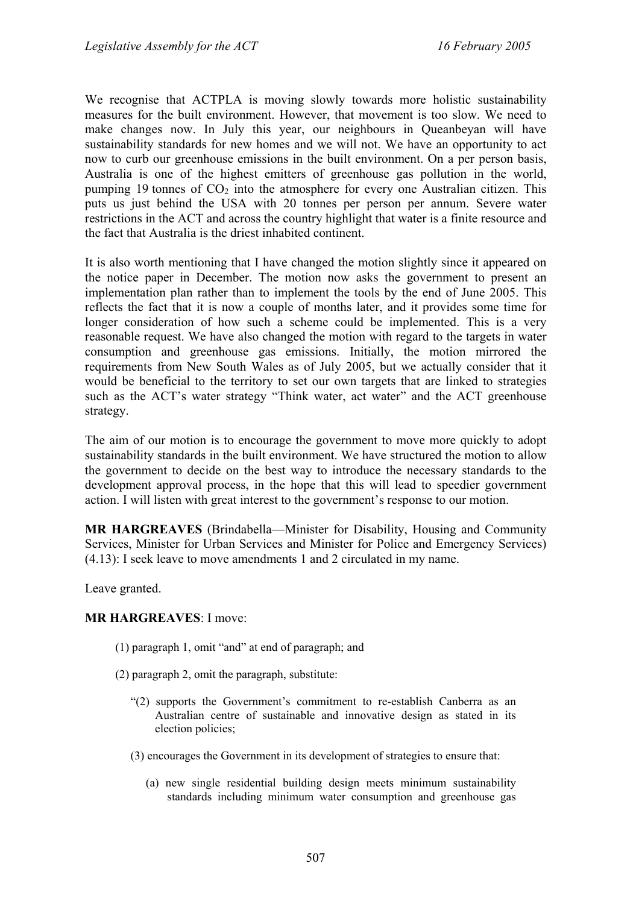We recognise that ACTPLA is moving slowly towards more holistic sustainability measures for the built environment. However, that movement is too slow. We need to make changes now. In July this year, our neighbours in Queanbeyan will have sustainability standards for new homes and we will not. We have an opportunity to act now to curb our greenhouse emissions in the built environment. On a per person basis, Australia is one of the highest emitters of greenhouse gas pollution in the world, pumping 19 tonnes of $CO_2$ into the atmosphere for every one Australian citizen. This puts us just behind the USA with 20 tonnes per person per annum. Severe water restrictions in the ACT and across the country highlight that water is a finite resource and the fact that Australia is the driest inhabited continent.

It is also worth mentioning that I have changed the motion slightly since it appeared on the notice paper in December. The motion now asks the government to present an implementation plan rather than to implement the tools by the end of June 2005. This reflects the fact that it is now a couple of months later, and it provides some time for longer consideration of how such a scheme could be implemented. This is a very reasonable request. We have also changed the motion with regard to the targets in water consumption and greenhouse gas emissions. Initially, the motion mirrored the requirements from New South Wales as of July 2005, but we actually consider that it would be beneficial to the territory to set our own targets that are linked to strategies such as the ACT's water strategy "Think water, act water" and the ACT greenhouse strategy.

The aim of our motion is to encourage the government to move more quickly to adopt sustainability standards in the built environment. We have structured the motion to allow the government to decide on the best way to introduce the necessary standards to the development approval process, in the hope that this will lead to speedier government action. I will listen with great interest to the government's response to our motion.

**MR HARGREAVES** (Brindabella—Minister for Disability, Housing and Community Services, Minister for Urban Services and Minister for Police and Emergency Services) (4.13): I seek leave to move amendments 1 and 2 circulated in my name.

Leave granted.

**MR HARGREAVES**: I move:

(1) paragraph 1, omit "and" at end of paragraph; and

(2) paragraph 2, omit the paragraph, substitute:

"(2) supports the Government's commitment to re-establish Canberra as an Australian centre of sustainable and innovative design as stated in its election policies;

(3) encourages the Government in its development of strategies to ensure that:

(a) new single residential building design meets minimum sustainability standards including minimum water consumption and greenhouse gas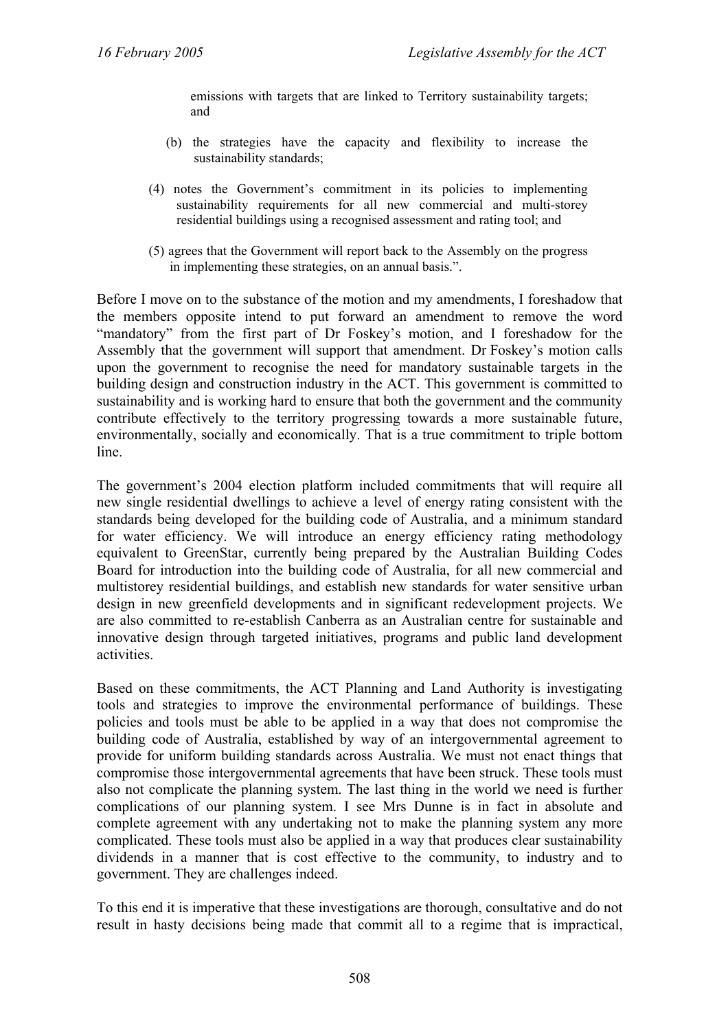emissions with targets that are linked to Territory sustainability targets; and

(b) the strategies have the capacity and flexibility to increase the sustainability standards;

(4) notes the Government's commitment in its policies to implementing sustainability requirements for all new commercial and multi-storey residential buildings using a recognised assessment and rating tool; and

(5) agrees that the Government will report back to the Assembly on the progress in implementing these strategies, on an annual basis.".

Before I move on to the substance of the motion and my amendments, I foreshadow that the members opposite intend to put forward an amendment to remove the word "mandatory" from the first part of Dr Foskey's motion, and I foreshadow for the Assembly that the government will support that amendment. Dr Foskey's motion calls upon the government to recognise the need for mandatory sustainable targets in the building design and construction industry in the ACT. This government is committed to sustainability and is working hard to ensure that both the government and the community contribute effectively to the territory progressing towards a more sustainable future, environmentally, socially and economically. That is a true commitment to triple bottom line.

The government's 2004 election platform included commitments that will require all new single residential dwellings to achieve a level of energy rating consistent with the standards being developed for the building code of Australia, and a minimum standard for water efficiency. We will introduce an energy efficiency rating methodology equivalent to GreenStar, currently being prepared by the Australian Building Codes Board for introduction into the building code of Australia, for all new commercial and multistorey residential buildings, and establish new standards for water sensitive urban design in new greenfield developments and in significant redevelopment projects. We are also committed to re-establish Canberra as an Australian centre for sustainable and innovative design through targeted initiatives, programs and public land development activities.

Based on these commitments, the ACT Planning and Land Authority is investigating tools and strategies to improve the environmental performance of buildings. These policies and tools must be able to be applied in a way that does not compromise the building code of Australia, established by way of an intergovernmental agreement to provide for uniform building standards across Australia. We must not enact things that compromise those intergovernmental agreements that have been struck. These tools must also not complicate the planning system. The last thing in the world we need is further complications of our planning system. I see Mrs Dunne is in fact in absolute and complete agreement with any undertaking not to make the planning system any more complicated. These tools must also be applied in a way that produces clear sustainability dividends in a manner that is cost effective to the community, to industry and to government. They are challenges indeed.

To this end it is imperative that these investigations are thorough, consultative and do not result in hasty decisions being made that commit all to a regime that is impractical,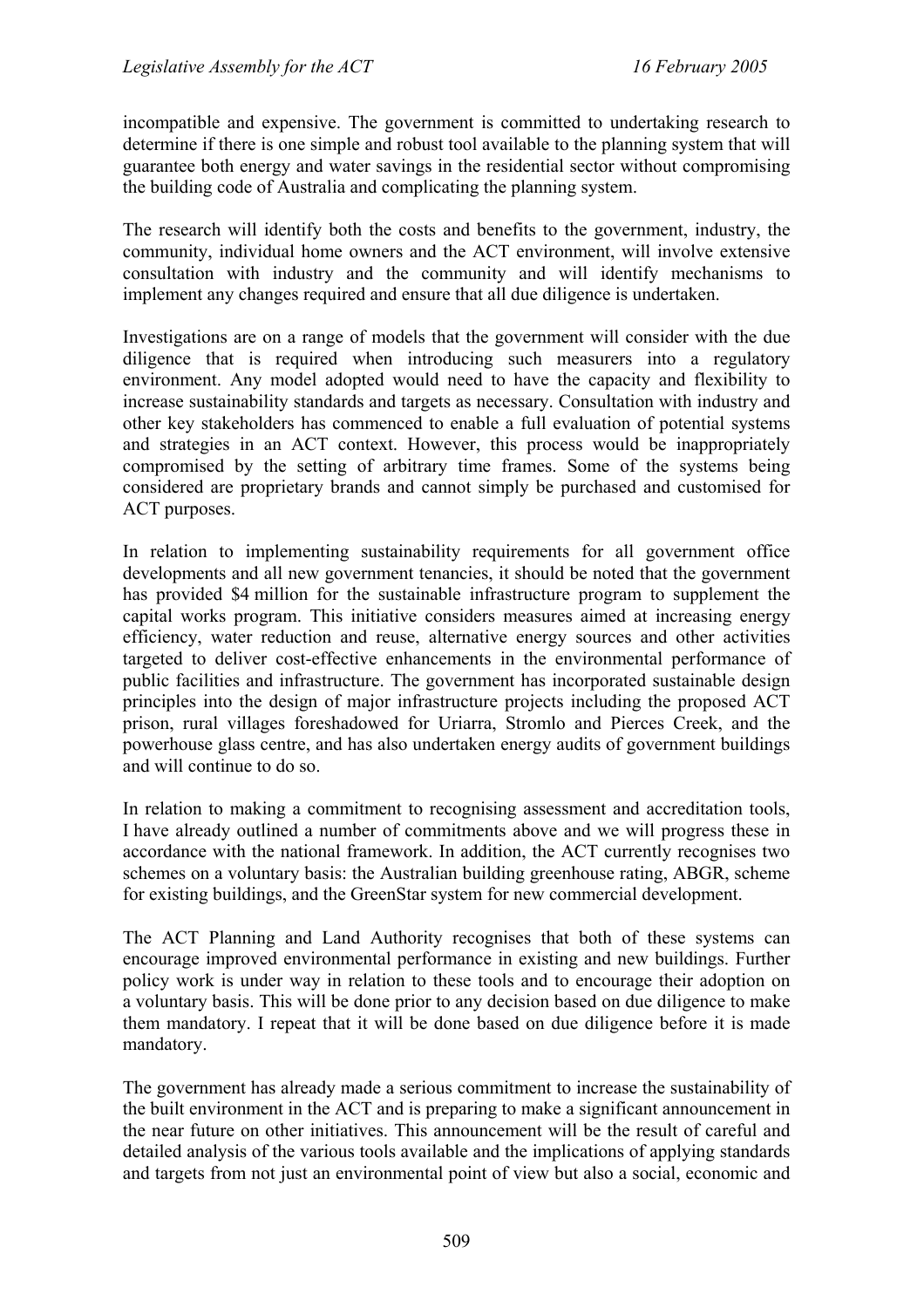incompatible and expensive. The government is committed to undertaking research to determine if there is one simple and robust tool available to the planning system that will guarantee both energy and water savings in the residential sector without compromising the building code of Australia and complicating the planning system.

The research will identify both the costs and benefits to the government, industry, the community, individual home owners and the ACT environment, will involve extensive consultation with industry and the community and will identify mechanisms to implement any changes required and ensure that all due diligence is undertaken.

Investigations are on a range of models that the government will consider with the due diligence that is required when introducing such measurers into a regulatory environment. Any model adopted would need to have the capacity and flexibility to increase sustainability standards and targets as necessary. Consultation with industry and other key stakeholders has commenced to enable a full evaluation of potential systems and strategies in an ACT context. However, this process would be inappropriately compromised by the setting of arbitrary time frames. Some of the systems being considered are proprietary brands and cannot simply be purchased and customised for ACT purposes.

In relation to implementing sustainability requirements for all government office developments and all new government tenancies, it should be noted that the government has provided $4 million for the sustainable infrastructure program to supplement the capital works program. This initiative considers measures aimed at increasing energy efficiency, water reduction and reuse, alternative energy sources and other activities targeted to deliver cost-effective enhancements in the environmental performance of public facilities and infrastructure. The government has incorporated sustainable design principles into the design of major infrastructure projects including the proposed ACT prison, rural villages foreshadowed for Uriarra, Stromlo and Pierces Creek, and the powerhouse glass centre, and has also undertaken energy audits of government buildings and will continue to do so.

In relation to making a commitment to recognising assessment and accreditation tools, I have already outlined a number of commitments above and we will progress these in accordance with the national framework. In addition, the ACT currently recognises two schemes on a voluntary basis: the Australian building greenhouse rating, ABGR, scheme for existing buildings, and the GreenStar system for new commercial development.

The ACT Planning and Land Authority recognises that both of these systems can encourage improved environmental performance in existing and new buildings. Further policy work is under way in relation to these tools and to encourage their adoption on a voluntary basis. This will be done prior to any decision based on due diligence to make them mandatory. I repeat that it will be done based on due diligence before it is made mandatory.

The government has already made a serious commitment to increase the sustainability of the built environment in the ACT and is preparing to make a significant announcement in the near future on other initiatives. This announcement will be the result of careful and detailed analysis of the various tools available and the implications of applying standards and targets from not just an environmental point of view but also a social, economic and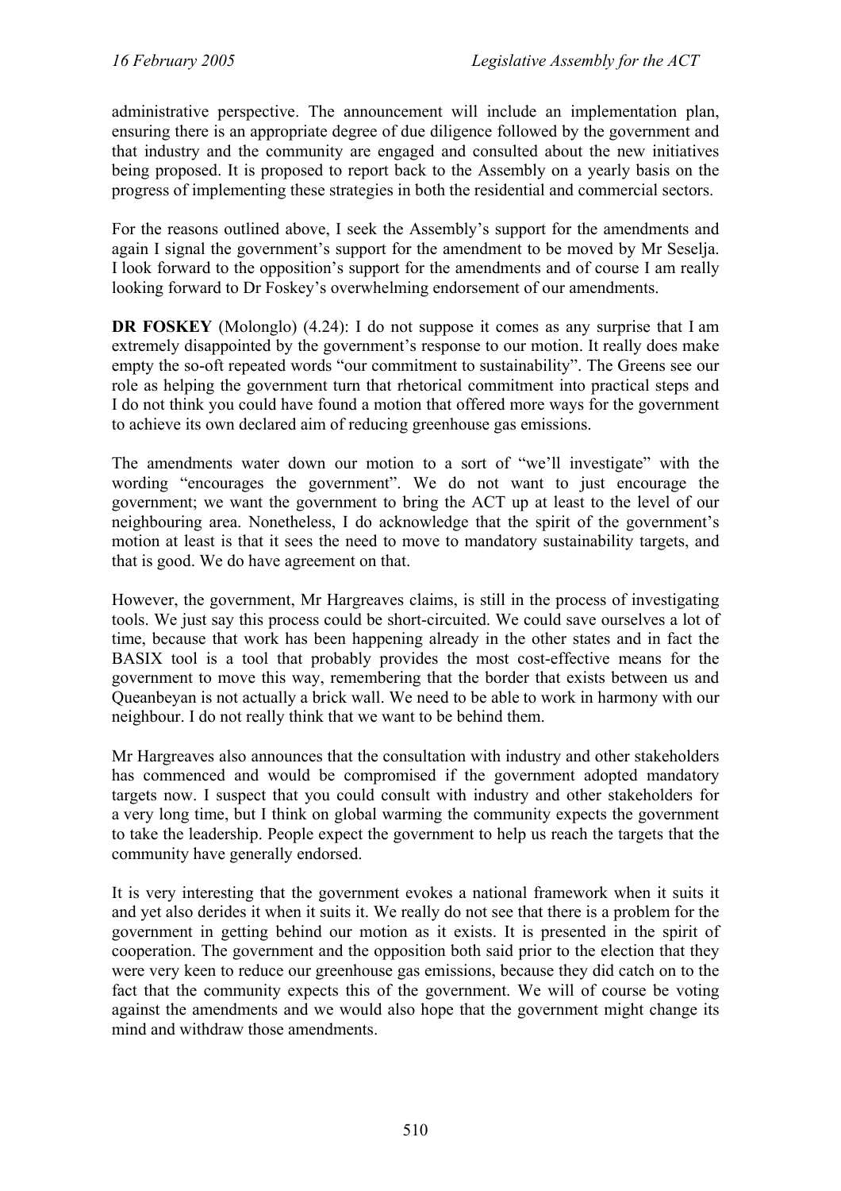administrative perspective. The announcement will include an implementation plan, ensuring there is an appropriate degree of due diligence followed by the government and that industry and the community are engaged and consulted about the new initiatives being proposed. It is proposed to report back to the Assembly on a yearly basis on the progress of implementing these strategies in both the residential and commercial sectors.

For the reasons outlined above, I seek the Assembly's support for the amendments and again I signal the government's support for the amendment to be moved by Mr Seselja. I look forward to the opposition's support for the amendments and of course I am really looking forward to Dr Foskey's overwhelming endorsement of our amendments.

**DR FOSKEY** (Molonglo) (4.24): I do not suppose it comes as any surprise that I am extremely disappointed by the government's response to our motion. It really does make empty the so-oft repeated words "our commitment to sustainability". The Greens see our role as helping the government turn that rhetorical commitment into practical steps and I do not think you could have found a motion that offered more ways for the government to achieve its own declared aim of reducing greenhouse gas emissions.

The amendments water down our motion to a sort of "we'll investigate" with the wording "encourages the government". We do not want to just encourage the government; we want the government to bring the ACT up at least to the level of our neighbouring area. Nonetheless, I do acknowledge that the spirit of the government's motion at least is that it sees the need to move to mandatory sustainability targets, and that is good. We do have agreement on that.

However, the government, Mr Hargreaves claims, is still in the process of investigating tools. We just say this process could be short-circuited. We could save ourselves a lot of time, because that work has been happening already in the other states and in fact the BASIX tool is a tool that probably provides the most cost-effective means for the government to move this way, remembering that the border that exists between us and Queanbeyan is not actually a brick wall. We need to be able to work in harmony with our neighbour. I do not really think that we want to be behind them.

Mr Hargreaves also announces that the consultation with industry and other stakeholders has commenced and would be compromised if the government adopted mandatory targets now. I suspect that you could consult with industry and other stakeholders for a very long time, but I think on global warming the community expects the government to take the leadership. People expect the government to help us reach the targets that the community have generally endorsed.

It is very interesting that the government evokes a national framework when it suits it and yet also derides it when it suits it. We really do not see that there is a problem for the government in getting behind our motion as it exists. It is presented in the spirit of cooperation. The government and the opposition both said prior to the election that they were very keen to reduce our greenhouse gas emissions, because they did catch on to the fact that the community expects this of the government. We will of course be voting against the amendments and we would also hope that the government might change its mind and withdraw those amendments.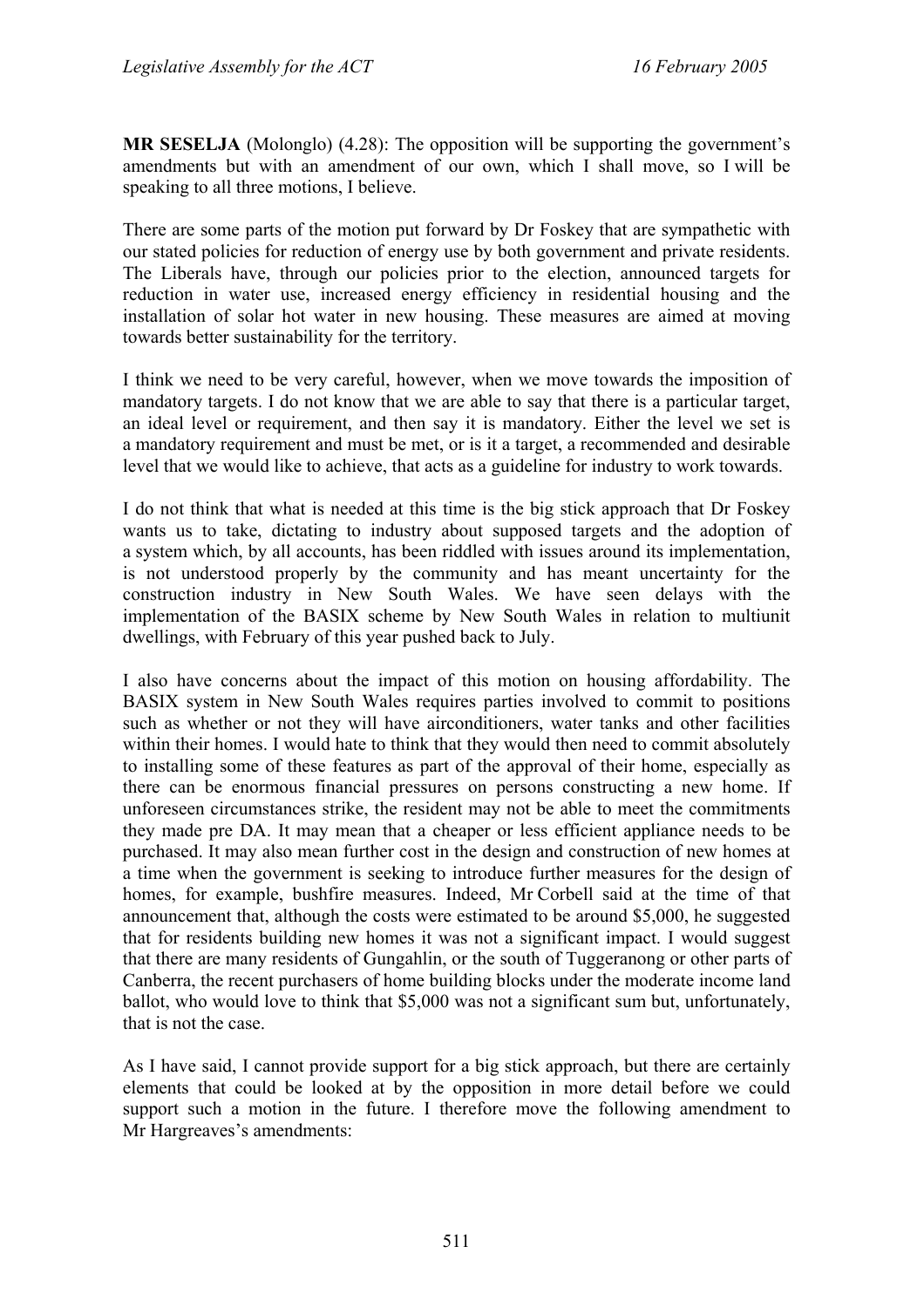**MR SESELJA** (Molonglo) (4.28): The opposition will be supporting the government's amendments but with an amendment of our own, which I shall move, so I will be speaking to all three motions, I believe.

There are some parts of the motion put forward by Dr Foskey that are sympathetic with our stated policies for reduction of energy use by both government and private residents. The Liberals have, through our policies prior to the election, announced targets for reduction in water use, increased energy efficiency in residential housing and the installation of solar hot water in new housing. These measures are aimed at moving towards better sustainability for the territory.

I think we need to be very careful, however, when we move towards the imposition of mandatory targets. I do not know that we are able to say that there is a particular target, an ideal level or requirement, and then say it is mandatory. Either the level we set is a mandatory requirement and must be met, or is it a target, a recommended and desirable level that we would like to achieve, that acts as a guideline for industry to work towards.

I do not think that what is needed at this time is the big stick approach that Dr Foskey wants us to take, dictating to industry about supposed targets and the adoption of a system which, by all accounts, has been riddled with issues around its implementation, is not understood properly by the community and has meant uncertainty for the construction industry in New South Wales. We have seen delays with the implementation of the BASIX scheme by New South Wales in relation to multiunit dwellings, with February of this year pushed back to July.

I also have concerns about the impact of this motion on housing affordability. The BASIX system in New South Wales requires parties involved to commit to positions such as whether or not they will have airconditioners, water tanks and other facilities within their homes. I would hate to think that they would then need to commit absolutely to installing some of these features as part of the approval of their home, especially as there can be enormous financial pressures on persons constructing a new home. If unforeseen circumstances strike, the resident may not be able to meet the commitments they made pre DA. It may mean that a cheaper or less efficient appliance needs to be purchased. It may also mean further cost in the design and construction of new homes at a time when the government is seeking to introduce further measures for the design of homes, for example, bushfire measures. Indeed, Mr Corbell said at the time of that announcement that, although the costs were estimated to be around $5,000, he suggested that for residents building new homes it was not a significant impact. I would suggest that there are many residents of Gungahlin, or the south of Tuggeranong or other parts of Canberra, the recent purchasers of home building blocks under the moderate income land ballot, who would love to think that $5,000 was not a significant sum but, unfortunately, that is not the case.

As I have said, I cannot provide support for a big stick approach, but there are certainly elements that could be looked at by the opposition in more detail before we could support such a motion in the future. I therefore move the following amendment to Mr Hargreaves's amendments: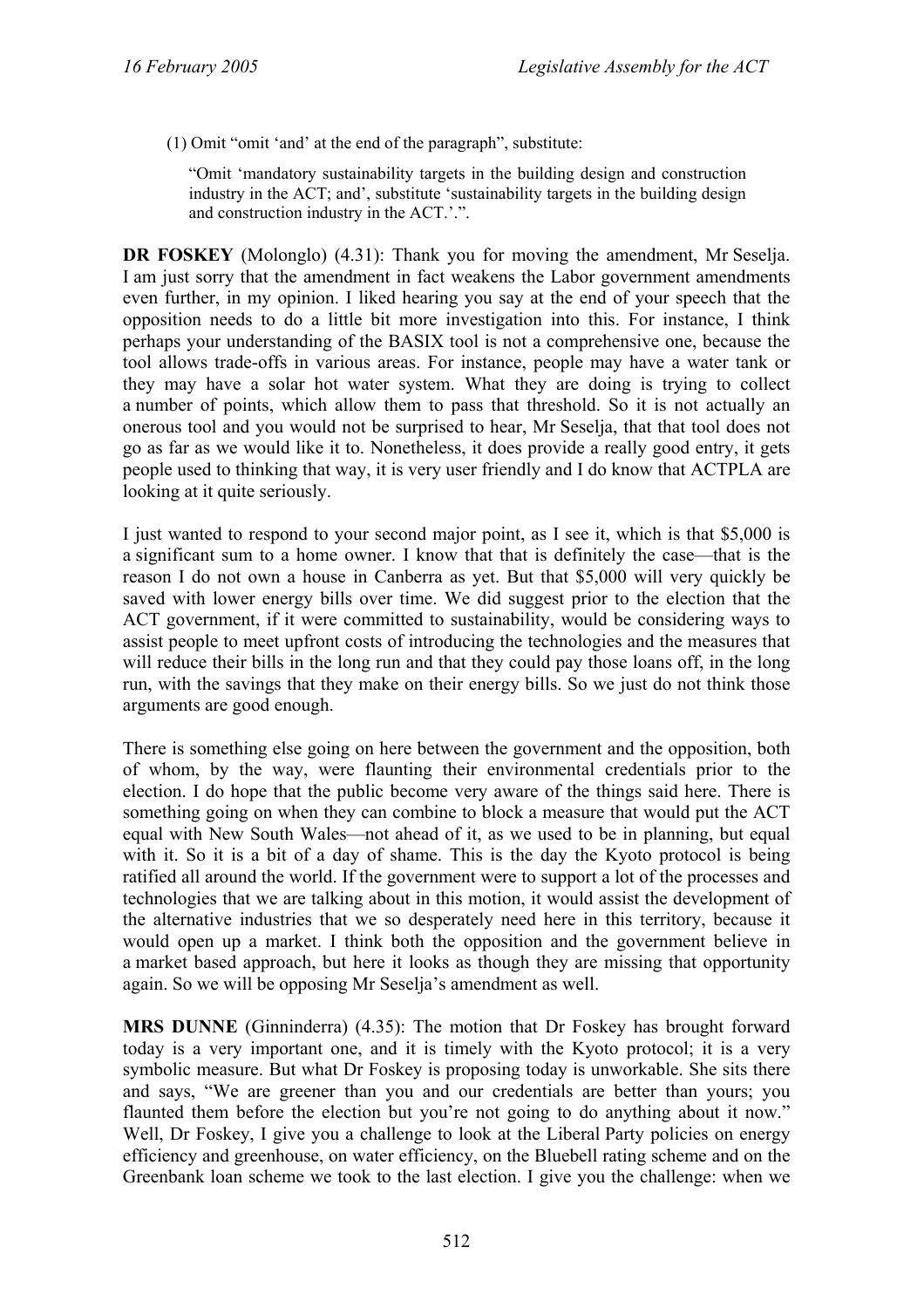(1) Omit "omit 'and' at the end of the paragraph", substitute:

"Omit 'mandatory sustainability targets in the building design and construction industry in the ACT; and', substitute 'sustainability targets in the building design and construction industry in the ACT.'.".

**DR FOSKEY** (Molonglo) (4.31): Thank you for moving the amendment, Mr Seselja. I am just sorry that the amendment in fact weakens the Labor government amendments even further, in my opinion. I liked hearing you say at the end of your speech that the opposition needs to do a little bit more investigation into this. For instance, I think perhaps your understanding of the BASIX tool is not a comprehensive one, because the tool allows trade-offs in various areas. For instance, people may have a water tank or they may have a solar hot water system. What they are doing is trying to collect a number of points, which allow them to pass that threshold. So it is not actually an onerous tool and you would not be surprised to hear, Mr Seselja, that that tool does not go as far as we would like it to. Nonetheless, it does provide a really good entry, it gets people used to thinking that way, it is very user friendly and I do know that ACTPLA are looking at it quite seriously.

I just wanted to respond to your second major point, as I see it, which is that $5,000 is a significant sum to a home owner. I know that that is definitely the case—that is the reason I do not own a house in Canberra as yet. But that $5,000 will very quickly be saved with lower energy bills over time. We did suggest prior to the election that the ACT government, if it were committed to sustainability, would be considering ways to assist people to meet upfront costs of introducing the technologies and the measures that will reduce their bills in the long run and that they could pay those loans off, in the long run, with the savings that they make on their energy bills. So we just do not think those arguments are good enough.

There is something else going on here between the government and the opposition, both of whom, by the way, were flaunting their environmental credentials prior to the election. I do hope that the public become very aware of the things said here. There is something going on when they can combine to block a measure that would put the ACT equal with New South Wales—not ahead of it, as we used to be in planning, but equal with it. So it is a bit of a day of shame. This is the day the Kyoto protocol is being ratified all around the world. If the government were to support a lot of the processes and technologies that we are talking about in this motion, it would assist the development of the alternative industries that we so desperately need here in this territory, because it would open up a market. I think both the opposition and the government believe in a market based approach, but here it looks as though they are missing that opportunity again. So we will be opposing Mr Seselja's amendment as well.

**MRS DUNNE** (Ginninderra) (4.35): The motion that Dr Foskey has brought forward today is a very important one, and it is timely with the Kyoto protocol; it is a very symbolic measure. But what Dr Foskey is proposing today is unworkable. She sits there and says, "We are greener than you and our credentials are better than yours; you flaunted them before the election but you're not going to do anything about it now." Well, Dr Foskey, I give you a challenge to look at the Liberal Party policies on energy efficiency and greenhouse, on water efficiency, on the Bluebell rating scheme and on the Greenbank loan scheme we took to the last election. I give you the challenge: when we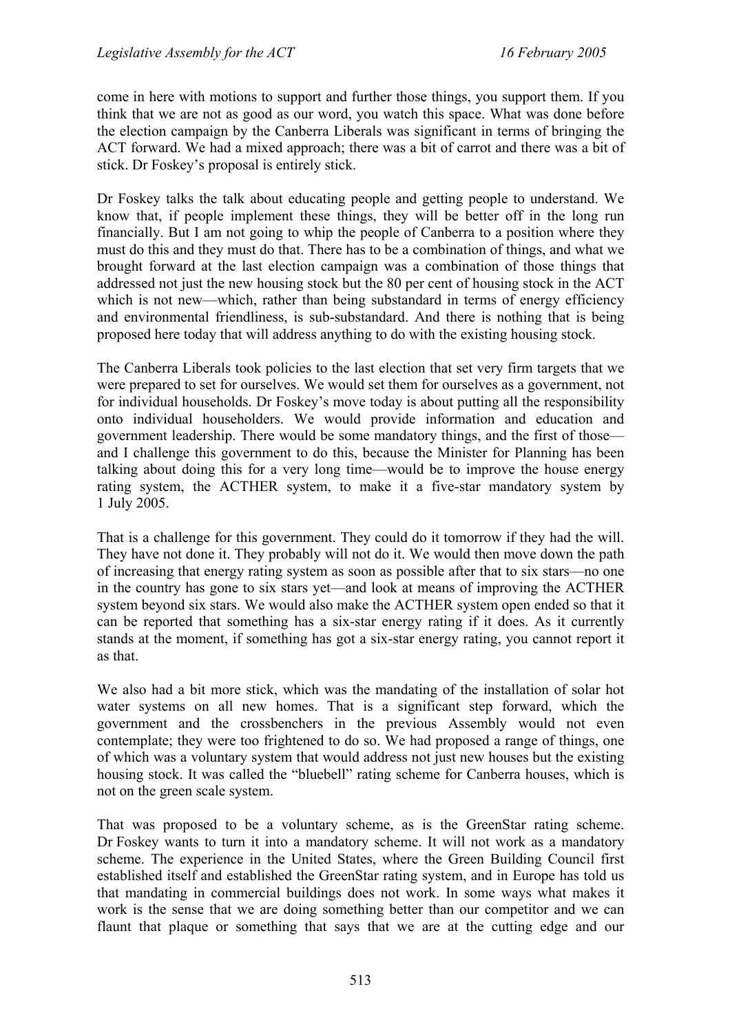come in here with motions to support and further those things, you support them. If you think that we are not as good as our word, you watch this space. What was done before the election campaign by the Canberra Liberals was significant in terms of bringing the ACT forward. We had a mixed approach; there was a bit of carrot and there was a bit of stick. Dr Foskey's proposal is entirely stick.

Dr Foskey talks the talk about educating people and getting people to understand. We know that, if people implement these things, they will be better off in the long run financially. But I am not going to whip the people of Canberra to a position where they must do this and they must do that. There has to be a combination of things, and what we brought forward at the last election campaign was a combination of those things that addressed not just the new housing stock but the 80 per cent of housing stock in the ACT which is not new—which, rather than being substandard in terms of energy efficiency and environmental friendliness, is sub-substandard. And there is nothing that is being proposed here today that will address anything to do with the existing housing stock.

The Canberra Liberals took policies to the last election that set very firm targets that we were prepared to set for ourselves. We would set them for ourselves as a government, not for individual households. Dr Foskey's move today is about putting all the responsibility onto individual householders. We would provide information and education and government leadership. There would be some mandatory things, and the first of those—and I challenge this government to do this, because the Minister for Planning has been talking about doing this for a very long time—would be to improve the house energy rating system, the ACTHER system, to make it a five-star mandatory system by 1 July 2005.

That is a challenge for this government. They could do it tomorrow if they had the will. They have not done it. They probably will not do it. We would then move down the path of increasing that energy rating system as soon as possible after that to six stars—no one in the country has gone to six stars yet—and look at means of improving the ACTHER system beyond six stars. We would also make the ACTHER system open ended so that it can be reported that something has a six-star energy rating if it does. As it currently stands at the moment, if something has got a six-star energy rating, you cannot report it as that.

We also had a bit more stick, which was the mandating of the installation of solar hot water systems on all new homes. That is a significant step forward, which the government and the crossbenchers in the previous Assembly would not even contemplate; they were too frightened to do so. We had proposed a range of things, one of which was a voluntary system that would address not just new houses but the existing housing stock. It was called the "bluebell" rating scheme for Canberra houses, which is not on the green scale system.

That was proposed to be a voluntary scheme, as is the GreenStar rating scheme. Dr Foskey wants to turn it into a mandatory scheme. It will not work as a mandatory scheme. The experience in the United States, where the Green Building Council first established itself and established the GreenStar rating system, and in Europe has told us that mandating in commercial buildings does not work. In some ways what makes it work is the sense that we are doing something better than our competitor and we can flaunt that plaque or something that says that we are at the cutting edge and our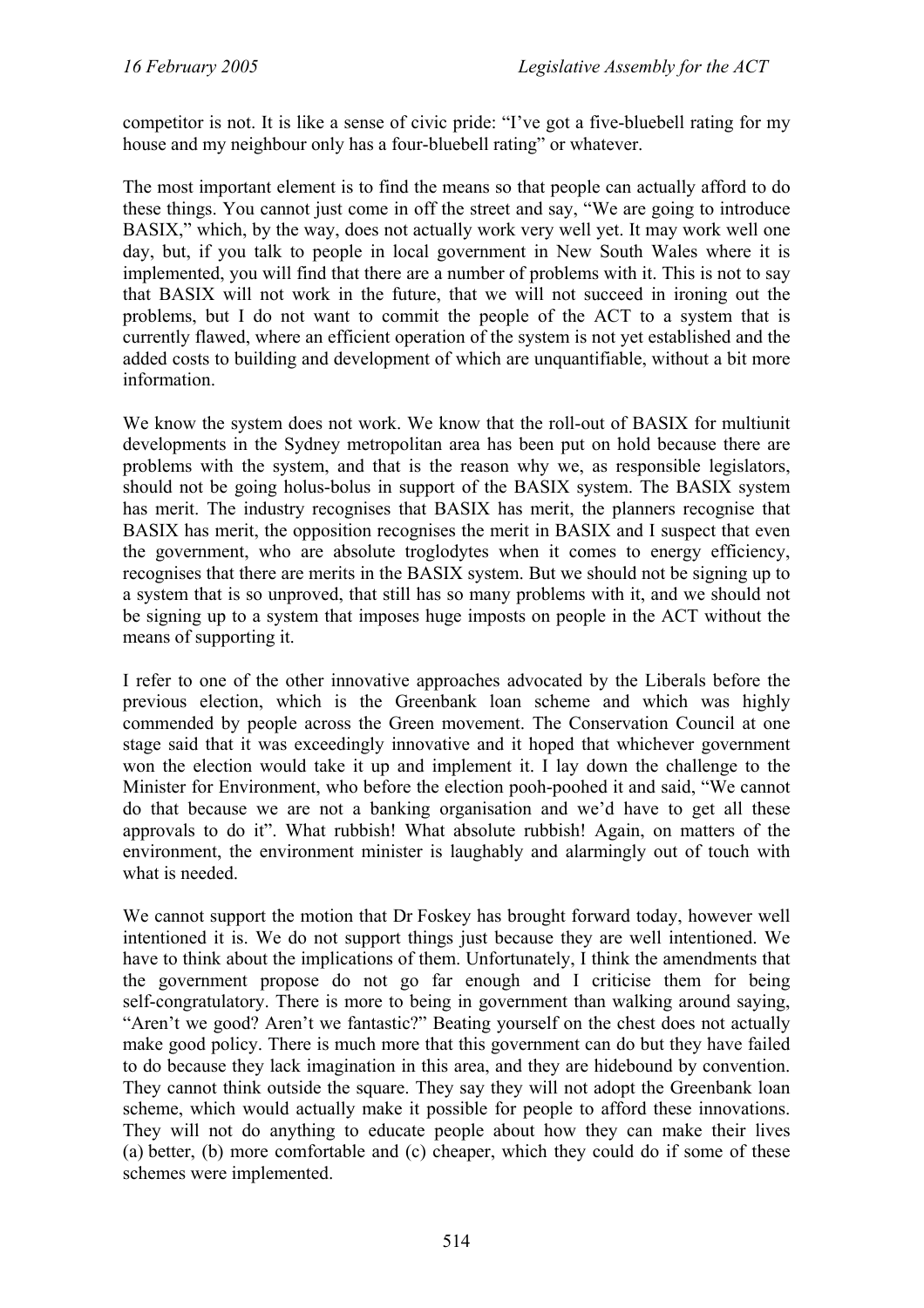competitor is not. It is like a sense of civic pride: "I've got a five-bluebell rating for my house and my neighbour only has a four-bluebell rating" or whatever.

The most important element is to find the means so that people can actually afford to do these things. You cannot just come in off the street and say, "We are going to introduce BASIX," which, by the way, does not actually work very well yet. It may work well one day, but, if you talk to people in local government in New South Wales where it is implemented, you will find that there are a number of problems with it. This is not to say that BASIX will not work in the future, that we will not succeed in ironing out the problems, but I do not want to commit the people of the ACT to a system that is currently flawed, where an efficient operation of the system is not yet established and the added costs to building and development of which are unquantifiable, without a bit more information.

We know the system does not work. We know that the roll-out of BASIX for multiunit developments in the Sydney metropolitan area has been put on hold because there are problems with the system, and that is the reason why we, as responsible legislators, should not be going holus-bolus in support of the BASIX system. The BASIX system has merit. The industry recognises that BASIX has merit, the planners recognise that BASIX has merit, the opposition recognises the merit in BASIX and I suspect that even the government, who are absolute troglodytes when it comes to energy efficiency, recognises that there are merits in the BASIX system. But we should not be signing up to a system that is so unproved, that still has so many problems with it, and we should not be signing up to a system that imposes huge imposts on people in the ACT without the means of supporting it.

I refer to one of the other innovative approaches advocated by the Liberals before the previous election, which is the Greenbank loan scheme and which was highly commended by people across the Green movement. The Conservation Council at one stage said that it was exceedingly innovative and it hoped that whichever government won the election would take it up and implement it. I lay down the challenge to the Minister for Environment, who before the election pooh-poohed it and said, "We cannot do that because we are not a banking organisation and we'd have to get all these approvals to do it". What rubbish! What absolute rubbish! Again, on matters of the environment, the environment minister is laughably and alarmingly out of touch with what is needed.

We cannot support the motion that Dr Foskey has brought forward today, however well intentioned it is. We do not support things just because they are well intentioned. We have to think about the implications of them. Unfortunately, I think the amendments that the government propose do not go far enough and I criticise them for being self-congratulatory. There is more to being in government than walking around saying, "Aren't we good? Aren't we fantastic?" Beating yourself on the chest does not actually make good policy. There is much more that this government can do but they have failed to do because they lack imagination in this area, and they are hidebound by convention. They cannot think outside the square. They say they will not adopt the Greenbank loan scheme, which would actually make it possible for people to afford these innovations. They will not do anything to educate people about how they can make their lives (a) better, (b) more comfortable and (c) cheaper, which they could do if some of these schemes were implemented.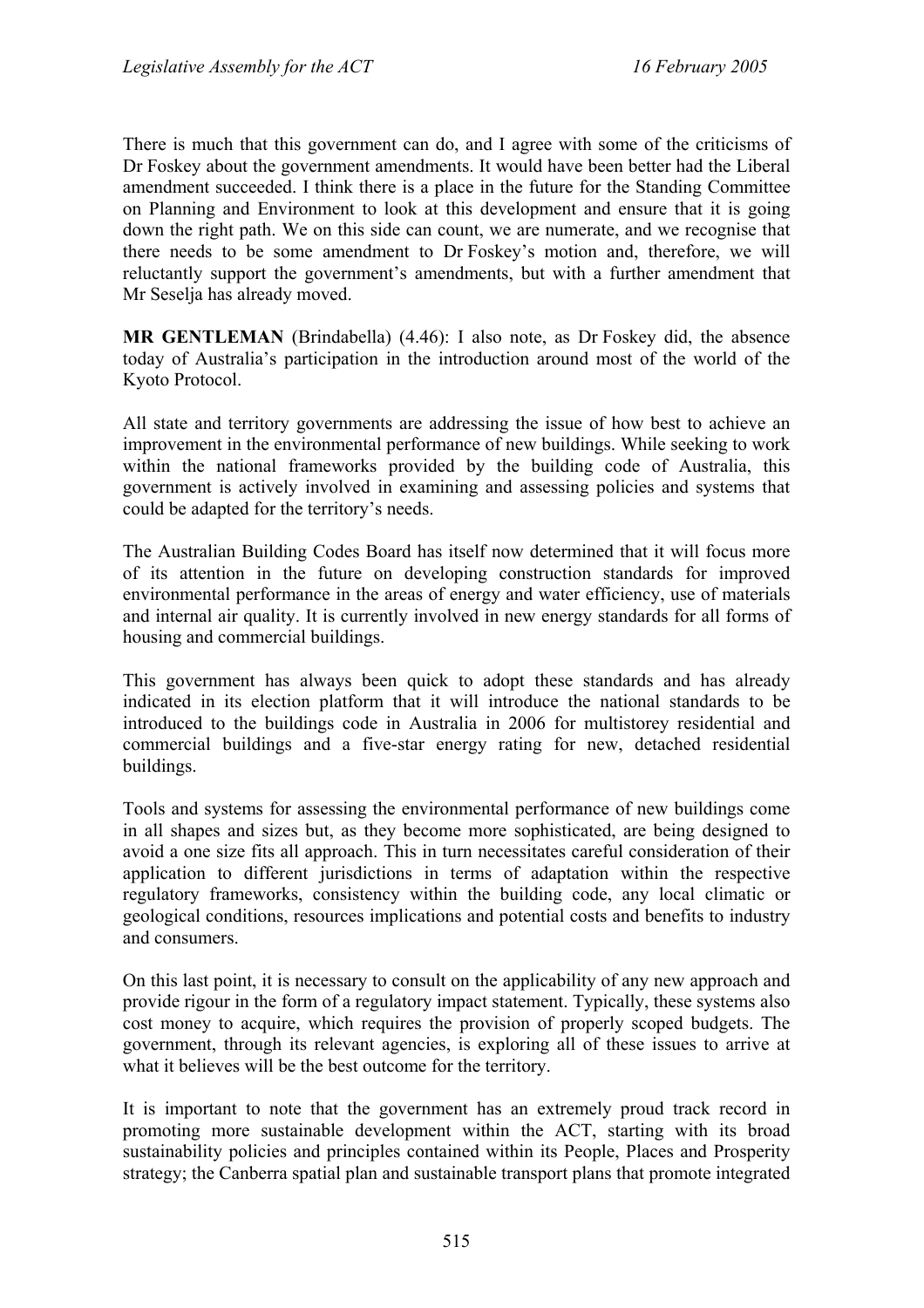There is much that this government can do, and I agree with some of the criticisms of Dr Foskey about the government amendments. It would have been better had the Liberal amendment succeeded. I think there is a place in the future for the Standing Committee on Planning and Environment to look at this development and ensure that it is going down the right path. We on this side can count, we are numerate, and we recognise that there needs to be some amendment to Dr Foskey's motion and, therefore, we will reluctantly support the government's amendments, but with a further amendment that Mr Seselja has already moved.

**MR GENTLEMAN** (Brindabella) (4.46): I also note, as Dr Foskey did, the absence today of Australia's participation in the introduction around most of the world of the Kyoto Protocol.

All state and territory governments are addressing the issue of how best to achieve an improvement in the environmental performance of new buildings. While seeking to work within the national frameworks provided by the building code of Australia, this government is actively involved in examining and assessing policies and systems that could be adapted for the territory's needs.

The Australian Building Codes Board has itself now determined that it will focus more of its attention in the future on developing construction standards for improved environmental performance in the areas of energy and water efficiency, use of materials and internal air quality. It is currently involved in new energy standards for all forms of housing and commercial buildings.

This government has always been quick to adopt these standards and has already indicated in its election platform that it will introduce the national standards to be introduced to the buildings code in Australia in 2006 for multistorey residential and commercial buildings and a five-star energy rating for new, detached residential buildings.

Tools and systems for assessing the environmental performance of new buildings come in all shapes and sizes but, as they become more sophisticated, are being designed to avoid a one size fits all approach. This in turn necessitates careful consideration of their application to different jurisdictions in terms of adaptation within the respective regulatory frameworks, consistency within the building code, any local climatic or geological conditions, resources implications and potential costs and benefits to industry and consumers.

On this last point, it is necessary to consult on the applicability of any new approach and provide rigour in the form of a regulatory impact statement. Typically, these systems also cost money to acquire, which requires the provision of properly scoped budgets. The government, through its relevant agencies, is exploring all of these issues to arrive at what it believes will be the best outcome for the territory.

It is important to note that the government has an extremely proud track record in promoting more sustainable development within the ACT, starting with its broad sustainability policies and principles contained within its People, Places and Prosperity strategy; the Canberra spatial plan and sustainable transport plans that promote integrated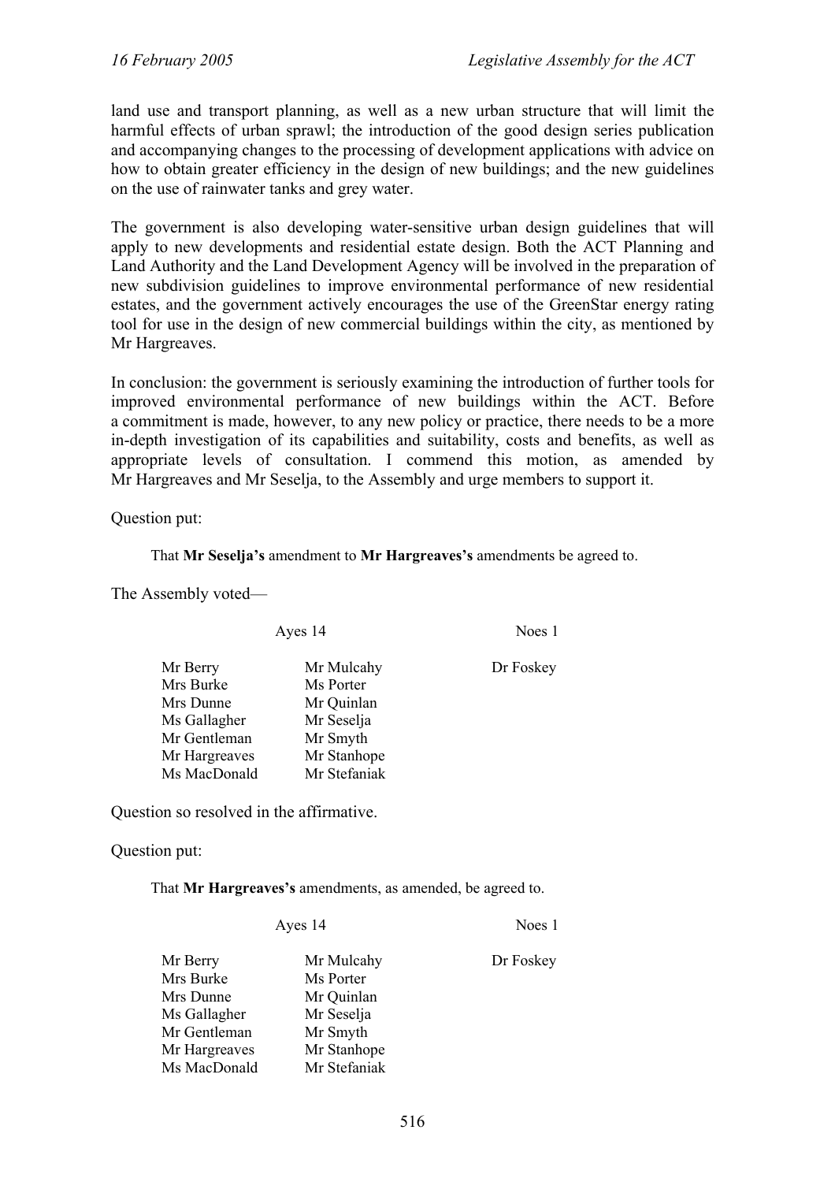land use and transport planning, as well as a new urban structure that will limit the harmful effects of urban sprawl; the introduction of the good design series publication and accompanying changes to the processing of development applications with advice on how to obtain greater efficiency in the design of new buildings; and the new guidelines on the use of rainwater tanks and grey water.

The government is also developing water-sensitive urban design guidelines that will apply to new developments and residential estate design. Both the ACT Planning and Land Authority and the Land Development Agency will be involved in the preparation of new subdivision guidelines to improve environmental performance of new residential estates, and the government actively encourages the use of the GreenStar energy rating tool for use in the design of new commercial buildings within the city, as mentioned by Mr Hargreaves.

In conclusion: the government is seriously examining the introduction of further tools for improved environmental performance of new buildings within the ACT. Before a commitment is made, however, to any new policy or practice, there needs to be a more in-depth investigation of its capabilities and suitability, costs and benefits, as well as appropriate levels of consultation. I commend this motion, as amended by Mr Hargreaves and Mr Seselja, to the Assembly and urge members to support it.

Question put:

> That **Mr Seselja's** amendment to **Mr Hargreaves's** amendments be agreed to.

The Assembly voted—

| Ayes 14 | | Noes 1 |
|---|---|---|
| Mr Berry | Mr Mulcahy | Dr Foskey |
| Mrs Burke | Ms Porter | |
| Mrs Dunne | Mr Quinlan | |
| Ms Gallagher | Mr Seselja | |
| Mr Gentleman | Mr Smyth | |
| Mr Hargreaves | Mr Stanhope | |
| Ms MacDonald | Mr Stefaniak | |

Question so resolved in the affirmative.

Question put:

> That **Mr Hargreaves's** amendments, as amended, be agreed to.

| Ayes 14 | | Noes 1 |
|---|---|---|
| Mr Berry | Mr Mulcahy | Dr Foskey |
| Mrs Burke | Ms Porter | |
| Mrs Dunne | Mr Quinlan | |
| Ms Gallagher | Mr Seselja | |
| Mr Gentleman | Mr Smyth | |
| Mr Hargreaves | Mr Stanhope | |
| Ms MacDonald | Mr Stefaniak | |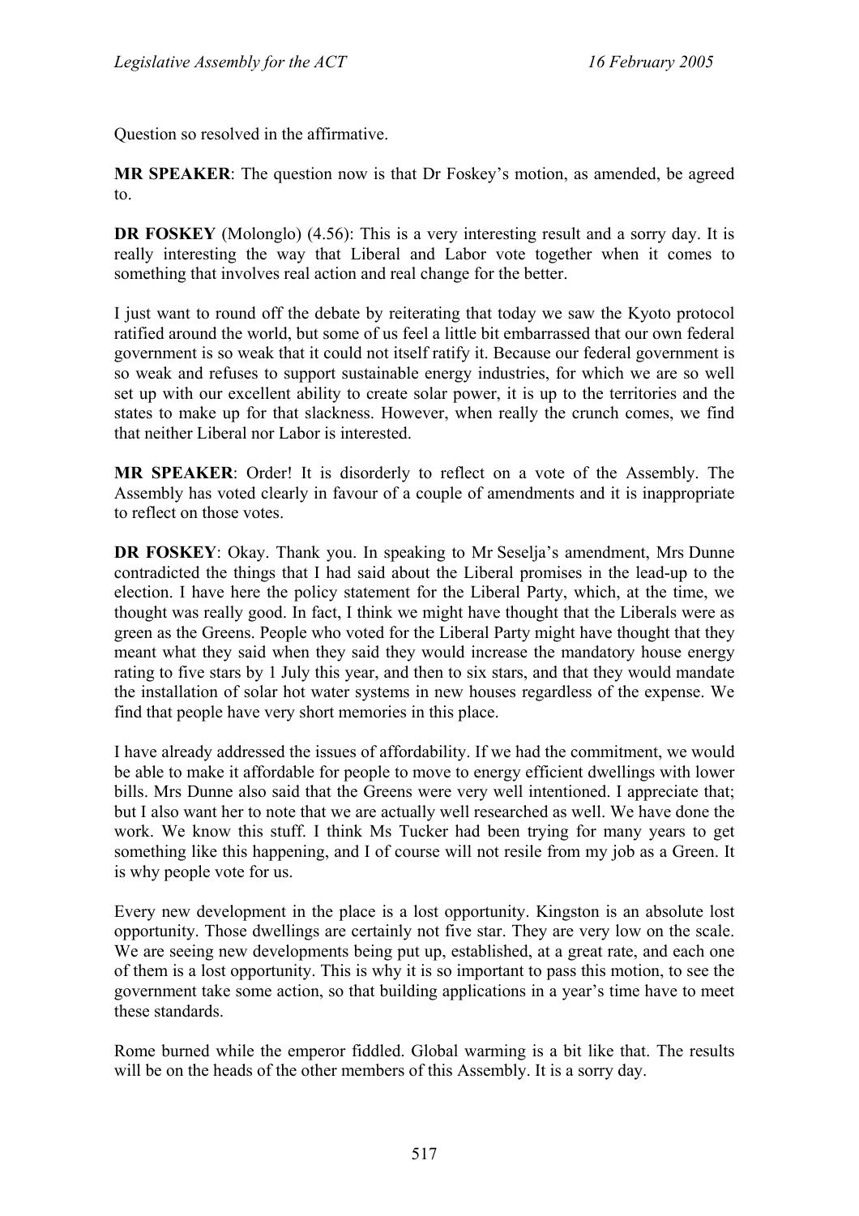Question so resolved in the affirmative.

**MR SPEAKER**: The question now is that Dr Foskey's motion, as amended, be agreed to.

**DR FOSKEY** (Molonglo) (4.56): This is a very interesting result and a sorry day. It is really interesting the way that Liberal and Labor vote together when it comes to something that involves real action and real change for the better.

I just want to round off the debate by reiterating that today we saw the Kyoto protocol ratified around the world, but some of us feel a little bit embarrassed that our own federal government is so weak that it could not itself ratify it. Because our federal government is so weak and refuses to support sustainable energy industries, for which we are so well set up with our excellent ability to create solar power, it is up to the territories and the states to make up for that slackness. However, when really the crunch comes, we find that neither Liberal nor Labor is interested.

**MR SPEAKER**: Order! It is disorderly to reflect on a vote of the Assembly. The Assembly has voted clearly in favour of a couple of amendments and it is inappropriate to reflect on those votes.

**DR FOSKEY**: Okay. Thank you. In speaking to Mr Seselja's amendment, Mrs Dunne contradicted the things that I had said about the Liberal promises in the lead-up to the election. I have here the policy statement for the Liberal Party, which, at the time, we thought was really good. In fact, I think we might have thought that the Liberals were as green as the Greens. People who voted for the Liberal Party might have thought that they meant what they said when they said they would increase the mandatory house energy rating to five stars by 1 July this year, and then to six stars, and that they would mandate the installation of solar hot water systems in new houses regardless of the expense. We find that people have very short memories in this place.

I have already addressed the issues of affordability. If we had the commitment, we would be able to make it affordable for people to move to energy efficient dwellings with lower bills. Mrs Dunne also said that the Greens were very well intentioned. I appreciate that; but I also want her to note that we are actually well researched as well. We have done the work. We know this stuff. I think Ms Tucker had been trying for many years to get something like this happening, and I of course will not resile from my job as a Green. It is why people vote for us.

Every new development in the place is a lost opportunity. Kingston is an absolute lost opportunity. Those dwellings are certainly not five star. They are very low on the scale. We are seeing new developments being put up, established, at a great rate, and each one of them is a lost opportunity. This is why it is so important to pass this motion, to see the government take some action, so that building applications in a year's time have to meet these standards.

Rome burned while the emperor fiddled. Global warming is a bit like that. The results will be on the heads of the other members of this Assembly. It is a sorry day.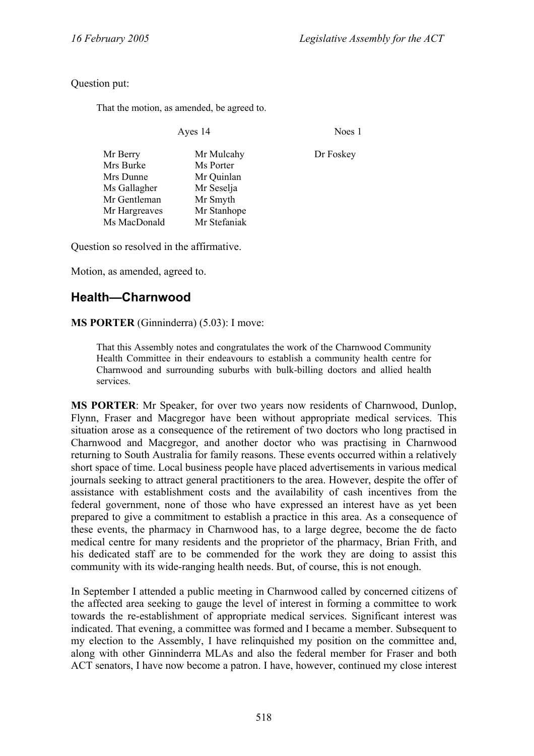Question put:

> That the motion, as amended, be agreed to.

| Ayes 14 | | Noes 1 |
|---|---|---|
| Mr Berry | Mr Mulcahy | Dr Foskey |
| Mrs Burke | Ms Porter | |
| Mrs Dunne | Mr Quinlan | |
| Ms Gallagher | Mr Seselja | |
| Mr Gentleman | Mr Smyth | |
| Mr Hargreaves | Mr Stanhope | |
| Ms MacDonald | Mr Stefaniak | |

Question so resolved in the affirmative.

Motion, as amended, agreed to.

## Health—Charnwood

**MS PORTER** (Ginninderra) (5.03): I move:

> That this Assembly notes and congratulates the work of the Charnwood Community Health Committee in their endeavours to establish a community health centre for Charnwood and surrounding suburbs with bulk-billing doctors and allied health services.

**MS PORTER**: Mr Speaker, for over two years now residents of Charnwood, Dunlop, Flynn, Fraser and Macgregor have been without appropriate medical services. This situation arose as a consequence of the retirement of two doctors who long practised in Charnwood and Macgregor, and another doctor who was practising in Charnwood returning to South Australia for family reasons. These events occurred within a relatively short space of time. Local business people have placed advertisements in various medical journals seeking to attract general practitioners to the area. However, despite the offer of assistance with establishment costs and the availability of cash incentives from the federal government, none of those who have expressed an interest have as yet been prepared to give a commitment to establish a practice in this area. As a consequence of these events, the pharmacy in Charnwood has, to a large degree, become the de facto medical centre for many residents and the proprietor of the pharmacy, Brian Frith, and his dedicated staff are to be commended for the work they are doing to assist this community with its wide-ranging health needs. But, of course, this is not enough.

In September I attended a public meeting in Charnwood called by concerned citizens of the affected area seeking to gauge the level of interest in forming a committee to work towards the re-establishment of appropriate medical services. Significant interest was indicated. That evening, a committee was formed and I became a member. Subsequent to my election to the Assembly, I have relinquished my position on the committee and, along with other Ginninderra MLAs and also the federal member for Fraser and both ACT senators, I have now become a patron. I have, however, continued my close interest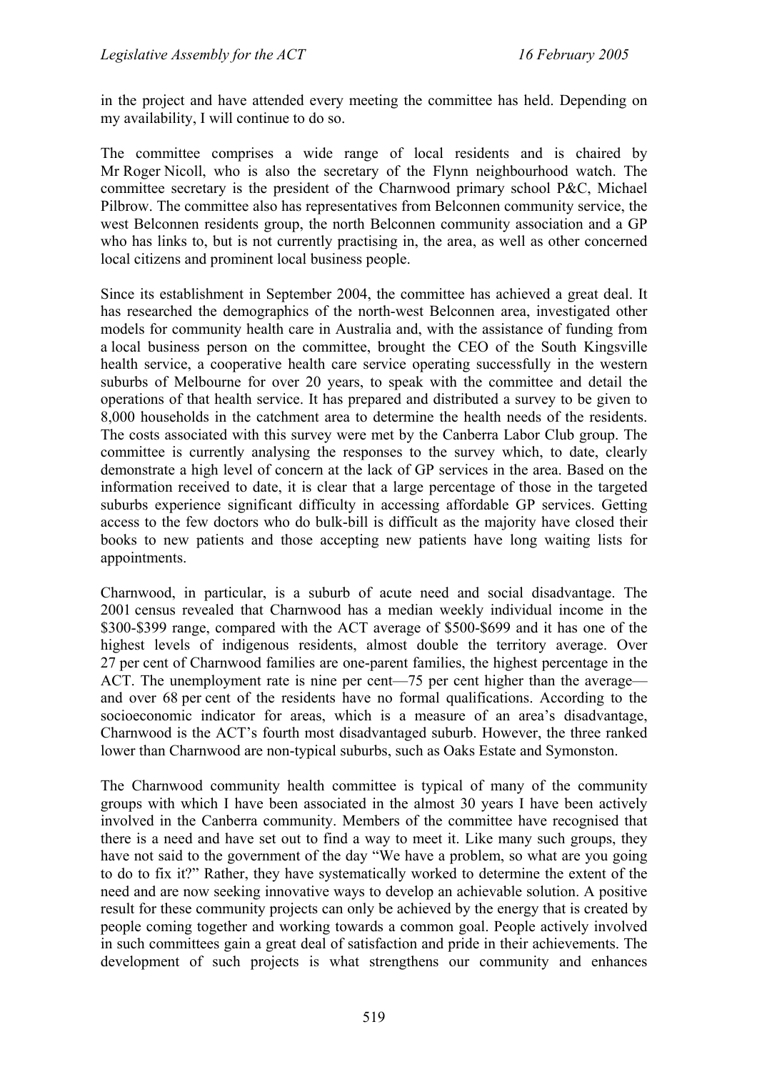in the project and have attended every meeting the committee has held. Depending on my availability, I will continue to do so.

The committee comprises a wide range of local residents and is chaired by Mr Roger Nicoll, who is also the secretary of the Flynn neighbourhood watch. The committee secretary is the president of the Charnwood primary school P&C, Michael Pilbrow. The committee also has representatives from Belconnen community service, the west Belconnen residents group, the north Belconnen community association and a GP who has links to, but is not currently practising in, the area, as well as other concerned local citizens and prominent local business people.

Since its establishment in September 2004, the committee has achieved a great deal. It has researched the demographics of the north-west Belconnen area, investigated other models for community health care in Australia and, with the assistance of funding from a local business person on the committee, brought the CEO of the South Kingsville health service, a cooperative health care service operating successfully in the western suburbs of Melbourne for over 20 years, to speak with the committee and detail the operations of that health service. It has prepared and distributed a survey to be given to 8,000 households in the catchment area to determine the health needs of the residents. The costs associated with this survey were met by the Canberra Labor Club group. The committee is currently analysing the responses to the survey which, to date, clearly demonstrate a high level of concern at the lack of GP services in the area. Based on the information received to date, it is clear that a large percentage of those in the targeted suburbs experience significant difficulty in accessing affordable GP services. Getting access to the few doctors who do bulk-bill is difficult as the majority have closed their books to new patients and those accepting new patients have long waiting lists for appointments.

Charnwood, in particular, is a suburb of acute need and social disadvantage. The 2001 census revealed that Charnwood has a median weekly individual income in the $300-$399 range, compared with the ACT average of $500-$699 and it has one of the highest levels of indigenous residents, almost double the territory average. Over 27 per cent of Charnwood families are one-parent families, the highest percentage in the ACT. The unemployment rate is nine per cent—75 per cent higher than the average—and over 68 per cent of the residents have no formal qualifications. According to the socioeconomic indicator for areas, which is a measure of an area's disadvantage, Charnwood is the ACT's fourth most disadvantaged suburb. However, the three ranked lower than Charnwood are non-typical suburbs, such as Oaks Estate and Symonston.

The Charnwood community health committee is typical of many of the community groups with which I have been associated in the almost 30 years I have been actively involved in the Canberra community. Members of the committee have recognised that there is a need and have set out to find a way to meet it. Like many such groups, they have not said to the government of the day "We have a problem, so what are you going to do to fix it?" Rather, they have systematically worked to determine the extent of the need and are now seeking innovative ways to develop an achievable solution. A positive result for these community projects can only be achieved by the energy that is created by people coming together and working towards a common goal. People actively involved in such committees gain a great deal of satisfaction and pride in their achievements. The development of such projects is what strengthens our community and enhances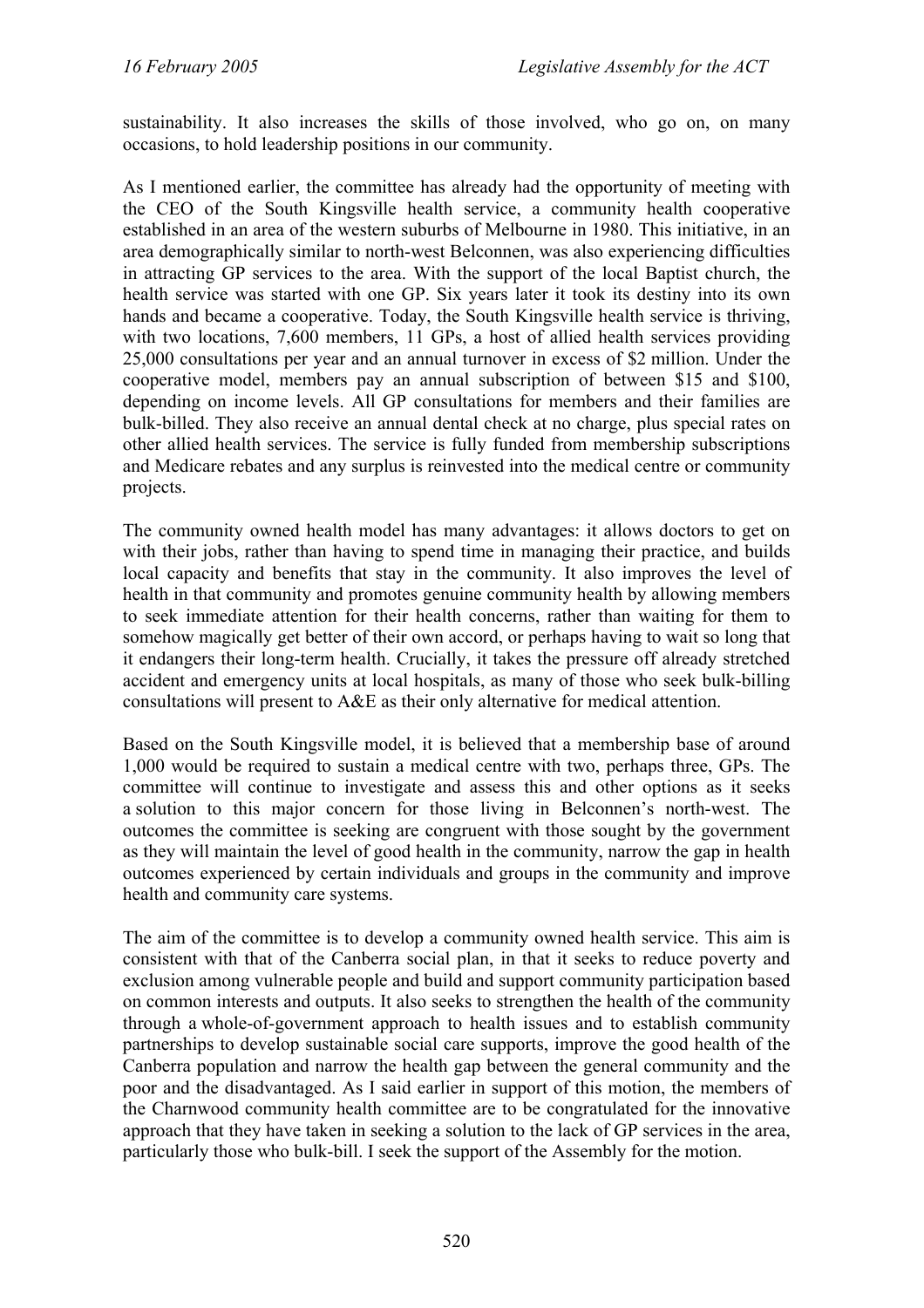sustainability. It also increases the skills of those involved, who go on, on many occasions, to hold leadership positions in our community.

As I mentioned earlier, the committee has already had the opportunity of meeting with the CEO of the South Kingsville health service, a community health cooperative established in an area of the western suburbs of Melbourne in 1980. This initiative, in an area demographically similar to north-west Belconnen, was also experiencing difficulties in attracting GP services to the area. With the support of the local Baptist church, the health service was started with one GP. Six years later it took its destiny into its own hands and became a cooperative. Today, the South Kingsville health service is thriving, with two locations, 7,600 members, 11 GPs, a host of allied health services providing 25,000 consultations per year and an annual turnover in excess of $2 million. Under the cooperative model, members pay an annual subscription of between $15 and $100, depending on income levels. All GP consultations for members and their families are bulk-billed. They also receive an annual dental check at no charge, plus special rates on other allied health services. The service is fully funded from membership subscriptions and Medicare rebates and any surplus is reinvested into the medical centre or community projects.

The community owned health model has many advantages: it allows doctors to get on with their jobs, rather than having to spend time in managing their practice, and builds local capacity and benefits that stay in the community. It also improves the level of health in that community and promotes genuine community health by allowing members to seek immediate attention for their health concerns, rather than waiting for them to somehow magically get better of their own accord, or perhaps having to wait so long that it endangers their long-term health. Crucially, it takes the pressure off already stretched accident and emergency units at local hospitals, as many of those who seek bulk-billing consultations will present to A&E as their only alternative for medical attention.

Based on the South Kingsville model, it is believed that a membership base of around 1,000 would be required to sustain a medical centre with two, perhaps three, GPs. The committee will continue to investigate and assess this and other options as it seeks a solution to this major concern for those living in Belconnen's north-west. The outcomes the committee is seeking are congruent with those sought by the government as they will maintain the level of good health in the community, narrow the gap in health outcomes experienced by certain individuals and groups in the community and improve health and community care systems.

The aim of the committee is to develop a community owned health service. This aim is consistent with that of the Canberra social plan, in that it seeks to reduce poverty and exclusion among vulnerable people and build and support community participation based on common interests and outputs. It also seeks to strengthen the health of the community through a whole-of-government approach to health issues and to establish community partnerships to develop sustainable social care supports, improve the good health of the Canberra population and narrow the health gap between the general community and the poor and the disadvantaged. As I said earlier in support of this motion, the members of the Charnwood community health committee are to be congratulated for the innovative approach that they have taken in seeking a solution to the lack of GP services in the area, particularly those who bulk-bill. I seek the support of the Assembly for the motion.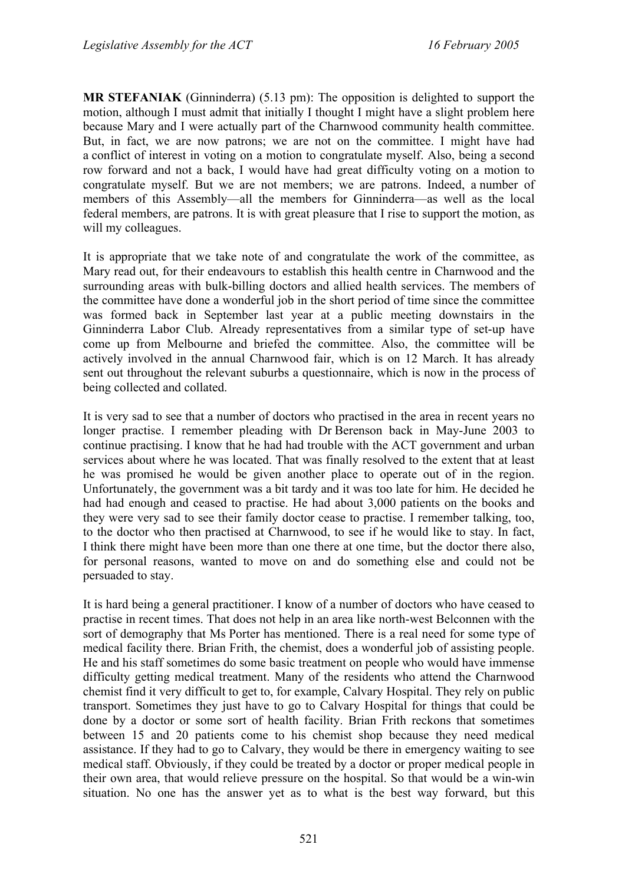**MR STEFANIAK** (Ginninderra) (5.13 pm): The opposition is delighted to support the motion, although I must admit that initially I thought I might have a slight problem here because Mary and I were actually part of the Charnwood community health committee. But, in fact, we are now patrons; we are not on the committee. I might have had a conflict of interest in voting on a motion to congratulate myself. Also, being a second row forward and not a back, I would have had great difficulty voting on a motion to congratulate myself. But we are not members; we are patrons. Indeed, a number of members of this Assembly—all the members for Ginninderra—as well as the local federal members, are patrons. It is with great pleasure that I rise to support the motion, as will my colleagues.

It is appropriate that we take note of and congratulate the work of the committee, as Mary read out, for their endeavours to establish this health centre in Charnwood and the surrounding areas with bulk-billing doctors and allied health services. The members of the committee have done a wonderful job in the short period of time since the committee was formed back in September last year at a public meeting downstairs in the Ginninderra Labor Club. Already representatives from a similar type of set-up have come up from Melbourne and briefed the committee. Also, the committee will be actively involved in the annual Charnwood fair, which is on 12 March. It has already sent out throughout the relevant suburbs a questionnaire, which is now in the process of being collected and collated.

It is very sad to see that a number of doctors who practised in the area in recent years no longer practise. I remember pleading with Dr Berenson back in May-June 2003 to continue practising. I know that he had had trouble with the ACT government and urban services about where he was located. That was finally resolved to the extent that at least he was promised he would be given another place to operate out of in the region. Unfortunately, the government was a bit tardy and it was too late for him. He decided he had had enough and ceased to practise. He had about 3,000 patients on the books and they were very sad to see their family doctor cease to practise. I remember talking, too, to the doctor who then practised at Charnwood, to see if he would like to stay. In fact, I think there might have been more than one there at one time, but the doctor there also, for personal reasons, wanted to move on and do something else and could not be persuaded to stay.

It is hard being a general practitioner. I know of a number of doctors who have ceased to practise in recent times. That does not help in an area like north-west Belconnen with the sort of demography that Ms Porter has mentioned. There is a real need for some type of medical facility there. Brian Frith, the chemist, does a wonderful job of assisting people. He and his staff sometimes do some basic treatment on people who would have immense difficulty getting medical treatment. Many of the residents who attend the Charnwood chemist find it very difficult to get to, for example, Calvary Hospital. They rely on public transport. Sometimes they just have to go to Calvary Hospital for things that could be done by a doctor or some sort of health facility. Brian Frith reckons that sometimes between 15 and 20 patients come to his chemist shop because they need medical assistance. If they had to go to Calvary, they would be there in emergency waiting to see medical staff. Obviously, if they could be treated by a doctor or proper medical people in their own area, that would relieve pressure on the hospital. So that would be a win-win situation. No one has the answer yet as to what is the best way forward, but this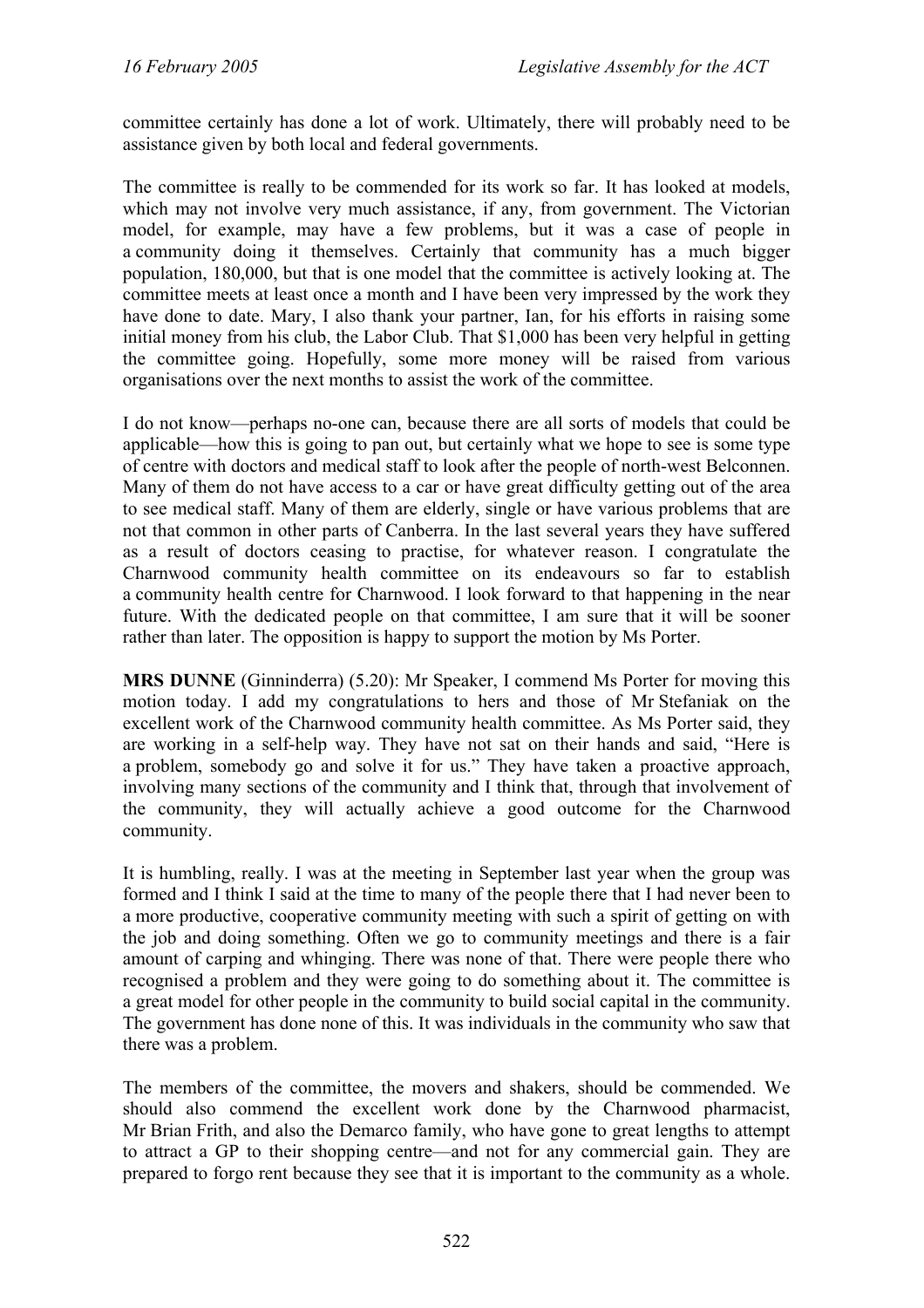committee certainly has done a lot of work. Ultimately, there will probably need to be assistance given by both local and federal governments.

The committee is really to be commended for its work so far. It has looked at models, which may not involve very much assistance, if any, from government. The Victorian model, for example, may have a few problems, but it was a case of people in a community doing it themselves. Certainly that community has a much bigger population, 180,000, but that is one model that the committee is actively looking at. The committee meets at least once a month and I have been very impressed by the work they have done to date. Mary, I also thank your partner, Ian, for his efforts in raising some initial money from his club, the Labor Club. That $1,000 has been very helpful in getting the committee going. Hopefully, some more money will be raised from various organisations over the next months to assist the work of the committee.

I do not know—perhaps no-one can, because there are all sorts of models that could be applicable—how this is going to pan out, but certainly what we hope to see is some type of centre with doctors and medical staff to look after the people of north-west Belconnen. Many of them do not have access to a car or have great difficulty getting out of the area to see medical staff. Many of them are elderly, single or have various problems that are not that common in other parts of Canberra. In the last several years they have suffered as a result of doctors ceasing to practise, for whatever reason. I congratulate the Charnwood community health committee on its endeavours so far to establish a community health centre for Charnwood. I look forward to that happening in the near future. With the dedicated people on that committee, I am sure that it will be sooner rather than later. The opposition is happy to support the motion by Ms Porter.

**MRS DUNNE** (Ginninderra) (5.20): Mr Speaker, I commend Ms Porter for moving this motion today. I add my congratulations to hers and those of Mr Stefaniak on the excellent work of the Charnwood community health committee. As Ms Porter said, they are working in a self-help way. They have not sat on their hands and said, "Here is a problem, somebody go and solve it for us." They have taken a proactive approach, involving many sections of the community and I think that, through that involvement of the community, they will actually achieve a good outcome for the Charnwood community.

It is humbling, really. I was at the meeting in September last year when the group was formed and I think I said at the time to many of the people there that I had never been to a more productive, cooperative community meeting with such a spirit of getting on with the job and doing something. Often we go to community meetings and there is a fair amount of carping and whinging. There was none of that. There were people there who recognised a problem and they were going to do something about it. The committee is a great model for other people in the community to build social capital in the community. The government has done none of this. It was individuals in the community who saw that there was a problem.

The members of the committee, the movers and shakers, should be commended. We should also commend the excellent work done by the Charnwood pharmacist, Mr Brian Frith, and also the Demarco family, who have gone to great lengths to attempt to attract a GP to their shopping centre—and not for any commercial gain. They are prepared to forgo rent because they see that it is important to the community as a whole.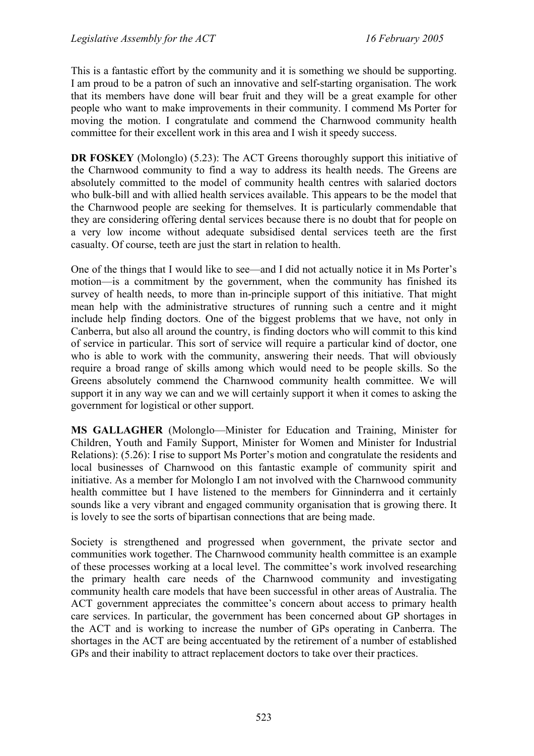This is a fantastic effort by the community and it is something we should be supporting. I am proud to be a patron of such an innovative and self-starting organisation. The work that its members have done will bear fruit and they will be a great example for other people who want to make improvements in their community. I commend Ms Porter for moving the motion. I congratulate and commend the Charnwood community health committee for their excellent work in this area and I wish it speedy success.

**DR FOSKEY** (Molonglo) (5.23): The ACT Greens thoroughly support this initiative of the Charnwood community to find a way to address its health needs. The Greens are absolutely committed to the model of community health centres with salaried doctors who bulk-bill and with allied health services available. This appears to be the model that the Charnwood people are seeking for themselves. It is particularly commendable that they are considering offering dental services because there is no doubt that for people on a very low income without adequate subsidised dental services teeth are the first casualty. Of course, teeth are just the start in relation to health.

One of the things that I would like to see—and I did not actually notice it in Ms Porter's motion—is a commitment by the government, when the community has finished its survey of health needs, to more than in-principle support of this initiative. That might mean help with the administrative structures of running such a centre and it might include help finding doctors. One of the biggest problems that we have, not only in Canberra, but also all around the country, is finding doctors who will commit to this kind of service in particular. This sort of service will require a particular kind of doctor, one who is able to work with the community, answering their needs. That will obviously require a broad range of skills among which would need to be people skills. So the Greens absolutely commend the Charnwood community health committee. We will support it in any way we can and we will certainly support it when it comes to asking the government for logistical or other support.

**MS GALLAGHER** (Molonglo—Minister for Education and Training, Minister for Children, Youth and Family Support, Minister for Women and Minister for Industrial Relations): (5.26): I rise to support Ms Porter's motion and congratulate the residents and local businesses of Charnwood on this fantastic example of community spirit and initiative. As a member for Molonglo I am not involved with the Charnwood community health committee but I have listened to the members for Ginninderra and it certainly sounds like a very vibrant and engaged community organisation that is growing there. It is lovely to see the sorts of bipartisan connections that are being made.

Society is strengthened and progressed when government, the private sector and communities work together. The Charnwood community health committee is an example of these processes working at a local level. The committee's work involved researching the primary health care needs of the Charnwood community and investigating community health care models that have been successful in other areas of Australia. The ACT government appreciates the committee's concern about access to primary health care services. In particular, the government has been concerned about GP shortages in the ACT and is working to increase the number of GPs operating in Canberra. The shortages in the ACT are being accentuated by the retirement of a number of established GPs and their inability to attract replacement doctors to take over their practices.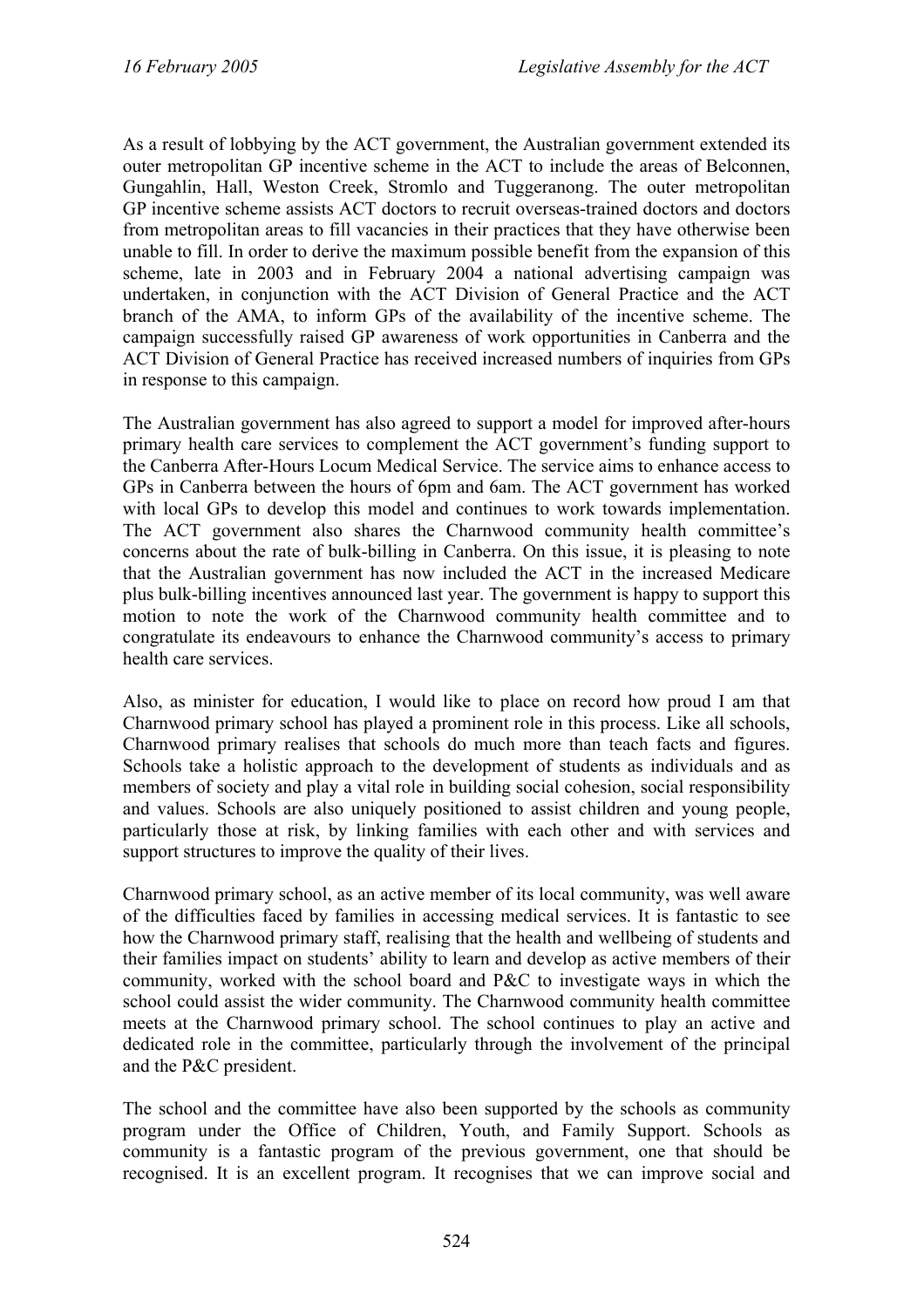As a result of lobbying by the ACT government, the Australian government extended its outer metropolitan GP incentive scheme in the ACT to include the areas of Belconnen, Gungahlin, Hall, Weston Creek, Stromlo and Tuggeranong. The outer metropolitan GP incentive scheme assists ACT doctors to recruit overseas-trained doctors and doctors from metropolitan areas to fill vacancies in their practices that they have otherwise been unable to fill. In order to derive the maximum possible benefit from the expansion of this scheme, late in 2003 and in February 2004 a national advertising campaign was undertaken, in conjunction with the ACT Division of General Practice and the ACT branch of the AMA, to inform GPs of the availability of the incentive scheme. The campaign successfully raised GP awareness of work opportunities in Canberra and the ACT Division of General Practice has received increased numbers of inquiries from GPs in response to this campaign.

The Australian government has also agreed to support a model for improved after-hours primary health care services to complement the ACT government's funding support to the Canberra After-Hours Locum Medical Service. The service aims to enhance access to GPs in Canberra between the hours of 6pm and 6am. The ACT government has worked with local GPs to develop this model and continues to work towards implementation. The ACT government also shares the Charnwood community health committee's concerns about the rate of bulk-billing in Canberra. On this issue, it is pleasing to note that the Australian government has now included the ACT in the increased Medicare plus bulk-billing incentives announced last year. The government is happy to support this motion to note the work of the Charnwood community health committee and to congratulate its endeavours to enhance the Charnwood community's access to primary health care services.

Also, as minister for education, I would like to place on record how proud I am that Charnwood primary school has played a prominent role in this process. Like all schools, Charnwood primary realises that schools do much more than teach facts and figures. Schools take a holistic approach to the development of students as individuals and as members of society and play a vital role in building social cohesion, social responsibility and values. Schools are also uniquely positioned to assist children and young people, particularly those at risk, by linking families with each other and with services and support structures to improve the quality of their lives.

Charnwood primary school, as an active member of its local community, was well aware of the difficulties faced by families in accessing medical services. It is fantastic to see how the Charnwood primary staff, realising that the health and wellbeing of students and their families impact on students' ability to learn and develop as active members of their community, worked with the school board and P&C to investigate ways in which the school could assist the wider community. The Charnwood community health committee meets at the Charnwood primary school. The school continues to play an active and dedicated role in the committee, particularly through the involvement of the principal and the P&C president.

The school and the committee have also been supported by the schools as community program under the Office of Children, Youth, and Family Support. Schools as community is a fantastic program of the previous government, one that should be recognised. It is an excellent program. It recognises that we can improve social and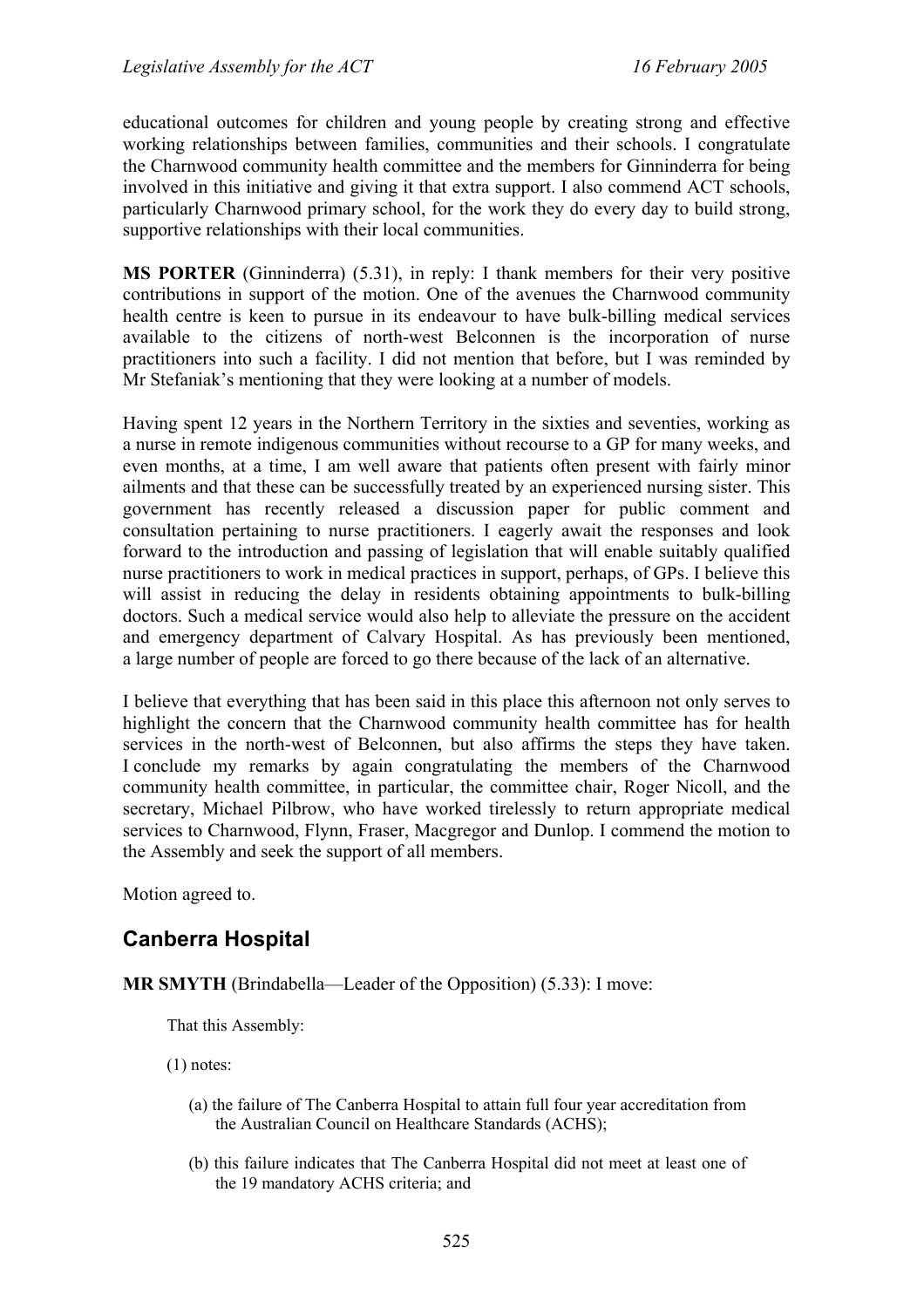educational outcomes for children and young people by creating strong and effective working relationships between families, communities and their schools. I congratulate the Charnwood community health committee and the members for Ginninderra for being involved in this initiative and giving it that extra support. I also commend ACT schools, particularly Charnwood primary school, for the work they do every day to build strong, supportive relationships with their local communities.

**MS PORTER** (Ginninderra) (5.31), in reply: I thank members for their very positive contributions in support of the motion. One of the avenues the Charnwood community health centre is keen to pursue in its endeavour to have bulk-billing medical services available to the citizens of north-west Belconnen is the incorporation of nurse practitioners into such a facility. I did not mention that before, but I was reminded by Mr Stefaniak's mentioning that they were looking at a number of models.

Having spent 12 years in the Northern Territory in the sixties and seventies, working as a nurse in remote indigenous communities without recourse to a GP for many weeks, and even months, at a time, I am well aware that patients often present with fairly minor ailments and that these can be successfully treated by an experienced nursing sister. This government has recently released a discussion paper for public comment and consultation pertaining to nurse practitioners. I eagerly await the responses and look forward to the introduction and passing of legislation that will enable suitably qualified nurse practitioners to work in medical practices in support, perhaps, of GPs. I believe this will assist in reducing the delay in residents obtaining appointments to bulk-billing doctors. Such a medical service would also help to alleviate the pressure on the accident and emergency department of Calvary Hospital. As has previously been mentioned, a large number of people are forced to go there because of the lack of an alternative.

I believe that everything that has been said in this place this afternoon not only serves to highlight the concern that the Charnwood community health committee has for health services in the north-west of Belconnen, but also affirms the steps they have taken. I conclude my remarks by again congratulating the members of the Charnwood community health committee, in particular, the committee chair, Roger Nicoll, and the secretary, Michael Pilbrow, who have worked tirelessly to return appropriate medical services to Charnwood, Flynn, Fraser, Macgregor and Dunlop. I commend the motion to the Assembly and seek the support of all members.

Motion agreed to.

## Canberra Hospital

**MR SMYTH** (Brindabella—Leader of the Opposition) (5.33): I move:

> That this Assembly:
>
> (1) notes:
>
> (a) the failure of The Canberra Hospital to attain full four year accreditation from the Australian Council on Healthcare Standards (ACHS);
>
> (b) this failure indicates that The Canberra Hospital did not meet at least one of the 19 mandatory ACHS criteria; and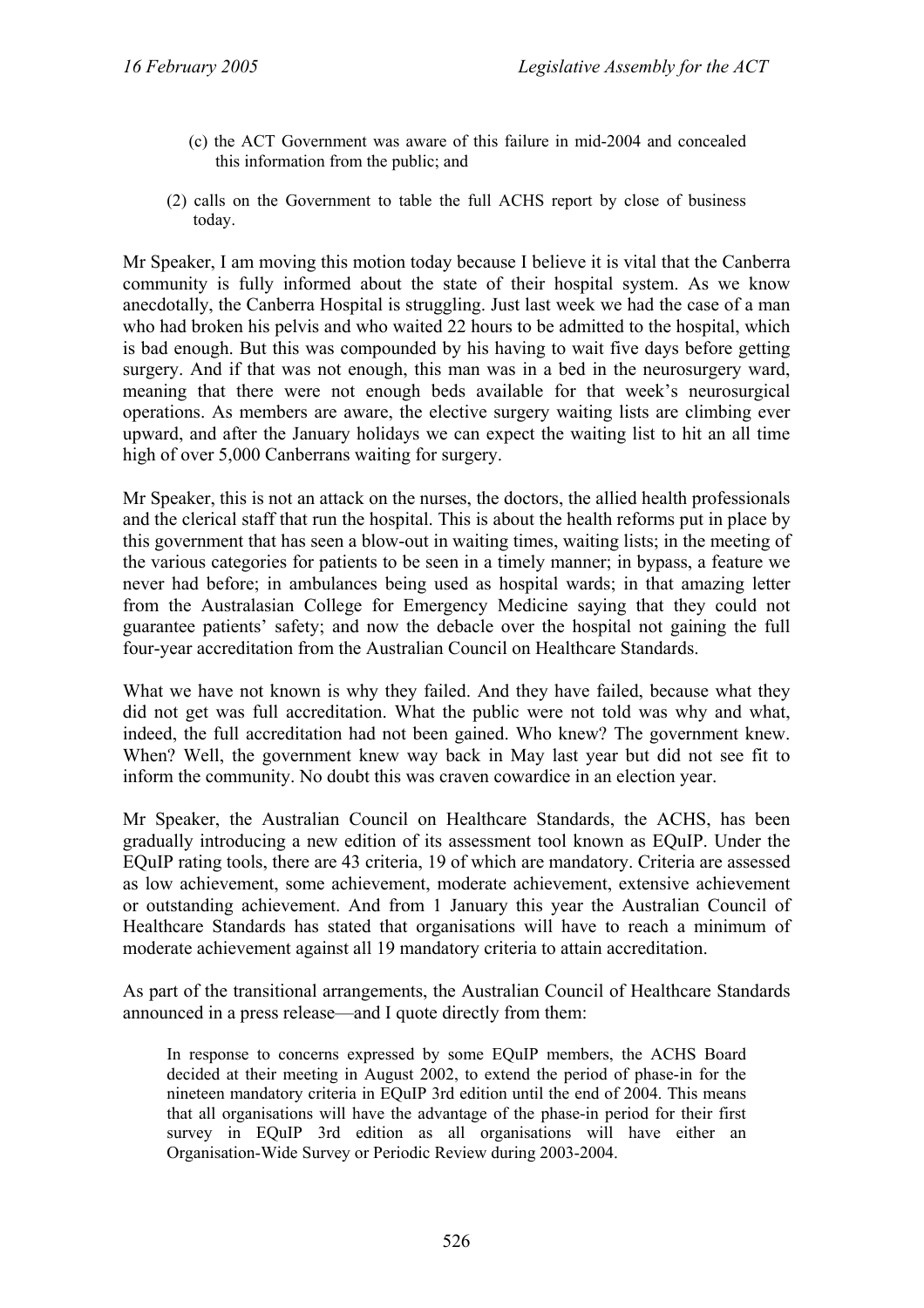(c) the ACT Government was aware of this failure in mid-2004 and concealed this information from the public; and

(2) calls on the Government to table the full ACHS report by close of business today.

Mr Speaker, I am moving this motion today because I believe it is vital that the Canberra community is fully informed about the state of their hospital system. As we know anecdotally, the Canberra Hospital is struggling. Just last week we had the case of a man who had broken his pelvis and who waited 22 hours to be admitted to the hospital, which is bad enough. But this was compounded by his having to wait five days before getting surgery. And if that was not enough, this man was in a bed in the neurosurgery ward, meaning that there were not enough beds available for that week's neurosurgical operations. As members are aware, the elective surgery waiting lists are climbing ever upward, and after the January holidays we can expect the waiting list to hit an all time high of over 5,000 Canberrans waiting for surgery.

Mr Speaker, this is not an attack on the nurses, the doctors, the allied health professionals and the clerical staff that run the hospital. This is about the health reforms put in place by this government that has seen a blow-out in waiting times, waiting lists; in the meeting of the various categories for patients to be seen in a timely manner; in bypass, a feature we never had before; in ambulances being used as hospital wards; in that amazing letter from the Australasian College for Emergency Medicine saying that they could not guarantee patients' safety; and now the debacle over the hospital not gaining the full four-year accreditation from the Australian Council on Healthcare Standards.

What we have not known is why they failed. And they have failed, because what they did not get was full accreditation. What the public were not told was why and what, indeed, the full accreditation had not been gained. Who knew? The government knew. When? Well, the government knew way back in May last year but did not see fit to inform the community. No doubt this was craven cowardice in an election year.

Mr Speaker, the Australian Council on Healthcare Standards, the ACHS, has been gradually introducing a new edition of its assessment tool known as EQuIP. Under the EQuIP rating tools, there are 43 criteria, 19 of which are mandatory. Criteria are assessed as low achievement, some achievement, moderate achievement, extensive achievement or outstanding achievement. And from 1 January this year the Australian Council of Healthcare Standards has stated that organisations will have to reach a minimum of moderate achievement against all 19 mandatory criteria to attain accreditation.

As part of the transitional arrangements, the Australian Council of Healthcare Standards announced in a press release—and I quote directly from them:

> In response to concerns expressed by some EQuIP members, the ACHS Board decided at their meeting in August 2002, to extend the period of phase-in for the nineteen mandatory criteria in EQuIP 3rd edition until the end of 2004. This means that all organisations will have the advantage of the phase-in period for their first survey in EQuIP 3rd edition as all organisations will have either an Organisation-Wide Survey or Periodic Review during 2003-2004.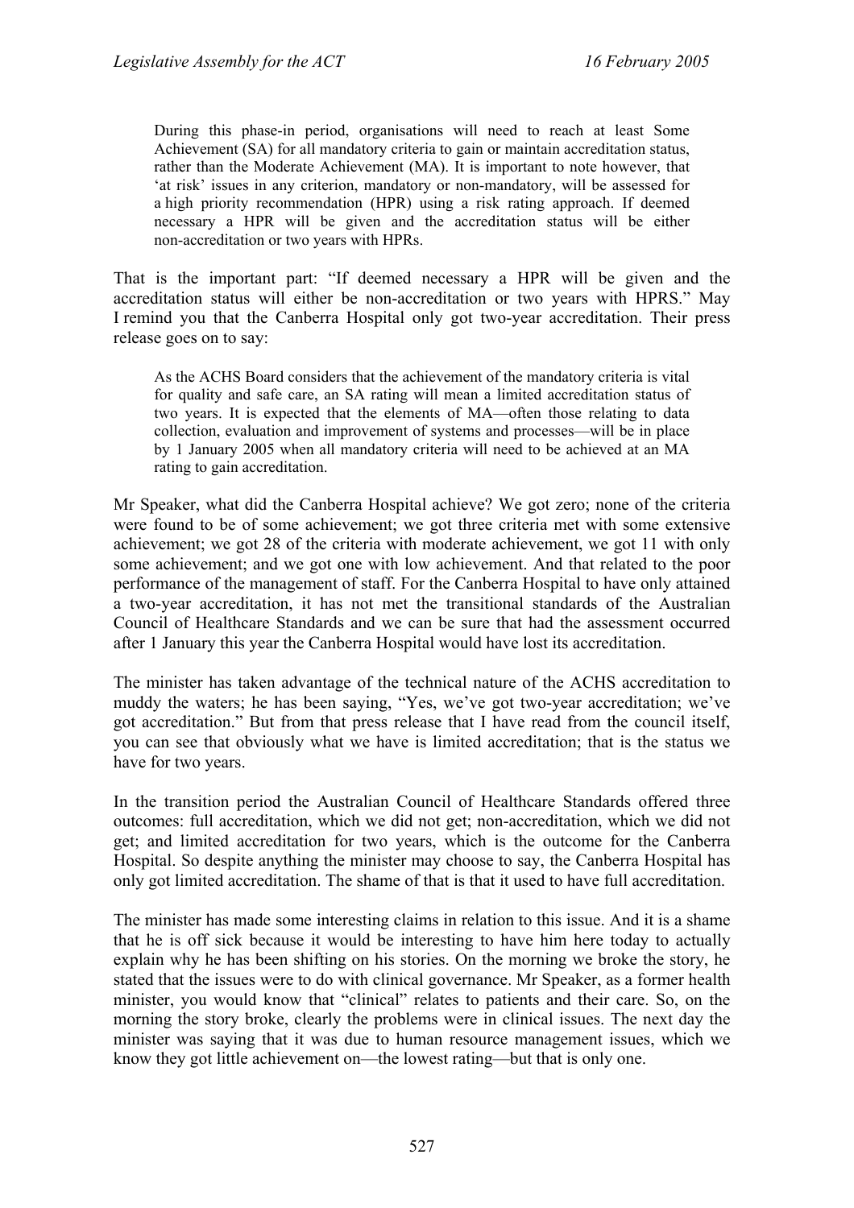> During this phase-in period, organisations will need to reach at least Some Achievement (SA) for all mandatory criteria to gain or maintain accreditation status, rather than the Moderate Achievement (MA). It is important to note however, that 'at risk' issues in any criterion, mandatory or non-mandatory, will be assessed for a high priority recommendation (HPR) using a risk rating approach. If deemed necessary a HPR will be given and the accreditation status will be either non-accreditation or two years with HPRs.

That is the important part: "If deemed necessary a HPR will be given and the accreditation status will either be non-accreditation or two years with HPRS." May I remind you that the Canberra Hospital only got two-year accreditation. Their press release goes on to say:

> As the ACHS Board considers that the achievement of the mandatory criteria is vital for quality and safe care, an SA rating will mean a limited accreditation status of two years. It is expected that the elements of MA—often those relating to data collection, evaluation and improvement of systems and processes—will be in place by 1 January 2005 when all mandatory criteria will need to be achieved at an MA rating to gain accreditation.

Mr Speaker, what did the Canberra Hospital achieve? We got zero; none of the criteria were found to be of some achievement; we got three criteria met with some extensive achievement; we got 28 of the criteria with moderate achievement, we got 11 with only some achievement; and we got one with low achievement. And that related to the poor performance of the management of staff. For the Canberra Hospital to have only attained a two-year accreditation, it has not met the transitional standards of the Australian Council of Healthcare Standards and we can be sure that had the assessment occurred after 1 January this year the Canberra Hospital would have lost its accreditation.

The minister has taken advantage of the technical nature of the ACHS accreditation to muddy the waters; he has been saying, "Yes, we've got two-year accreditation; we've got accreditation." But from that press release that I have read from the council itself, you can see that obviously what we have is limited accreditation; that is the status we have for two years.

In the transition period the Australian Council of Healthcare Standards offered three outcomes: full accreditation, which we did not get; non-accreditation, which we did not get; and limited accreditation for two years, which is the outcome for the Canberra Hospital. So despite anything the minister may choose to say, the Canberra Hospital has only got limited accreditation. The shame of that is that it used to have full accreditation.

The minister has made some interesting claims in relation to this issue. And it is a shame that he is off sick because it would be interesting to have him here today to actually explain why he has been shifting on his stories. On the morning we broke the story, he stated that the issues were to do with clinical governance. Mr Speaker, as a former health minister, you would know that "clinical" relates to patients and their care. So, on the morning the story broke, clearly the problems were in clinical issues. The next day the minister was saying that it was due to human resource management issues, which we know they got little achievement on—the lowest rating—but that is only one.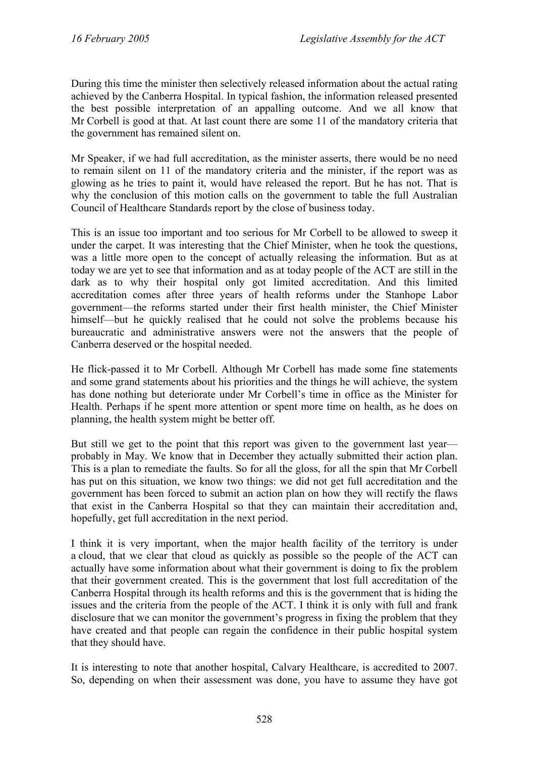During this time the minister then selectively released information about the actual rating achieved by the Canberra Hospital. In typical fashion, the information released presented the best possible interpretation of an appalling outcome. And we all know that Mr Corbell is good at that. At last count there are some 11 of the mandatory criteria that the government has remained silent on.

Mr Speaker, if we had full accreditation, as the minister asserts, there would be no need to remain silent on 11 of the mandatory criteria and the minister, if the report was as glowing as he tries to paint it, would have released the report. But he has not. That is why the conclusion of this motion calls on the government to table the full Australian Council of Healthcare Standards report by the close of business today.

This is an issue too important and too serious for Mr Corbell to be allowed to sweep it under the carpet. It was interesting that the Chief Minister, when he took the questions, was a little more open to the concept of actually releasing the information. But as at today we are yet to see that information and as at today people of the ACT are still in the dark as to why their hospital only got limited accreditation. And this limited accreditation comes after three years of health reforms under the Stanhope Labor government—the reforms started under their first health minister, the Chief Minister himself—but he quickly realised that he could not solve the problems because his bureaucratic and administrative answers were not the answers that the people of Canberra deserved or the hospital needed.

He flick-passed it to Mr Corbell. Although Mr Corbell has made some fine statements and some grand statements about his priorities and the things he will achieve, the system has done nothing but deteriorate under Mr Corbell's time in office as the Minister for Health. Perhaps if he spent more attention or spent more time on health, as he does on planning, the health system might be better off.

But still we get to the point that this report was given to the government last year—probably in May. We know that in December they actually submitted their action plan. This is a plan to remediate the faults. So for all the gloss, for all the spin that Mr Corbell has put on this situation, we know two things: we did not get full accreditation and the government has been forced to submit an action plan on how they will rectify the flaws that exist in the Canberra Hospital so that they can maintain their accreditation and, hopefully, get full accreditation in the next period.

I think it is very important, when the major health facility of the territory is under a cloud, that we clear that cloud as quickly as possible so the people of the ACT can actually have some information about what their government is doing to fix the problem that their government created. This is the government that lost full accreditation of the Canberra Hospital through its health reforms and this is the government that is hiding the issues and the criteria from the people of the ACT. I think it is only with full and frank disclosure that we can monitor the government's progress in fixing the problem that they have created and that people can regain the confidence in their public hospital system that they should have.

It is interesting to note that another hospital, Calvary Healthcare, is accredited to 2007. So, depending on when their assessment was done, you have to assume they have got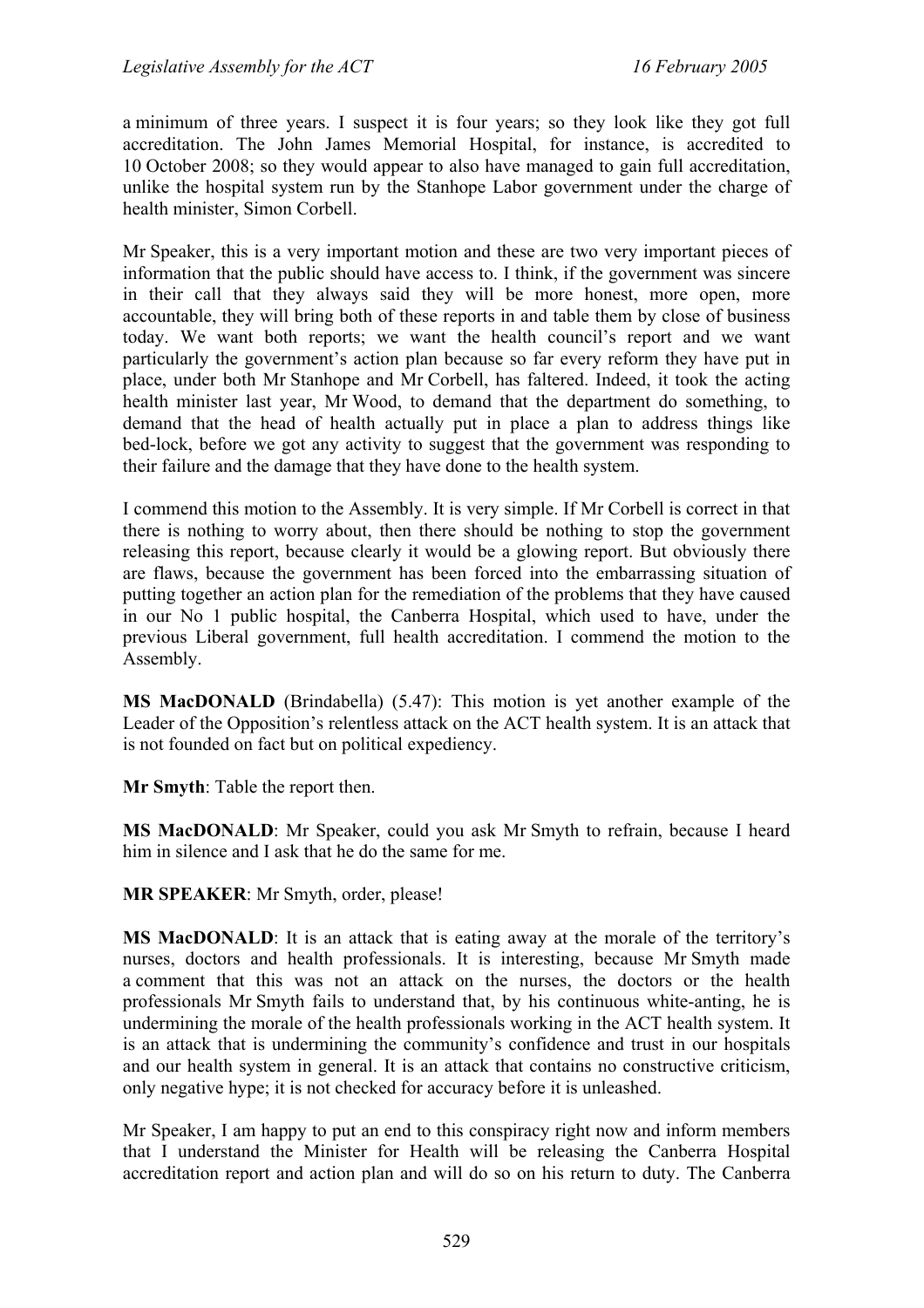a minimum of three years. I suspect it is four years; so they look like they got full accreditation. The John James Memorial Hospital, for instance, is accredited to 10 October 2008; so they would appear to also have managed to gain full accreditation, unlike the hospital system run by the Stanhope Labor government under the charge of health minister, Simon Corbell.

Mr Speaker, this is a very important motion and these are two very important pieces of information that the public should have access to. I think, if the government was sincere in their call that they always said they will be more honest, more open, more accountable, they will bring both of these reports in and table them by close of business today. We want both reports; we want the health council's report and we want particularly the government's action plan because so far every reform they have put in place, under both Mr Stanhope and Mr Corbell, has faltered. Indeed, it took the acting health minister last year, Mr Wood, to demand that the department do something, to demand that the head of health actually put in place a plan to address things like bed-lock, before we got any activity to suggest that the government was responding to their failure and the damage that they have done to the health system.

I commend this motion to the Assembly. It is very simple. If Mr Corbell is correct in that there is nothing to worry about, then there should be nothing to stop the government releasing this report, because clearly it would be a glowing report. But obviously there are flaws, because the government has been forced into the embarrassing situation of putting together an action plan for the remediation of the problems that they have caused in our No 1 public hospital, the Canberra Hospital, which used to have, under the previous Liberal government, full health accreditation. I commend the motion to the Assembly.

**MS MacDONALD** (Brindabella) (5.47): This motion is yet another example of the Leader of the Opposition's relentless attack on the ACT health system. It is an attack that is not founded on fact but on political expediency.

**Mr Smyth**: Table the report then.

**MS MacDONALD**: Mr Speaker, could you ask Mr Smyth to refrain, because I heard him in silence and I ask that he do the same for me.

**MR SPEAKER**: Mr Smyth, order, please!

**MS MacDONALD**: It is an attack that is eating away at the morale of the territory's nurses, doctors and health professionals. It is interesting, because Mr Smyth made a comment that this was not an attack on the nurses, the doctors or the health professionals Mr Smyth fails to understand that, by his continuous white-anting, he is undermining the morale of the health professionals working in the ACT health system. It is an attack that is undermining the community's confidence and trust in our hospitals and our health system in general. It is an attack that contains no constructive criticism, only negative hype; it is not checked for accuracy before it is unleashed.

Mr Speaker, I am happy to put an end to this conspiracy right now and inform members that I understand the Minister for Health will be releasing the Canberra Hospital accreditation report and action plan and will do so on his return to duty. The Canberra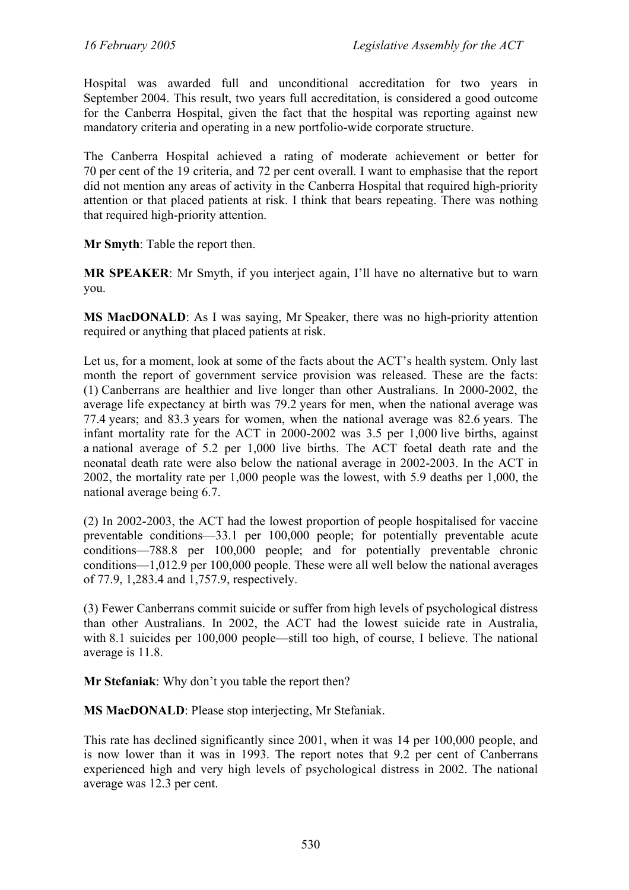Hospital was awarded full and unconditional accreditation for two years in September 2004. This result, two years full accreditation, is considered a good outcome for the Canberra Hospital, given the fact that the hospital was reporting against new mandatory criteria and operating in a new portfolio-wide corporate structure.

The Canberra Hospital achieved a rating of moderate achievement or better for 70 per cent of the 19 criteria, and 72 per cent overall. I want to emphasise that the report did not mention any areas of activity in the Canberra Hospital that required high-priority attention or that placed patients at risk. I think that bears repeating. There was nothing that required high-priority attention.

**Mr Smyth**: Table the report then.

**MR SPEAKER**: Mr Smyth, if you interject again, I'll have no alternative but to warn you.

**MS MacDONALD**: As I was saying, Mr Speaker, there was no high-priority attention required or anything that placed patients at risk.

Let us, for a moment, look at some of the facts about the ACT's health system. Only last month the report of government service provision was released. These are the facts: (1) Canberrans are healthier and live longer than other Australians. In 2000-2002, the average life expectancy at birth was 79.2 years for men, when the national average was 77.4 years; and 83.3 years for women, when the national average was 82.6 years. The infant mortality rate for the ACT in 2000-2002 was 3.5 per 1,000 live births, against a national average of 5.2 per 1,000 live births. The ACT foetal death rate and the neonatal death rate were also below the national average in 2002-2003. In the ACT in 2002, the mortality rate per 1,000 people was the lowest, with 5.9 deaths per 1,000, the national average being 6.7.

(2) In 2002-2003, the ACT had the lowest proportion of people hospitalised for vaccine preventable conditions—33.1 per 100,000 people; for potentially preventable acute conditions—788.8 per 100,000 people; and for potentially preventable chronic conditions—1,012.9 per 100,000 people. These were all well below the national averages of 77.9, 1,283.4 and 1,757.9, respectively.

(3) Fewer Canberrans commit suicide or suffer from high levels of psychological distress than other Australians. In 2002, the ACT had the lowest suicide rate in Australia, with 8.1 suicides per 100,000 people—still too high, of course, I believe. The national average is 11.8.

**Mr Stefaniak**: Why don't you table the report then?

**MS MacDONALD**: Please stop interjecting, Mr Stefaniak.

This rate has declined significantly since 2001, when it was 14 per 100,000 people, and is now lower than it was in 1993. The report notes that 9.2 per cent of Canberrans experienced high and very high levels of psychological distress in 2002. The national average was 12.3 per cent.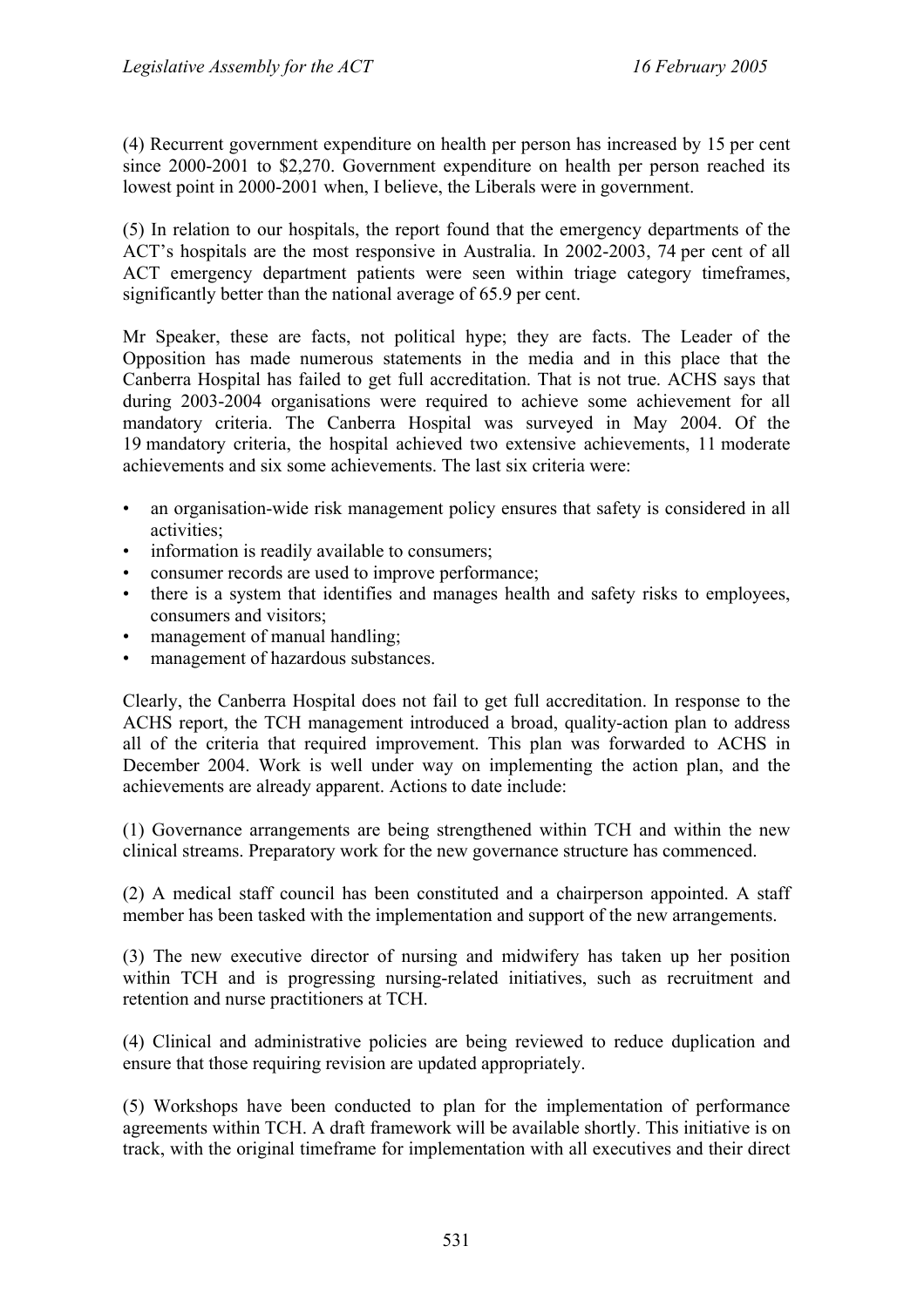(4) Recurrent government expenditure on health per person has increased by 15 per cent since 2000-2001 to $2,270. Government expenditure on health per person reached its lowest point in 2000-2001 when, I believe, the Liberals were in government.

(5) In relation to our hospitals, the report found that the emergency departments of the ACT's hospitals are the most responsive in Australia. In 2002-2003, 74 per cent of all ACT emergency department patients were seen within triage category timeframes, significantly better than the national average of 65.9 per cent.

Mr Speaker, these are facts, not political hype; they are facts. The Leader of the Opposition has made numerous statements in the media and in this place that the Canberra Hospital has failed to get full accreditation. That is not true. ACHS says that during 2003-2004 organisations were required to achieve some achievement for all mandatory criteria. The Canberra Hospital was surveyed in May 2004. Of the 19 mandatory criteria, the hospital achieved two extensive achievements, 11 moderate achievements and six some achievements. The last six criteria were:

- an organisation-wide risk management policy ensures that safety is considered in all activities;
- information is readily available to consumers;
- consumer records are used to improve performance;
- there is a system that identifies and manages health and safety risks to employees, consumers and visitors;
- management of manual handling;
- management of hazardous substances.

Clearly, the Canberra Hospital does not fail to get full accreditation. In response to the ACHS report, the TCH management introduced a broad, quality-action plan to address all of the criteria that required improvement. This plan was forwarded to ACHS in December 2004. Work is well under way on implementing the action plan, and the achievements are already apparent. Actions to date include:

(1) Governance arrangements are being strengthened within TCH and within the new clinical streams. Preparatory work for the new governance structure has commenced.

(2) A medical staff council has been constituted and a chairperson appointed. A staff member has been tasked with the implementation and support of the new arrangements.

(3) The new executive director of nursing and midwifery has taken up her position within TCH and is progressing nursing-related initiatives, such as recruitment and retention and nurse practitioners at TCH.

(4) Clinical and administrative policies are being reviewed to reduce duplication and ensure that those requiring revision are updated appropriately.

(5) Workshops have been conducted to plan for the implementation of performance agreements within TCH. A draft framework will be available shortly. This initiative is on track, with the original timeframe for implementation with all executives and their direct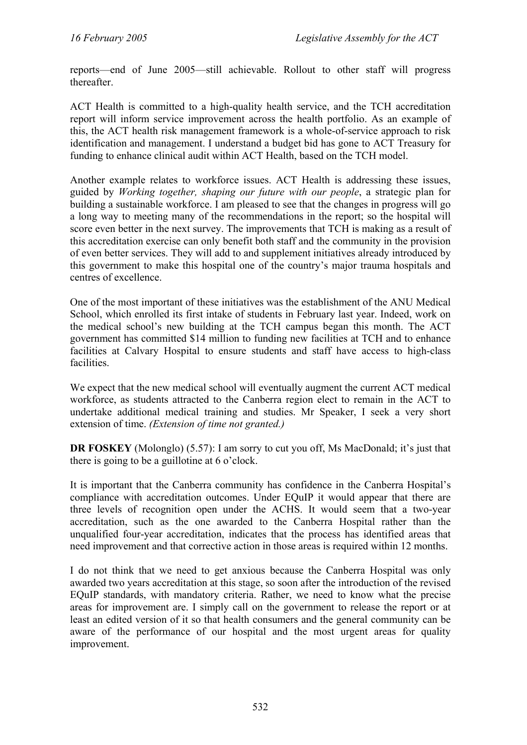reports—end of June 2005—still achievable. Rollout to other staff will progress thereafter.

ACT Health is committed to a high-quality health service, and the TCH accreditation report will inform service improvement across the health portfolio. As an example of this, the ACT health risk management framework is a whole-of-service approach to risk identification and management. I understand a budget bid has gone to ACT Treasury for funding to enhance clinical audit within ACT Health, based on the TCH model.

Another example relates to workforce issues. ACT Health is addressing these issues, guided by *Working together, shaping our future with our people*, a strategic plan for building a sustainable workforce. I am pleased to see that the changes in progress will go a long way to meeting many of the recommendations in the report; so the hospital will score even better in the next survey. The improvements that TCH is making as a result of this accreditation exercise can only benefit both staff and the community in the provision of even better services. They will add to and supplement initiatives already introduced by this government to make this hospital one of the country's major trauma hospitals and centres of excellence.

One of the most important of these initiatives was the establishment of the ANU Medical School, which enrolled its first intake of students in February last year. Indeed, work on the medical school's new building at the TCH campus began this month. The ACT government has committed $14 million to funding new facilities at TCH and to enhance facilities at Calvary Hospital to ensure students and staff have access to high-class facilities.

We expect that the new medical school will eventually augment the current ACT medical workforce, as students attracted to the Canberra region elect to remain in the ACT to undertake additional medical training and studies. Mr Speaker, I seek a very short extension of time. *(Extension of time not granted.)*

**DR FOSKEY** (Molonglo) (5.57): I am sorry to cut you off, Ms MacDonald; it's just that there is going to be a guillotine at 6 o'clock.

It is important that the Canberra community has confidence in the Canberra Hospital's compliance with accreditation outcomes. Under EQuIP it would appear that there are three levels of recognition open under the ACHS. It would seem that a two-year accreditation, such as the one awarded to the Canberra Hospital rather than the unqualified four-year accreditation, indicates that the process has identified areas that need improvement and that corrective action in those areas is required within 12 months.

I do not think that we need to get anxious because the Canberra Hospital was only awarded two years accreditation at this stage, so soon after the introduction of the revised EQuIP standards, with mandatory criteria. Rather, we need to know what the precise areas for improvement are. I simply call on the government to release the report or at least an edited version of it so that health consumers and the general community can be aware of the performance of our hospital and the most urgent areas for quality improvement.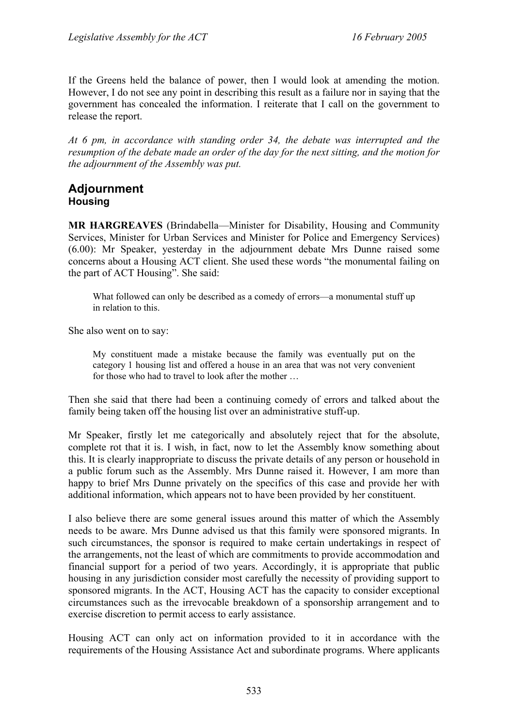If the Greens held the balance of power, then I would look at amending the motion. However, I do not see any point in describing this result as a failure nor in saying that the government has concealed the information. I reiterate that I call on the government to release the report.

*At 6 pm, in accordance with standing order 34, the debate was interrupted and the resumption of the debate made an order of the day for the next sitting, and the motion for the adjournment of the Assembly was put.*

## Adjournment

### Housing

**MR HARGREAVES** (Brindabella—Minister for Disability, Housing and Community Services, Minister for Urban Services and Minister for Police and Emergency Services) (6.00): Mr Speaker, yesterday in the adjournment debate Mrs Dunne raised some concerns about a Housing ACT client. She used these words "the monumental failing on the part of ACT Housing". She said:

> What followed can only be described as a comedy of errors—a monumental stuff up in relation to this.

She also went on to say:

> My constituent made a mistake because the family was eventually put on the category 1 housing list and offered a house in an area that was not very convenient for those who had to travel to look after the mother …

Then she said that there had been a continuing comedy of errors and talked about the family being taken off the housing list over an administrative stuff-up.

Mr Speaker, firstly let me categorically and absolutely reject that for the absolute, complete rot that it is. I wish, in fact, now to let the Assembly know something about this. It is clearly inappropriate to discuss the private details of any person or household in a public forum such as the Assembly. Mrs Dunne raised it. However, I am more than happy to brief Mrs Dunne privately on the specifics of this case and provide her with additional information, which appears not to have been provided by her constituent.

I also believe there are some general issues around this matter of which the Assembly needs to be aware. Mrs Dunne advised us that this family were sponsored migrants. In such circumstances, the sponsor is required to make certain undertakings in respect of the arrangements, not the least of which are commitments to provide accommodation and financial support for a period of two years. Accordingly, it is appropriate that public housing in any jurisdiction consider most carefully the necessity of providing support to sponsored migrants. In the ACT, Housing ACT has the capacity to consider exceptional circumstances such as the irrevocable breakdown of a sponsorship arrangement and to exercise discretion to permit access to early assistance.

Housing ACT can only act on information provided to it in accordance with the requirements of the Housing Assistance Act and subordinate programs. Where applicants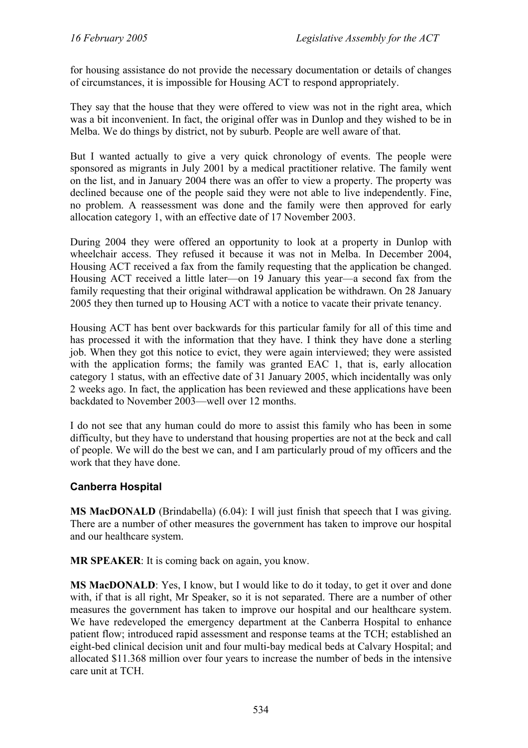for housing assistance do not provide the necessary documentation or details of changes of circumstances, it is impossible for Housing ACT to respond appropriately.

They say that the house that they were offered to view was not in the right area, which was a bit inconvenient. In fact, the original offer was in Dunlop and they wished to be in Melba. We do things by district, not by suburb. People are well aware of that.

But I wanted actually to give a very quick chronology of events. The people were sponsored as migrants in July 2001 by a medical practitioner relative. The family went on the list, and in January 2004 there was an offer to view a property. The property was declined because one of the people said they were not able to live independently. Fine, no problem. A reassessment was done and the family were then approved for early allocation category 1, with an effective date of 17 November 2003.

During 2004 they were offered an opportunity to look at a property in Dunlop with wheelchair access. They refused it because it was not in Melba. In December 2004, Housing ACT received a fax from the family requesting that the application be changed. Housing ACT received a little later—on 19 January this year—a second fax from the family requesting that their original withdrawal application be withdrawn. On 28 January 2005 they then turned up to Housing ACT with a notice to vacate their private tenancy.

Housing ACT has bent over backwards for this particular family for all of this time and has processed it with the information that they have. I think they have done a sterling job. When they got this notice to evict, they were again interviewed; they were assisted with the application forms; the family was granted EAC 1, that is, early allocation category 1 status, with an effective date of 31 January 2005, which incidentally was only 2 weeks ago. In fact, the application has been reviewed and these applications have been backdated to November 2003—well over 12 months.

I do not see that any human could do more to assist this family who has been in some difficulty, but they have to understand that housing properties are not at the beck and call of people. We will do the best we can, and I am particularly proud of my officers and the work that they have done.

### Canberra Hospital

**MS MacDONALD** (Brindabella) (6.04): I will just finish that speech that I was giving. There are a number of other measures the government has taken to improve our hospital and our healthcare system.

**MR SPEAKER**: It is coming back on again, you know.

**MS MacDONALD**: Yes, I know, but I would like to do it today, to get it over and done with, if that is all right, Mr Speaker, so it is not separated. There are a number of other measures the government has taken to improve our hospital and our healthcare system. We have redeveloped the emergency department at the Canberra Hospital to enhance patient flow; introduced rapid assessment and response teams at the TCH; established an eight-bed clinical decision unit and four multi-bay medical beds at Calvary Hospital; and allocated \$11.368 million over four years to increase the number of beds in the intensive care unit at TCH.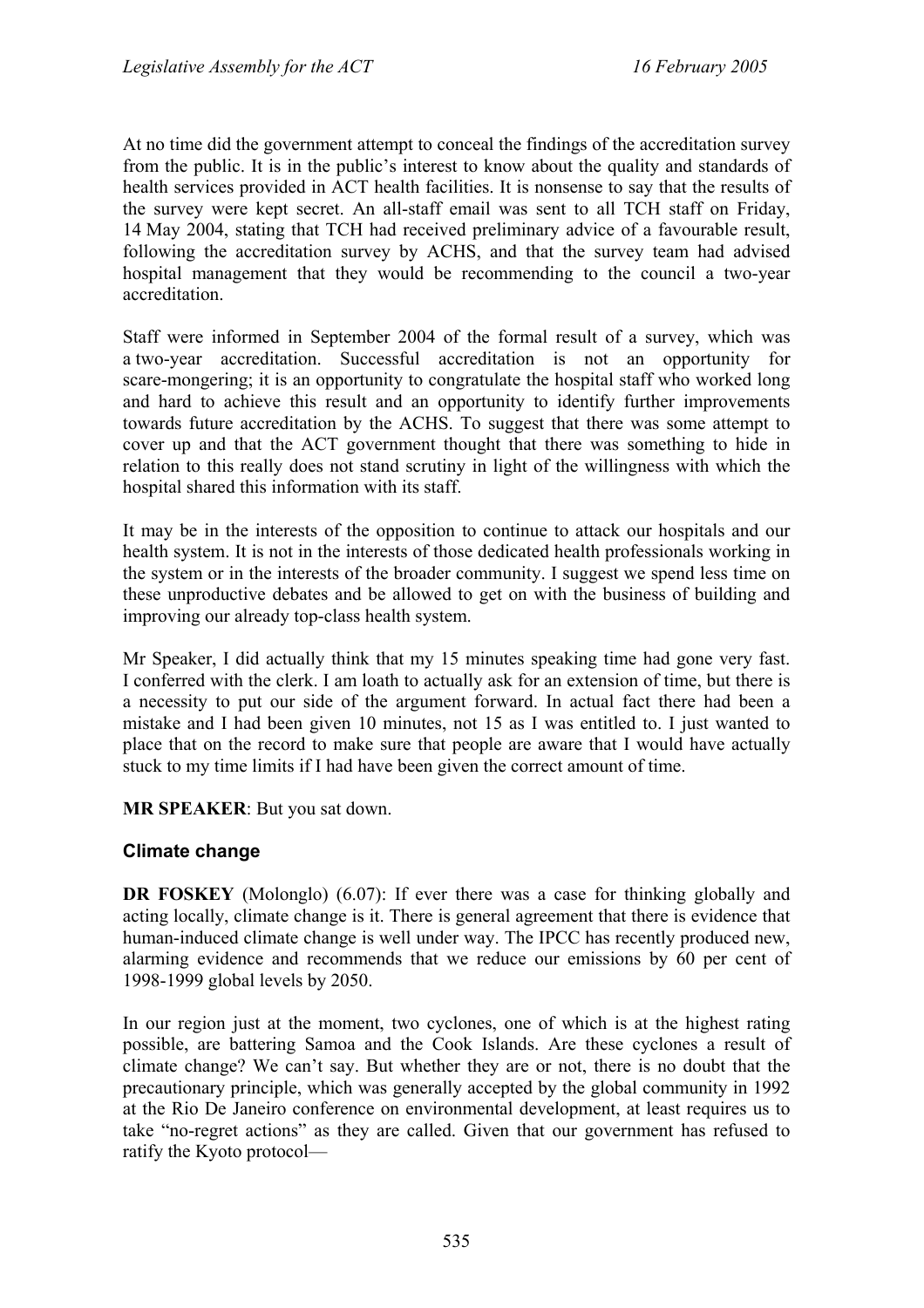At no time did the government attempt to conceal the findings of the accreditation survey from the public. It is in the public's interest to know about the quality and standards of health services provided in ACT health facilities. It is nonsense to say that the results of the survey were kept secret. An all-staff email was sent to all TCH staff on Friday, 14 May 2004, stating that TCH had received preliminary advice of a favourable result, following the accreditation survey by ACHS, and that the survey team had advised hospital management that they would be recommending to the council a two-year accreditation.

Staff were informed in September 2004 of the formal result of a survey, which was a two-year accreditation. Successful accreditation is not an opportunity for scare-mongering; it is an opportunity to congratulate the hospital staff who worked long and hard to achieve this result and an opportunity to identify further improvements towards future accreditation by the ACHS. To suggest that there was some attempt to cover up and that the ACT government thought that there was something to hide in relation to this really does not stand scrutiny in light of the willingness with which the hospital shared this information with its staff.

It may be in the interests of the opposition to continue to attack our hospitals and our health system. It is not in the interests of those dedicated health professionals working in the system or in the interests of the broader community. I suggest we spend less time on these unproductive debates and be allowed to get on with the business of building and improving our already top-class health system.

Mr Speaker, I did actually think that my 15 minutes speaking time had gone very fast. I conferred with the clerk. I am loath to actually ask for an extension of time, but there is a necessity to put our side of the argument forward. In actual fact there had been a mistake and I had been given 10 minutes, not 15 as I was entitled to. I just wanted to place that on the record to make sure that people are aware that I would have actually stuck to my time limits if I had have been given the correct amount of time.

**MR SPEAKER**: But you sat down.

## Climate change

**DR FOSKEY** (Molonglo) (6.07): If ever there was a case for thinking globally and acting locally, climate change is it. There is general agreement that there is evidence that human-induced climate change is well under way. The IPCC has recently produced new, alarming evidence and recommends that we reduce our emissions by 60 per cent of 1998-1999 global levels by 2050.

In our region just at the moment, two cyclones, one of which is at the highest rating possible, are battering Samoa and the Cook Islands. Are these cyclones a result of climate change? We can't say. But whether they are or not, there is no doubt that the precautionary principle, which was generally accepted by the global community in 1992 at the Rio De Janeiro conference on environmental development, at least requires us to take "no-regret actions" as they are called. Given that our government has refused to ratify the Kyoto protocol—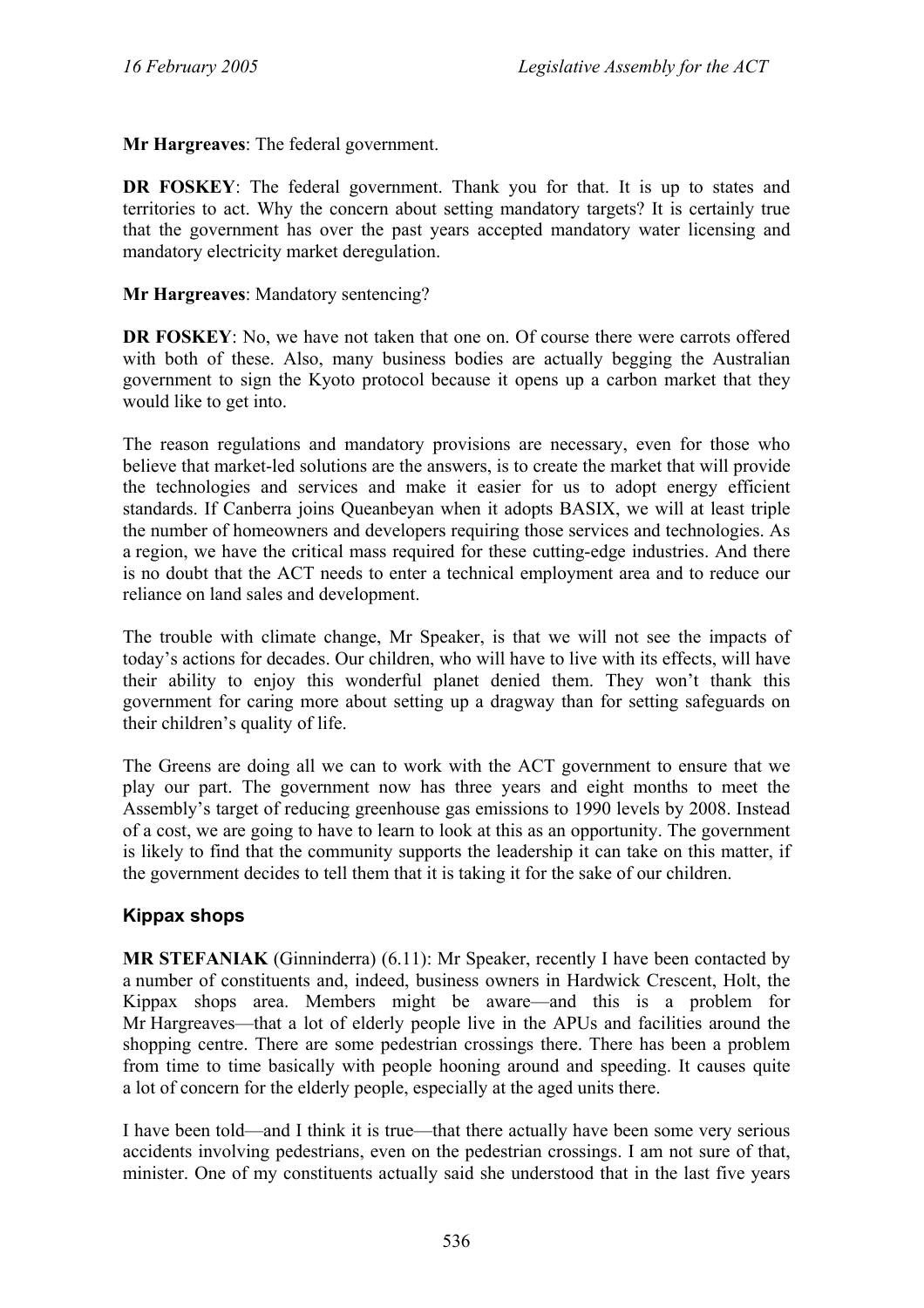**Mr Hargreaves**: The federal government.

**DR FOSKEY**: The federal government. Thank you for that. It is up to states and territories to act. Why the concern about setting mandatory targets? It is certainly true that the government has over the past years accepted mandatory water licensing and mandatory electricity market deregulation.

**Mr Hargreaves**: Mandatory sentencing?

**DR FOSKEY**: No, we have not taken that one on. Of course there were carrots offered with both of these. Also, many business bodies are actually begging the Australian government to sign the Kyoto protocol because it opens up a carbon market that they would like to get into.

The reason regulations and mandatory provisions are necessary, even for those who believe that market-led solutions are the answers, is to create the market that will provide the technologies and services and make it easier for us to adopt energy efficient standards. If Canberra joins Queanbeyan when it adopts BASIX, we will at least triple the number of homeowners and developers requiring those services and technologies. As a region, we have the critical mass required for these cutting-edge industries. And there is no doubt that the ACT needs to enter a technical employment area and to reduce our reliance on land sales and development.

The trouble with climate change, Mr Speaker, is that we will not see the impacts of today's actions for decades. Our children, who will have to live with its effects, will have their ability to enjoy this wonderful planet denied them. They won't thank this government for caring more about setting up a dragway than for setting safeguards on their children's quality of life.

The Greens are doing all we can to work with the ACT government to ensure that we play our part. The government now has three years and eight months to meet the Assembly's target of reducing greenhouse gas emissions to 1990 levels by 2008. Instead of a cost, we are going to have to learn to look at this as an opportunity. The government is likely to find that the community supports the leadership it can take on this matter, if the government decides to tell them that it is taking it for the sake of our children.

## Kippax shops

**MR STEFANIAK** (Ginninderra) (6.11): Mr Speaker, recently I have been contacted by a number of constituents and, indeed, business owners in Hardwick Crescent, Holt, the Kippax shops area. Members might be aware—and this is a problem for Mr Hargreaves—that a lot of elderly people live in the APUs and facilities around the shopping centre. There are some pedestrian crossings there. There has been a problem from time to time basically with people hooning around and speeding. It causes quite a lot of concern for the elderly people, especially at the aged units there.

I have been told—and I think it is true—that there actually have been some very serious accidents involving pedestrians, even on the pedestrian crossings. I am not sure of that, minister. One of my constituents actually said she understood that in the last five years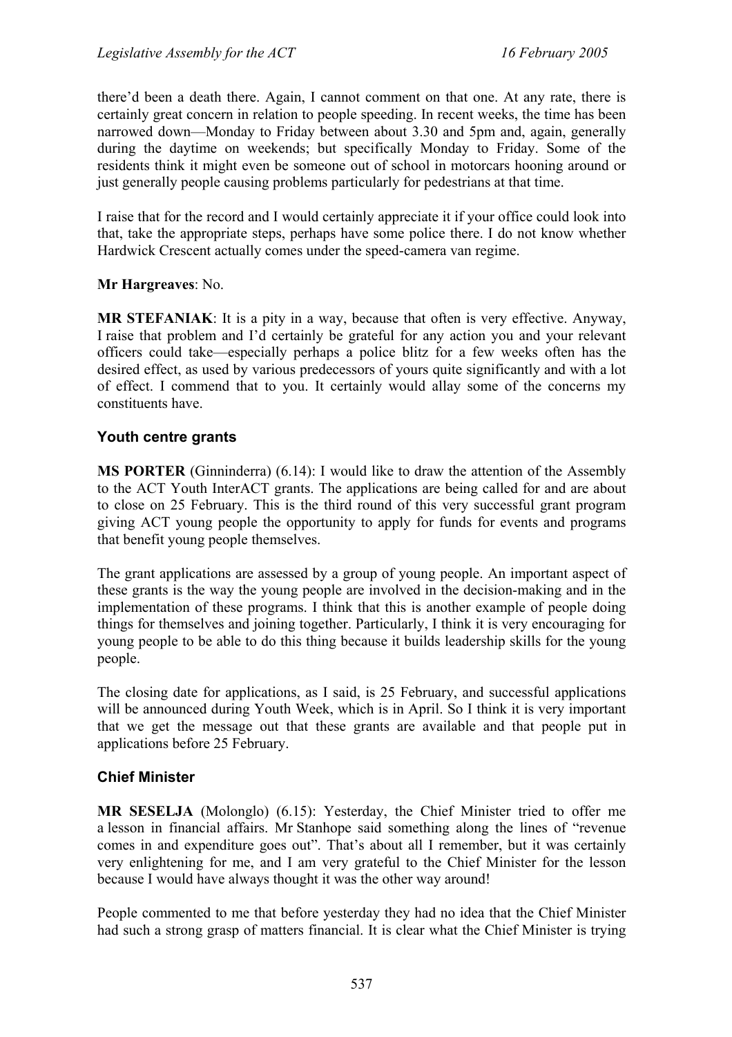there'd been a death there. Again, I cannot comment on that one. At any rate, there is certainly great concern in relation to people speeding. In recent weeks, the time has been narrowed down—Monday to Friday between about 3.30 and 5pm and, again, generally during the daytime on weekends; but specifically Monday to Friday. Some of the residents think it might even be someone out of school in motorcars hooning around or just generally people causing problems particularly for pedestrians at that time.

I raise that for the record and I would certainly appreciate it if your office could look into that, take the appropriate steps, perhaps have some police there. I do not know whether Hardwick Crescent actually comes under the speed-camera van regime.

**Mr Hargreaves**: No.

**MR STEFANIAK**: It is a pity in a way, because that often is very effective. Anyway, I raise that problem and I'd certainly be grateful for any action you and your relevant officers could take—especially perhaps a police blitz for a few weeks often has the desired effect, as used by various predecessors of yours quite significantly and with a lot of effect. I commend that to you. It certainly would allay some of the concerns my constituents have.

### Youth centre grants

**MS PORTER** (Ginninderra) (6.14): I would like to draw the attention of the Assembly to the ACT Youth InterACT grants. The applications are being called for and are about to close on 25 February. This is the third round of this very successful grant program giving ACT young people the opportunity to apply for funds for events and programs that benefit young people themselves.

The grant applications are assessed by a group of young people. An important aspect of these grants is the way the young people are involved in the decision-making and in the implementation of these programs. I think that this is another example of people doing things for themselves and joining together. Particularly, I think it is very encouraging for young people to be able to do this thing because it builds leadership skills for the young people.

The closing date for applications, as I said, is 25 February, and successful applications will be announced during Youth Week, which is in April. So I think it is very important that we get the message out that these grants are available and that people put in applications before 25 February.

### Chief Minister

**MR SESELJA** (Molonglo) (6.15): Yesterday, the Chief Minister tried to offer me a lesson in financial affairs. Mr Stanhope said something along the lines of "revenue comes in and expenditure goes out". That's about all I remember, but it was certainly very enlightening for me, and I am very grateful to the Chief Minister for the lesson because I would have always thought it was the other way around!

People commented to me that before yesterday they had no idea that the Chief Minister had such a strong grasp of matters financial. It is clear what the Chief Minister is trying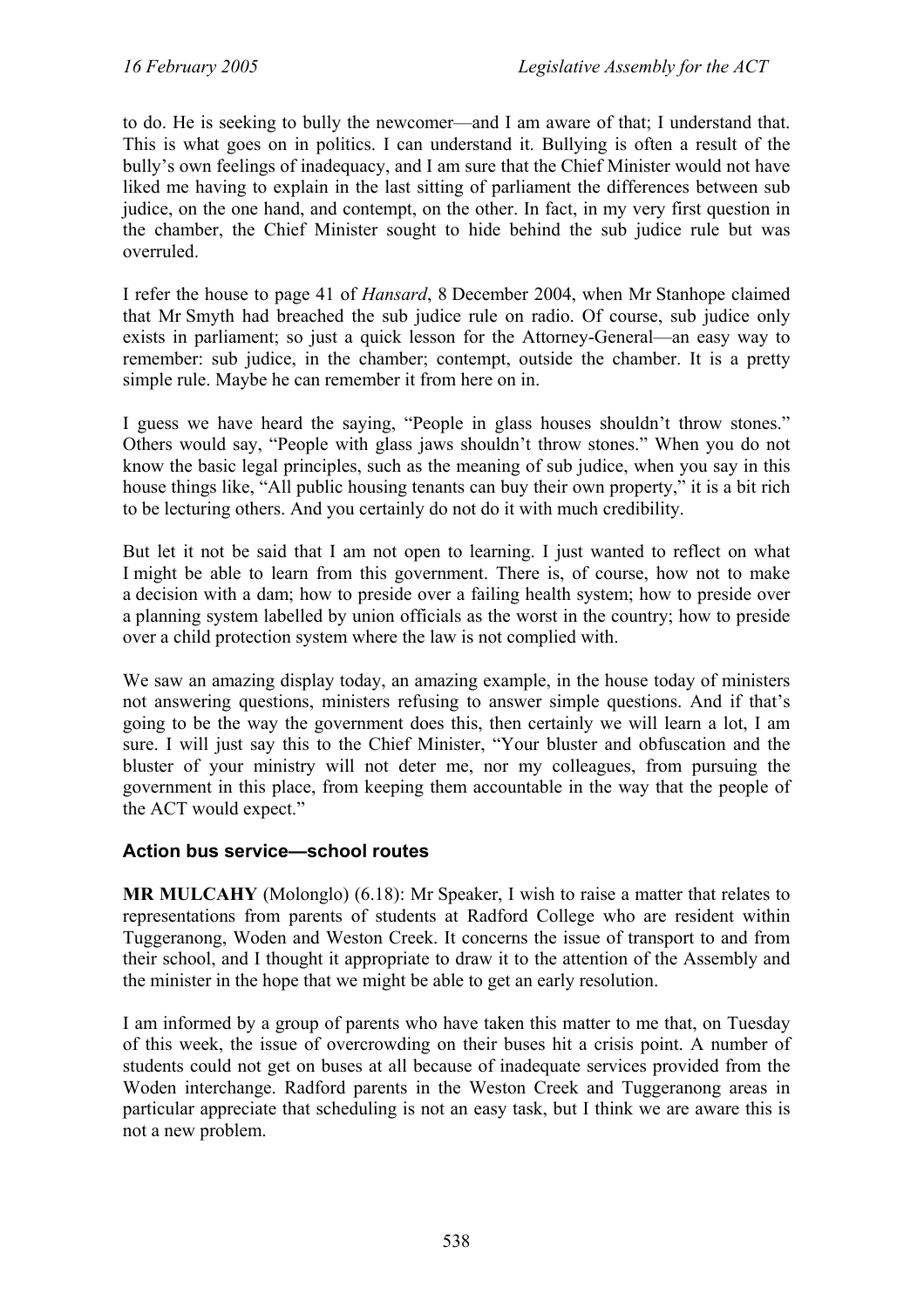to do. He is seeking to bully the newcomer—and I am aware of that; I understand that. This is what goes on in politics. I can understand it. Bullying is often a result of the bully's own feelings of inadequacy, and I am sure that the Chief Minister would not have liked me having to explain in the last sitting of parliament the differences between sub judice, on the one hand, and contempt, on the other. In fact, in my very first question in the chamber, the Chief Minister sought to hide behind the sub judice rule but was overruled.

I refer the house to page 41 of *Hansard*, 8 December 2004, when Mr Stanhope claimed that Mr Smyth had breached the sub judice rule on radio. Of course, sub judice only exists in parliament; so just a quick lesson for the Attorney-General—an easy way to remember: sub judice, in the chamber; contempt, outside the chamber. It is a pretty simple rule. Maybe he can remember it from here on in.

I guess we have heard the saying, "People in glass houses shouldn't throw stones." Others would say, "People with glass jaws shouldn't throw stones." When you do not know the basic legal principles, such as the meaning of sub judice, when you say in this house things like, "All public housing tenants can buy their own property," it is a bit rich to be lecturing others. And you certainly do not do it with much credibility.

But let it not be said that I am not open to learning. I just wanted to reflect on what I might be able to learn from this government. There is, of course, how not to make a decision with a dam; how to preside over a failing health system; how to preside over a planning system labelled by union officials as the worst in the country; how to preside over a child protection system where the law is not complied with.

We saw an amazing display today, an amazing example, in the house today of ministers not answering questions, ministers refusing to answer simple questions. And if that's going to be the way the government does this, then certainly we will learn a lot, I am sure. I will just say this to the Chief Minister, "Your bluster and obfuscation and the bluster of your ministry will not deter me, nor my colleagues, from pursuing the government in this place, from keeping them accountable in the way that the people of the ACT would expect."

### Action bus service—school routes

**MR MULCAHY** (Molonglo) (6.18): Mr Speaker, I wish to raise a matter that relates to representations from parents of students at Radford College who are resident within Tuggeranong, Woden and Weston Creek. It concerns the issue of transport to and from their school, and I thought it appropriate to draw it to the attention of the Assembly and the minister in the hope that we might be able to get an early resolution.

I am informed by a group of parents who have taken this matter to me that, on Tuesday of this week, the issue of overcrowding on their buses hit a crisis point. A number of students could not get on buses at all because of inadequate services provided from the Woden interchange. Radford parents in the Weston Creek and Tuggeranong areas in particular appreciate that scheduling is not an easy task, but I think we are aware this is not a new problem.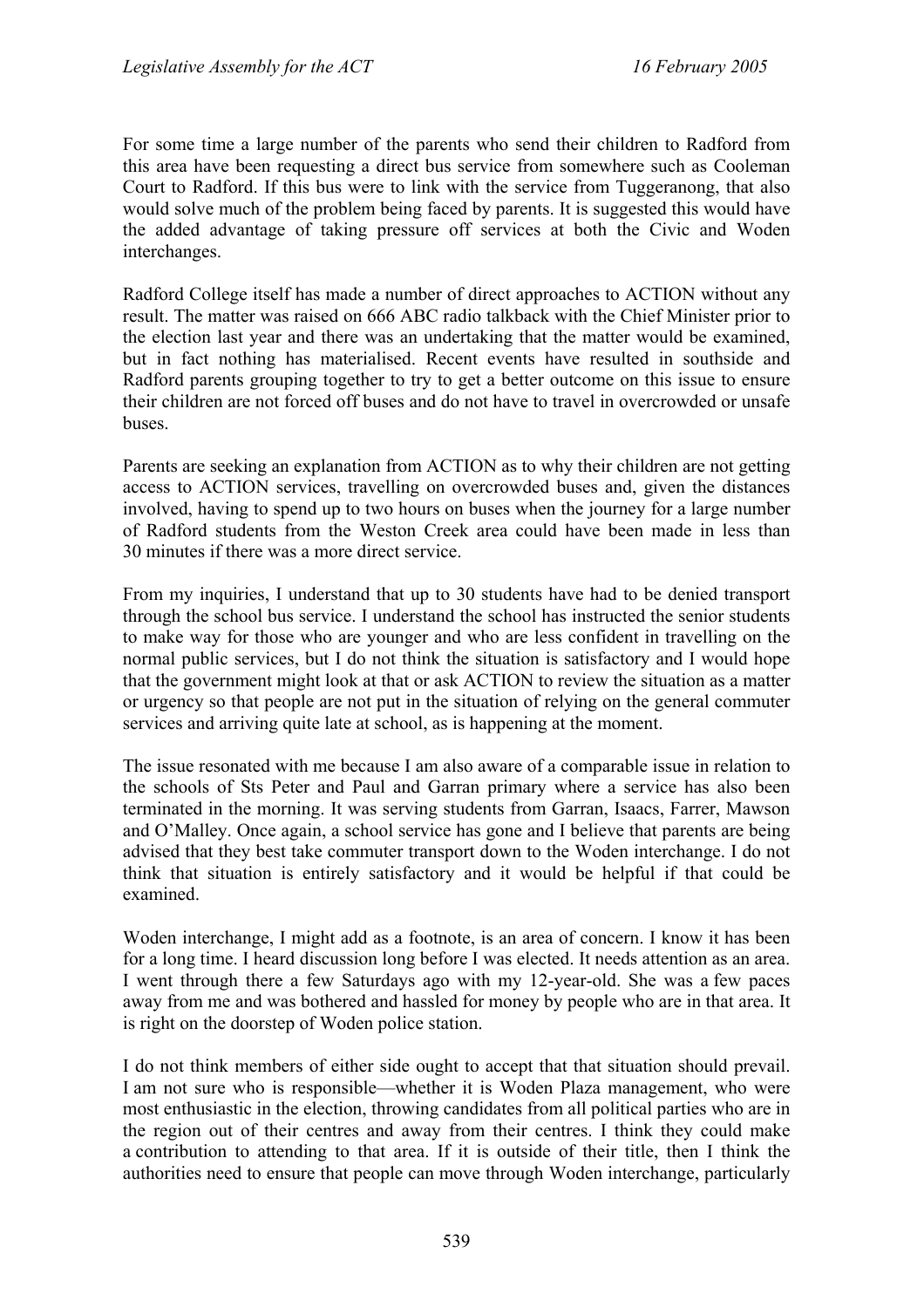For some time a large number of the parents who send their children to Radford from this area have been requesting a direct bus service from somewhere such as Cooleman Court to Radford. If this bus were to link with the service from Tuggeranong, that also would solve much of the problem being faced by parents. It is suggested this would have the added advantage of taking pressure off services at both the Civic and Woden interchanges.

Radford College itself has made a number of direct approaches to ACTION without any result. The matter was raised on 666 ABC radio talkback with the Chief Minister prior to the election last year and there was an undertaking that the matter would be examined, but in fact nothing has materialised. Recent events have resulted in southside and Radford parents grouping together to try to get a better outcome on this issue to ensure their children are not forced off buses and do not have to travel in overcrowded or unsafe buses.

Parents are seeking an explanation from ACTION as to why their children are not getting access to ACTION services, travelling on overcrowded buses and, given the distances involved, having to spend up to two hours on buses when the journey for a large number of Radford students from the Weston Creek area could have been made in less than 30 minutes if there was a more direct service.

From my inquiries, I understand that up to 30 students have had to be denied transport through the school bus service. I understand the school has instructed the senior students to make way for those who are younger and who are less confident in travelling on the normal public services, but I do not think the situation is satisfactory and I would hope that the government might look at that or ask ACTION to review the situation as a matter or urgency so that people are not put in the situation of relying on the general commuter services and arriving quite late at school, as is happening at the moment.

The issue resonated with me because I am also aware of a comparable issue in relation to the schools of Sts Peter and Paul and Garran primary where a service has also been terminated in the morning. It was serving students from Garran, Isaacs, Farrer, Mawson and O'Malley. Once again, a school service has gone and I believe that parents are being advised that they best take commuter transport down to the Woden interchange. I do not think that situation is entirely satisfactory and it would be helpful if that could be examined.

Woden interchange, I might add as a footnote, is an area of concern. I know it has been for a long time. I heard discussion long before I was elected. It needs attention as an area. I went through there a few Saturdays ago with my 12-year-old. She was a few paces away from me and was bothered and hassled for money by people who are in that area. It is right on the doorstep of Woden police station.

I do not think members of either side ought to accept that that situation should prevail. I am not sure who is responsible—whether it is Woden Plaza management, who were most enthusiastic in the election, throwing candidates from all political parties who are in the region out of their centres and away from their centres. I think they could make a contribution to attending to that area. If it is outside of their title, then I think the authorities need to ensure that people can move through Woden interchange, particularly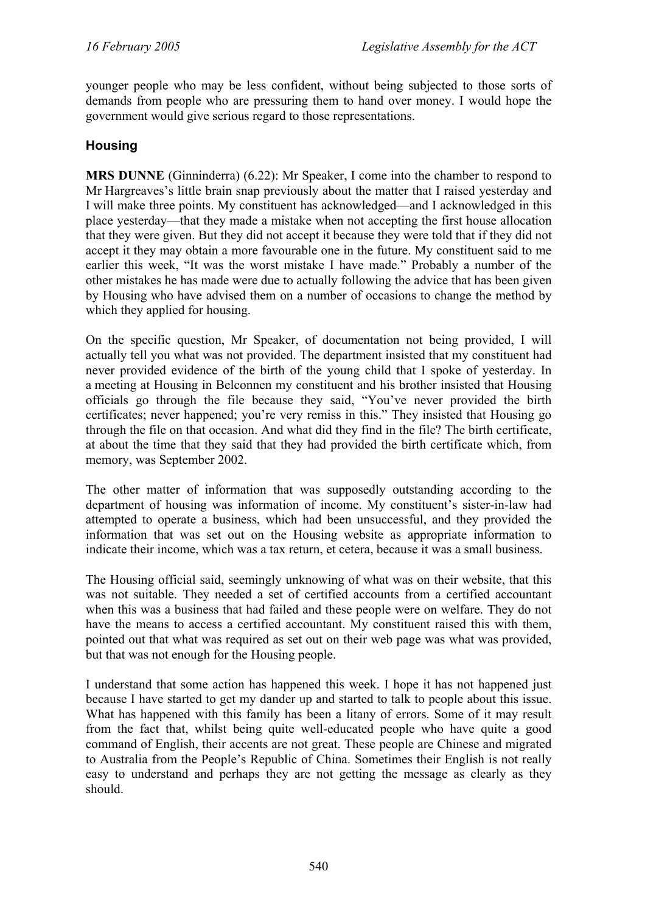younger people who may be less confident, without being subjected to those sorts of demands from people who are pressuring them to hand over money. I would hope the government would give serious regard to those representations.

## Housing

**MRS DUNNE** (Ginninderra) (6.22): Mr Speaker, I come into the chamber to respond to Mr Hargreaves's little brain snap previously about the matter that I raised yesterday and I will make three points. My constituent has acknowledged—and I acknowledged in this place yesterday—that they made a mistake when not accepting the first house allocation that they were given. But they did not accept it because they were told that if they did not accept it they may obtain a more favourable one in the future. My constituent said to me earlier this week, "It was the worst mistake I have made." Probably a number of the other mistakes he has made were due to actually following the advice that has been given by Housing who have advised them on a number of occasions to change the method by which they applied for housing.

On the specific question, Mr Speaker, of documentation not being provided, I will actually tell you what was not provided. The department insisted that my constituent had never provided evidence of the birth of the young child that I spoke of yesterday. In a meeting at Housing in Belconnen my constituent and his brother insisted that Housing officials go through the file because they said, "You've never provided the birth certificates; never happened; you're very remiss in this." They insisted that Housing go through the file on that occasion. And what did they find in the file? The birth certificate, at about the time that they said that they had provided the birth certificate which, from memory, was September 2002.

The other matter of information that was supposedly outstanding according to the department of housing was information of income. My constituent's sister-in-law had attempted to operate a business, which had been unsuccessful, and they provided the information that was set out on the Housing website as appropriate information to indicate their income, which was a tax return, et cetera, because it was a small business.

The Housing official said, seemingly unknowing of what was on their website, that this was not suitable. They needed a set of certified accounts from a certified accountant when this was a business that had failed and these people were on welfare. They do not have the means to access a certified accountant. My constituent raised this with them, pointed out that what was required as set out on their web page was what was provided, but that was not enough for the Housing people.

I understand that some action has happened this week. I hope it has not happened just because I have started to get my dander up and started to talk to people about this issue. What has happened with this family has been a litany of errors. Some of it may result from the fact that, whilst being quite well-educated people who have quite a good command of English, their accents are not great. These people are Chinese and migrated to Australia from the People's Republic of China. Sometimes their English is not really easy to understand and perhaps they are not getting the message as clearly as they should.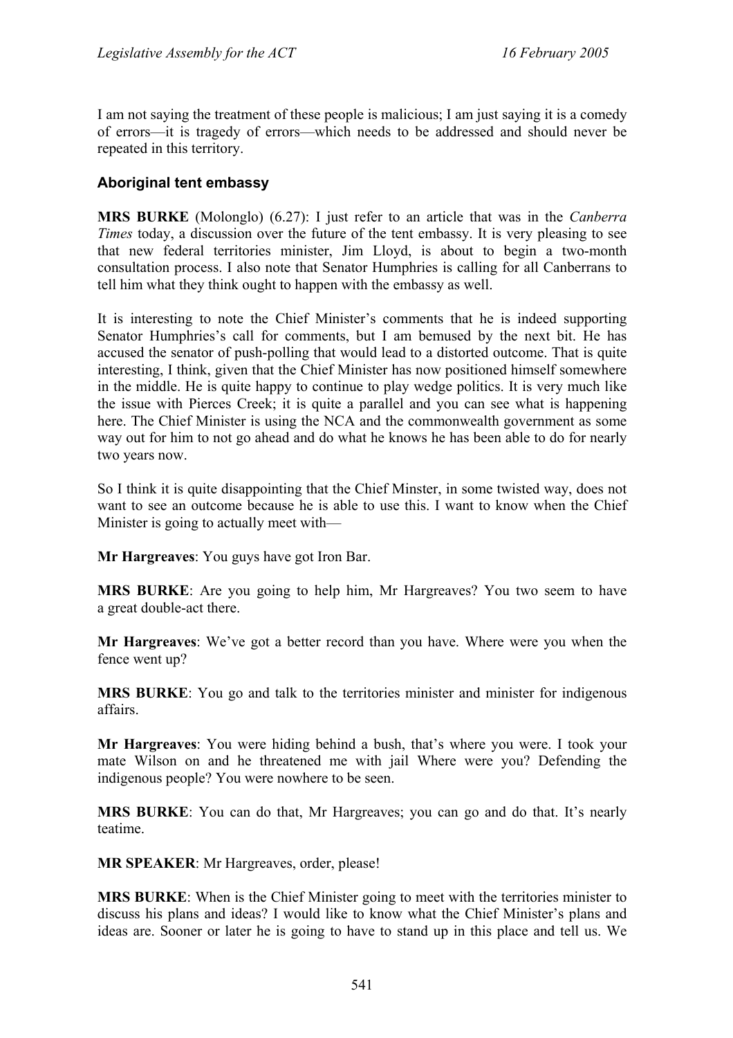I am not saying the treatment of these people is malicious; I am just saying it is a comedy of errors—it is tragedy of errors—which needs to be addressed and should never be repeated in this territory.

### Aboriginal tent embassy

**MRS BURKE** (Molonglo) (6.27): I just refer to an article that was in the *Canberra Times* today, a discussion over the future of the tent embassy. It is very pleasing to see that new federal territories minister, Jim Lloyd, is about to begin a two-month consultation process. I also note that Senator Humphries is calling for all Canberrans to tell him what they think ought to happen with the embassy as well.

It is interesting to note the Chief Minister's comments that he is indeed supporting Senator Humphries's call for comments, but I am bemused by the next bit. He has accused the senator of push-polling that would lead to a distorted outcome. That is quite interesting, I think, given that the Chief Minister has now positioned himself somewhere in the middle. He is quite happy to continue to play wedge politics. It is very much like the issue with Pierces Creek; it is quite a parallel and you can see what is happening here. The Chief Minister is using the NCA and the commonwealth government as some way out for him to not go ahead and do what he knows he has been able to do for nearly two years now.

So I think it is quite disappointing that the Chief Minster, in some twisted way, does not want to see an outcome because he is able to use this. I want to know when the Chief Minister is going to actually meet with—

**Mr Hargreaves**: You guys have got Iron Bar.

**MRS BURKE**: Are you going to help him, Mr Hargreaves? You two seem to have a great double-act there.

**Mr Hargreaves**: We've got a better record than you have. Where were you when the fence went up?

**MRS BURKE**: You go and talk to the territories minister and minister for indigenous affairs.

**Mr Hargreaves**: You were hiding behind a bush, that's where you were. I took your mate Wilson on and he threatened me with jail Where were you? Defending the indigenous people? You were nowhere to be seen.

**MRS BURKE**: You can do that, Mr Hargreaves; you can go and do that. It's nearly teatime.

**MR SPEAKER**: Mr Hargreaves, order, please!

**MRS BURKE**: When is the Chief Minister going to meet with the territories minister to discuss his plans and ideas? I would like to know what the Chief Minister's plans and ideas are. Sooner or later he is going to have to stand up in this place and tell us. We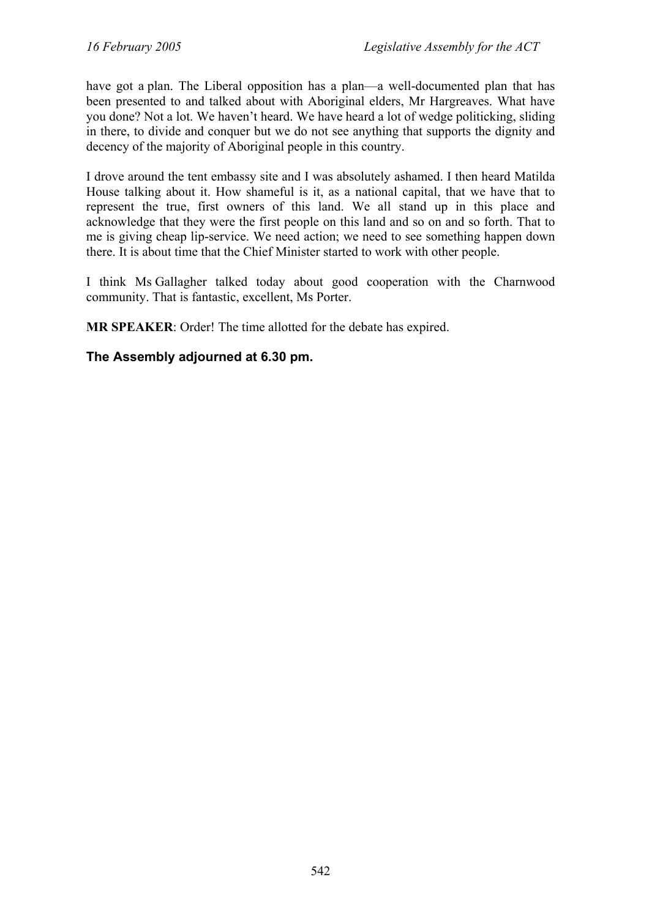have got a plan. The Liberal opposition has a plan—a well-documented plan that has been presented to and talked about with Aboriginal elders, Mr Hargreaves. What have you done? Not a lot. We haven't heard. We have heard a lot of wedge politicking, sliding in there, to divide and conquer but we do not see anything that supports the dignity and decency of the majority of Aboriginal people in this country.

I drove around the tent embassy site and I was absolutely ashamed. I then heard Matilda House talking about it. How shameful is it, as a national capital, that we have that to represent the true, first owners of this land. We all stand up in this place and acknowledge that they were the first people on this land and so on and so forth. That to me is giving cheap lip-service. We need action; we need to see something happen down there. It is about time that the Chief Minister started to work with other people.

I think Ms Gallagher talked today about good cooperation with the Charnwood community. That is fantastic, excellent, Ms Porter.

**MR SPEAKER**: Order! The time allotted for the debate has expired.

**The Assembly adjourned at 6.30 pm.**